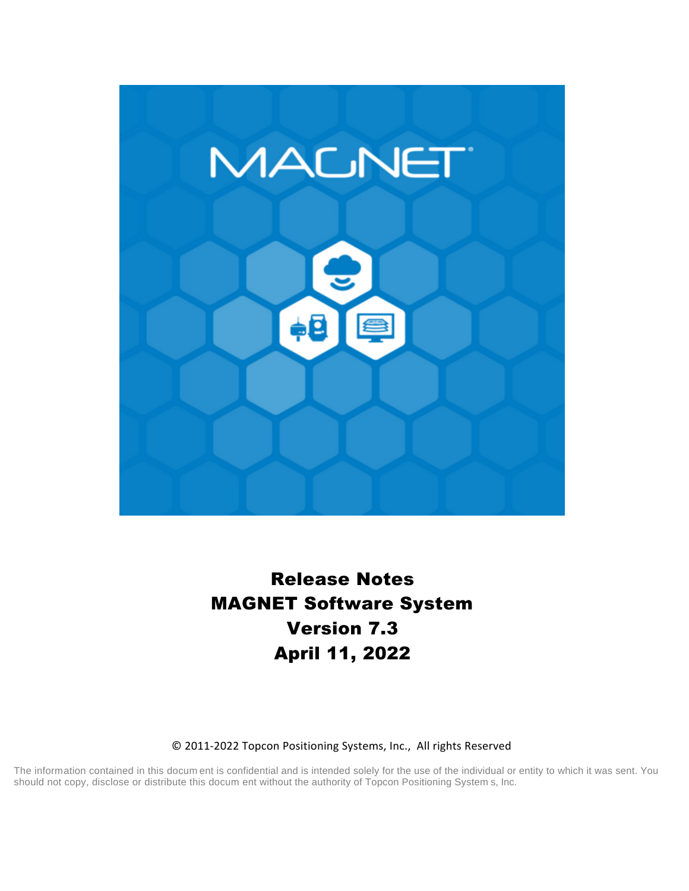# Release Notes
# MAGNET Software System
# Version 7.3
# April 11, 2022

© 2011-2022 Topcon Positioning Systems, Inc., All rights Reserved

The information contained in this document is confidential and is intended solely for the use of the individual or entity to which it was sent. You should not copy, disclose or distribute this document without the authority of Topcon Positioning Systems, Inc.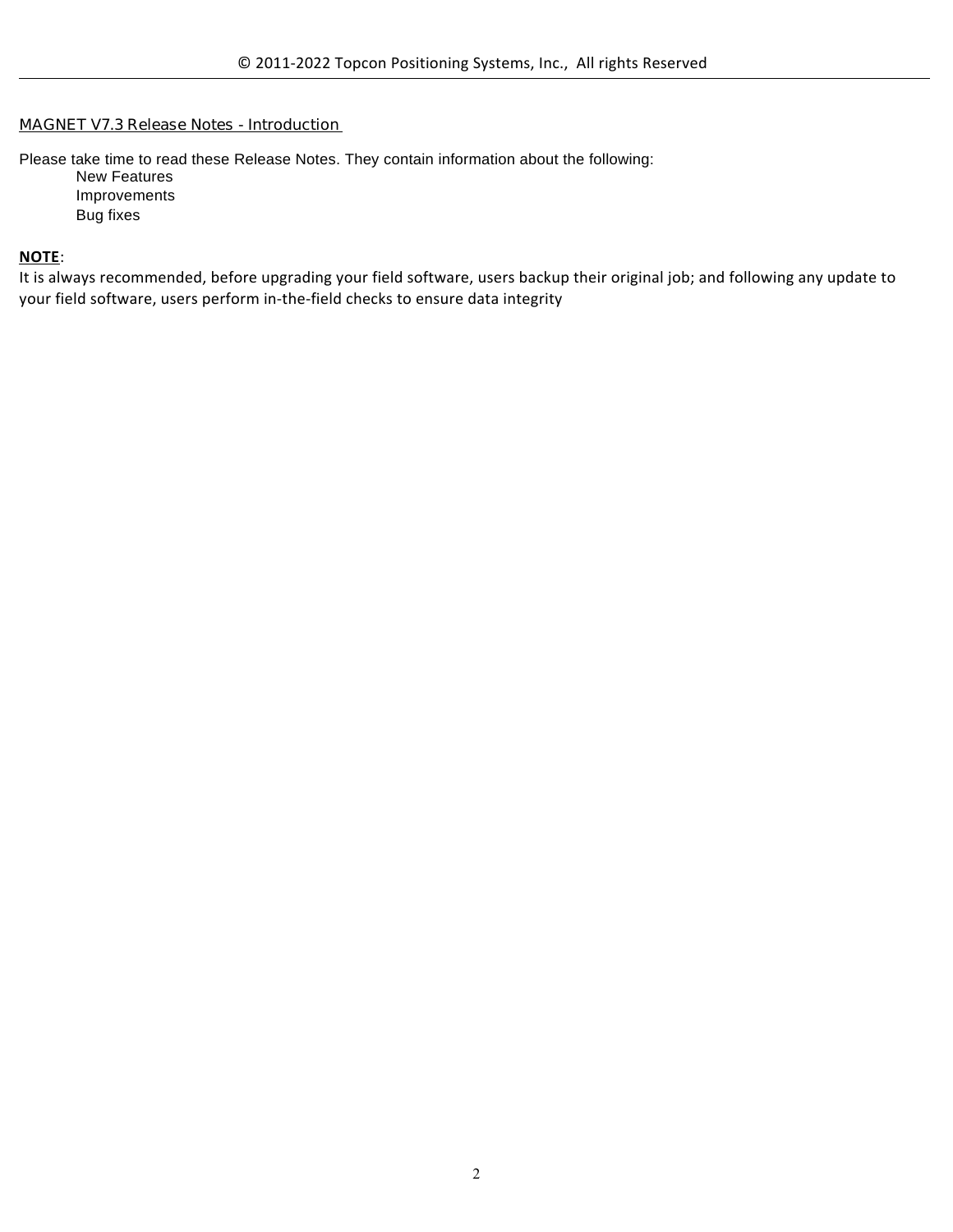## MAGNET V7.3 Release Notes - Introduction

Please take time to read these Release Notes. They contain information about the following:

- New Features
- Improvements
- Bug fixes

**NOTE**:

It is always recommended, before upgrading your field software, users backup their original job; and following any update to your field software, users perform in-the-field checks to ensure data integrity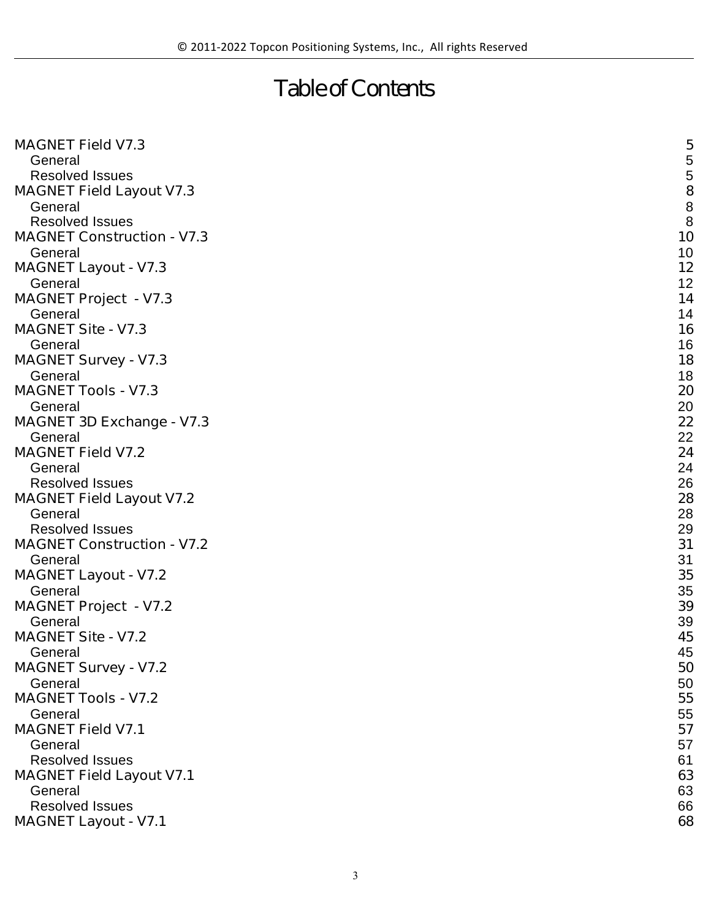# Table of Contents

| | |
|---|---|
| MAGNET Field V7.3 | 5 |
| General | 5 |
| Resolved Issues | 5 |
| MAGNET Field Layout V7.3 | 8 |
| General | 8 |
| Resolved Issues | 8 |
| MAGNET Construction - V7.3 | 10 |
| General | 10 |
| MAGNET Layout - V7.3 | 12 |
| General | 12 |
| MAGNET Project - V7.3 | 14 |
| General | 14 |
| MAGNET Site - V7.3 | 16 |
| General | 16 |
| MAGNET Survey - V7.3 | 18 |
| General | 18 |
| MAGNET Tools - V7.3 | 20 |
| General | 20 |
| MAGNET 3D Exchange - V7.3 | 22 |
| General | 22 |
| MAGNET Field V7.2 | 24 |
| General | 24 |
| Resolved Issues | 26 |
| MAGNET Field Layout V7.2 | 28 |
| General | 28 |
| Resolved Issues | 29 |
| MAGNET Construction - V7.2 | 31 |
| General | 31 |
| MAGNET Layout - V7.2 | 35 |
| General | 35 |
| MAGNET Project - V7.2 | 39 |
| General | 39 |
| MAGNET Site - V7.2 | 45 |
| General | 45 |
| MAGNET Survey - V7.2 | 50 |
| General | 50 |
| MAGNET Tools - V7.2 | 55 |
| General | 55 |
| MAGNET Field V7.1 | 57 |
| General | 57 |
| Resolved Issues | 61 |
| MAGNET Field Layout V7.1 | 63 |
| General | 63 |
| Resolved Issues | 66 |
| MAGNET Layout - V7.1 | 68 |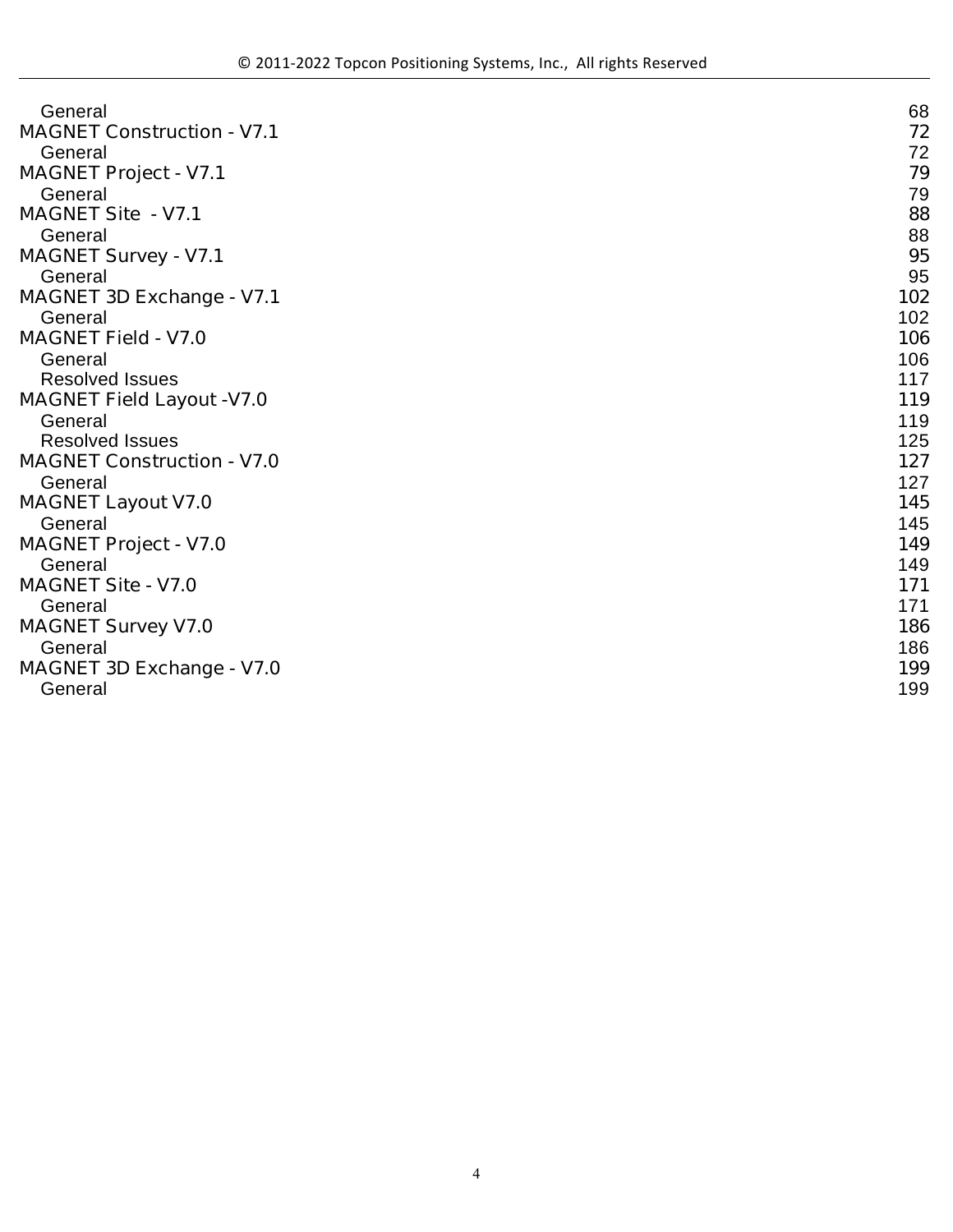General 68
MAGNET Construction - V7.1 72
General 72
MAGNET Project - V7.1 79
General 79
MAGNET Site - V7.1 88
General 88
MAGNET Survey - V7.1 95
General 95
MAGNET 3D Exchange - V7.1 102
General 102
MAGNET Field - V7.0 106
General 106
Resolved Issues 117
MAGNET Field Layout -V7.0 119
General 119
Resolved Issues 125
MAGNET Construction - V7.0 127
General 127
MAGNET Layout V7.0 145
General 145
MAGNET Project - V7.0 149
General 149
MAGNET Site - V7.0 171
General 171
MAGNET Survey V7.0 186
General 186
MAGNET 3D Exchange - V7.0 199
General 199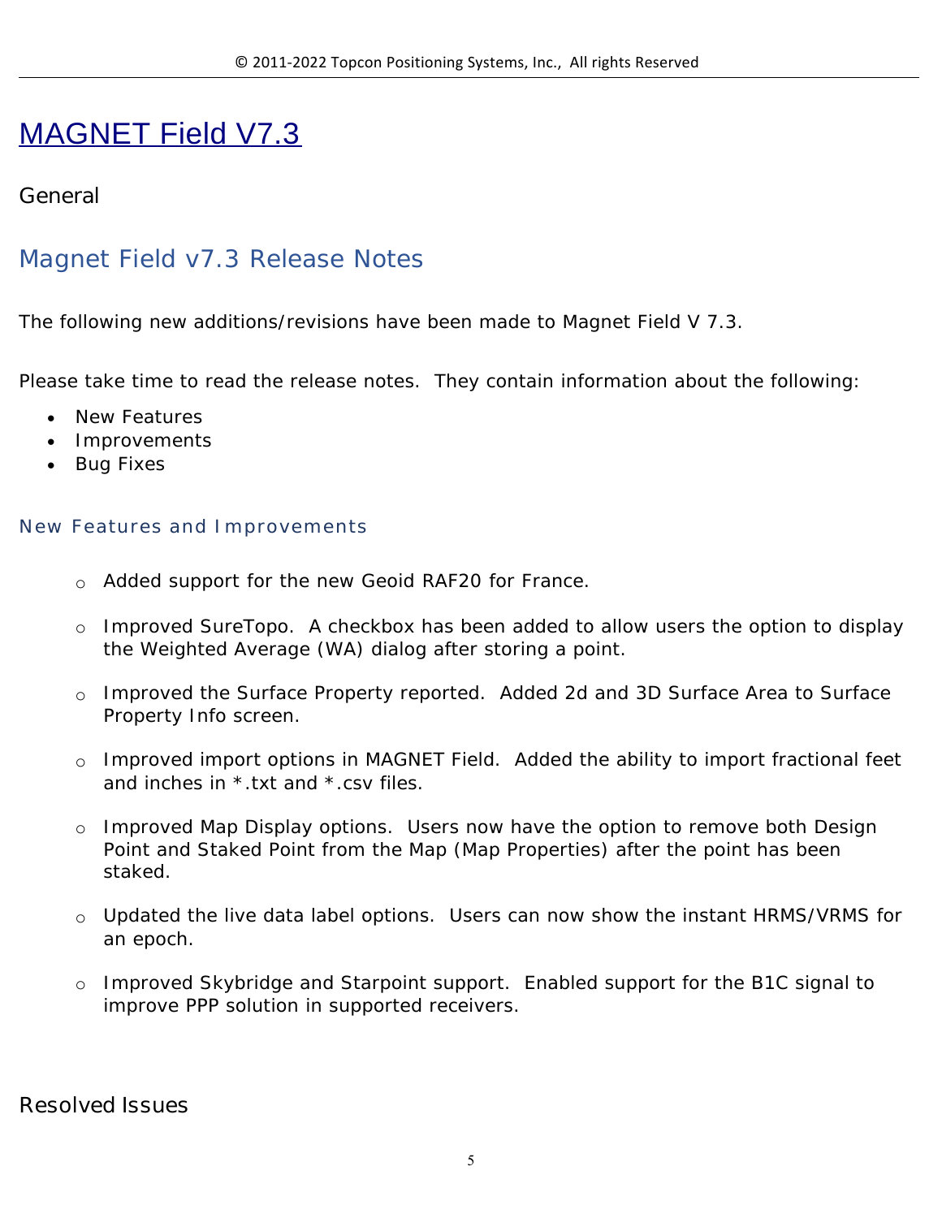# MAGNET Field V7.3

## General

## Magnet Field v7.3 Release Notes

The following new additions/revisions have been made to Magnet Field V 7.3.

Please take time to read the release notes. They contain information about the following:

- New Features
- Improvements
- Bug Fixes

### New Features and Improvements

- Added support for the new Geoid RAF20 for France.
- Improved SureTopo. A checkbox has been added to allow users the option to display the Weighted Average (WA) dialog after storing a point.
- Improved the Surface Property reported. Added 2d and 3D Surface Area to Surface Property Info screen.
- Improved import options in MAGNET Field. Added the ability to import fractional feet and inches in *.txt and *.csv files.
- Improved Map Display options. Users now have the option to remove both Design Point and Staked Point from the Map (Map Properties) after the point has been staked.
- Updated the live data label options. Users can now show the instant HRMS/VRMS for an epoch.
- Improved Skybridge and Starpoint support. Enabled support for the B1C signal to improve PPP solution in supported receivers.

## Resolved Issues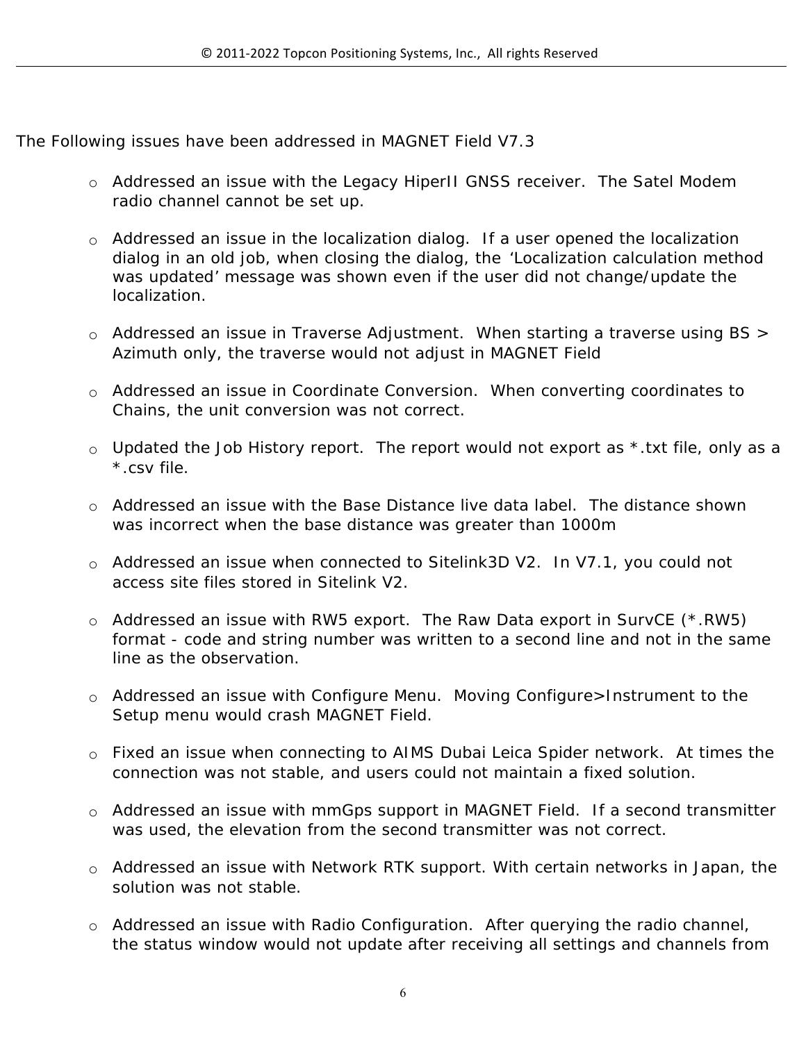The Following issues have been addressed in MAGNET Field V7.3

- Addressed an issue with the Legacy HiperII GNSS receiver.  The Satel Modem radio channel cannot be set up.

- Addressed an issue in the localization dialog.  If a user opened the localization dialog in an old job, when closing the dialog, the 'Localization calculation method was updated' message was shown even if the user did not change/update the localization.

- Addressed an issue in Traverse Adjustment.  When starting a traverse using BS > Azimuth only, the traverse would not adjust in MAGNET Field

- Addressed an issue in Coordinate Conversion.  When converting coordinates to Chains, the unit conversion was not correct.

- Updated the Job History report.  The report would not export as *.txt file, only as a *.csv file.

- Addressed an issue with the Base Distance live data label.  The distance shown was incorrect when the base distance was greater than 1000m

- Addressed an issue when connected to Sitelink3D V2.  In V7.1, you could not access site files stored in Sitelink V2.

- Addressed an issue with RW5 export.  The Raw Data export in SurvCE (*.RW5) format - code and string number was written to a second line and not in the same line as the observation.

- Addressed an issue with Configure Menu.  Moving Configure>Instrument to the Setup menu would crash MAGNET Field.

- Fixed an issue when connecting to AIMS Dubai Leica Spider network.  At times the connection was not stable, and users could not maintain a fixed solution.

- Addressed an issue with mmGps support in MAGNET Field.  If a second transmitter was used, the elevation from the second transmitter was not correct.

- Addressed an issue with Network RTK support. With certain networks in Japan, the solution was not stable.

- Addressed an issue with Radio Configuration.  After querying the radio channel, the status window would not update after receiving all settings and channels from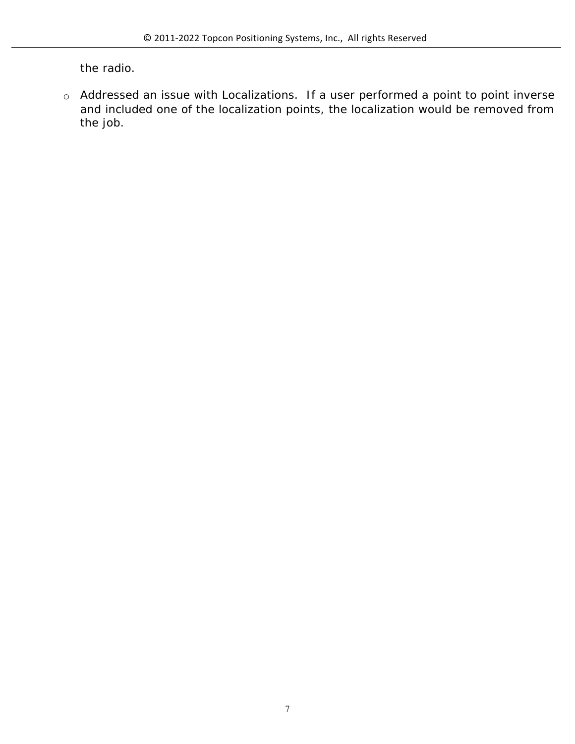the radio.

- Addressed an issue with Localizations. If a user performed a point to point inverse and included one of the localization points, the localization would be removed from the job.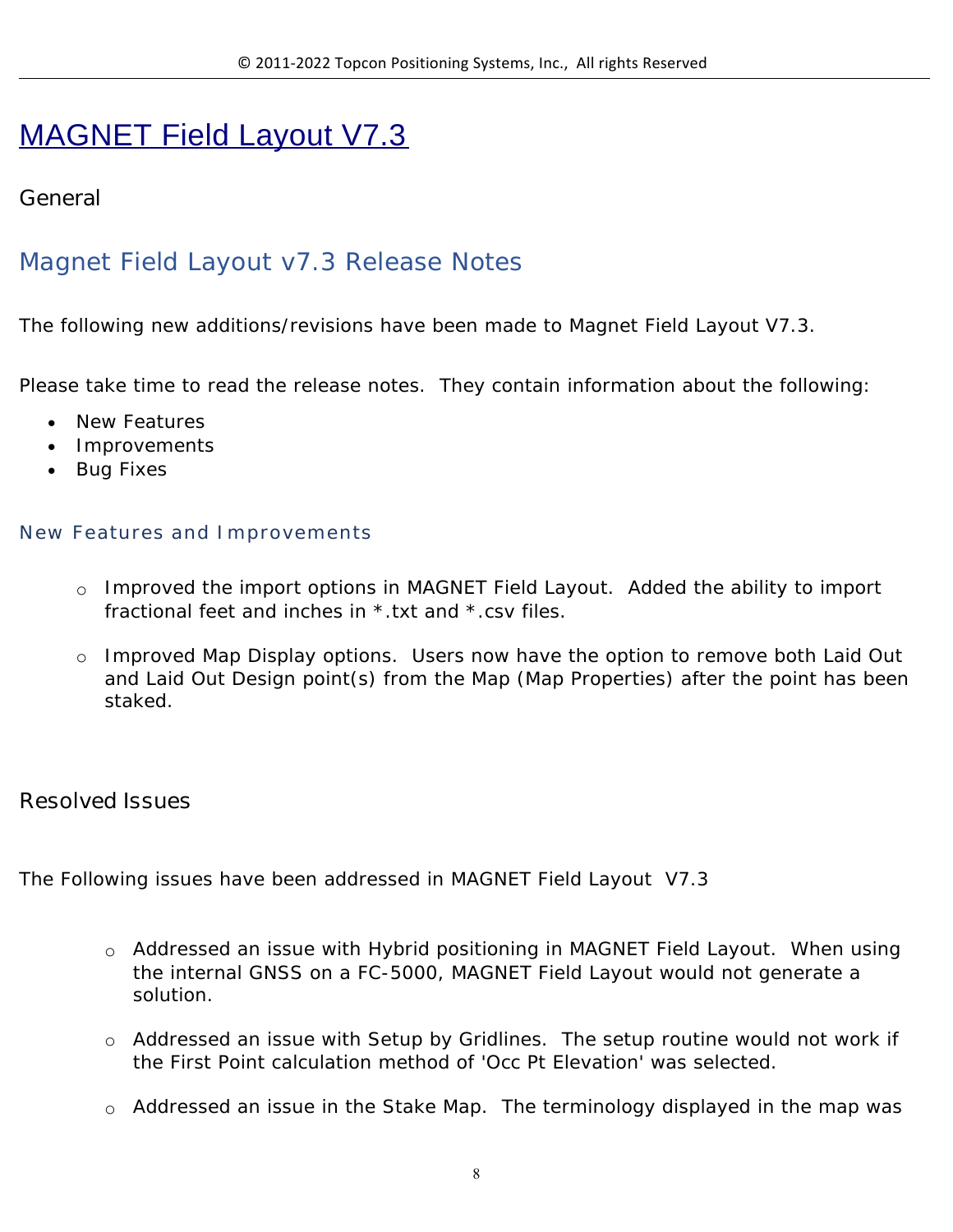# MAGNET Field Layout V7.3

## General

## Magnet Field Layout v7.3 Release Notes

The following new additions/revisions have been made to Magnet Field Layout V7.3.

Please take time to read the release notes. They contain information about the following:

- New Features
- Improvements
- Bug Fixes

### New Features and Improvements

- Improved the import options in MAGNET Field Layout. Added the ability to import fractional feet and inches in *.txt and *.csv files.
- Improved Map Display options. Users now have the option to remove both Laid Out and Laid Out Design point(s) from the Map (Map Properties) after the point has been staked.

## Resolved Issues

The Following issues have been addressed in MAGNET Field Layout V7.3

- Addressed an issue with Hybrid positioning in MAGNET Field Layout. When using the internal GNSS on a FC-5000, MAGNET Field Layout would not generate a solution.
- Addressed an issue with Setup by Gridlines. The setup routine would not work if the First Point calculation method of 'Occ Pt Elevation' was selected.
- Addressed an issue in the Stake Map. The terminology displayed in the map was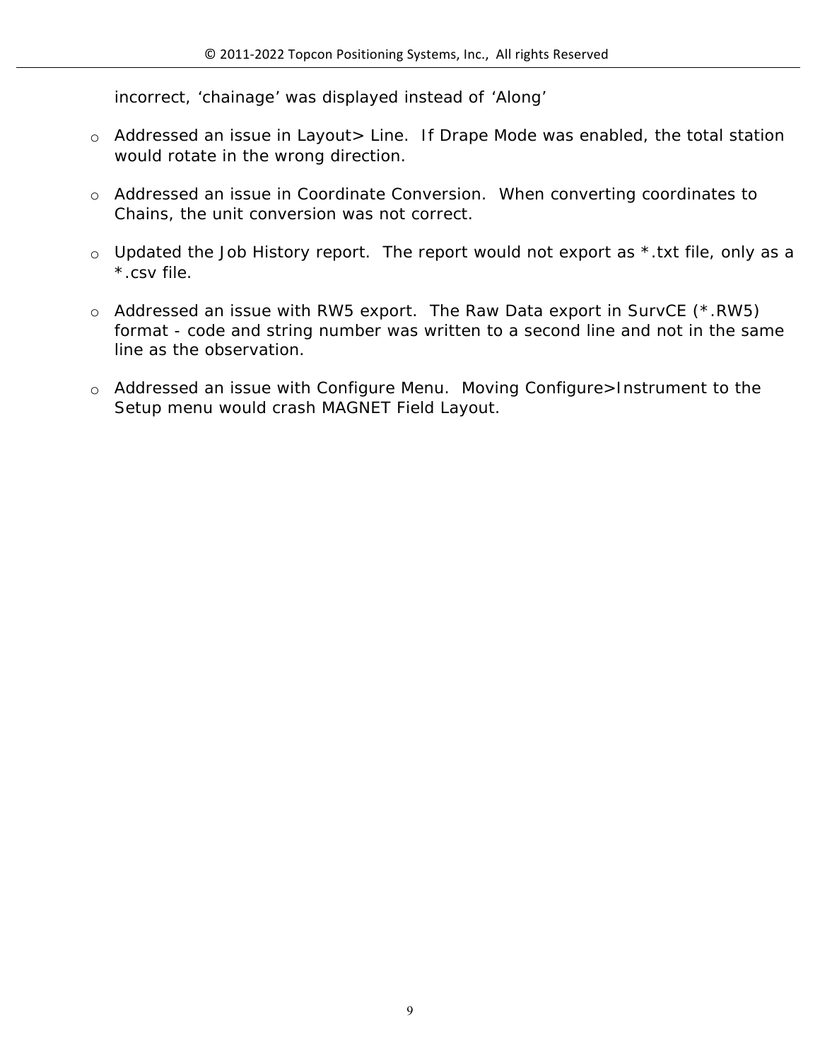incorrect, 'chainage' was displayed instead of 'Along'

- Addressed an issue in Layout> Line. If Drape Mode was enabled, the total station would rotate in the wrong direction.
- Addressed an issue in Coordinate Conversion. When converting coordinates to Chains, the unit conversion was not correct.
- Updated the Job History report. The report would not export as *.txt file, only as a *.csv file.
- Addressed an issue with RW5 export. The Raw Data export in SurvCE (*.RW5) format - code and string number was written to a second line and not in the same line as the observation.
- Addressed an issue with Configure Menu. Moving Configure>Instrument to the Setup menu would crash MAGNET Field Layout.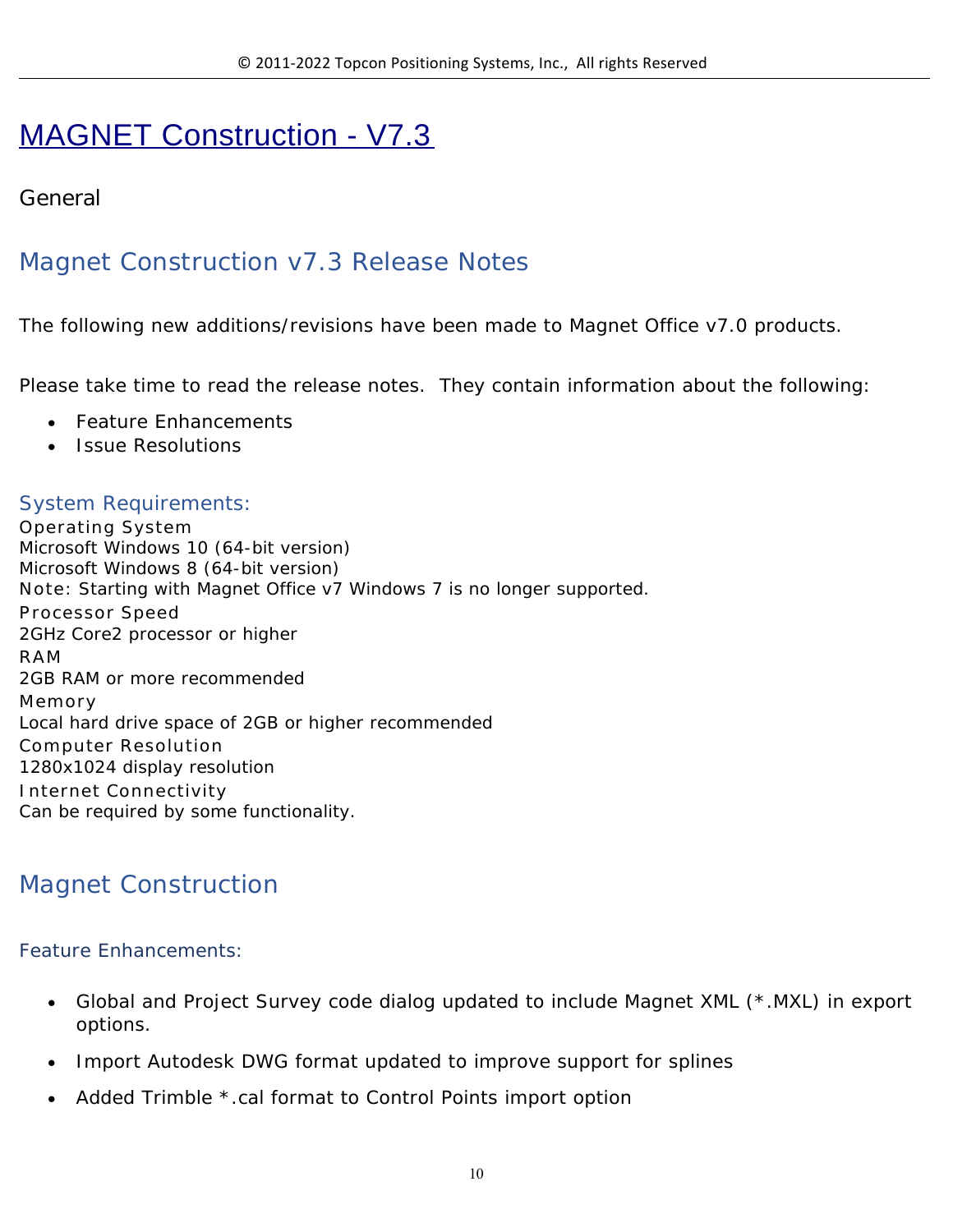# MAGNET Construction - V7.3

General

## Magnet Construction v7.3 Release Notes

The following new additions/revisions have been made to Magnet Office v7.0 products.

Please take time to read the release notes.  They contain information about the following:

- Feature Enhancements
- Issue Resolutions

### System Requirements:

Operating System
Microsoft Windows 10 (64-bit version)
Microsoft Windows 8 (64-bit version)
Note: Starting with Magnet Office v7 Windows 7 is no longer supported.
Processor Speed
2GHz Core2 processor or higher
RAM
2GB RAM or more recommended
Memory
Local hard drive space of 2GB or higher recommended
Computer Resolution
1280x1024 display resolution
Internet Connectivity
Can be required by some functionality.

## Magnet Construction

### Feature Enhancements:

- Global and Project Survey code dialog updated to include Magnet XML (*.MXL) in export options.
- Import Autodesk DWG format updated to improve support for splines
- Added Trimble *.cal format to Control Points import option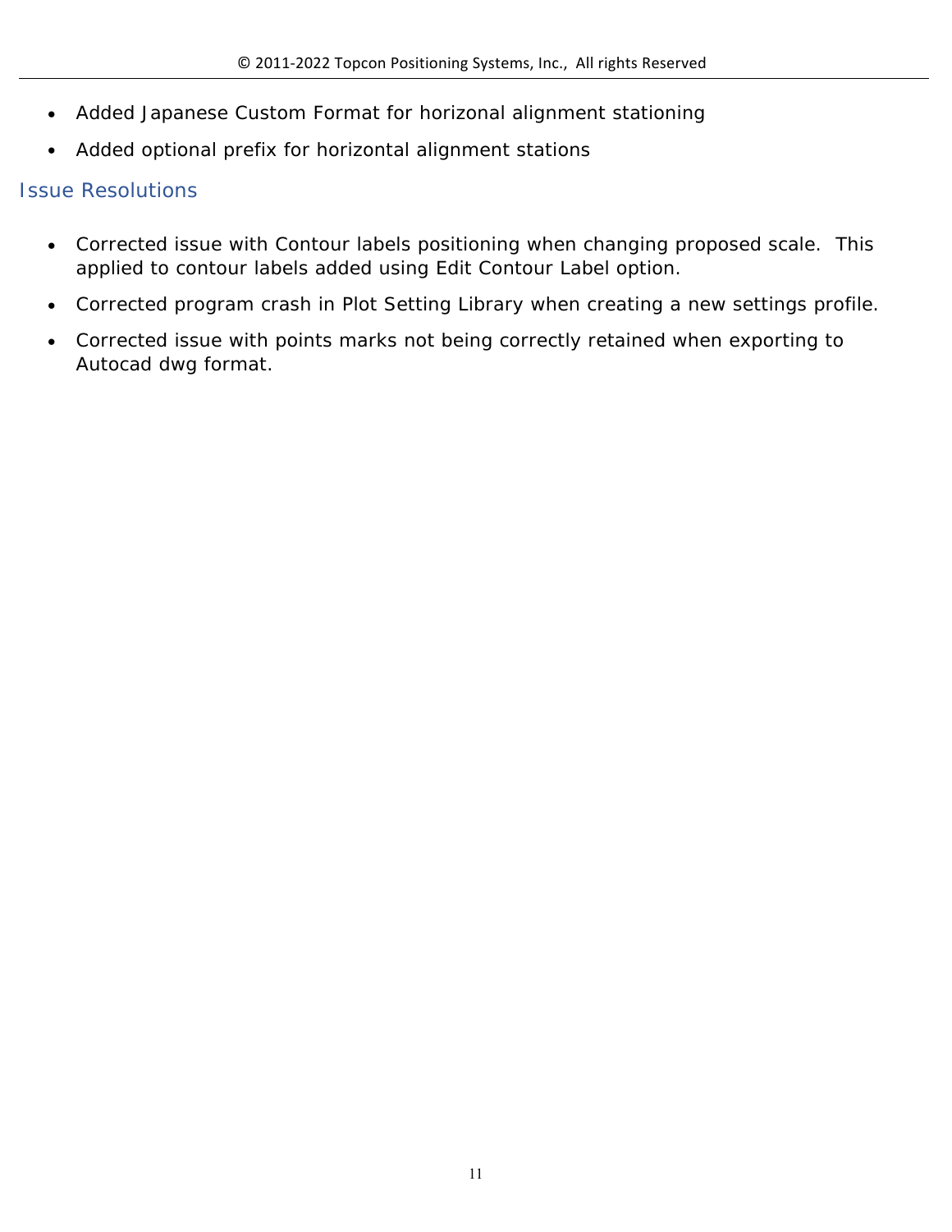- Added Japanese Custom Format for horizonal alignment stationing
- Added optional prefix for horizontal alignment stations

## Issue Resolutions

- Corrected issue with Contour labels positioning when changing proposed scale. This applied to contour labels added using Edit Contour Label option.
- Corrected program crash in Plot Setting Library when creating a new settings profile.
- Corrected issue with points marks not being correctly retained when exporting to Autocad dwg format.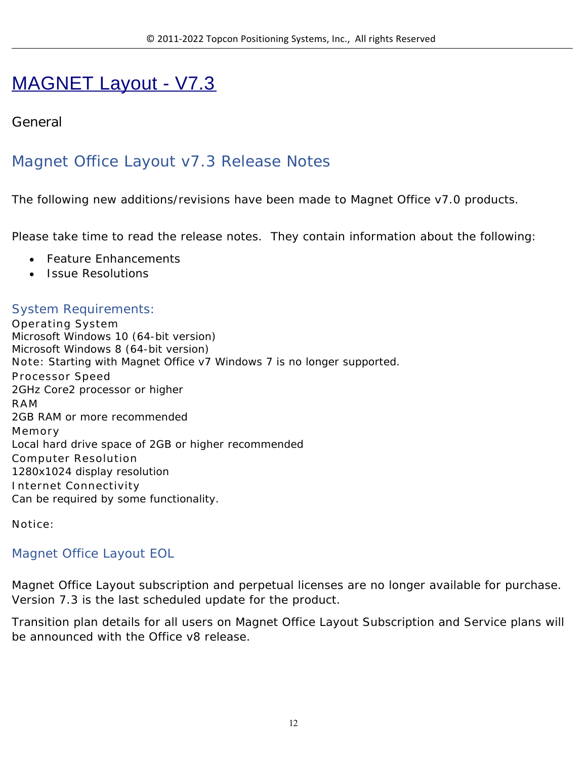# MAGNET Layout - V7.3

General

## Magnet Office Layout v7.3 Release Notes

The following new additions/revisions have been made to Magnet Office v7.0 products.

Please take time to read the release notes.  They contain information about the following:

- Feature Enhancements
- Issue Resolutions

### System Requirements:

Operating System
Microsoft Windows 10 (64-bit version)
Microsoft Windows 8 (64-bit version)
Note: Starting with Magnet Office v7 Windows 7 is no longer supported.
Processor Speed
2GHz Core2 processor or higher
RAM
2GB RAM or more recommended
Memory
Local hard drive space of 2GB or higher recommended
Computer Resolution
1280x1024 display resolution
Internet Connectivity
Can be required by some functionality.

Notice:

### Magnet Office Layout EOL

Magnet Office Layout subscription and perpetual licenses are no longer available for purchase. Version 7.3 is the last scheduled update for the product.

Transition plan details for all users on Magnet Office Layout Subscription and Service plans will be announced with the Office v8 release.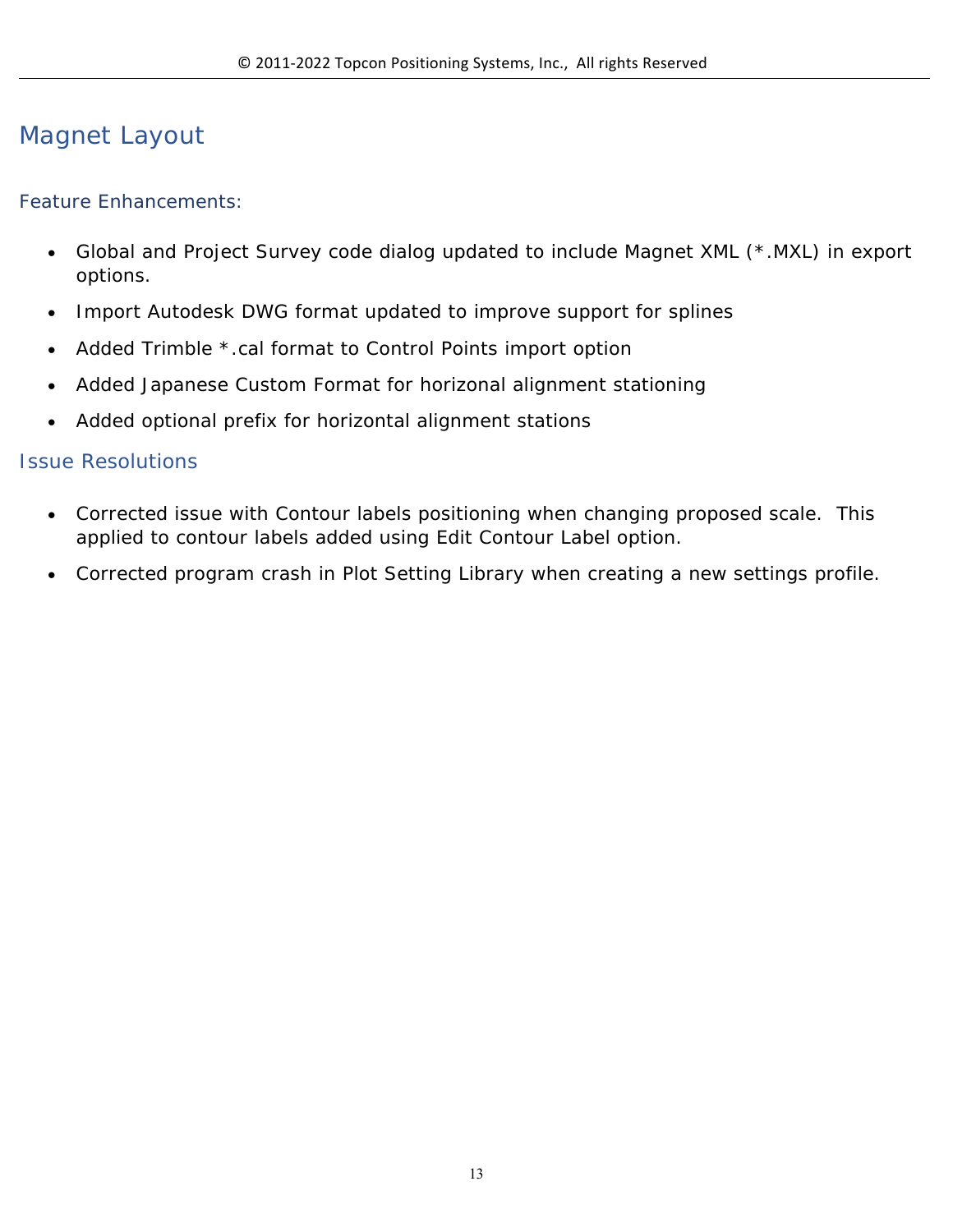# Magnet Layout

## Feature Enhancements:

- Global and Project Survey code dialog updated to include Magnet XML (*.MXL) in export options.
- Import Autodesk DWG format updated to improve support for splines
- Added Trimble *.cal format to Control Points import option
- Added Japanese Custom Format for horizonal alignment stationing
- Added optional prefix for horizontal alignment stations

## Issue Resolutions

- Corrected issue with Contour labels positioning when changing proposed scale.  This applied to contour labels added using Edit Contour Label option.
- Corrected program crash in Plot Setting Library when creating a new settings profile.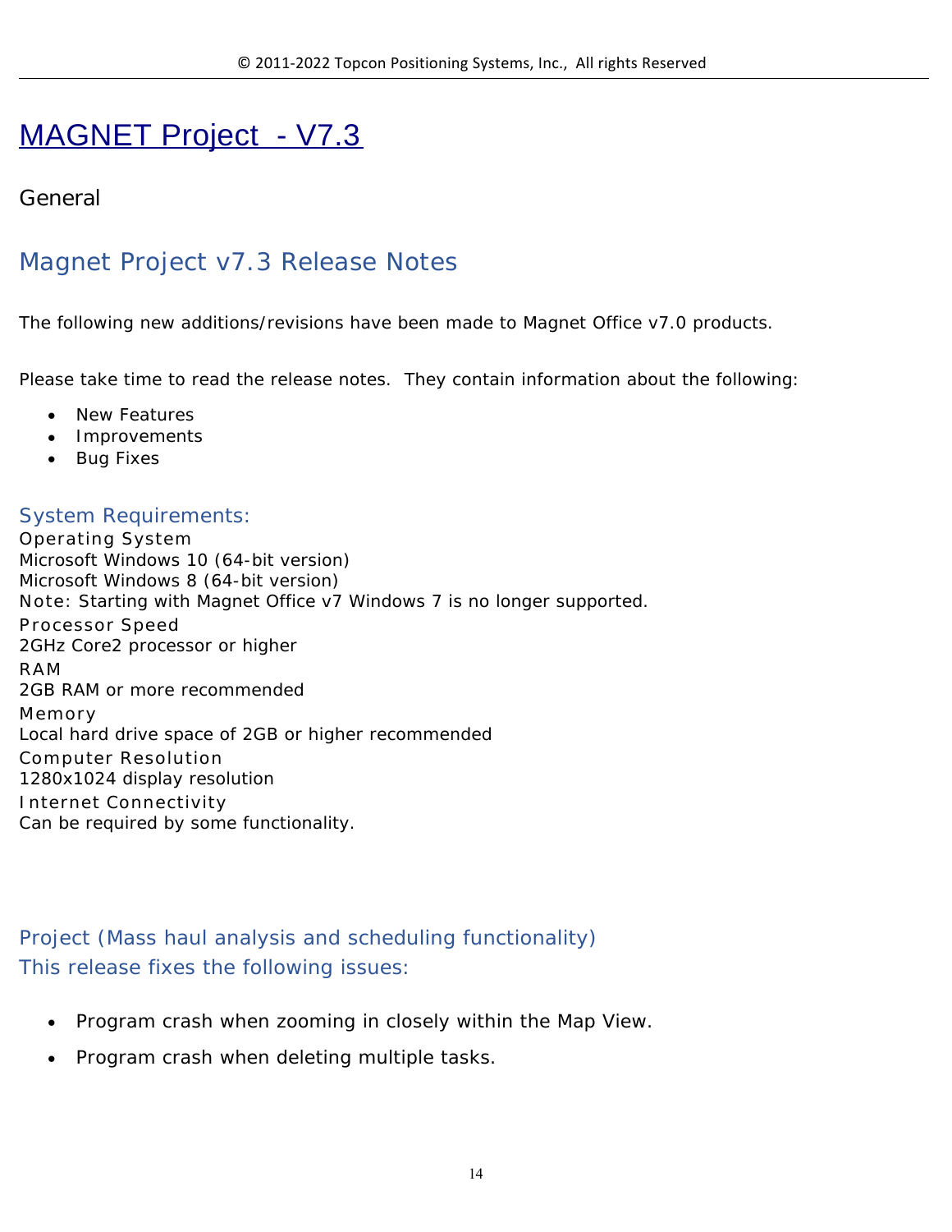# MAGNET Project - V7.3

General

## Magnet Project v7.3 Release Notes

The following new additions/revisions have been made to Magnet Office v7.0 products.

Please take time to read the release notes. They contain information about the following:

- New Features
- Improvements
- Bug Fixes

### System Requirements:

Operating System
Microsoft Windows 10 (64-bit version)
Microsoft Windows 8 (64-bit version)
Note: Starting with Magnet Office v7 Windows 7 is no longer supported.
Processor Speed
2GHz Core2 processor or higher
RAM
2GB RAM or more recommended
Memory
Local hard drive space of 2GB or higher recommended
Computer Resolution
1280x1024 display resolution
Internet Connectivity
Can be required by some functionality.

### Project (Mass haul analysis and scheduling functionality)
### This release fixes the following issues:

- Program crash when zooming in closely within the Map View.
- Program crash when deleting multiple tasks.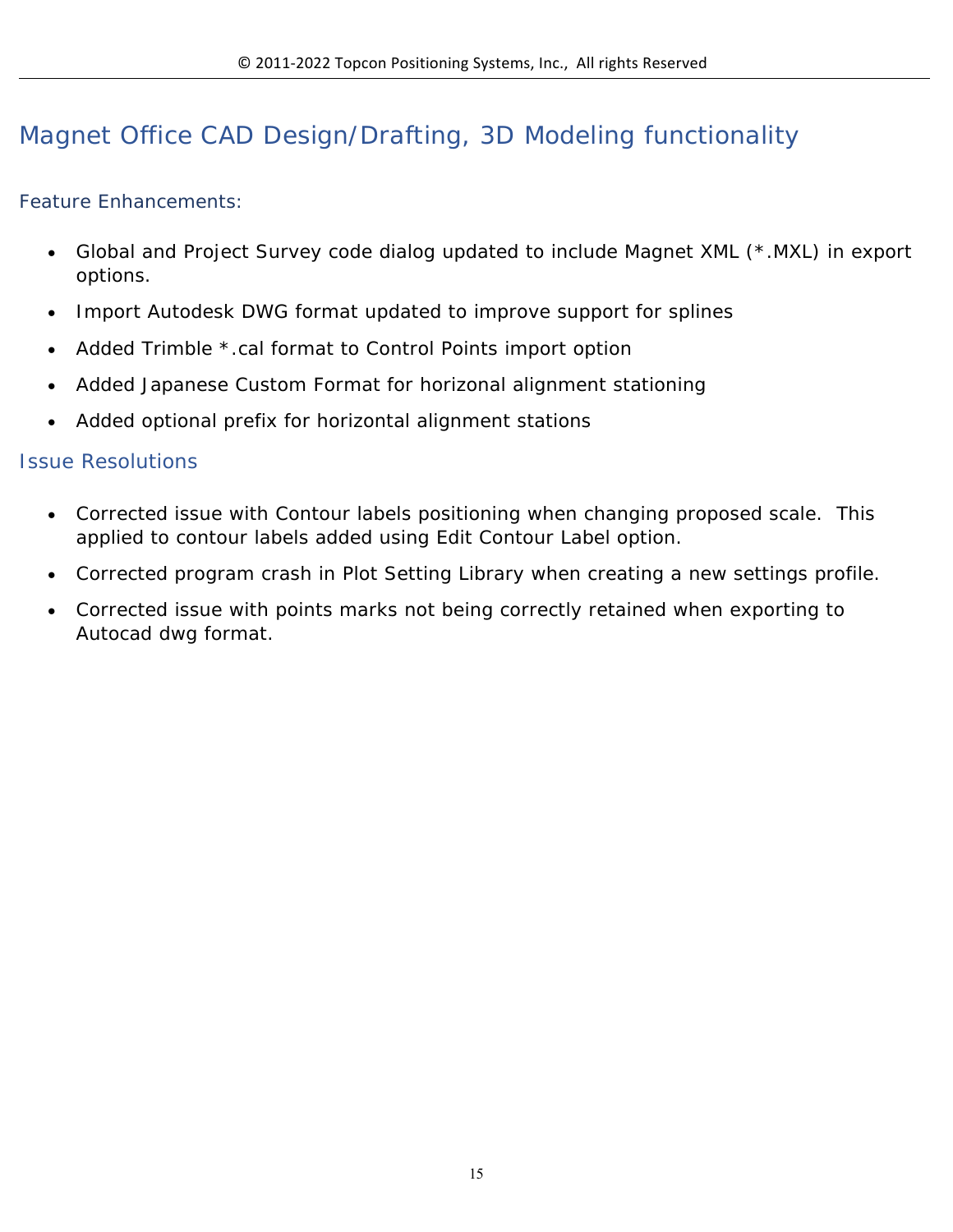## Magnet Office CAD Design/Drafting, 3D Modeling functionality

### Feature Enhancements:

- Global and Project Survey code dialog updated to include Magnet XML (*.MXL) in export options.
- Import Autodesk DWG format updated to improve support for splines
- Added Trimble *.cal format to Control Points import option
- Added Japanese Custom Format for horizonal alignment stationing
- Added optional prefix for horizontal alignment stations

### Issue Resolutions

- Corrected issue with Contour labels positioning when changing proposed scale.  This applied to contour labels added using Edit Contour Label option.
- Corrected program crash in Plot Setting Library when creating a new settings profile.
- Corrected issue with points marks not being correctly retained when exporting to Autocad dwg format.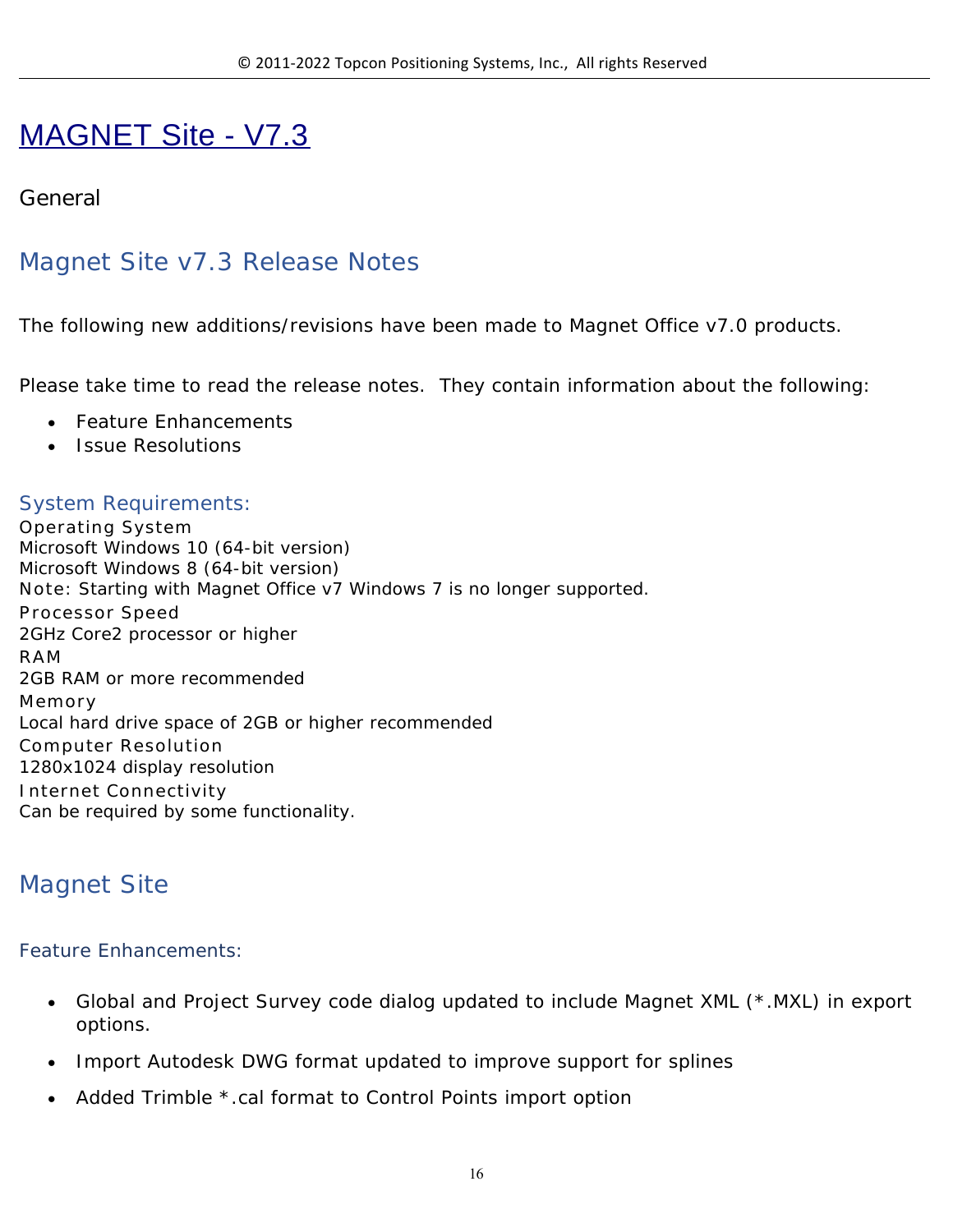# MAGNET Site - V7.3

General

## Magnet Site v7.3 Release Notes

The following new additions/revisions have been made to Magnet Office v7.0 products.

Please take time to read the release notes.  They contain information about the following:

- Feature Enhancements
- Issue Resolutions

### System Requirements:

Operating System
Microsoft Windows 10 (64-bit version)
Microsoft Windows 8 (64-bit version)
Note: Starting with Magnet Office v7 Windows 7 is no longer supported.
Processor Speed
2GHz Core2 processor or higher
RAM
2GB RAM or more recommended
Memory
Local hard drive space of 2GB or higher recommended
Computer Resolution
1280x1024 display resolution
Internet Connectivity
Can be required by some functionality.

## Magnet Site

### Feature Enhancements:

- Global and Project Survey code dialog updated to include Magnet XML (*.MXL) in export options.
- Import Autodesk DWG format updated to improve support for splines
- Added Trimble *.cal format to Control Points import option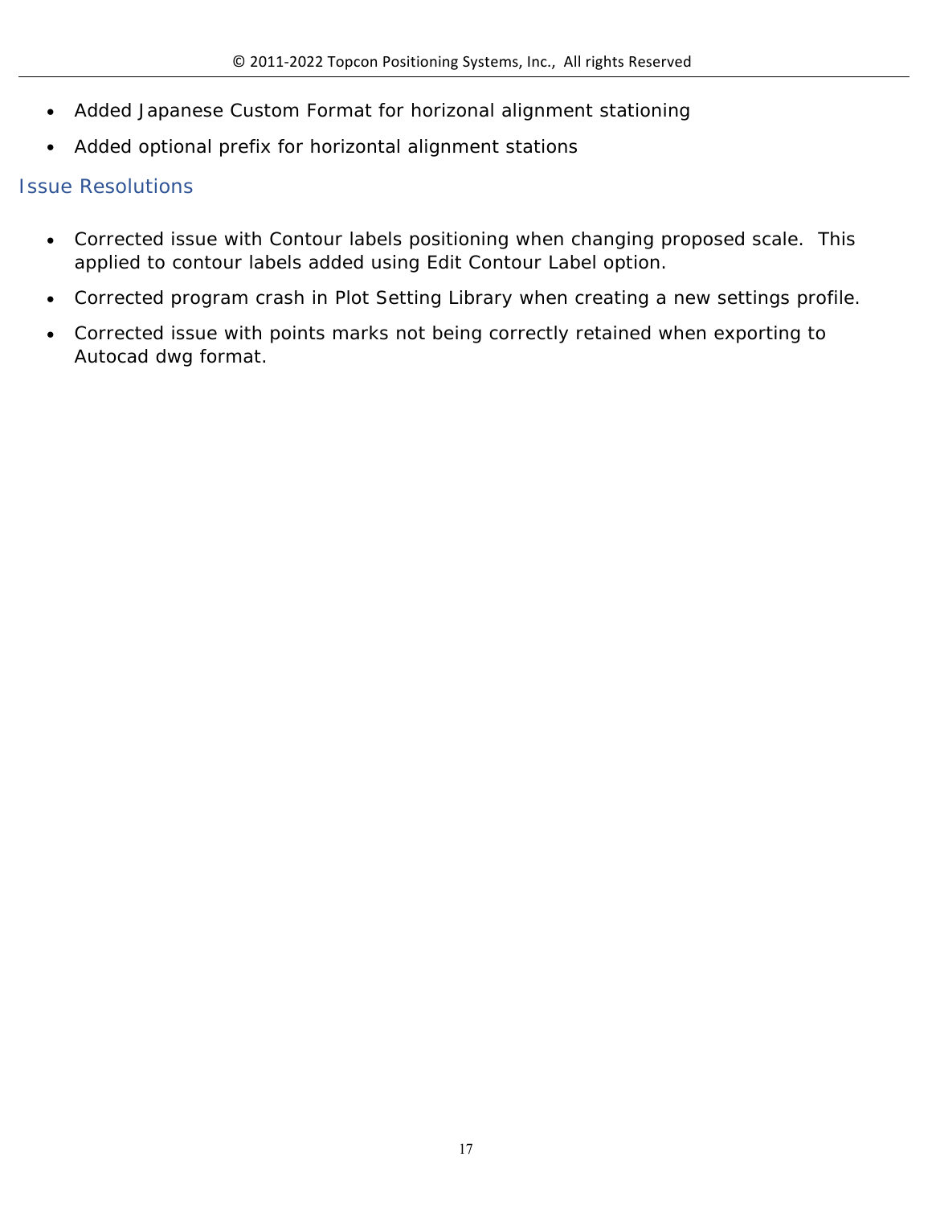- Added Japanese Custom Format for horizonal alignment stationing
- Added optional prefix for horizontal alignment stations

## Issue Resolutions

- Corrected issue with Contour labels positioning when changing proposed scale.  This applied to contour labels added using Edit Contour Label option.
- Corrected program crash in Plot Setting Library when creating a new settings profile.
- Corrected issue with points marks not being correctly retained when exporting to Autocad dwg format.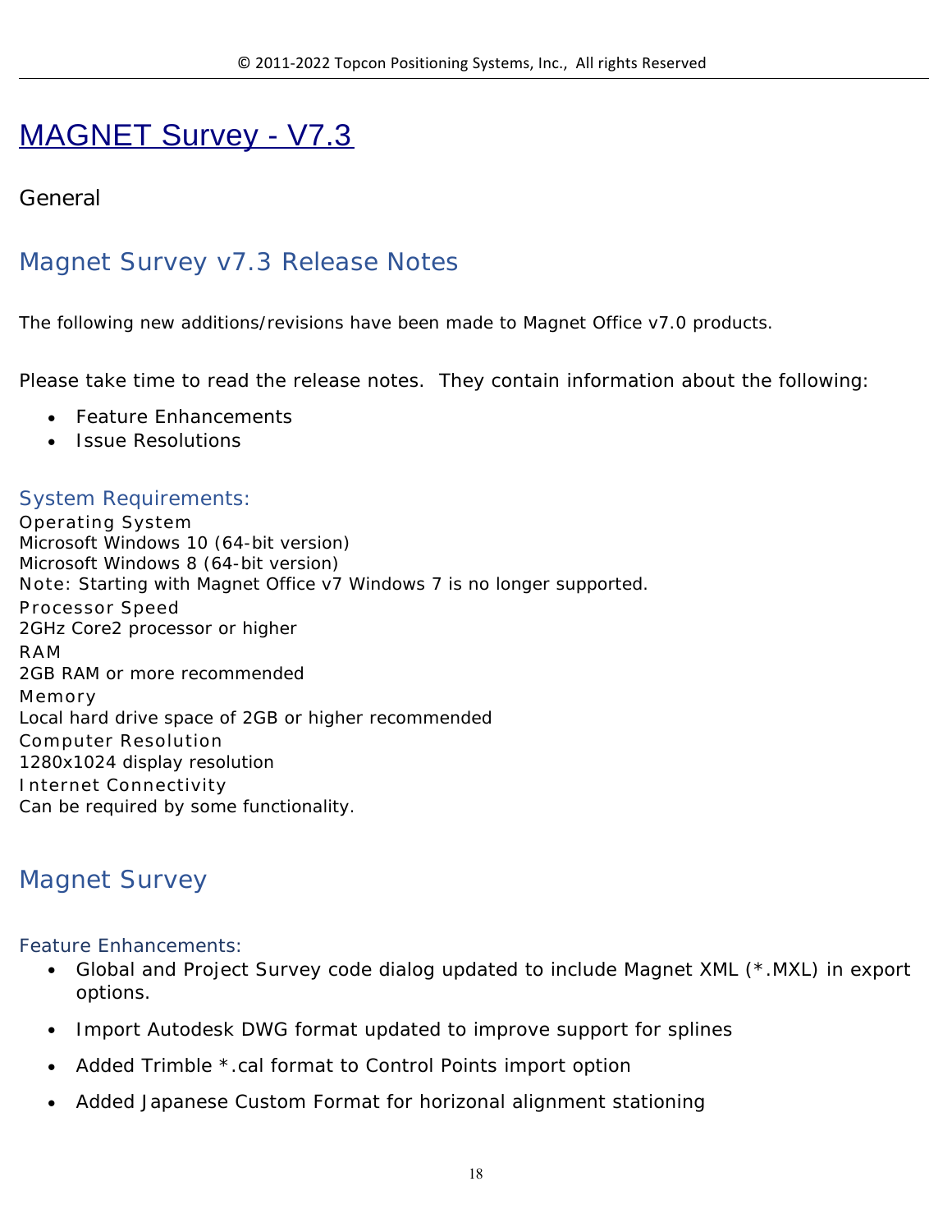# MAGNET Survey - V7.3

General

## Magnet Survey v7.3 Release Notes

The following new additions/revisions have been made to Magnet Office v7.0 products.

Please take time to read the release notes. They contain information about the following:

- Feature Enhancements
- Issue Resolutions

### System Requirements:

Operating System
Microsoft Windows 10 (64-bit version)
Microsoft Windows 8 (64-bit version)
Note: Starting with Magnet Office v7 Windows 7 is no longer supported.
Processor Speed
2GHz Core2 processor or higher
RAM
2GB RAM or more recommended
Memory
Local hard drive space of 2GB or higher recommended
Computer Resolution
1280x1024 display resolution
Internet Connectivity
Can be required by some functionality.

## Magnet Survey

### Feature Enhancements:

- Global and Project Survey code dialog updated to include Magnet XML (*.MXL) in export options.
- Import Autodesk DWG format updated to improve support for splines
- Added Trimble *.cal format to Control Points import option
- Added Japanese Custom Format for horizonal alignment stationing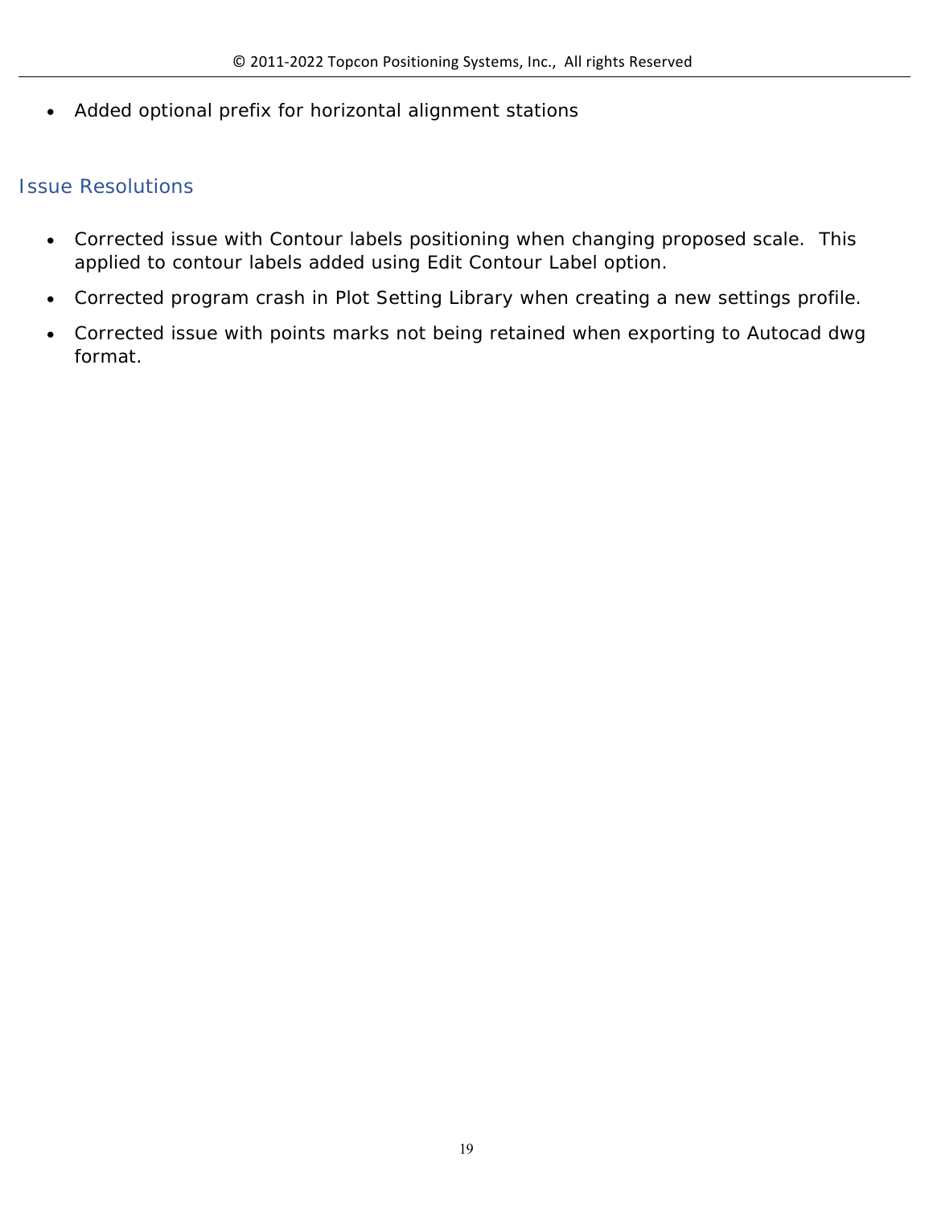- Added optional prefix for horizontal alignment stations

## Issue Resolutions

- Corrected issue with Contour labels positioning when changing proposed scale. This applied to contour labels added using Edit Contour Label option.
- Corrected program crash in Plot Setting Library when creating a new settings profile.
- Corrected issue with points marks not being retained when exporting to Autocad dwg format.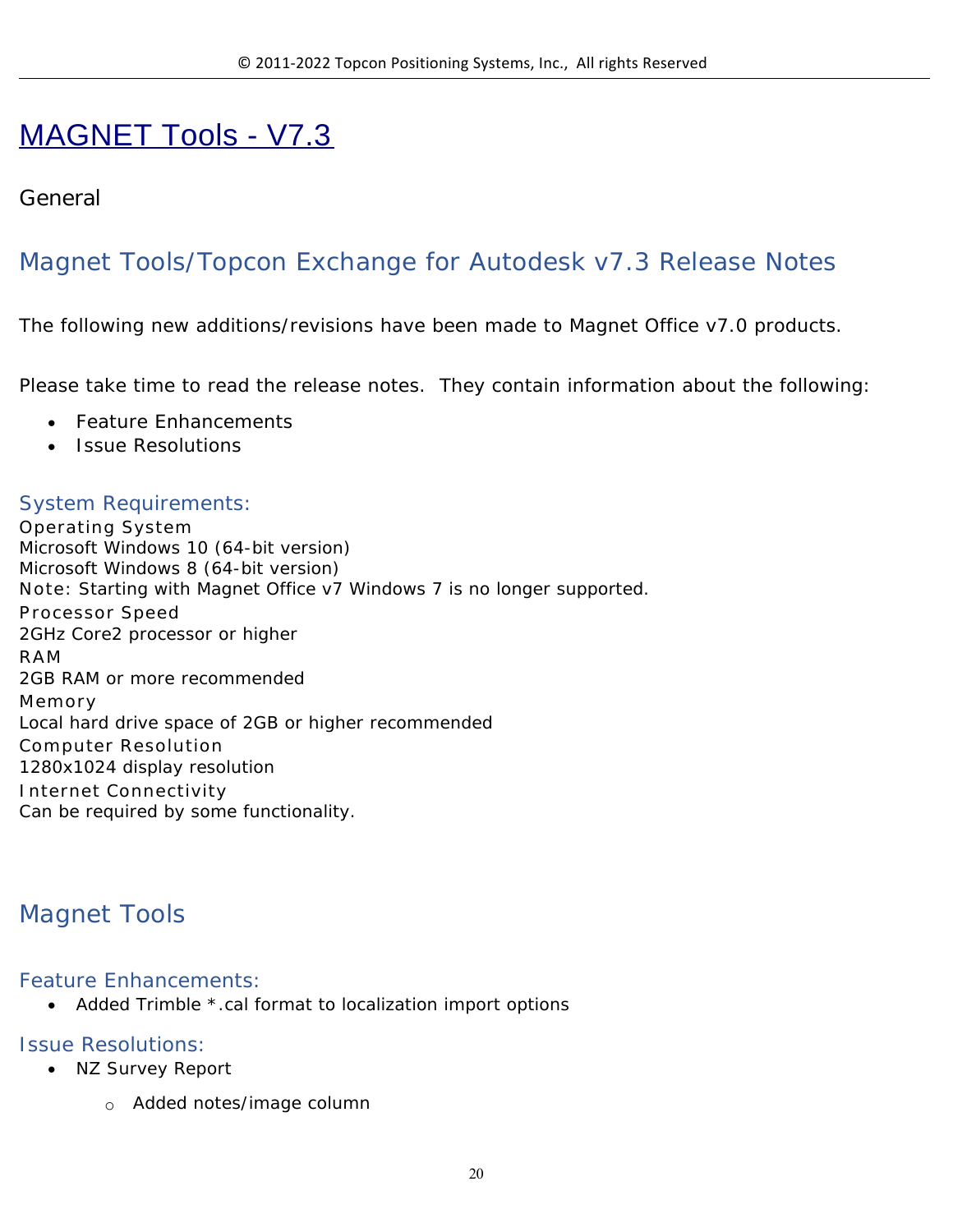# MAGNET Tools - V7.3

General

## Magnet Tools/Topcon Exchange for Autodesk v7.3 Release Notes

The following new additions/revisions have been made to Magnet Office v7.0 products.

Please take time to read the release notes. They contain information about the following:

- Feature Enhancements
- Issue Resolutions

### System Requirements:

Operating System
Microsoft Windows 10 (64-bit version)
Microsoft Windows 8 (64-bit version)
Note: Starting with Magnet Office v7 Windows 7 is no longer supported.
Processor Speed
2GHz Core2 processor or higher
RAM
2GB RAM or more recommended
Memory
Local hard drive space of 2GB or higher recommended
Computer Resolution
1280x1024 display resolution
Internet Connectivity
Can be required by some functionality.

## Magnet Tools

### Feature Enhancements:

- Added Trimble *.cal format to localization import options

### Issue Resolutions:

- NZ Survey Report
  - Added notes/image column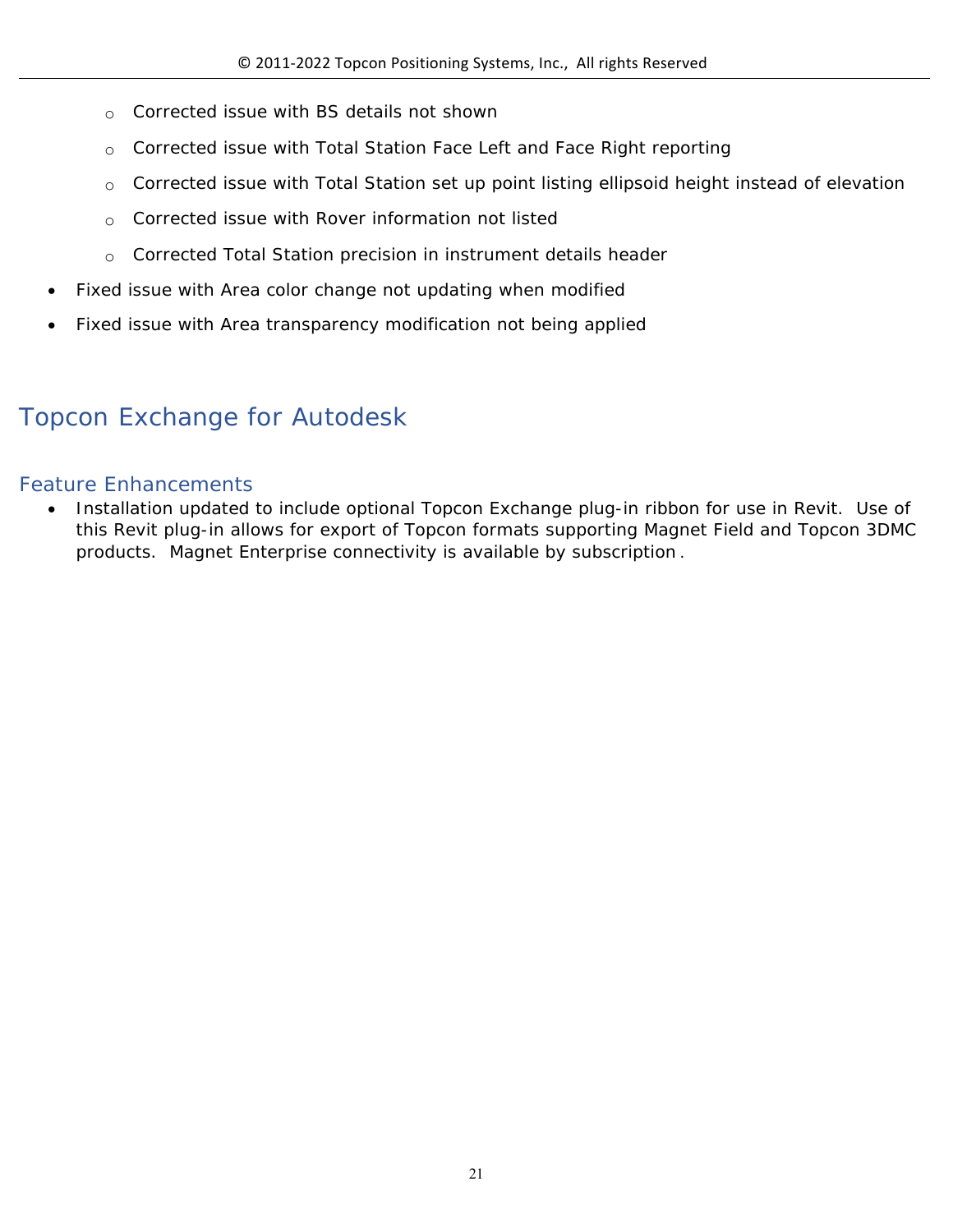- Corrected issue with BS details not shown
    - Corrected issue with Total Station Face Left and Face Right reporting
    - Corrected issue with Total Station set up point listing ellipsoid height instead of elevation
    - Corrected issue with Rover information not listed
    - Corrected Total Station precision in instrument details header
- Fixed issue with Area color change not updating when modified
- Fixed issue with Area transparency modification not being applied

# Topcon Exchange for Autodesk

## Feature Enhancements

- Installation updated to include optional Topcon Exchange plug-in ribbon for use in Revit. Use of this Revit plug-in allows for export of Topcon formats supporting Magnet Field and Topcon 3DMC products. Magnet Enterprise connectivity is available by subscription.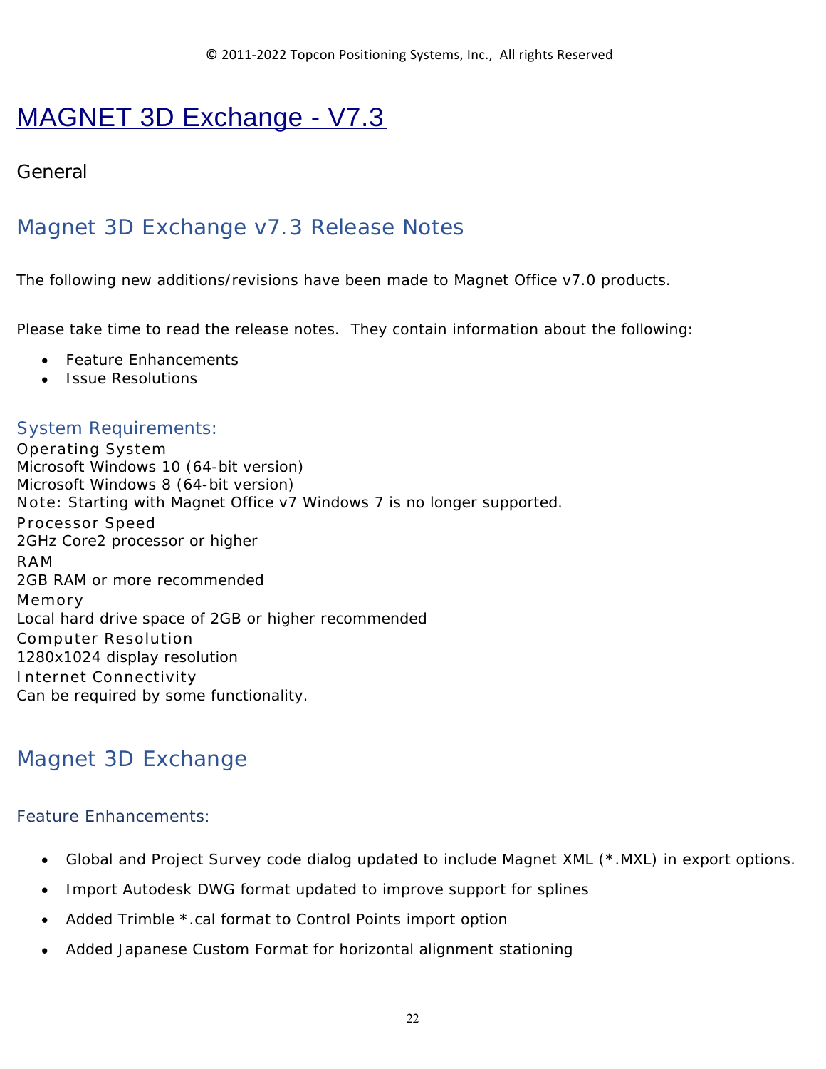# MAGNET 3D Exchange - V7.3

General

## Magnet 3D Exchange v7.3 Release Notes

The following new additions/revisions have been made to Magnet Office v7.0 products.

Please take time to read the release notes. They contain information about the following:

- Feature Enhancements
- Issue Resolutions

### System Requirements:

Operating System
Microsoft Windows 10 (64-bit version)
Microsoft Windows 8 (64-bit version)
Note: Starting with Magnet Office v7 Windows 7 is no longer supported.
Processor Speed
2GHz Core2 processor or higher
RAM
2GB RAM or more recommended
Memory
Local hard drive space of 2GB or higher recommended
Computer Resolution
1280x1024 display resolution
Internet Connectivity
Can be required by some functionality.

## Magnet 3D Exchange

### Feature Enhancements:

- Global and Project Survey code dialog updated to include Magnet XML (*.MXL) in export options.
- Import Autodesk DWG format updated to improve support for splines
- Added Trimble *.cal format to Control Points import option
- Added Japanese Custom Format for horizontal alignment stationing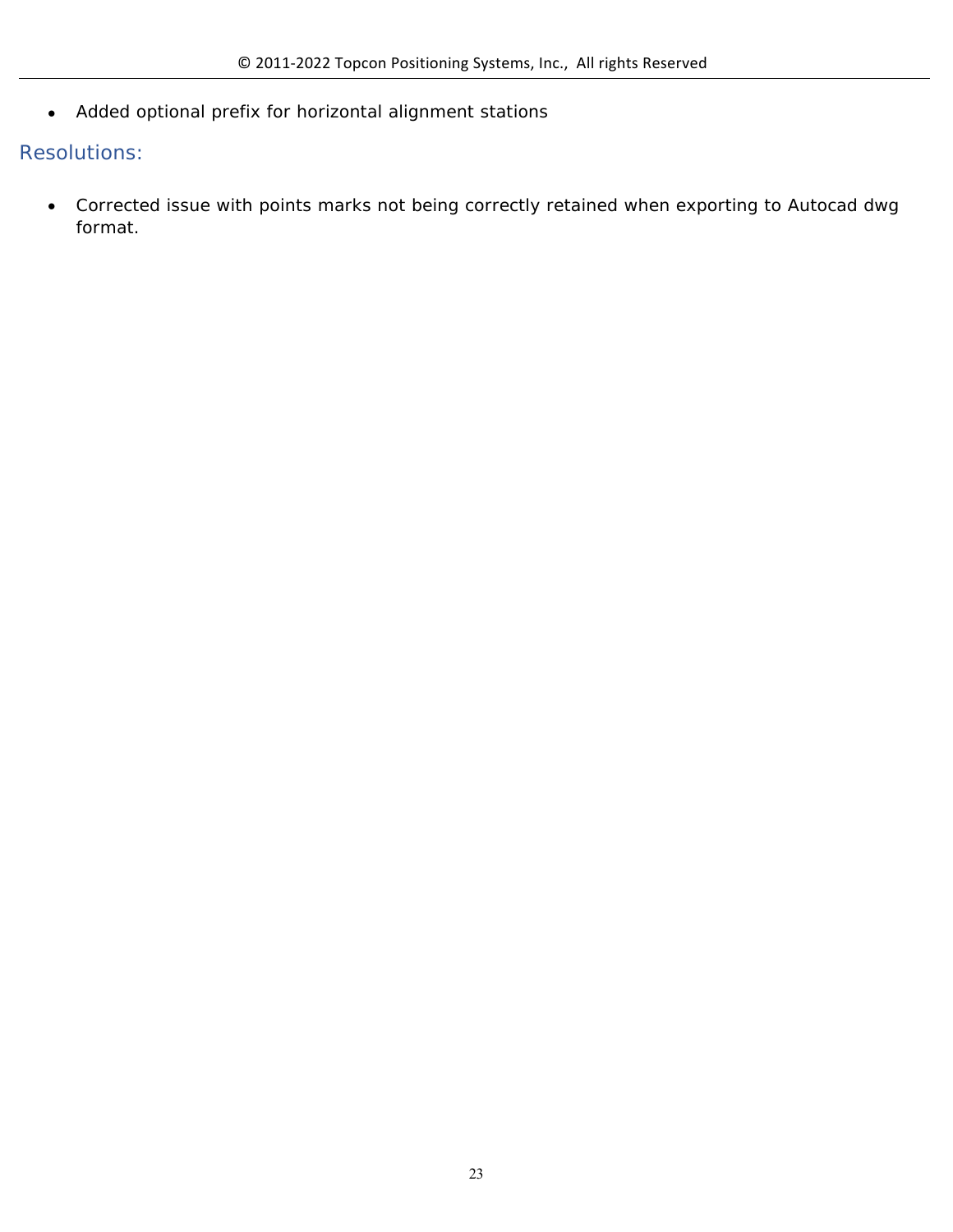- Added optional prefix for horizontal alignment stations

## Resolutions:

- Corrected issue with points marks not being correctly retained when exporting to Autocad dwg format.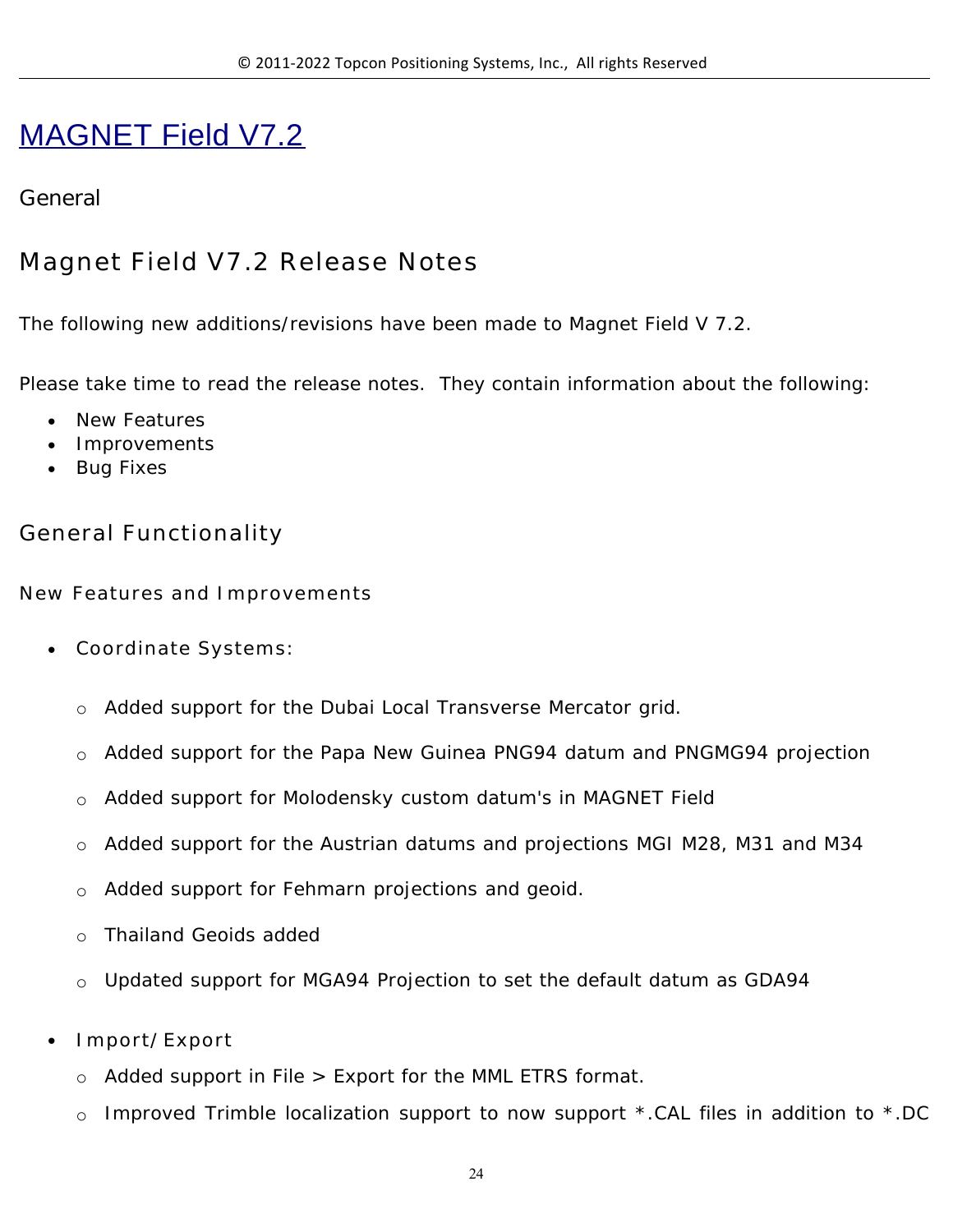# MAGNET Field V7.2

General

## Magnet Field V7.2 Release Notes

The following new additions/revisions have been made to Magnet Field V 7.2.

Please take time to read the release notes. They contain information about the following:

- New Features
- Improvements
- Bug Fixes

## General Functionality

### New Features and Improvements

- Coordinate Systems:
  - Added support for the Dubai Local Transverse Mercator grid.
  - Added support for the Papa New Guinea PNG94 datum and PNGMG94 projection
  - Added support for Molodensky custom datum's in MAGNET Field
  - Added support for the Austrian datums and projections MGI M28, M31 and M34
  - Added support for Fehmarn projections and geoid.
  - Thailand Geoids added
  - Updated support for MGA94 Projection to set the default datum as GDA94
- Import/Export
  - Added support in File > Export for the MML ETRS format.
  - Improved Trimble localization support to now support *.CAL files in addition to *.DC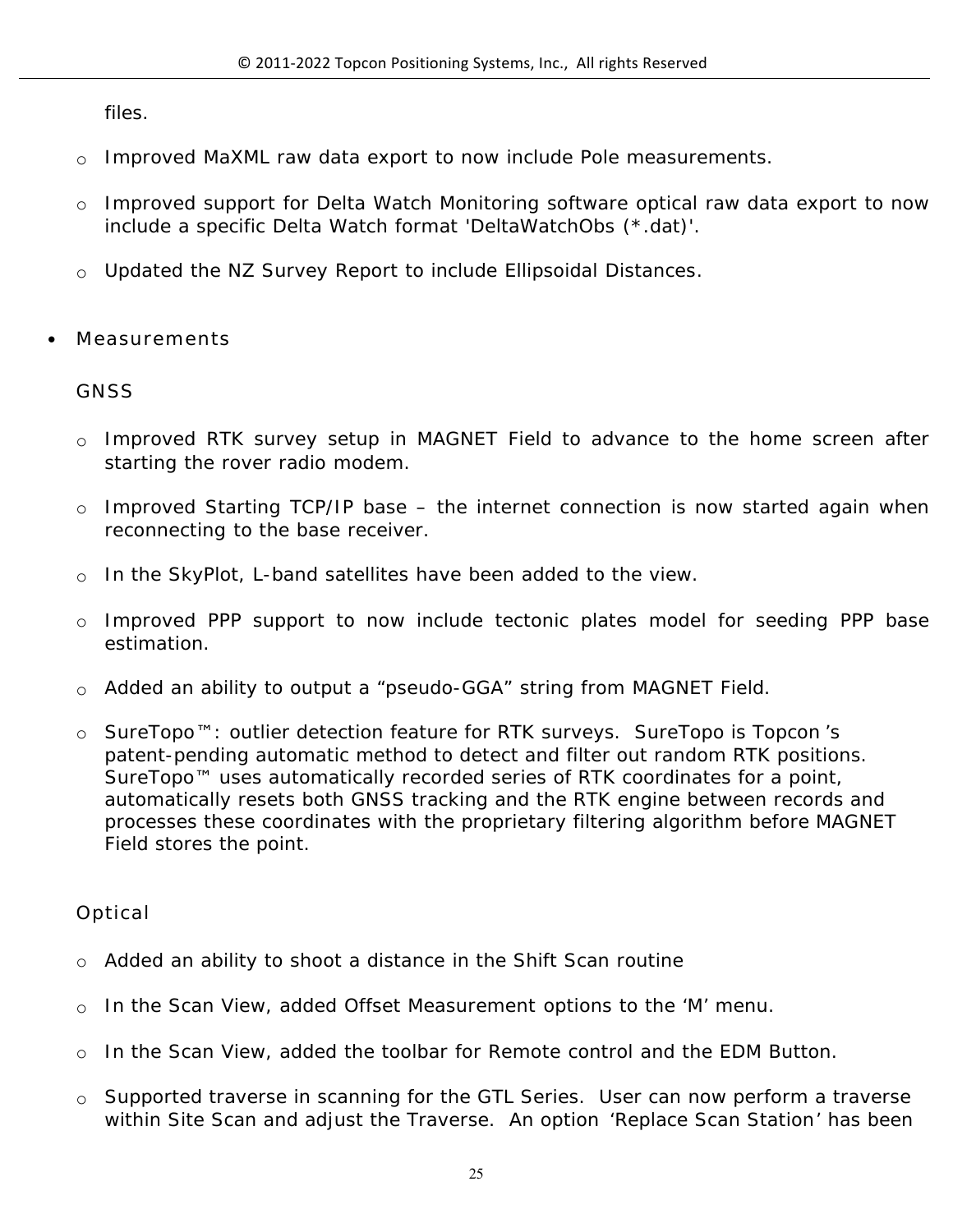files.

- Improved MaXML raw data export to now include Pole measurements.

- Improved support for Delta Watch Monitoring software optical raw data export to now include a specific Delta Watch format 'DeltaWatchObs (*.dat)'.

- Updated the NZ Survey Report to include Ellipsoidal Distances.

- Measurements

  GNSS

  - Improved RTK survey setup in MAGNET Field to advance to the home screen after starting the rover radio modem.

  - Improved Starting TCP/IP base – the internet connection is now started again when reconnecting to the base receiver.

  - In the SkyPlot, L-band satellites have been added to the view.

  - Improved PPP support to now include tectonic plates model for seeding PPP base estimation.

  - Added an ability to output a “pseudo-GGA” string from MAGNET Field.

  - SureTopo™: outlier detection feature for RTK surveys. SureTopo is Topcon’s patent-pending automatic method to detect and filter out random RTK positions. SureTopo™ uses automatically recorded series of RTK coordinates for a point, automatically resets both GNSS tracking and the RTK engine between records and processes these coordinates with the proprietary filtering algorithm before MAGNET Field stores the point.

  Optical

  - Added an ability to shoot a distance in the Shift Scan routine

  - In the Scan View, added Offset Measurement options to the ‘M’ menu.

  - In the Scan View, added the toolbar for Remote control and the EDM Button.

  - Supported traverse in scanning for the GTL Series. User can now perform a traverse within Site Scan and adjust the Traverse. An option ‘Replace Scan Station’ has been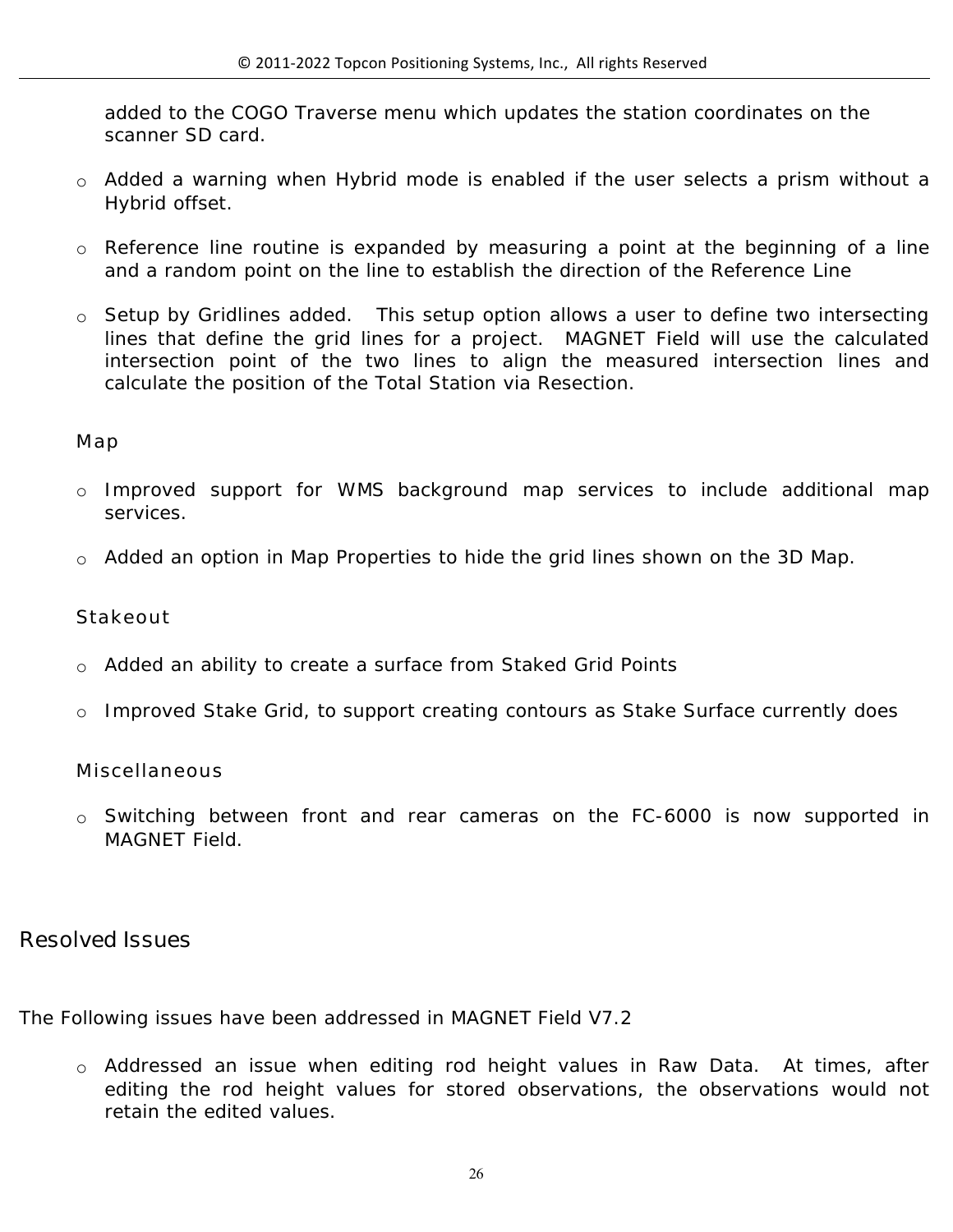added to the COGO Traverse menu which updates the station coordinates on the scanner SD card.

- Added a warning when Hybrid mode is enabled if the user selects a prism without a Hybrid offset.

- Reference line routine is expanded by measuring a point at the beginning of a line and a random point on the line to establish the direction of the Reference Line

- Setup by Gridlines added. This setup option allows a user to define two intersecting lines that define the grid lines for a project. MAGNET Field will use the calculated intersection point of the two lines to align the measured intersection lines and calculate the position of the Total Station via Resection.

### Map

- Improved support for WMS background map services to include additional map services.

- Added an option in Map Properties to hide the grid lines shown on the 3D Map.

### Stakeout

- Added an ability to create a surface from Staked Grid Points

- Improved Stake Grid, to support creating contours as Stake Surface currently does

### Miscellaneous

- Switching between front and rear cameras on the FC-6000 is now supported in MAGNET Field.

## Resolved Issues

The Following issues have been addressed in MAGNET Field V7.2

- Addressed an issue when editing rod height values in Raw Data. At times, after editing the rod height values for stored observations, the observations would not retain the edited values.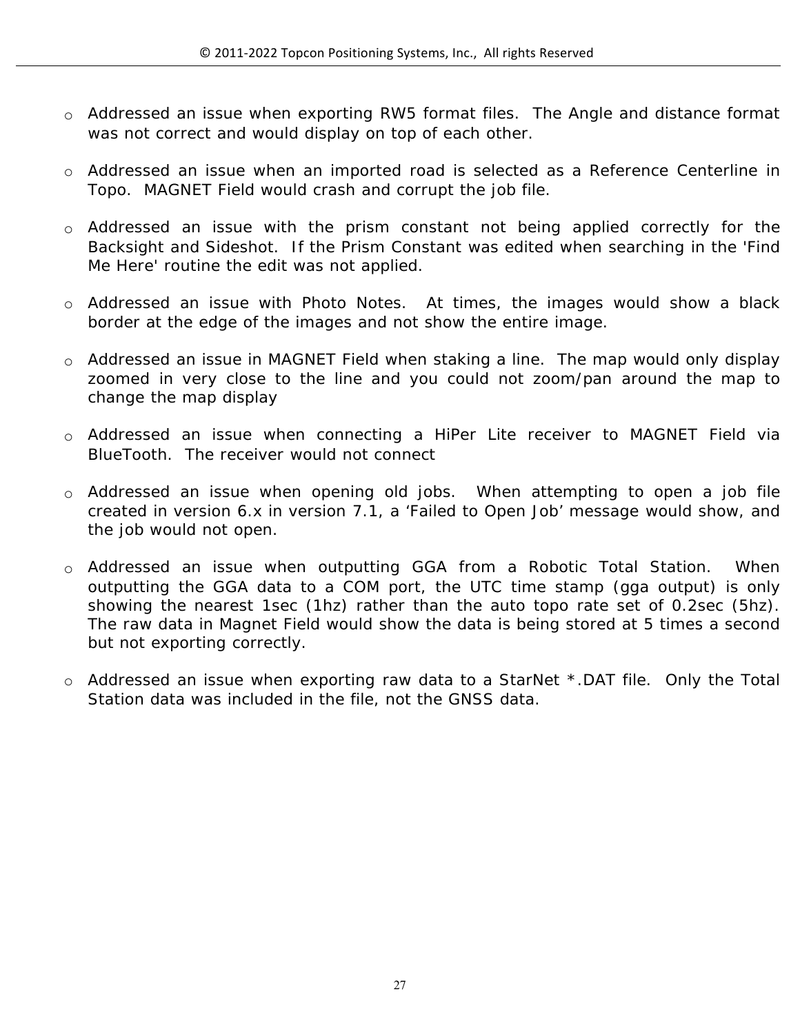- Addressed an issue when exporting RW5 format files. The Angle and distance format was not correct and would display on top of each other.

- Addressed an issue when an imported road is selected as a Reference Centerline in Topo. MAGNET Field would crash and corrupt the job file.

- Addressed an issue with the prism constant not being applied correctly for the Backsight and Sideshot. If the Prism Constant was edited when searching in the 'Find Me Here' routine the edit was not applied.

- Addressed an issue with Photo Notes. At times, the images would show a black border at the edge of the images and not show the entire image.

- Addressed an issue in MAGNET Field when staking a line. The map would only display zoomed in very close to the line and you could not zoom/pan around the map to change the map display

- Addressed an issue when connecting a HiPer Lite receiver to MAGNET Field via BlueTooth. The receiver would not connect

- Addressed an issue when opening old jobs. When attempting to open a job file created in version 6.x in version 7.1, a 'Failed to Open Job' message would show, and the job would not open.

- Addressed an issue when outputting GGA from a Robotic Total Station. When outputting the GGA data to a COM port, the UTC time stamp (gga output) is only showing the nearest 1sec (1hz) rather than the auto topo rate set of 0.2sec (5hz). The raw data in Magnet Field would show the data is being stored at 5 times a second but not exporting correctly.

- Addressed an issue when exporting raw data to a StarNet *.DAT file. Only the Total Station data was included in the file, not the GNSS data.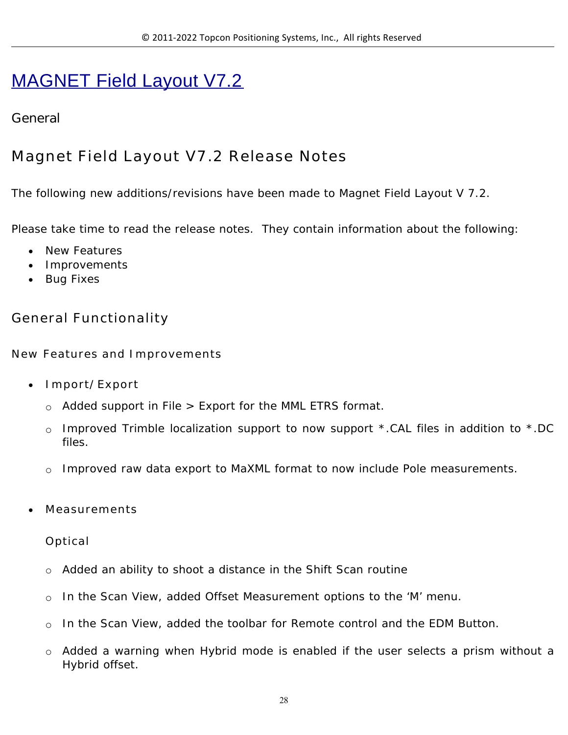# MAGNET Field Layout V7.2

General

## Magnet Field Layout V7.2 Release Notes

The following new additions/revisions have been made to Magnet Field Layout V 7.2.

Please take time to read the release notes. They contain information about the following:

- New Features
- Improvements
- Bug Fixes

## General Functionality

### New Features and Improvements

- Import/Export
  - Added support in File > Export for the MML ETRS format.
  - Improved Trimble localization support to now support *.CAL files in addition to *.DC files.
  - Improved raw data export to MaXML format to now include Pole measurements.

- Measurements

  Optical

  - Added an ability to shoot a distance in the Shift Scan routine
  - In the Scan View, added Offset Measurement options to the 'M' menu.
  - In the Scan View, added the toolbar for Remote control and the EDM Button.
  - Added a warning when Hybrid mode is enabled if the user selects a prism without a Hybrid offset.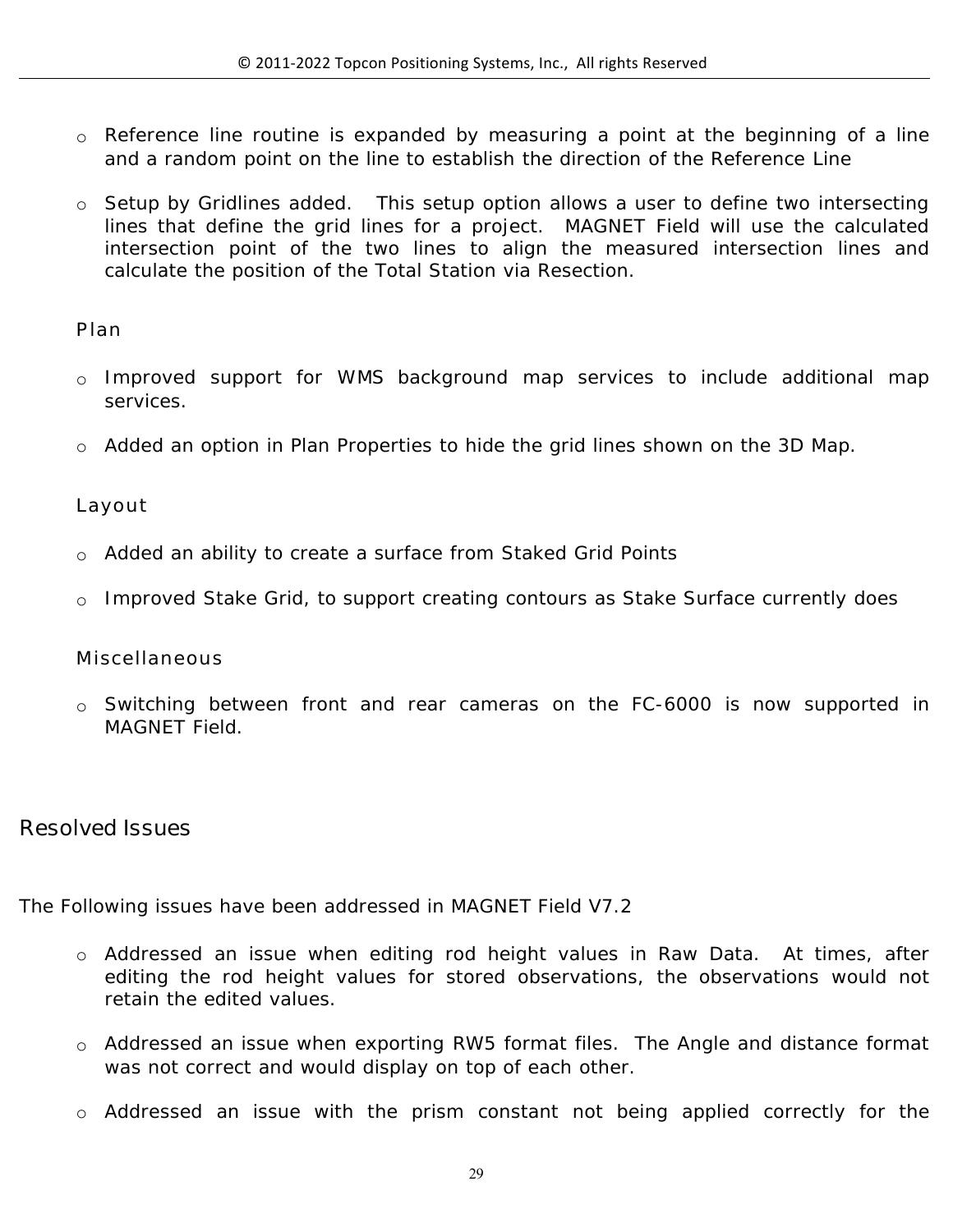- Reference line routine is expanded by measuring a point at the beginning of a line and a random point on the line to establish the direction of the Reference Line

- Setup by Gridlines added. This setup option allows a user to define two intersecting lines that define the grid lines for a project. MAGNET Field will use the calculated intersection point of the two lines to align the measured intersection lines and calculate the position of the Total Station via Resection.

### Plan

- Improved support for WMS background map services to include additional map services.

- Added an option in Plan Properties to hide the grid lines shown on the 3D Map.

### Layout

- Added an ability to create a surface from Staked Grid Points

- Improved Stake Grid, to support creating contours as Stake Surface currently does

### Miscellaneous

- Switching between front and rear cameras on the FC-6000 is now supported in MAGNET Field.

## Resolved Issues

The Following issues have been addressed in MAGNET Field V7.2

- Addressed an issue when editing rod height values in Raw Data. At times, after editing the rod height values for stored observations, the observations would not retain the edited values.

- Addressed an issue when exporting RW5 format files. The Angle and distance format was not correct and would display on top of each other.

- Addressed an issue with the prism constant not being applied correctly for the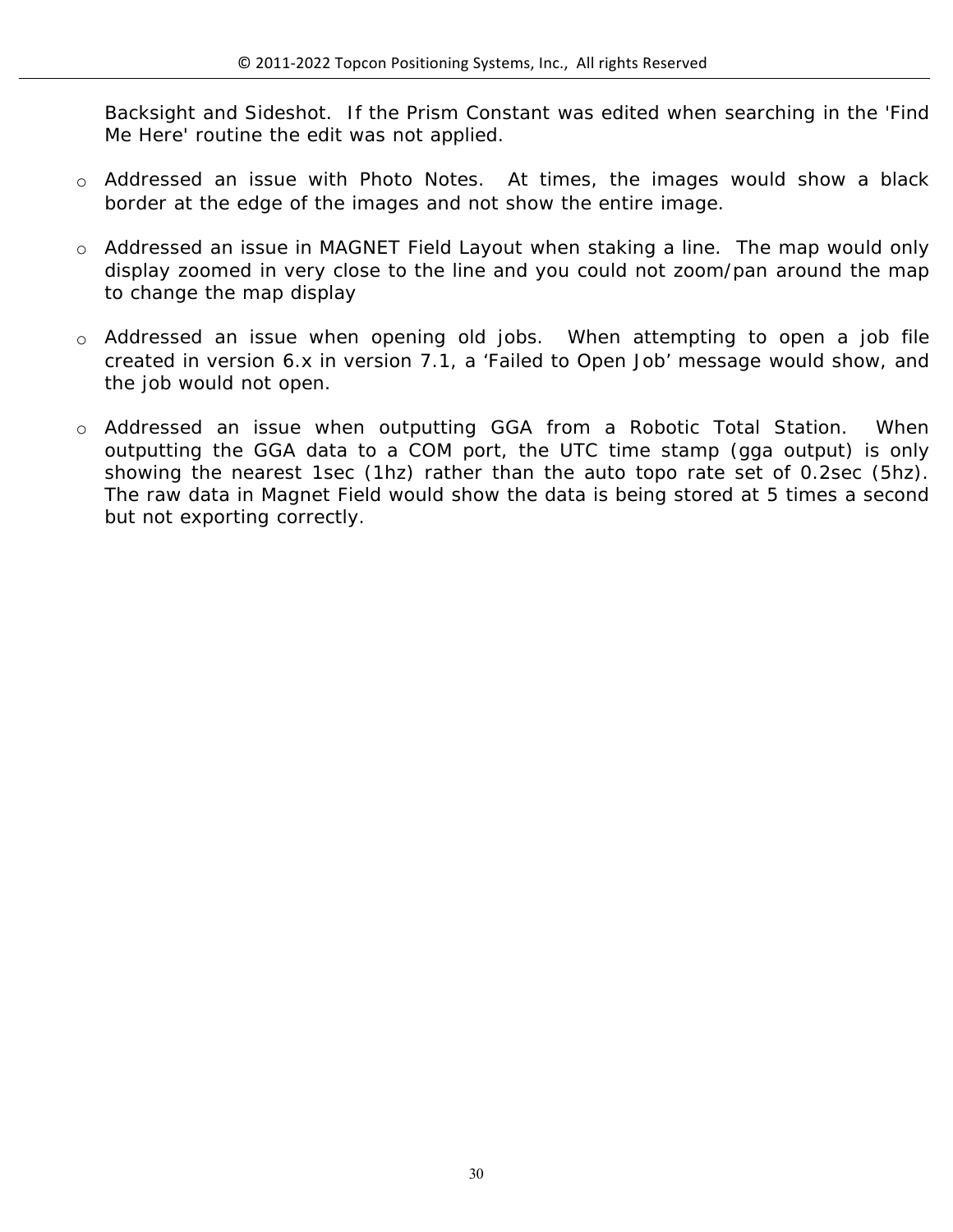Backsight and Sideshot.  If the Prism Constant was edited when searching in the 'Find Me Here' routine the edit was not applied.

- Addressed an issue with Photo Notes.  At times, the images would show a black border at the edge of the images and not show the entire image.

- Addressed an issue in MAGNET Field Layout when staking a line.  The map would only display zoomed in very close to the line and you could not zoom/pan around the map to change the map display

- Addressed an issue when opening old jobs.  When attempting to open a job file created in version 6.x in version 7.1, a 'Failed to Open Job' message would show, and the job would not open.

- Addressed an issue when outputting GGA from a Robotic Total Station.  When outputting the GGA data to a COM port, the UTC time stamp (gga output) is only showing the nearest 1sec (1hz) rather than the auto topo rate set of 0.2sec (5hz). The raw data in Magnet Field would show the data is being stored at 5 times a second but not exporting correctly.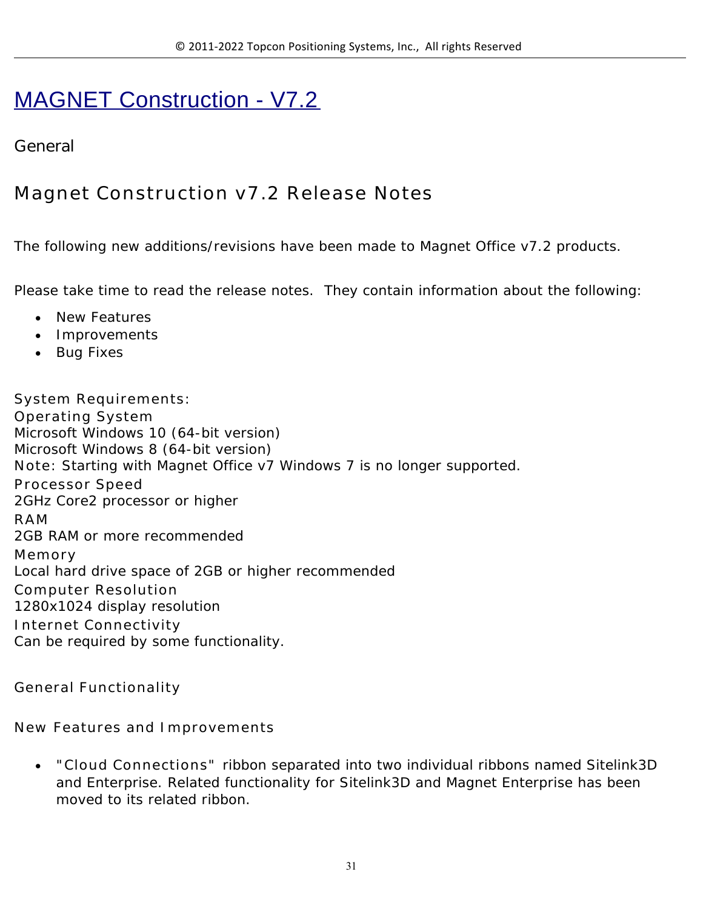# [MAGNET Construction - V7.2]

## General

## Magnet Construction v7.2 Release Notes

The following new additions/revisions have been made to Magnet Office v7.2 products.

Please take time to read the release notes.  They contain information about the following:

- New Features
- Improvements
- Bug Fixes

System Requirements:
Operating System
Microsoft Windows 10 (64-bit version)
Microsoft Windows 8 (64-bit version)
Note: Starting with Magnet Office v7 Windows 7 is no longer supported.
Processor Speed
2GHz Core2 processor or higher
RAM
2GB RAM or more recommended
Memory
Local hard drive space of 2GB or higher recommended
Computer Resolution
1280x1024 display resolution
Internet Connectivity
Can be required by some functionality.

General Functionality

New Features and Improvements

- "Cloud Connections" ribbon separated into two individual ribbons named Sitelink3D and Enterprise. Related functionality for Sitelink3D and Magnet Enterprise has been moved to its related ribbon.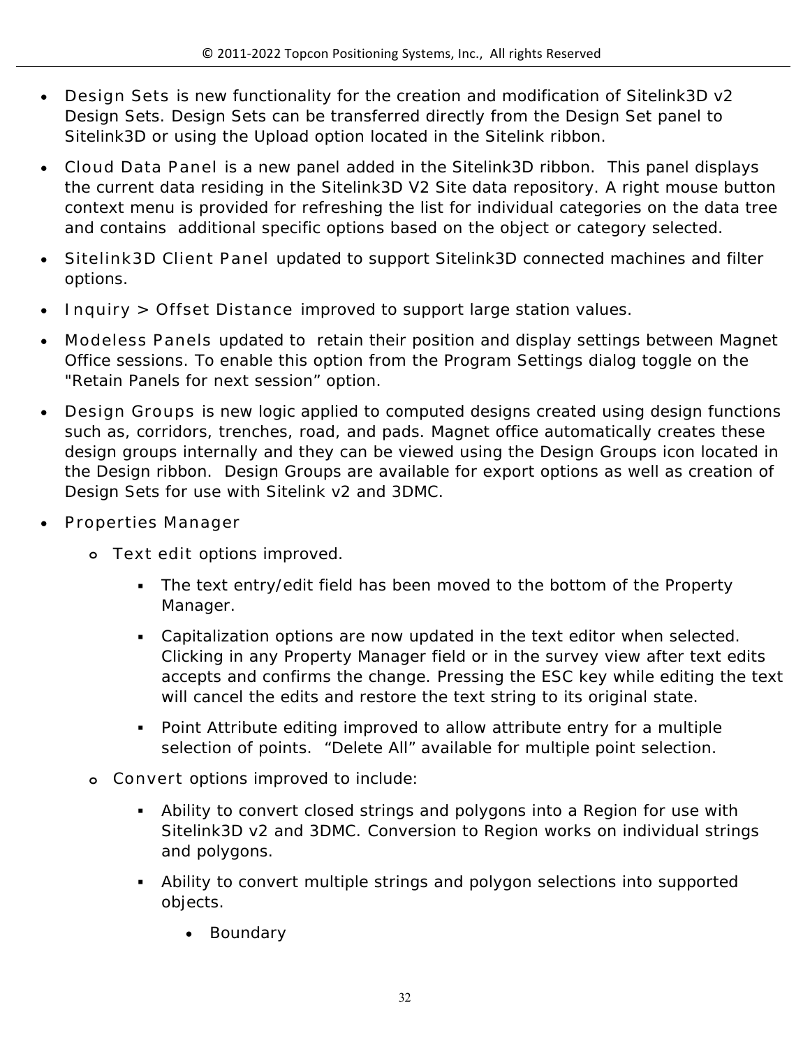- Design Sets is new functionality for the creation and modification of Sitelink3D v2 Design Sets. Design Sets can be transferred directly from the Design Set panel to Sitelink3D or using the Upload option located in the Sitelink ribbon.
- Cloud Data Panel is a new panel added in the Sitelink3D ribbon. This panel displays the current data residing in the Sitelink3D V2 Site data repository. A right mouse button context menu is provided for refreshing the list for individual categories on the data tree and contains additional specific options based on the object or category selected.
- Sitelink3D Client Panel updated to support Sitelink3D connected machines and filter options.
- Inquiry > Offset Distance improved to support large station values.
- Modeless Panels updated to retain their position and display settings between Magnet Office sessions. To enable this option from the Program Settings dialog toggle on the "Retain Panels for next session" option.
- Design Groups is new logic applied to computed designs created using design functions such as, corridors, trenches, road, and pads. Magnet office automatically creates these design groups internally and they can be viewed using the Design Groups icon located in the Design ribbon. Design Groups are available for export options as well as creation of Design Sets for use with Sitelink v2 and 3DMC.
- Properties Manager
  - Text edit options improved.
    - The text entry/edit field has been moved to the bottom of the Property Manager.
    - Capitalization options are now updated in the text editor when selected. Clicking in any Property Manager field or in the survey view after text edits accepts and confirms the change. Pressing the ESC key while editing the text will cancel the edits and restore the text string to its original state.
    - Point Attribute editing improved to allow attribute entry for a multiple selection of points. "Delete All" available for multiple point selection.
  - Convert options improved to include:
    - Ability to convert closed strings and polygons into a Region for use with Sitelink3D v2 and 3DMC. Conversion to Region works on individual strings and polygons.
    - Ability to convert multiple strings and polygon selections into supported objects.
      - Boundary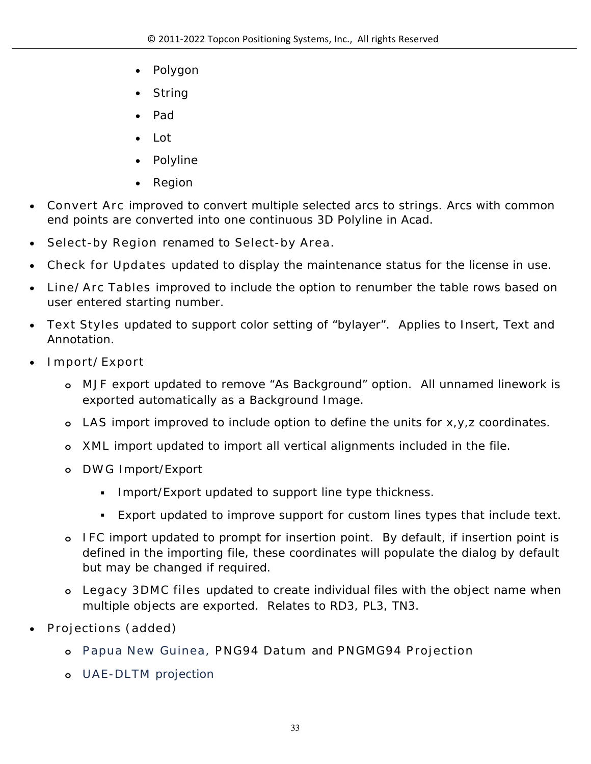- Polygon
        - String
        - Pad
        - Lot
        - Polyline
        - Region

- Convert Arc improved to convert multiple selected arcs to strings. Arcs with common end points are converted into one continuous 3D Polyline in Acad.
- Select-by Region renamed to Select-by Area.
- Check for Updates updated to display the maintenance status for the license in use.
- Line/Arc Tables improved to include the option to renumber the table rows based on user entered starting number.
- Text Styles updated to support color setting of "bylayer". Applies to Insert, Text and Annotation.
- Import/Export
    - MJF export updated to remove "As Background" option. All unnamed linework is exported automatically as a Background Image.
    - LAS import improved to include option to define the units for x,y,z coordinates.
    - XML import updated to import all vertical alignments included in the file.
    - DWG Import/Export
        - Import/Export updated to support line type thickness.
        - Export updated to improve support for custom lines types that include text.
    - IFC import updated to prompt for insertion point. By default, if insertion point is defined in the importing file, these coordinates will populate the dialog by default but may be changed if required.
    - Legacy 3DMC files updated to create individual files with the object name when multiple objects are exported. Relates to RD3, PL3, TN3.
- Projections (added)
    - Papua New Guinea, PNG94 Datum and PNGMG94 Projection
    - UAE-DLTM projection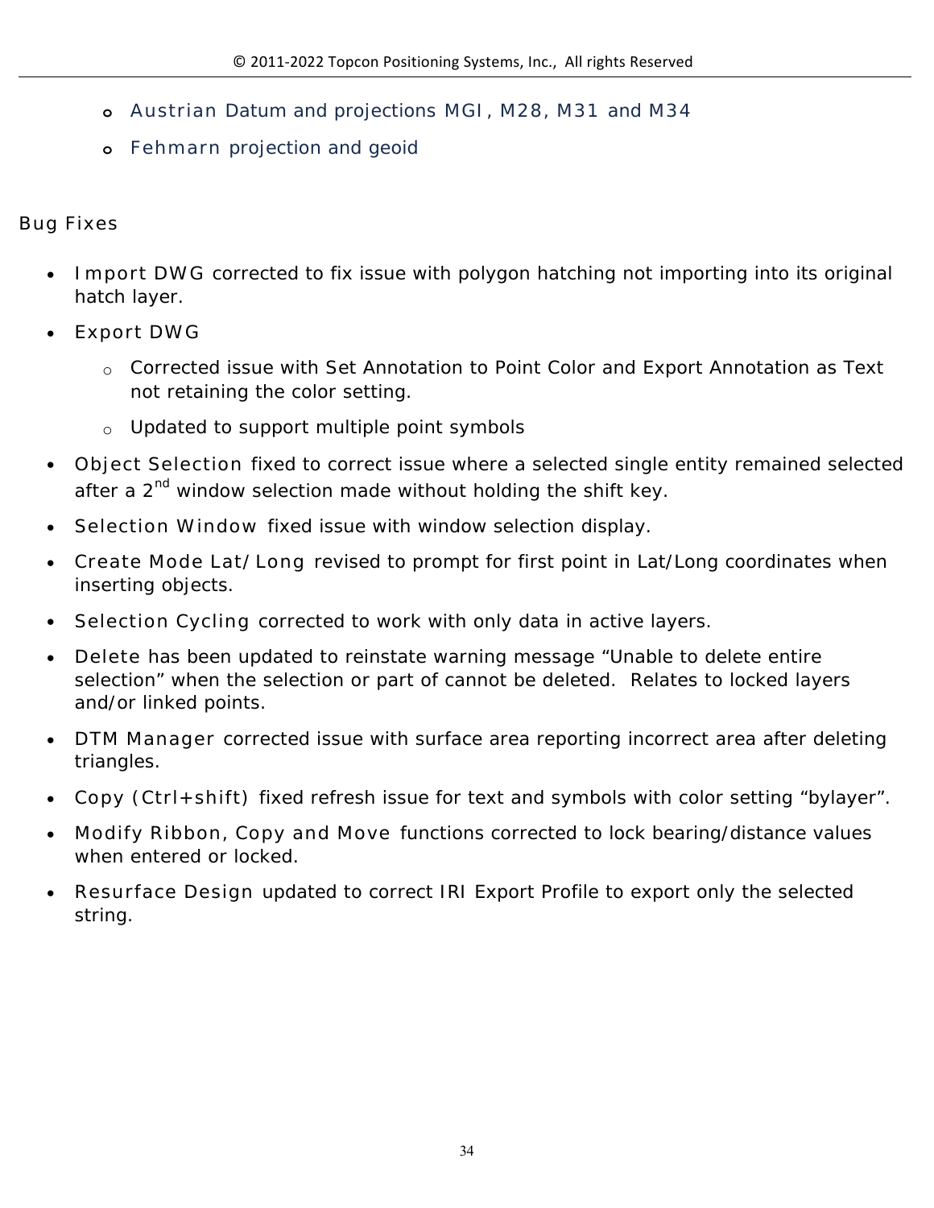- Austrian Datum and projections MGI, M28, M31 and M34
- Fehmarn projection and geoid

## Bug Fixes

- Import DWG corrected to fix issue with polygon hatching not importing into its original hatch layer.
- Export DWG
  - Corrected issue with Set Annotation to Point Color and Export Annotation as Text not retaining the color setting.
  - Updated to support multiple point symbols
- Object Selection fixed to correct issue where a selected single entity remained selected after a 2nd window selection made without holding the shift key.
- Selection Window fixed issue with window selection display.
- Create Mode Lat/Long revised to prompt for first point in Lat/Long coordinates when inserting objects.
- Selection Cycling corrected to work with only data in active layers.
- Delete has been updated to reinstate warning message "Unable to delete entire selection" when the selection or part of cannot be deleted. Relates to locked layers and/or linked points.
- DTM Manager corrected issue with surface area reporting incorrect area after deleting triangles.
- Copy (Ctrl+shift) fixed refresh issue for text and symbols with color setting "bylayer".
- Modify Ribbon, Copy and Move functions corrected to lock bearing/distance values when entered or locked.
- Resurface Design updated to correct IRI Export Profile to export only the selected string.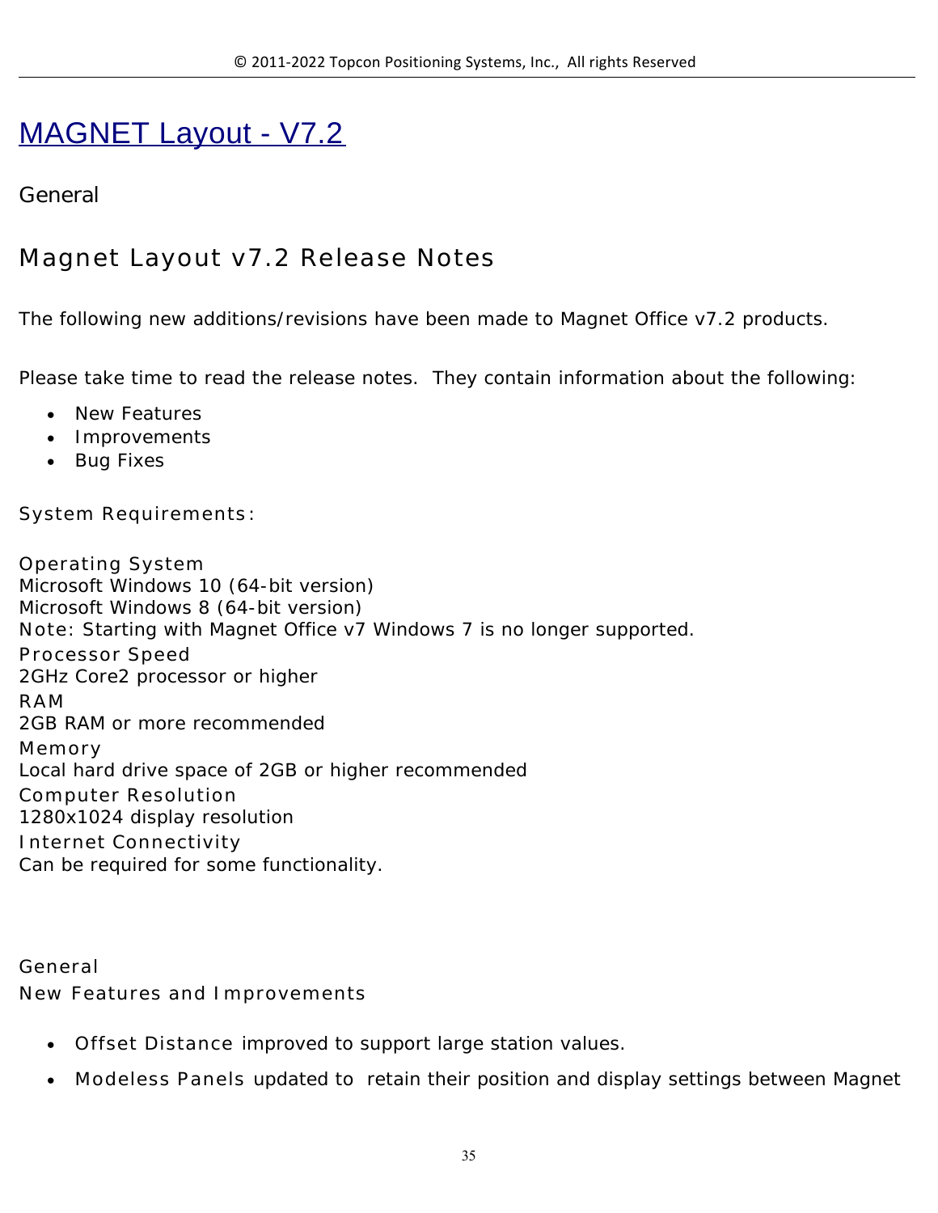# MAGNET Layout - V7.2

General

## Magnet Layout v7.2 Release Notes

The following new additions/revisions have been made to Magnet Office v7.2 products.

Please take time to read the release notes.  They contain information about the following:

- New Features
- Improvements
- Bug Fixes

System Requirements:

Operating System
Microsoft Windows 10 (64-bit version)
Microsoft Windows 8 (64-bit version)
Note: Starting with Magnet Office v7 Windows 7 is no longer supported.
Processor Speed
2GHz Core2 processor or higher
RAM
2GB RAM or more recommended
Memory
Local hard drive space of 2GB or higher recommended
Computer Resolution
1280x1024 display resolution
Internet Connectivity
Can be required for some functionality.

General
New Features and Improvements

- Offset Distance improved to support large station values.
- Modeless Panels updated to  retain their position and display settings between Magnet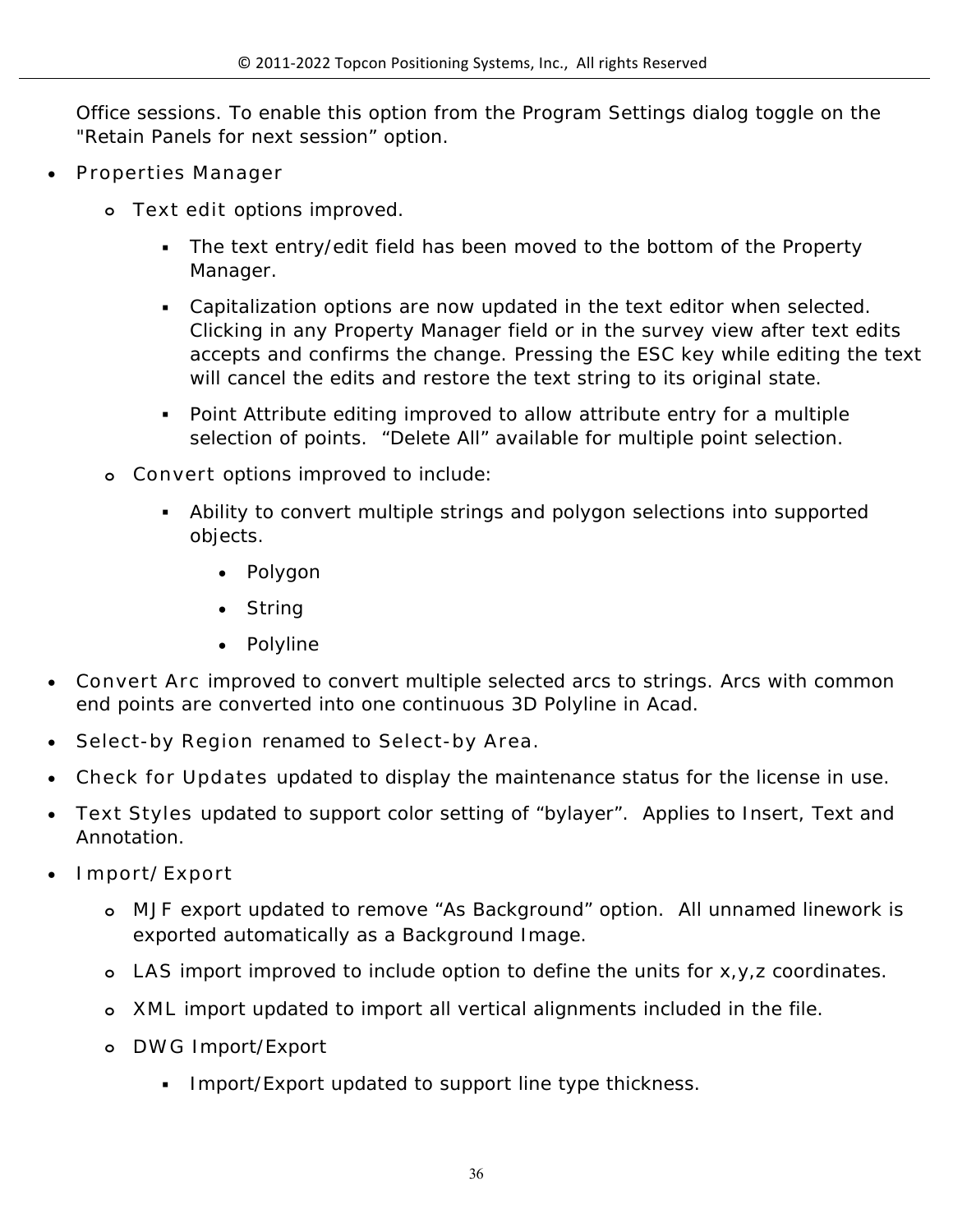Office sessions. To enable this option from the Program Settings dialog toggle on the "Retain Panels for next session" option.

- Properties Manager
    - Text edit options improved.
        - The text entry/edit field has been moved to the bottom of the Property Manager.
        - Capitalization options are now updated in the text editor when selected. Clicking in any Property Manager field or in the survey view after text edits accepts and confirms the change. Pressing the ESC key while editing the text will cancel the edits and restore the text string to its original state.
        - Point Attribute editing improved to allow attribute entry for a multiple selection of points. "Delete All" available for multiple point selection.
    - Convert options improved to include:
        - Ability to convert multiple strings and polygon selections into supported objects.
            - Polygon
            - String
            - Polyline
- Convert Arc improved to convert multiple selected arcs to strings. Arcs with common end points are converted into one continuous 3D Polyline in Acad.
- Select-by Region renamed to Select-by Area.
- Check for Updates updated to display the maintenance status for the license in use.
- Text Styles updated to support color setting of "bylayer". Applies to Insert, Text and Annotation.
- Import/Export
    - MJF export updated to remove "As Background" option. All unnamed linework is exported automatically as a Background Image.
    - LAS import improved to include option to define the units for x,y,z coordinates.
    - XML import updated to import all vertical alignments included in the file.
    - DWG Import/Export
        - Import/Export updated to support line type thickness.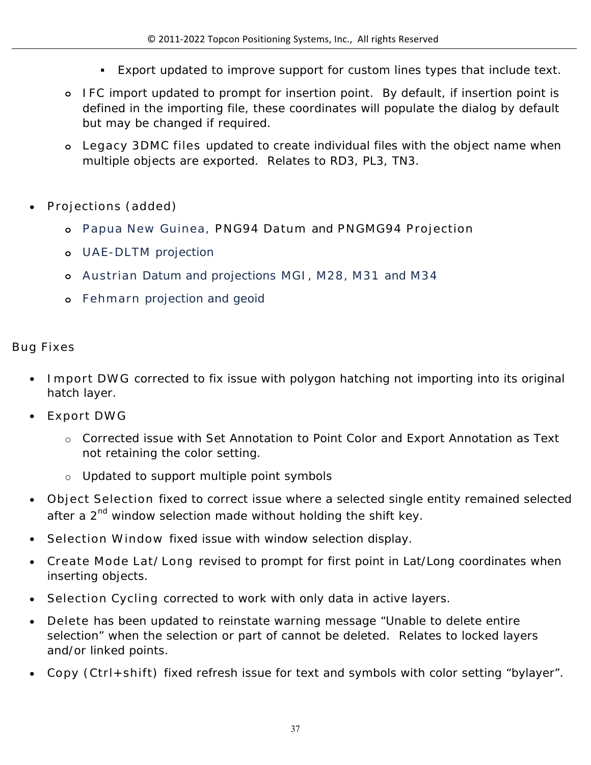- Export updated to improve support for custom lines types that include text.
    - IFC import updated to prompt for insertion point. By default, if insertion point is defined in the importing file, these coordinates will populate the dialog by default but may be changed if required.
    - Legacy 3DMC files updated to create individual files with the object name when multiple objects are exported. Relates to RD3, PL3, TN3.

- Projections (added)
    - Papua New Guinea, PNG94 Datum and PNGMG94 Projection
    - UAE-DLTM projection
    - Austrian Datum and projections MGI, M28, M31 and M34
    - Fehmarn projection and geoid

## Bug Fixes

- Import DWG corrected to fix issue with polygon hatching not importing into its original hatch layer.
- Export DWG
    - Corrected issue with Set Annotation to Point Color and Export Annotation as Text not retaining the color setting.
    - Updated to support multiple point symbols
- Object Selection fixed to correct issue where a selected single entity remained selected after a 2nd window selection made without holding the shift key.
- Selection Window fixed issue with window selection display.
- Create Mode Lat/Long revised to prompt for first point in Lat/Long coordinates when inserting objects.
- Selection Cycling corrected to work with only data in active layers.
- Delete has been updated to reinstate warning message "Unable to delete entire selection" when the selection or part of cannot be deleted. Relates to locked layers and/or linked points.
- Copy (Ctrl+shift) fixed refresh issue for text and symbols with color setting "bylayer".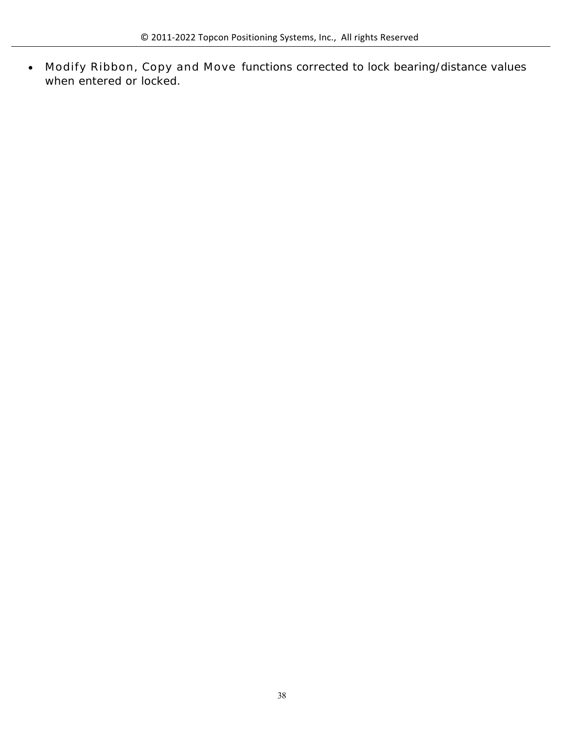- Modify Ribbon, Copy and Move functions corrected to lock bearing/distance values when entered or locked.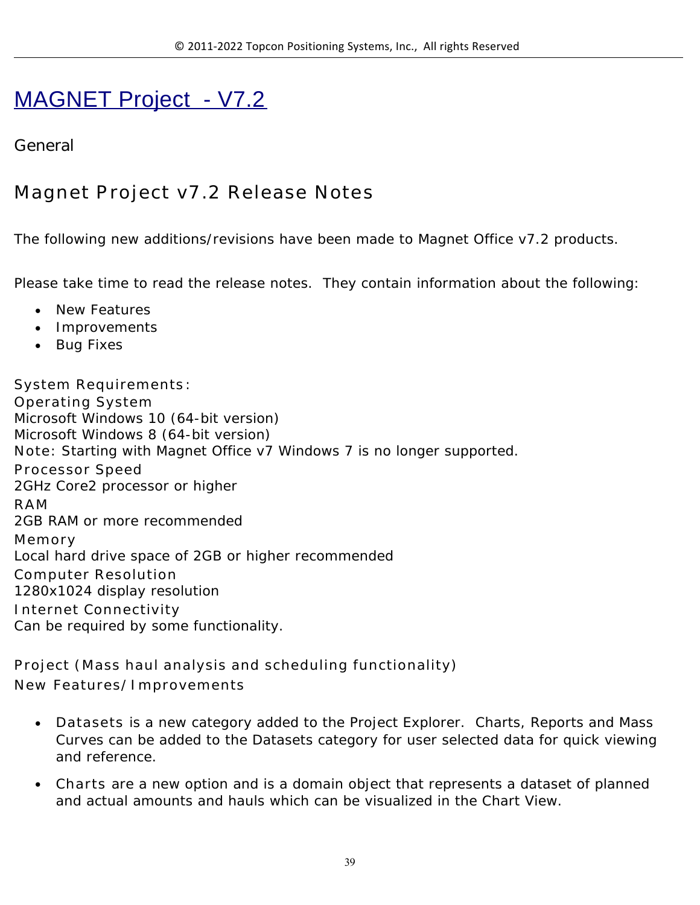# MAGNET Project - V7.2

General

## Magnet Project v7.2 Release Notes

The following new additions/revisions have been made to Magnet Office v7.2 products.

Please take time to read the release notes. They contain information about the following:

- New Features
- Improvements
- Bug Fixes

System Requirements:
Operating System
Microsoft Windows 10 (64-bit version)
Microsoft Windows 8 (64-bit version)
Note: Starting with Magnet Office v7 Windows 7 is no longer supported.
Processor Speed
2GHz Core2 processor or higher
RAM
2GB RAM or more recommended
Memory
Local hard drive space of 2GB or higher recommended
Computer Resolution
1280x1024 display resolution
Internet Connectivity
Can be required by some functionality.

Project (Mass haul analysis and scheduling functionality)
New Features/Improvements

- Datasets is a new category added to the Project Explorer. Charts, Reports and Mass Curves can be added to the Datasets category for user selected data for quick viewing and reference.
- Charts are a new option and is a domain object that represents a dataset of planned and actual amounts and hauls which can be visualized in the Chart View.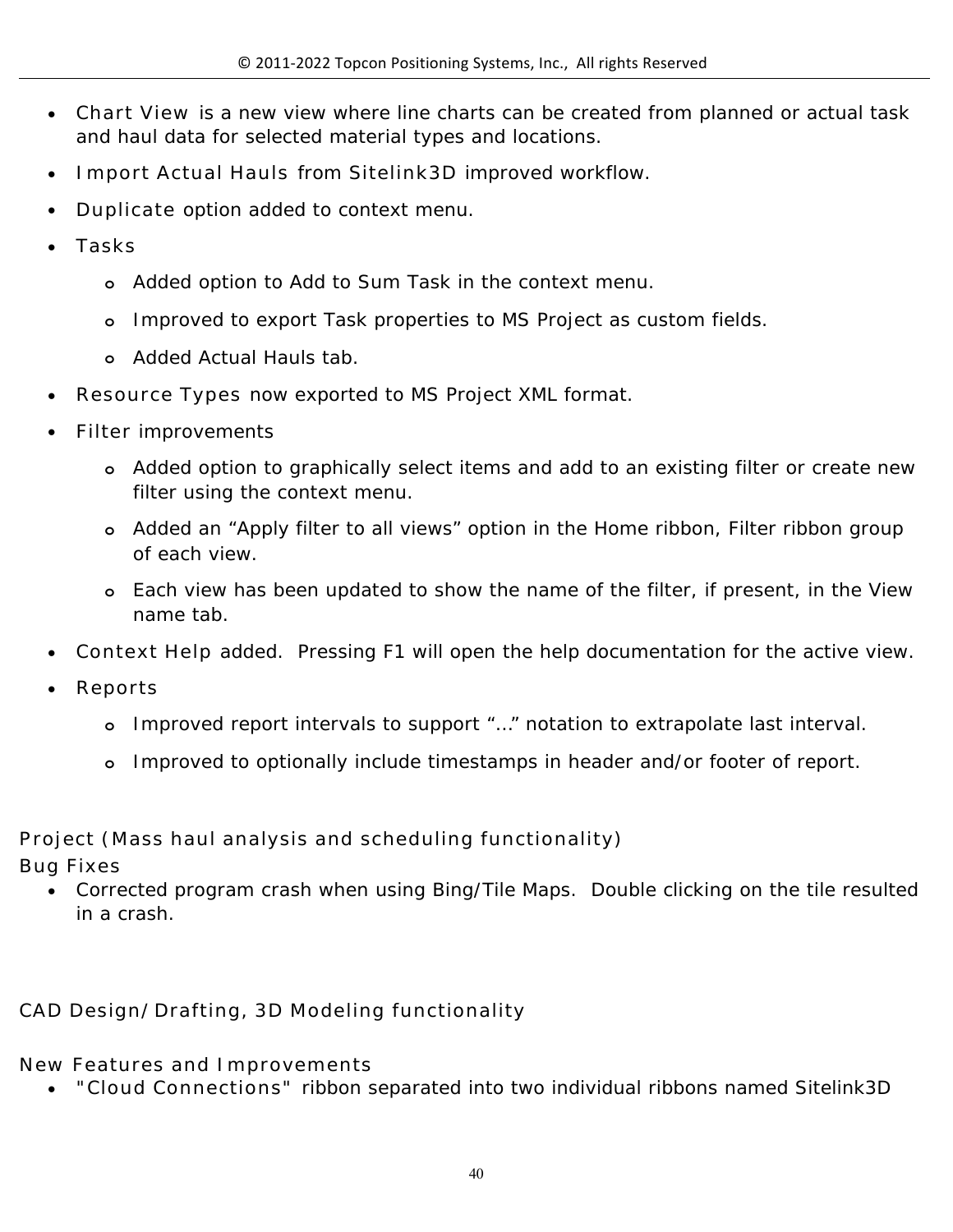- Chart View is a new view where line charts can be created from planned or actual task and haul data for selected material types and locations.
- Import Actual Hauls from Sitelink3D improved workflow.
- Duplicate option added to context menu.
- Tasks
  - Added option to Add to Sum Task in the context menu.
  - Improved to export Task properties to MS Project as custom fields.
  - Added Actual Hauls tab.
- Resource Types now exported to MS Project XML format.
- Filter improvements
  - Added option to graphically select items and add to an existing filter or create new filter using the context menu.
  - Added an “Apply filter to all views” option in the Home ribbon, Filter ribbon group of each view.
  - Each view has been updated to show the name of the filter, if present, in the View name tab.
- Context Help added. Pressing F1 will open the help documentation for the active view.
- Reports
  - Improved report intervals to support “…” notation to extrapolate last interval.
  - Improved to optionally include timestamps in header and/or footer of report.

Project (Mass haul analysis and scheduling functionality)

Bug Fixes

- Corrected program crash when using Bing/Tile Maps. Double clicking on the tile resulted in a crash.

CAD Design/Drafting, 3D Modeling functionality

New Features and Improvements

- "Cloud Connections" ribbon separated into two individual ribbons named Sitelink3D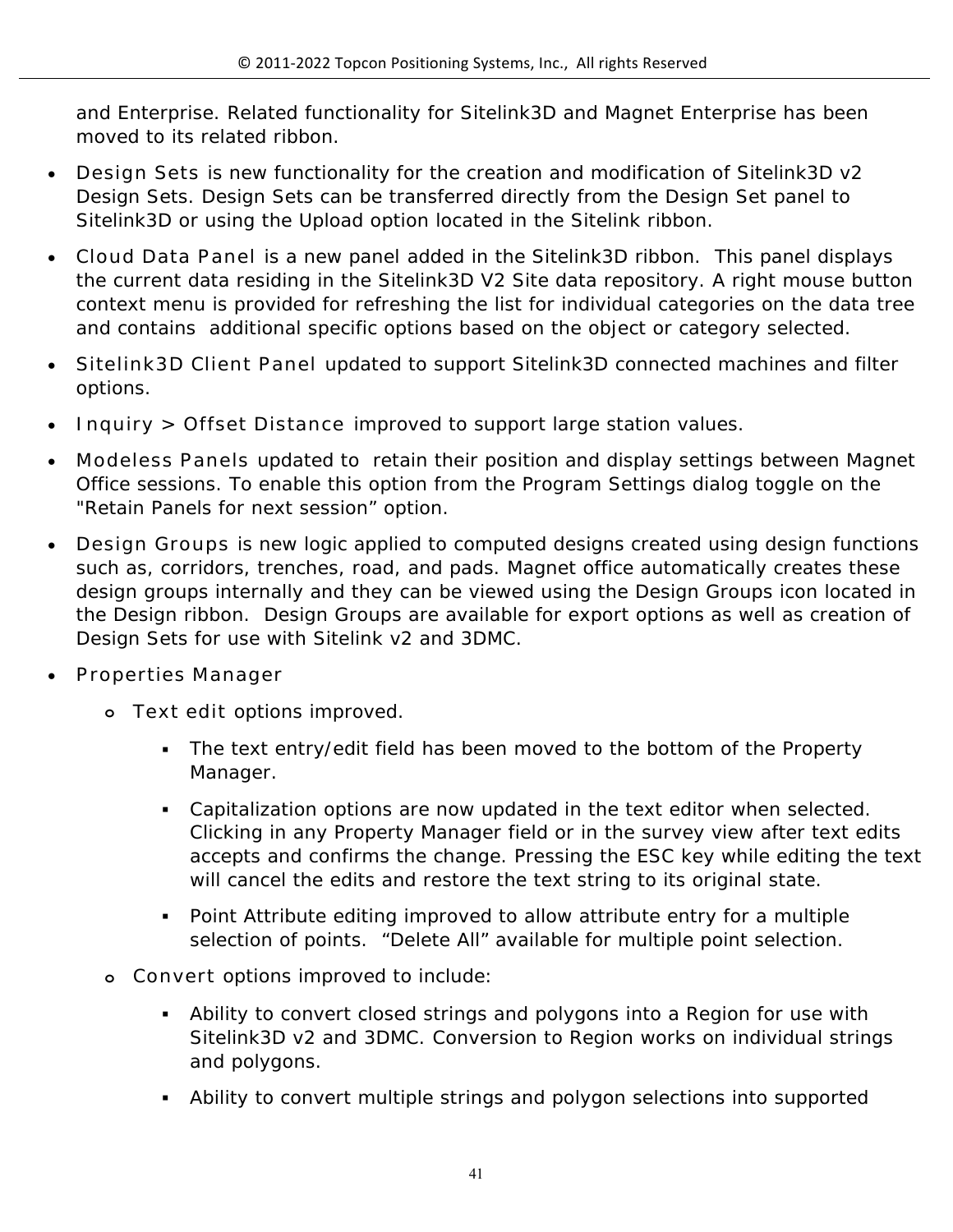and Enterprise. Related functionality for Sitelink3D and Magnet Enterprise has been moved to its related ribbon.

- Design Sets is new functionality for the creation and modification of Sitelink3D v2 Design Sets. Design Sets can be transferred directly from the Design Set panel to Sitelink3D or using the Upload option located in the Sitelink ribbon.
- Cloud Data Panel is a new panel added in the Sitelink3D ribbon. This panel displays the current data residing in the Sitelink3D V2 Site data repository. A right mouse button context menu is provided for refreshing the list for individual categories on the data tree and contains additional specific options based on the object or category selected.
- Sitelink3D Client Panel updated to support Sitelink3D connected machines and filter options.
- Inquiry > Offset Distance improved to support large station values.
- Modeless Panels updated to retain their position and display settings between Magnet Office sessions. To enable this option from the Program Settings dialog toggle on the "Retain Panels for next session" option.
- Design Groups is new logic applied to computed designs created using design functions such as, corridors, trenches, road, and pads. Magnet office automatically creates these design groups internally and they can be viewed using the Design Groups icon located in the Design ribbon. Design Groups are available for export options as well as creation of Design Sets for use with Sitelink v2 and 3DMC.
- Properties Manager
    - Text edit options improved.
        - The text entry/edit field has been moved to the bottom of the Property Manager.
        - Capitalization options are now updated in the text editor when selected. Clicking in any Property Manager field or in the survey view after text edits accepts and confirms the change. Pressing the ESC key while editing the text will cancel the edits and restore the text string to its original state.
        - Point Attribute editing improved to allow attribute entry for a multiple selection of points. "Delete All" available for multiple point selection.
    - Convert options improved to include:
        - Ability to convert closed strings and polygons into a Region for use with Sitelink3D v2 and 3DMC. Conversion to Region works on individual strings and polygons.
        - Ability to convert multiple strings and polygon selections into supported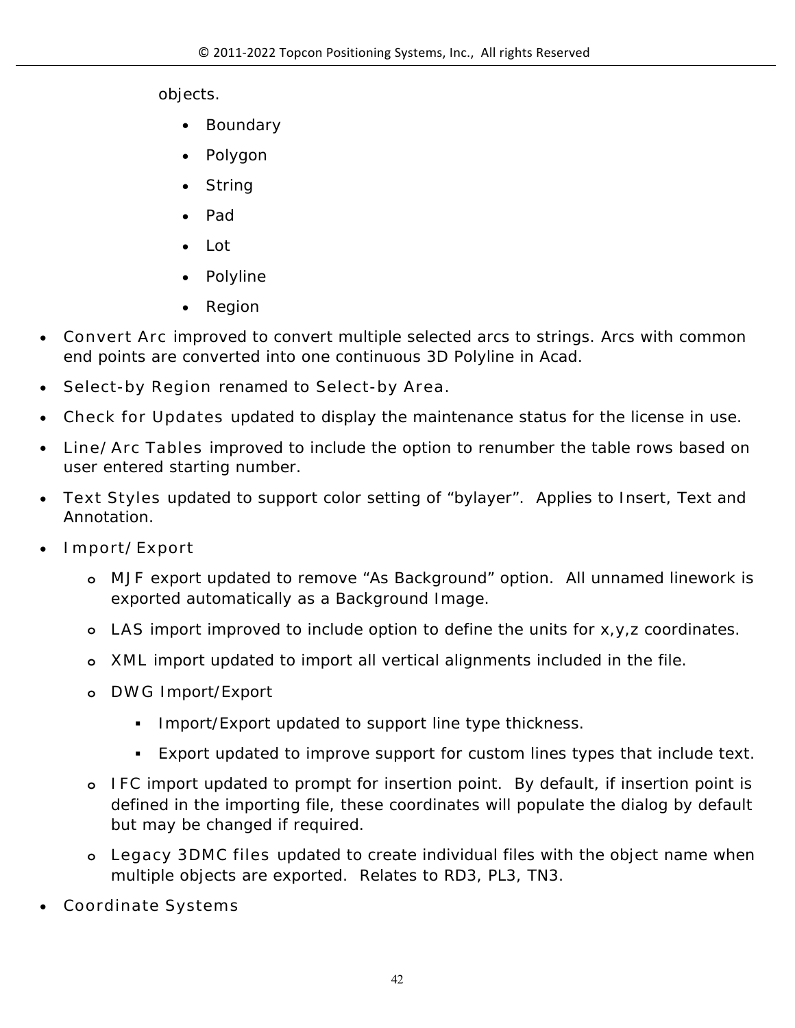objects.

- Boundary
- Polygon
- String
- Pad
- Lot
- Polyline
- Region

- Convert Arc improved to convert multiple selected arcs to strings. Arcs with common end points are converted into one continuous 3D Polyline in Acad.
- Select-by Region renamed to Select-by Area.
- Check for Updates updated to display the maintenance status for the license in use.
- Line/Arc Tables improved to include the option to renumber the table rows based on user entered starting number.
- Text Styles updated to support color setting of “bylayer”. Applies to Insert, Text and Annotation.
- Import/Export
    - MJF export updated to remove “As Background” option. All unnamed linework is exported automatically as a Background Image.
    - LAS import improved to include option to define the units for x,y,z coordinates.
    - XML import updated to import all vertical alignments included in the file.
    - DWG Import/Export
        - Import/Export updated to support line type thickness.
        - Export updated to improve support for custom lines types that include text.
    - IFC import updated to prompt for insertion point. By default, if insertion point is defined in the importing file, these coordinates will populate the dialog by default but may be changed if required.
    - Legacy 3DMC files updated to create individual files with the object name when multiple objects are exported. Relates to RD3, PL3, TN3.
- Coordinate Systems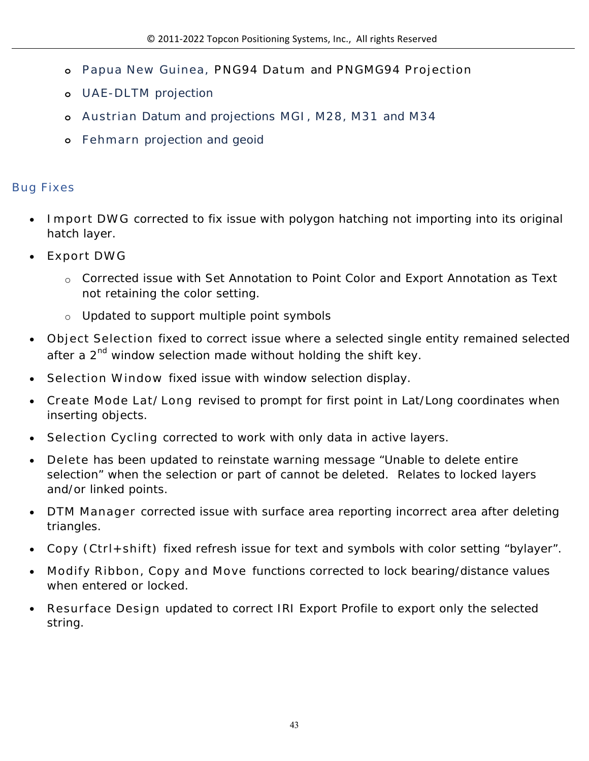- Papua New Guinea, PNG94 Datum and PNGMG94 Projection
    - UAE-DLTM projection
    - Austrian Datum and projections MGI, M28, M31 and M34
    - Fehmarn projection and geoid

## Bug Fixes

- Import DWG corrected to fix issue with polygon hatching not importing into its original hatch layer.
- Export DWG
    - Corrected issue with Set Annotation to Point Color and Export Annotation as Text not retaining the color setting.
    - Updated to support multiple point symbols
- Object Selection fixed to correct issue where a selected single entity remained selected after a 2nd window selection made without holding the shift key.
- Selection Window fixed issue with window selection display.
- Create Mode Lat/Long revised to prompt for first point in Lat/Long coordinates when inserting objects.
- Selection Cycling corrected to work with only data in active layers.
- Delete has been updated to reinstate warning message “Unable to delete entire selection” when the selection or part of cannot be deleted. Relates to locked layers and/or linked points.
- DTM Manager corrected issue with surface area reporting incorrect area after deleting triangles.
- Copy (Ctrl+shift) fixed refresh issue for text and symbols with color setting “bylayer”.
- Modify Ribbon, Copy and Move functions corrected to lock bearing/distance values when entered or locked.
- Resurface Design updated to correct IRI Export Profile to export only the selected string.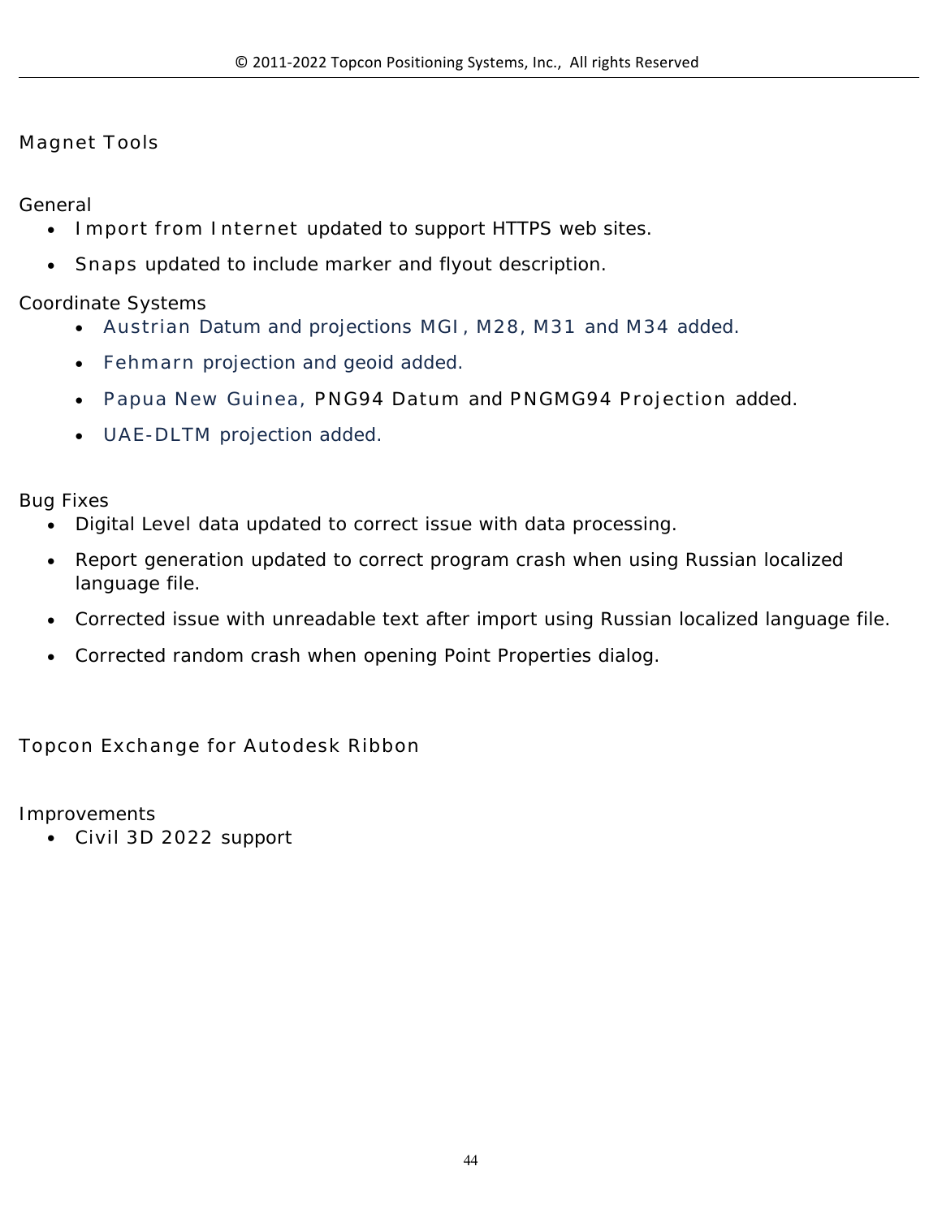## Magnet Tools

### General

- Import from Internet updated to support HTTPS web sites.
- Snaps updated to include marker and flyout description.

### Coordinate Systems

- Austrian Datum and projections MGI, M28, M31 and M34 added.
- Fehmarn projection and geoid added.
- Papua New Guinea, PNG94 Datum and PNGMG94 Projection added.
- UAE-DLTM projection added.

### Bug Fixes

- Digital Level data updated to correct issue with data processing.
- Report generation updated to correct program crash when using Russian localized language file.
- Corrected issue with unreadable text after import using Russian localized language file.
- Corrected random crash when opening Point Properties dialog.

## Topcon Exchange for Autodesk Ribbon

### Improvements

- Civil 3D 2022 support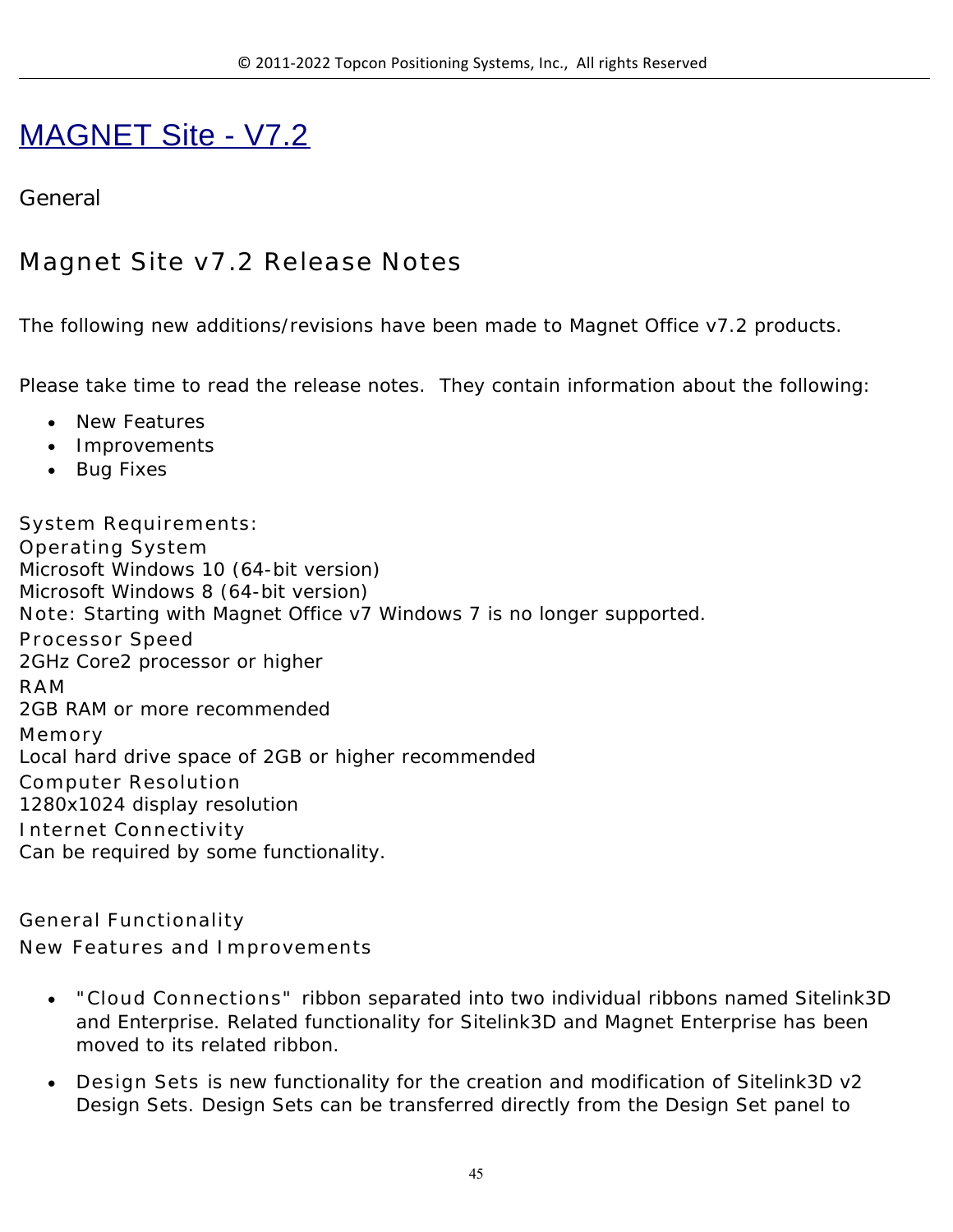# MAGNET Site - V7.2

General

## Magnet Site v7.2 Release Notes

The following new additions/revisions have been made to Magnet Office v7.2 products.

Please take time to read the release notes.  They contain information about the following:

- New Features
- Improvements
- Bug Fixes

System Requirements:

Operating System

Microsoft Windows 10 (64-bit version)

Microsoft Windows 8 (64-bit version)

Note: Starting with Magnet Office v7 Windows 7 is no longer supported.

Processor Speed

2GHz Core2 processor or higher

RAM

2GB RAM or more recommended

Memory

Local hard drive space of 2GB or higher recommended

Computer Resolution

1280x1024 display resolution

Internet Connectivity

Can be required by some functionality.

General Functionality

New Features and Improvements

- "Cloud Connections" ribbon separated into two individual ribbons named Sitelink3D and Enterprise. Related functionality for Sitelink3D and Magnet Enterprise has been moved to its related ribbon.
- Design Sets is new functionality for the creation and modification of Sitelink3D v2 Design Sets. Design Sets can be transferred directly from the Design Set panel to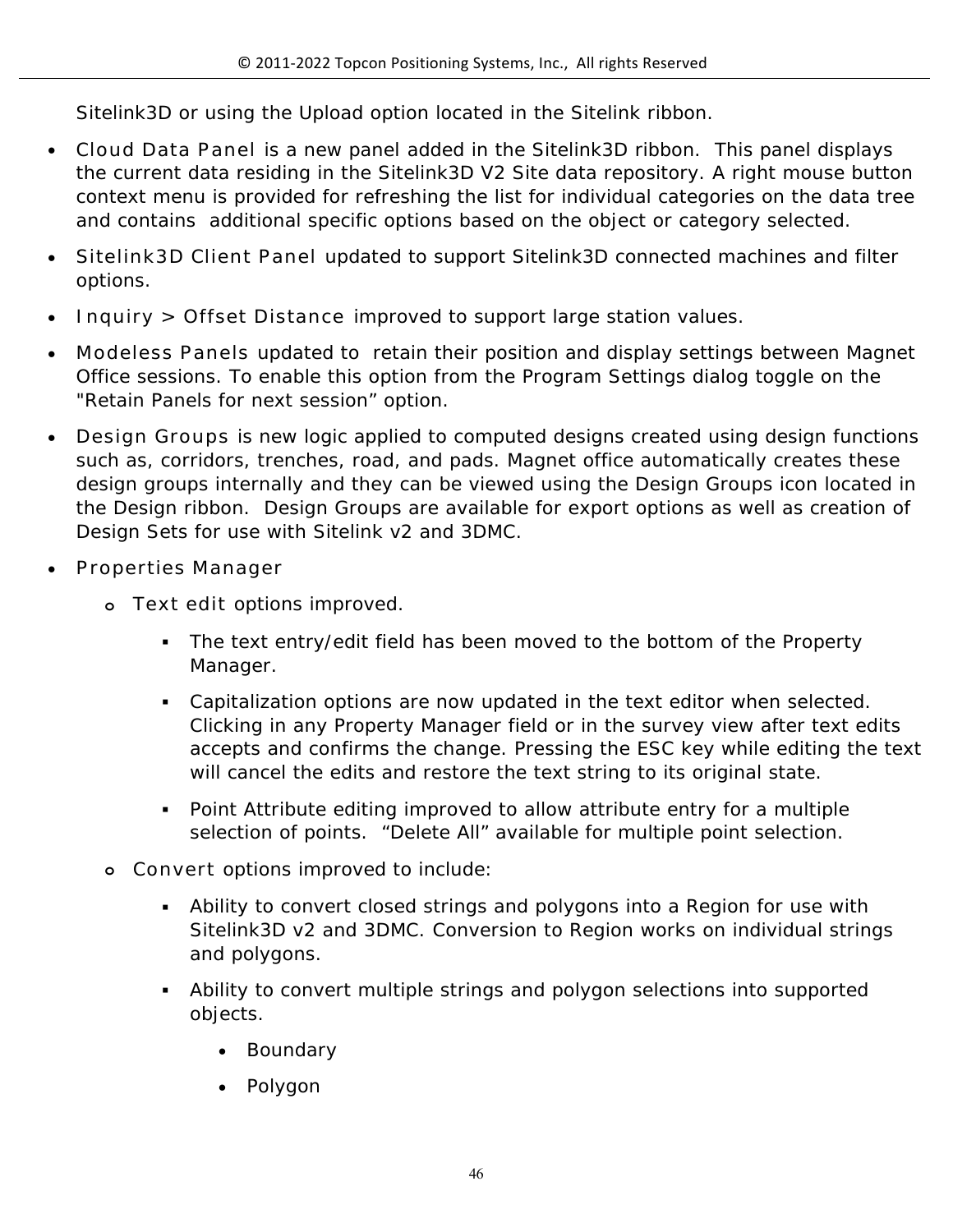Sitelink3D or using the Upload option located in the Sitelink ribbon.

- Cloud Data Panel is a new panel added in the Sitelink3D ribbon. This panel displays the current data residing in the Sitelink3D V2 Site data repository. A right mouse button context menu is provided for refreshing the list for individual categories on the data tree and contains additional specific options based on the object or category selected.
- Sitelink3D Client Panel updated to support Sitelink3D connected machines and filter options.
- Inquiry > Offset Distance improved to support large station values.
- Modeless Panels updated to retain their position and display settings between Magnet Office sessions. To enable this option from the Program Settings dialog toggle on the "Retain Panels for next session" option.
- Design Groups is new logic applied to computed designs created using design functions such as, corridors, trenches, road, and pads. Magnet office automatically creates these design groups internally and they can be viewed using the Design Groups icon located in the Design ribbon. Design Groups are available for export options as well as creation of Design Sets for use with Sitelink v2 and 3DMC.
- Properties Manager
  - Text edit options improved.
    - The text entry/edit field has been moved to the bottom of the Property Manager.
    - Capitalization options are now updated in the text editor when selected. Clicking in any Property Manager field or in the survey view after text edits accepts and confirms the change. Pressing the ESC key while editing the text will cancel the edits and restore the text string to its original state.
    - Point Attribute editing improved to allow attribute entry for a multiple selection of points. "Delete All" available for multiple point selection.
  - Convert options improved to include:
    - Ability to convert closed strings and polygons into a Region for use with Sitelink3D v2 and 3DMC. Conversion to Region works on individual strings and polygons.
    - Ability to convert multiple strings and polygon selections into supported objects.
      - Boundary
      - Polygon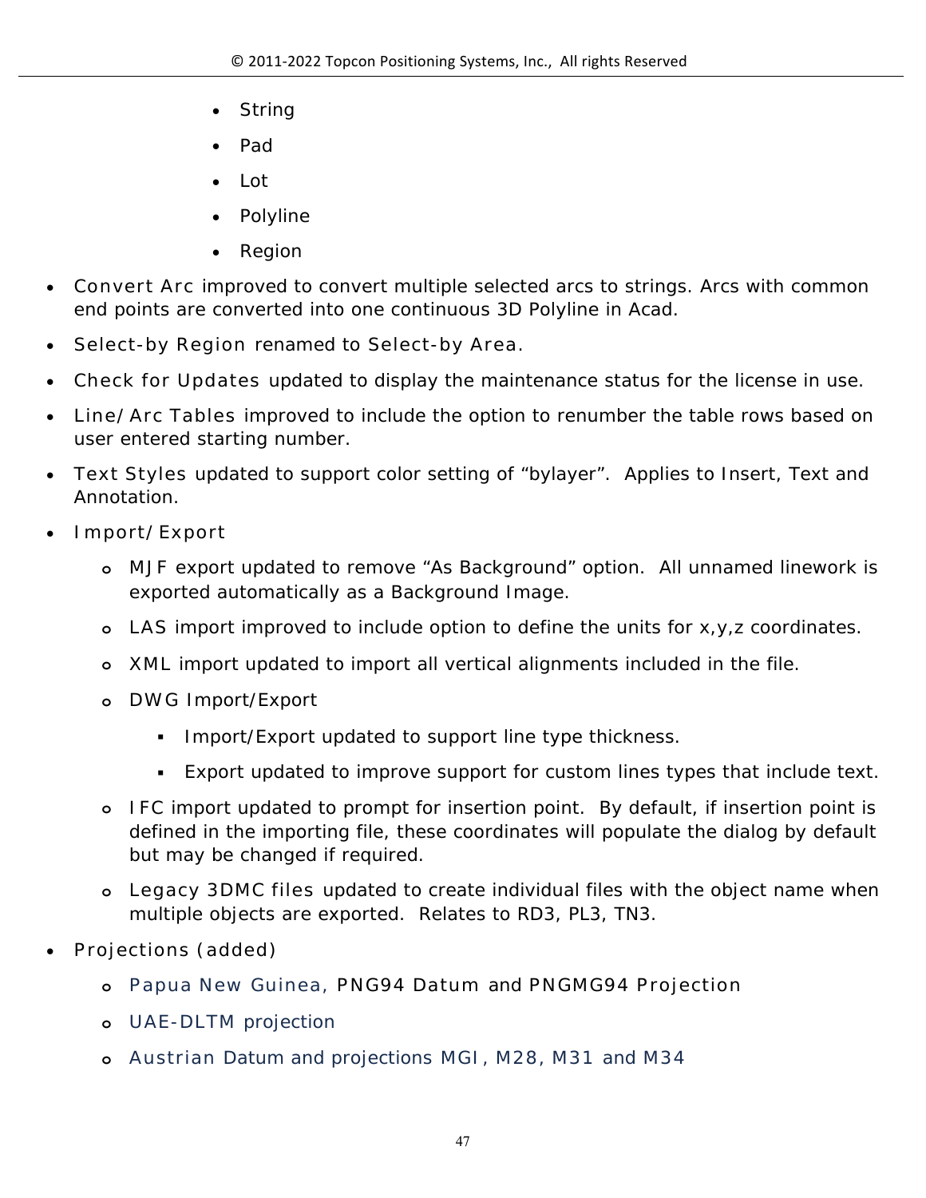- String
  - Pad
  - Lot
  - Polyline
  - Region

- Convert Arc improved to convert multiple selected arcs to strings. Arcs with common end points are converted into one continuous 3D Polyline in Acad.
- Select-by Region renamed to Select-by Area.
- Check for Updates updated to display the maintenance status for the license in use.
- Line/Arc Tables improved to include the option to renumber the table rows based on user entered starting number.
- Text Styles updated to support color setting of “bylayer”.  Applies to Insert, Text and Annotation.
- Import/Export
  - MJF export updated to remove “As Background” option.  All unnamed linework is exported automatically as a Background Image.
  - LAS import improved to include option to define the units for x,y,z coordinates.
  - XML import updated to import all vertical alignments included in the file.
  - DWG Import/Export
    - Import/Export updated to support line type thickness.
    - Export updated to improve support for custom lines types that include text.
  - IFC import updated to prompt for insertion point.  By default, if insertion point is defined in the importing file, these coordinates will populate the dialog by default but may be changed if required.
  - Legacy 3DMC files updated to create individual files with the object name when multiple objects are exported.  Relates to RD3, PL3, TN3.
- Projections (added)
  - Papua New Guinea, PNG94 Datum and PNGMG94 Projection
  - UAE-DLTM projection
  - Austrian Datum and projections MGI, M28, M31 and M34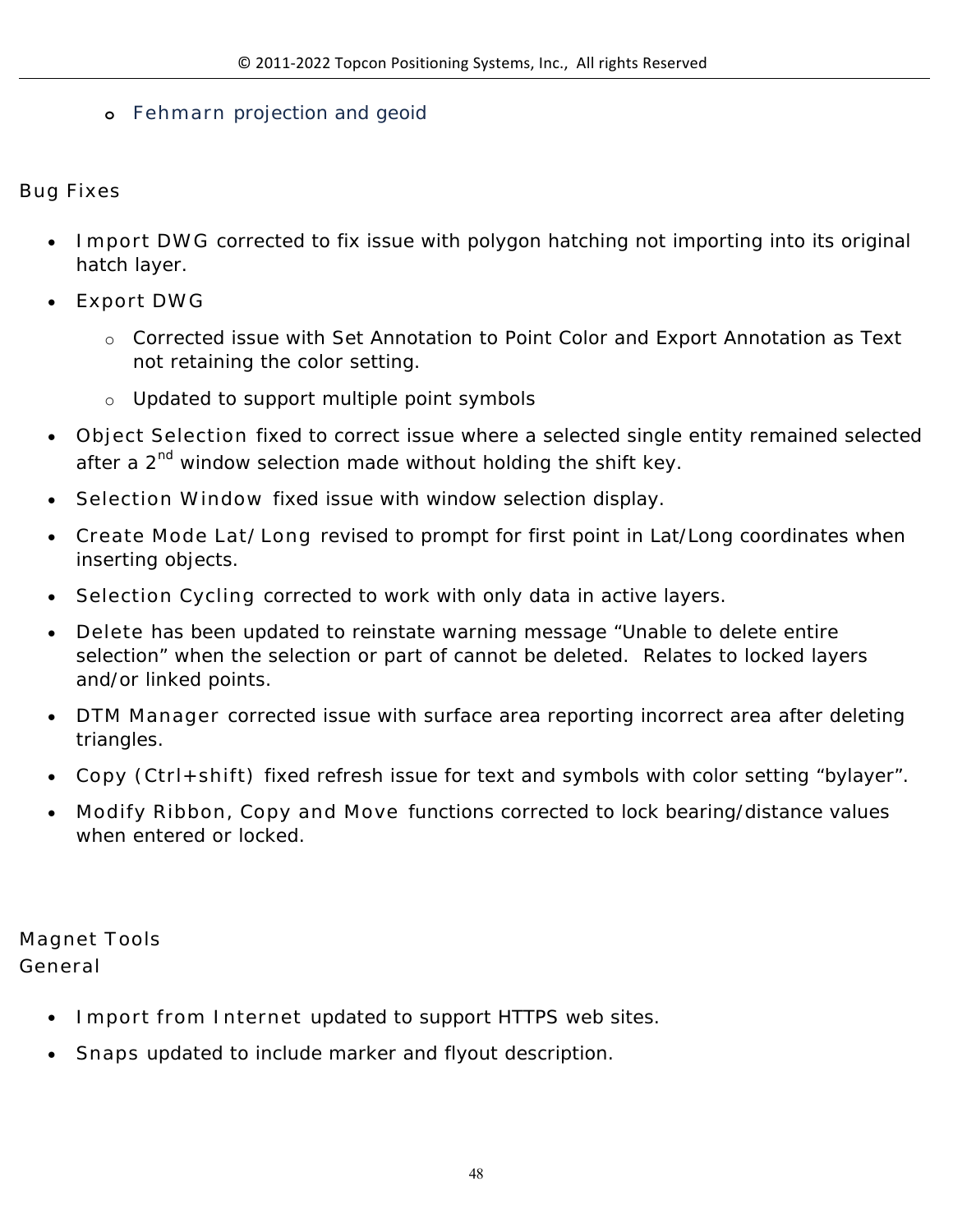- Fehmarn projection and geoid

## Bug Fixes

- Import DWG corrected to fix issue with polygon hatching not importing into its original hatch layer.
- Export DWG
  - Corrected issue with Set Annotation to Point Color and Export Annotation as Text not retaining the color setting.
  - Updated to support multiple point symbols
- Object Selection fixed to correct issue where a selected single entity remained selected after a 2nd window selection made without holding the shift key.
- Selection Window fixed issue with window selection display.
- Create Mode Lat/Long revised to prompt for first point in Lat/Long coordinates when inserting objects.
- Selection Cycling corrected to work with only data in active layers.
- Delete has been updated to reinstate warning message “Unable to delete entire selection” when the selection or part of cannot be deleted. Relates to locked layers and/or linked points.
- DTM Manager corrected issue with surface area reporting incorrect area after deleting triangles.
- Copy (Ctrl+shift) fixed refresh issue for text and symbols with color setting “bylayer”.
- Modify Ribbon, Copy and Move functions corrected to lock bearing/distance values when entered or locked.

## Magnet Tools

### General

- Import from Internet updated to support HTTPS web sites.
- Snaps updated to include marker and flyout description.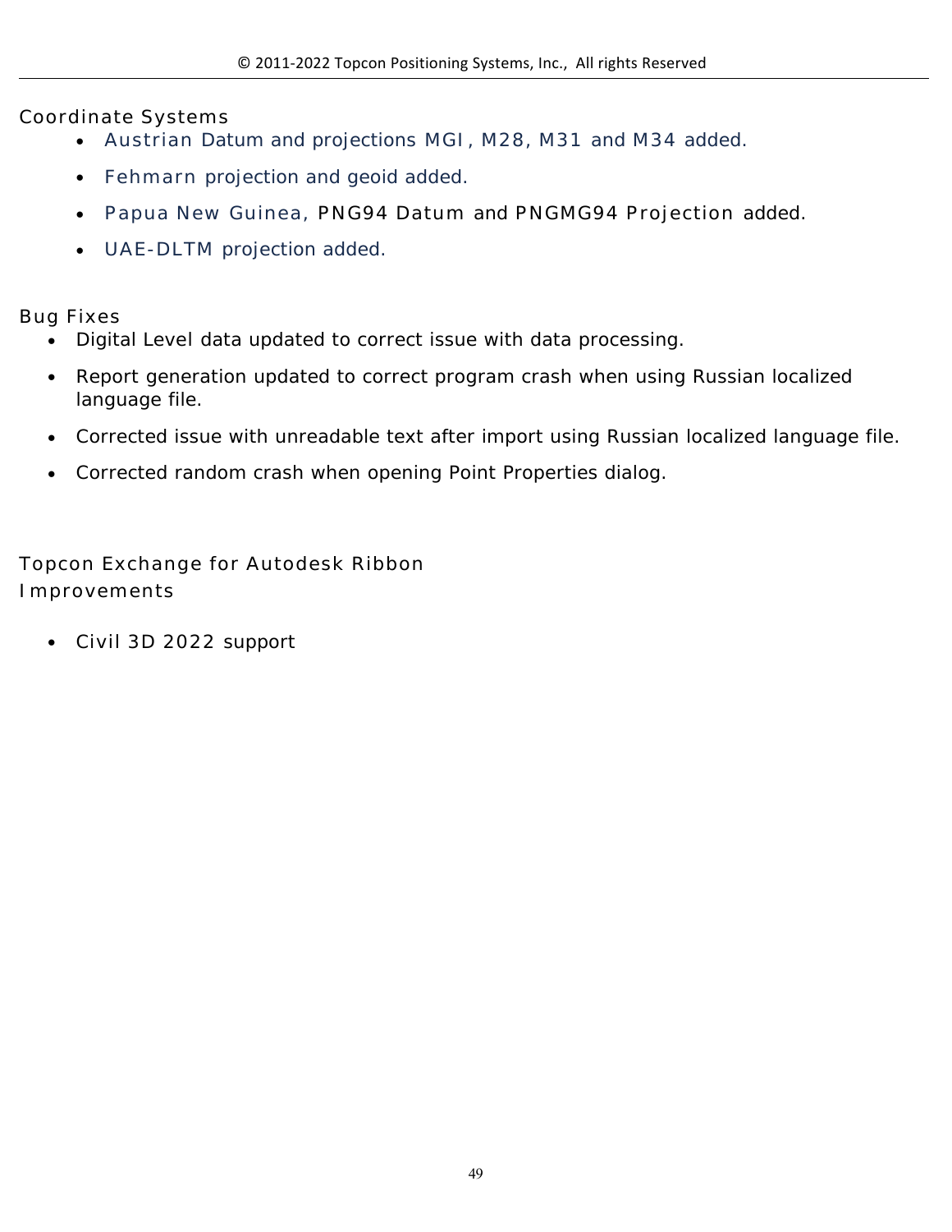## Coordinate Systems

- Austrian Datum and projections MGI , M28, M31 and M34 added.
- Fehmarn projection and geoid added.
- Papua New Guinea, PNG94 Datum and PNGMG94 Projection added.
- UAE-DLTM projection added.

## Bug Fixes

- Digital Level data updated to correct issue with data processing.
- Report generation updated to correct program crash when using Russian localized language file.
- Corrected issue with unreadable text after import using Russian localized language file.
- Corrected random crash when opening Point Properties dialog.

## Topcon Exchange for Autodesk Ribbon Improvements

- Civil 3D 2022 support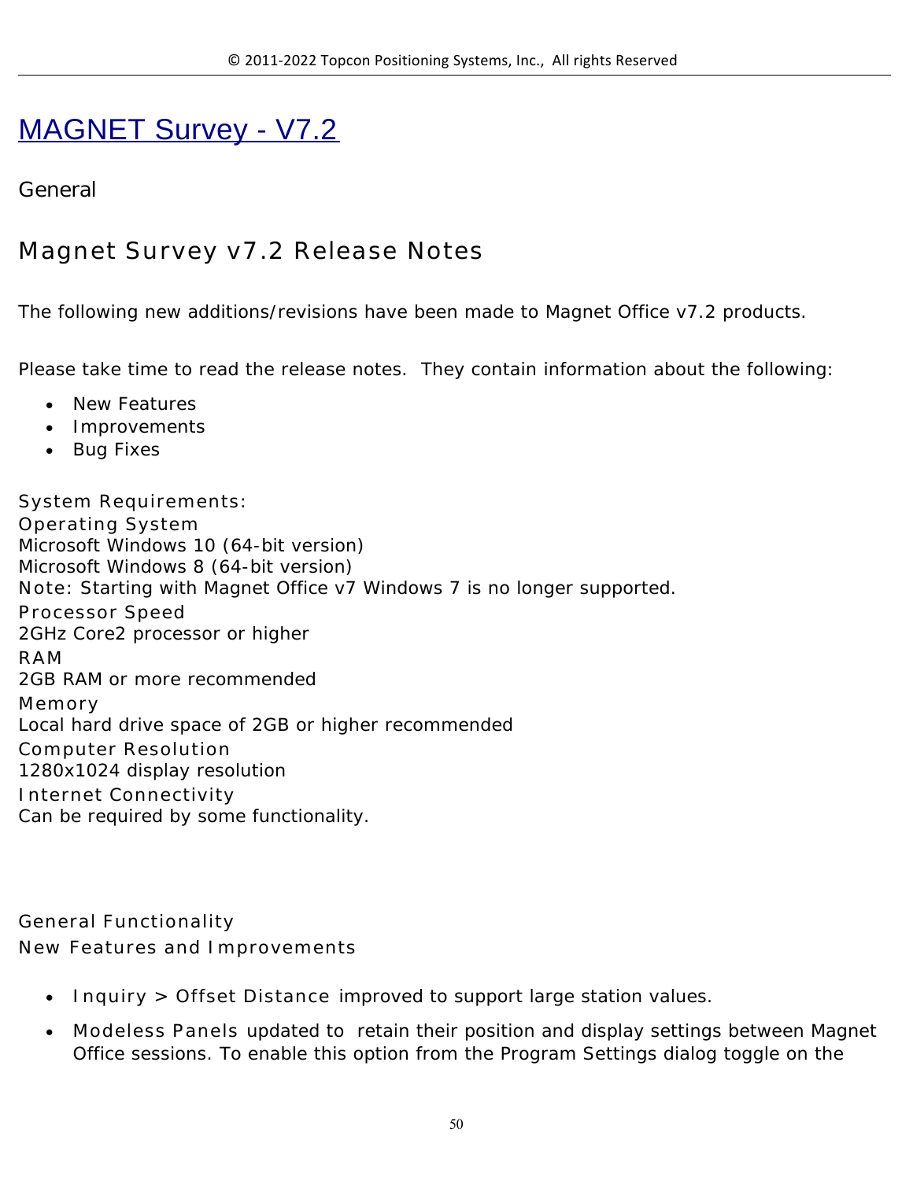# MAGNET Survey - V7.2

## General

## Magnet Survey v7.2 Release Notes

The following new additions/revisions have been made to Magnet Office v7.2 products.

Please take time to read the release notes. They contain information about the following:

- New Features
- Improvements
- Bug Fixes

System Requirements:
Operating System
Microsoft Windows 10 (64-bit version)
Microsoft Windows 8 (64-bit version)
Note: Starting with Magnet Office v7 Windows 7 is no longer supported.
Processor Speed
2GHz Core2 processor or higher
RAM
2GB RAM or more recommended
Memory
Local hard drive space of 2GB or higher recommended
Computer Resolution
1280x1024 display resolution
Internet Connectivity
Can be required by some functionality.

General Functionality
New Features and Improvements

- Inquiry > Offset Distance improved to support large station values.
- Modeless Panels updated to retain their position and display settings between Magnet Office sessions. To enable this option from the Program Settings dialog toggle on the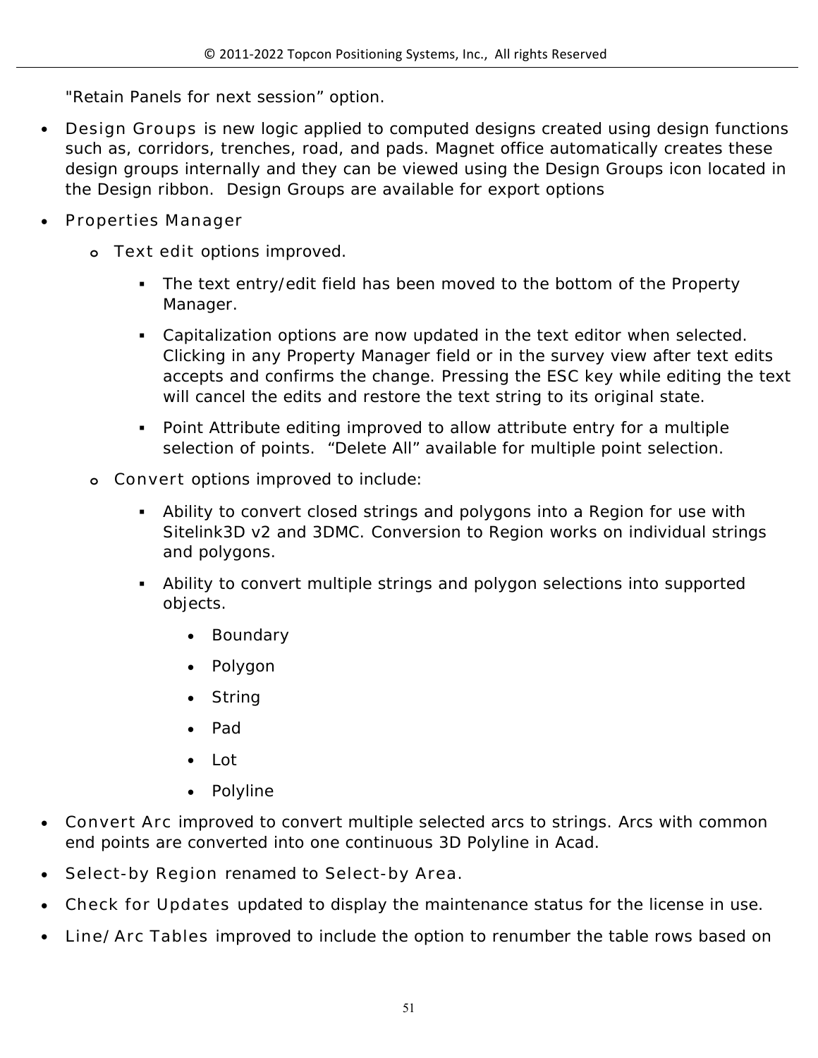"Retain Panels for next session" option.

- Design Groups is new logic applied to computed designs created using design functions such as, corridors, trenches, road, and pads. Magnet office automatically creates these design groups internally and they can be viewed using the Design Groups icon located in the Design ribbon.  Design Groups are available for export options
- Properties Manager
  - Text edit options improved.
    - The text entry/edit field has been moved to the bottom of the Property Manager.
    - Capitalization options are now updated in the text editor when selected. Clicking in any Property Manager field or in the survey view after text edits accepts and confirms the change. Pressing the ESC key while editing the text will cancel the edits and restore the text string to its original state.
    - Point Attribute editing improved to allow attribute entry for a multiple selection of points.  "Delete All" available for multiple point selection.
  - Convert options improved to include:
    - Ability to convert closed strings and polygons into a Region for use with Sitelink3D v2 and 3DMC. Conversion to Region works on individual strings and polygons.
    - Ability to convert multiple strings and polygon selections into supported objects.
      - Boundary
      - Polygon
      - String
      - Pad
      - Lot
      - Polyline
- Convert Arc improved to convert multiple selected arcs to strings. Arcs with common end points are converted into one continuous 3D Polyline in Acad.
- Select-by Region renamed to Select-by Area.
- Check for Updates updated to display the maintenance status for the license in use.
- Line/Arc Tables improved to include the option to renumber the table rows based on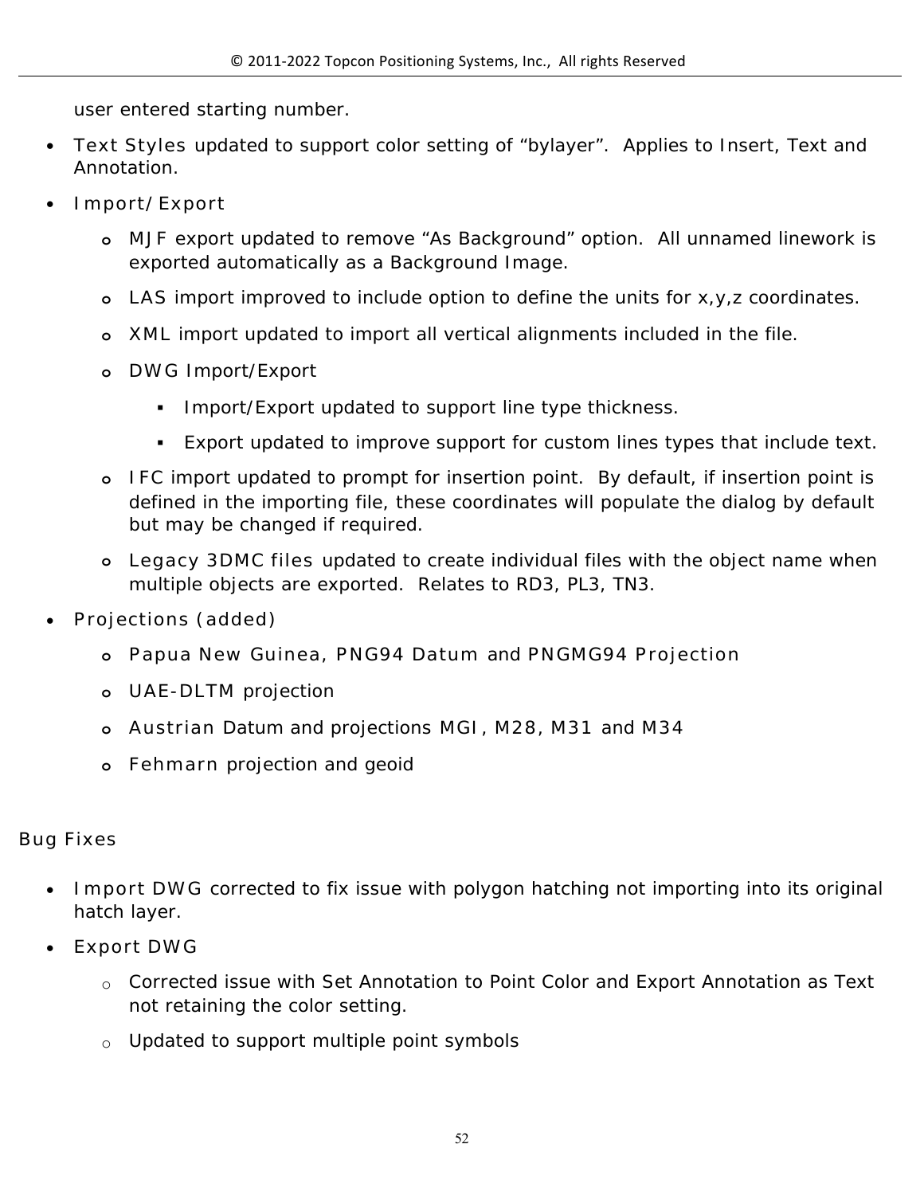user entered starting number.

- Text Styles updated to support color setting of "bylayer". Applies to Insert, Text and Annotation.
- Import/Export
  - MJF export updated to remove "As Background" option. All unnamed linework is exported automatically as a Background Image.
  - LAS import improved to include option to define the units for x,y,z coordinates.
  - XML import updated to import all vertical alignments included in the file.
  - DWG Import/Export
    - Import/Export updated to support line type thickness.
    - Export updated to improve support for custom lines types that include text.
  - IFC import updated to prompt for insertion point. By default, if insertion point is defined in the importing file, these coordinates will populate the dialog by default but may be changed if required.
  - Legacy 3DMC files updated to create individual files with the object name when multiple objects are exported. Relates to RD3, PL3, TN3.
- Projections (added)
  - Papua New Guinea, PNG94 Datum and PNGMG94 Projection
  - UAE-DLTM projection
  - Austrian Datum and projections MGI, M28, M31 and M34
  - Fehmarn projection and geoid

## Bug Fixes

- Import DWG corrected to fix issue with polygon hatching not importing into its original hatch layer.
- Export DWG
  - Corrected issue with Set Annotation to Point Color and Export Annotation as Text not retaining the color setting.
  - Updated to support multiple point symbols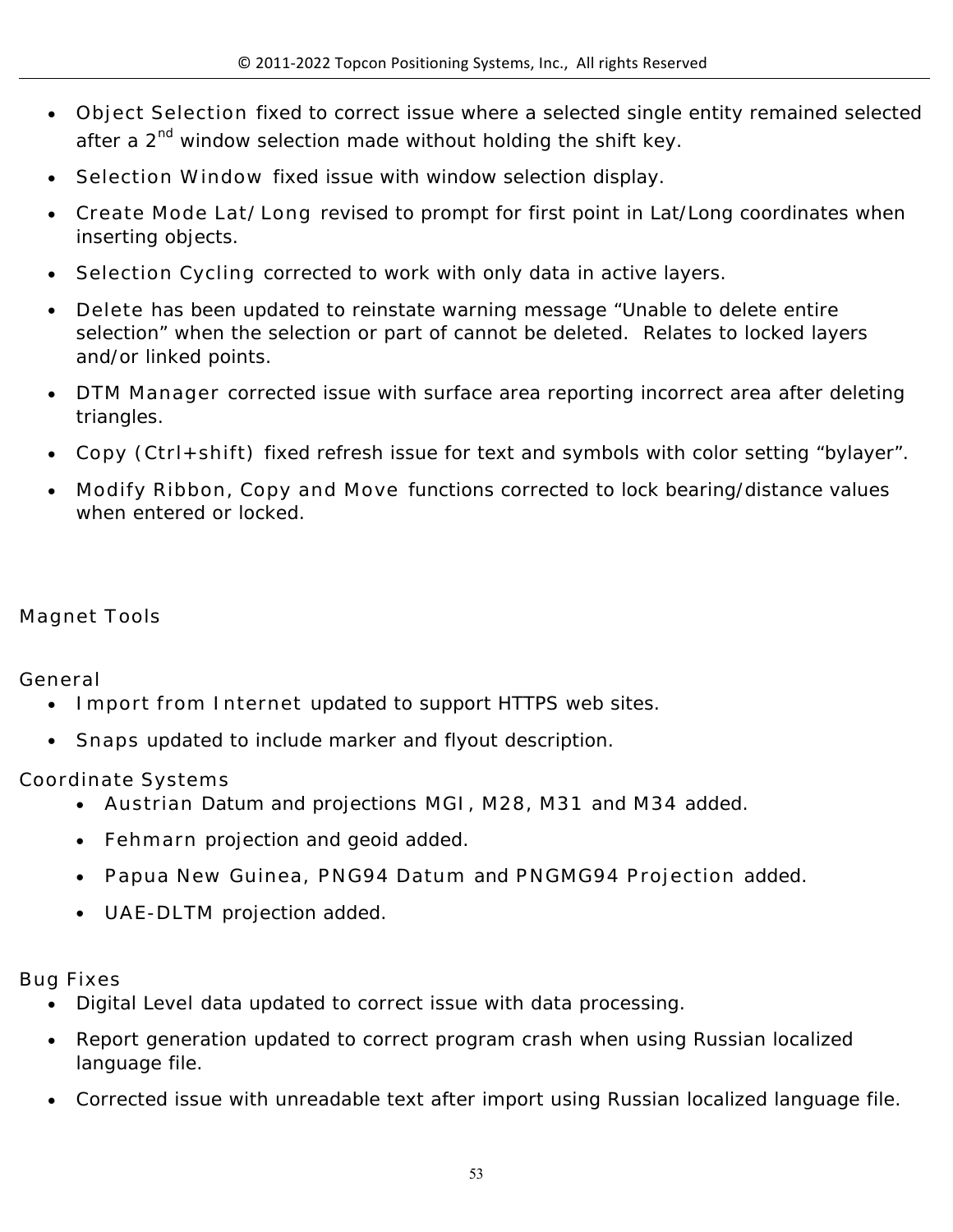- Object Selection fixed to correct issue where a selected single entity remained selected after a 2nd window selection made without holding the shift key.
- Selection Window fixed issue with window selection display.
- Create Mode Lat/Long revised to prompt for first point in Lat/Long coordinates when inserting objects.
- Selection Cycling corrected to work with only data in active layers.
- Delete has been updated to reinstate warning message “Unable to delete entire selection” when the selection or part of cannot be deleted. Relates to locked layers and/or linked points.
- DTM Manager corrected issue with surface area reporting incorrect area after deleting triangles.
- Copy (Ctrl+shift) fixed refresh issue for text and symbols with color setting “bylayer”.
- Modify Ribbon, Copy and Move functions corrected to lock bearing/distance values when entered or locked.

## Magnet Tools

### General

- Import from Internet updated to support HTTPS web sites.
- Snaps updated to include marker and flyout description.

### Coordinate Systems

- Austrian Datum and projections MGI, M28, M31 and M34 added.
- Fehmarn projection and geoid added.
- Papua New Guinea, PNG94 Datum and PNGMG94 Projection added.
- UAE-DLTM projection added.

### Bug Fixes

- Digital Level data updated to correct issue with data processing.
- Report generation updated to correct program crash when using Russian localized language file.
- Corrected issue with unreadable text after import using Russian localized language file.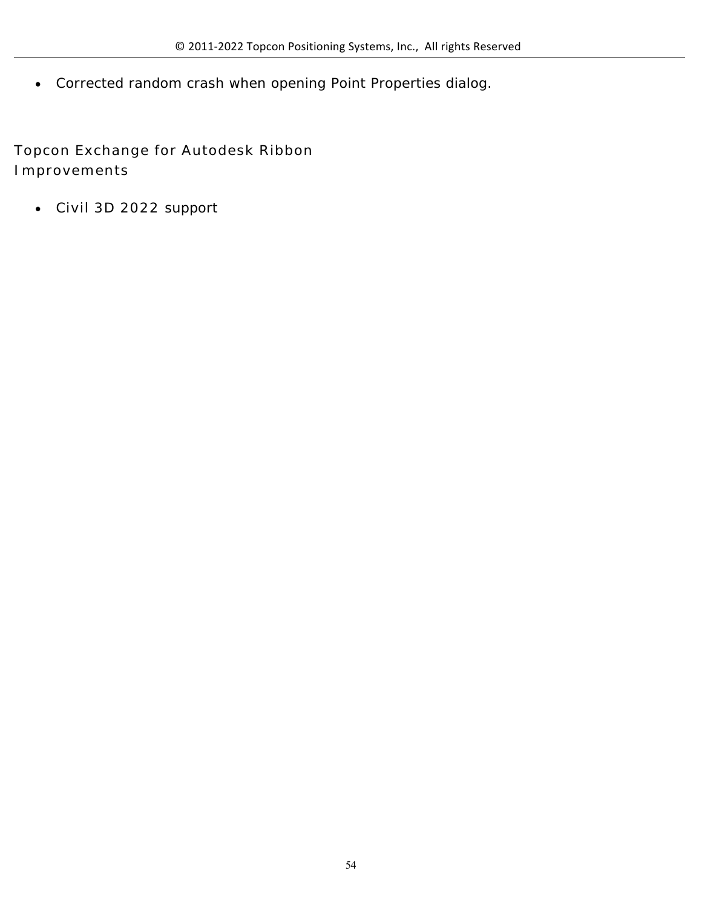- Corrected random crash when opening Point Properties dialog.

### Topcon Exchange for Autodesk Ribbon Improvements

- Civil 3D 2022 support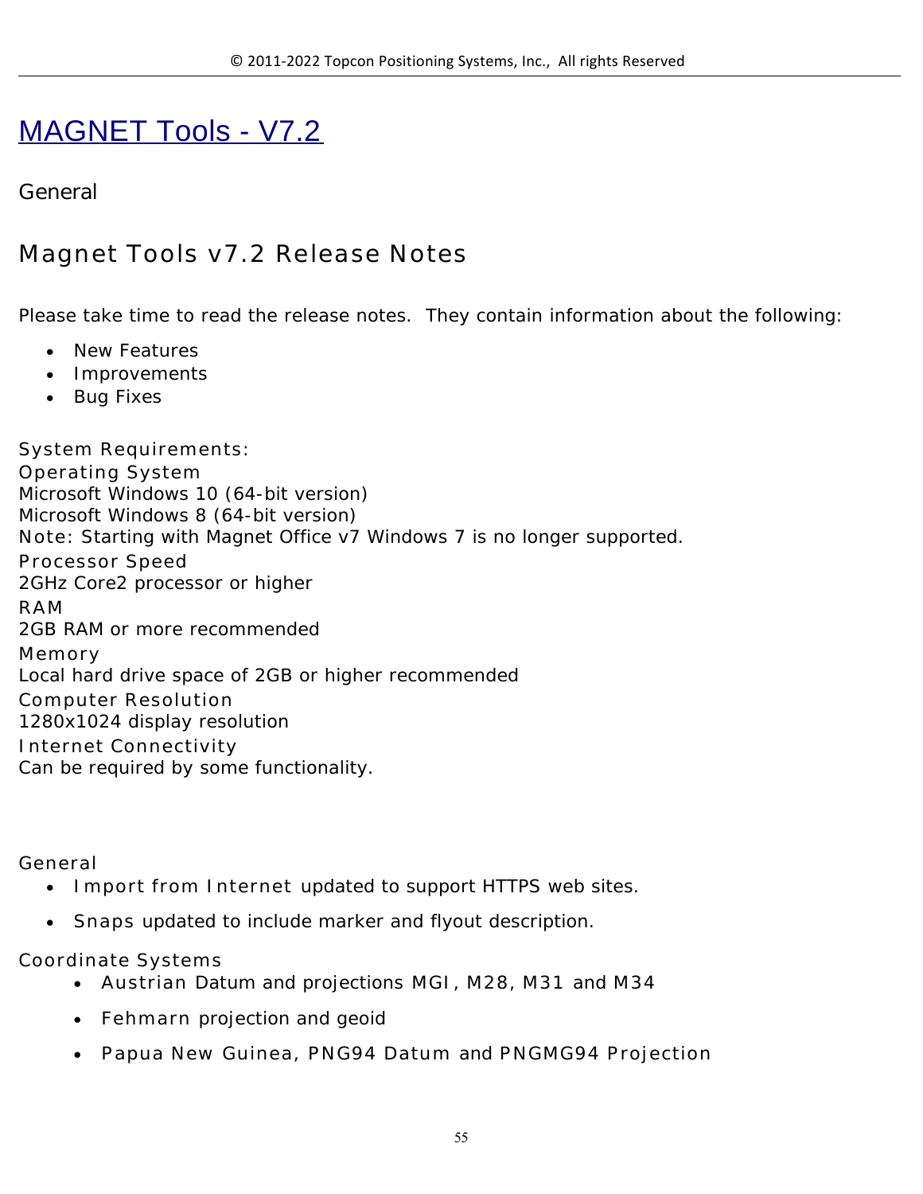# MAGNET Tools - V7.2

General

## Magnet Tools v7.2 Release Notes

Please take time to read the release notes. They contain information about the following:

- New Features
- Improvements
- Bug Fixes

System Requirements:
Operating System
Microsoft Windows 10 (64-bit version)
Microsoft Windows 8 (64-bit version)
Note: Starting with Magnet Office v7 Windows 7 is no longer supported.
Processor Speed
2GHz Core2 processor or higher
RAM
2GB RAM or more recommended
Memory
Local hard drive space of 2GB or higher recommended
Computer Resolution
1280x1024 display resolution
Internet Connectivity
Can be required by some functionality.

General

- Import from Internet updated to support HTTPS web sites.
- Snaps updated to include marker and flyout description.

Coordinate Systems

- Austrian Datum and projections MGI, M28, M31 and M34
- Fehmarn projection and geoid
- Papua New Guinea, PNG94 Datum and PNGMG94 Projection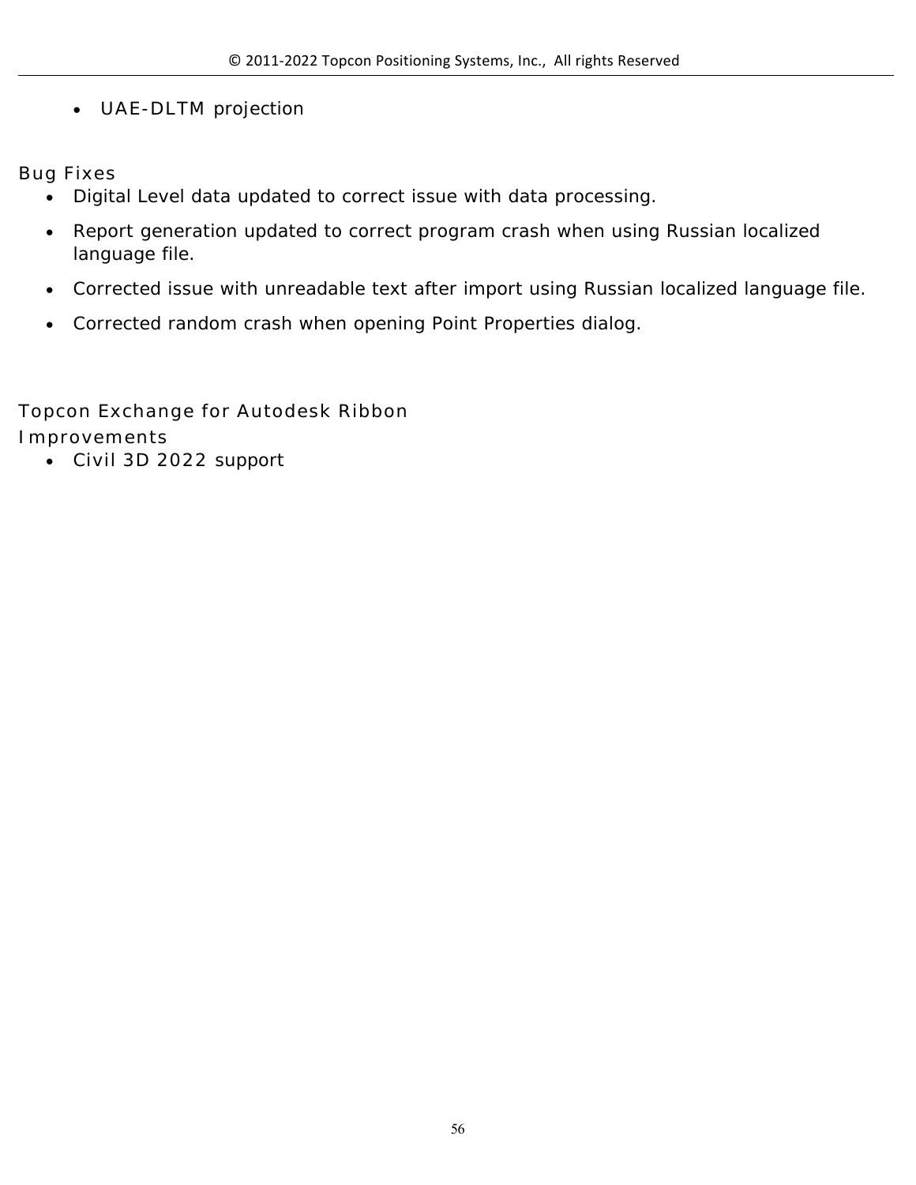- UAE-DLTM projection

## Bug Fixes

- Digital Level data updated to correct issue with data processing.
- Report generation updated to correct program crash when using Russian localized language file.
- Corrected issue with unreadable text after import using Russian localized language file.
- Corrected random crash when opening Point Properties dialog.

## Topcon Exchange for Autodesk Ribbon

### Improvements

- Civil 3D 2022 support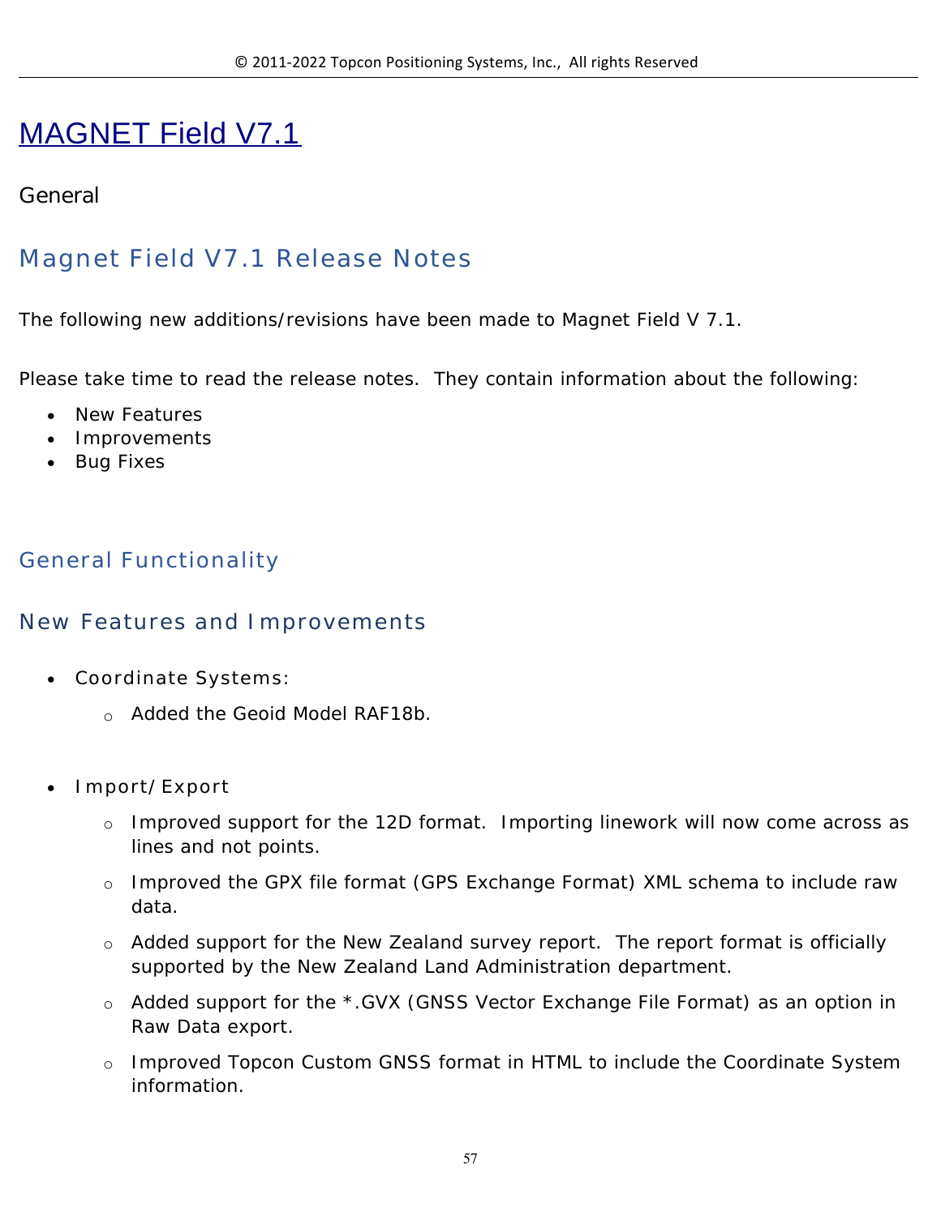# MAGNET Field V7.1

General

## Magnet Field V7.1 Release Notes

The following new additions/revisions have been made to Magnet Field V 7.1.

Please take time to read the release notes. They contain information about the following:

- New Features
- Improvements
- Bug Fixes

## General Functionality

### New Features and Improvements

- Coordinate Systems:
  - Added the Geoid Model RAF18b.

- Import/Export
  - Improved support for the 12D format. Importing linework will now come across as lines and not points.
  - Improved the GPX file format (GPS Exchange Format) XML schema to include raw data.
  - Added support for the New Zealand survey report. The report format is officially supported by the New Zealand Land Administration department.
  - Added support for the *.GVX (GNSS Vector Exchange File Format) as an option in Raw Data export.
  - Improved Topcon Custom GNSS format in HTML to include the Coordinate System information.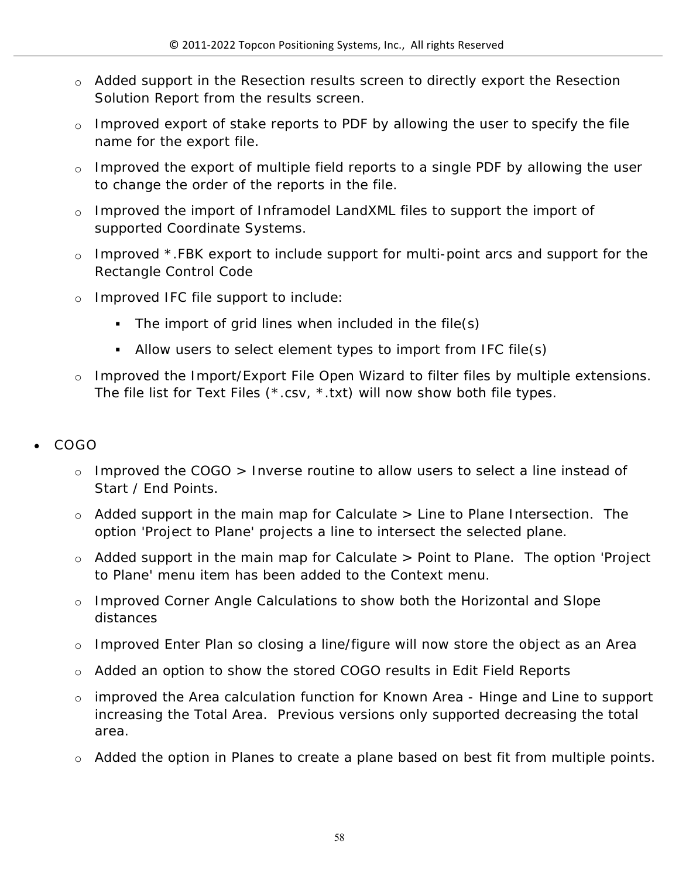- Added support in the Resection results screen to directly export the Resection Solution Report from the results screen.
- Improved export of stake reports to PDF by allowing the user to specify the file name for the export file.
- Improved the export of multiple field reports to a single PDF by allowing the user to change the order of the reports in the file.
- Improved the import of Inframodel LandXML files to support the import of supported Coordinate Systems.
- Improved *.FBK export to include support for multi-point arcs and support for the Rectangle Control Code
- Improved IFC file support to include:
  - The import of grid lines when included in the file(s)
  - Allow users to select element types to import from IFC file(s)
- Improved the Import/Export File Open Wizard to filter files by multiple extensions. The file list for Text Files (*.csv, *.txt) will now show both file types.

- COGO
  - Improved the COGO > Inverse routine to allow users to select a line instead of Start / End Points.
  - Added support in the main map for Calculate > Line to Plane Intersection. The option 'Project to Plane' projects a line to intersect the selected plane.
  - Added support in the main map for Calculate > Point to Plane. The option 'Project to Plane' menu item has been added to the Context menu.
  - Improved Corner Angle Calculations to show both the Horizontal and Slope distances
  - Improved Enter Plan so closing a line/figure will now store the object as an Area
  - Added an option to show the stored COGO results in Edit Field Reports
  - improved the Area calculation function for Known Area - Hinge and Line to support increasing the Total Area. Previous versions only supported decreasing the total area.
  - Added the option in Planes to create a plane based on best fit from multiple points.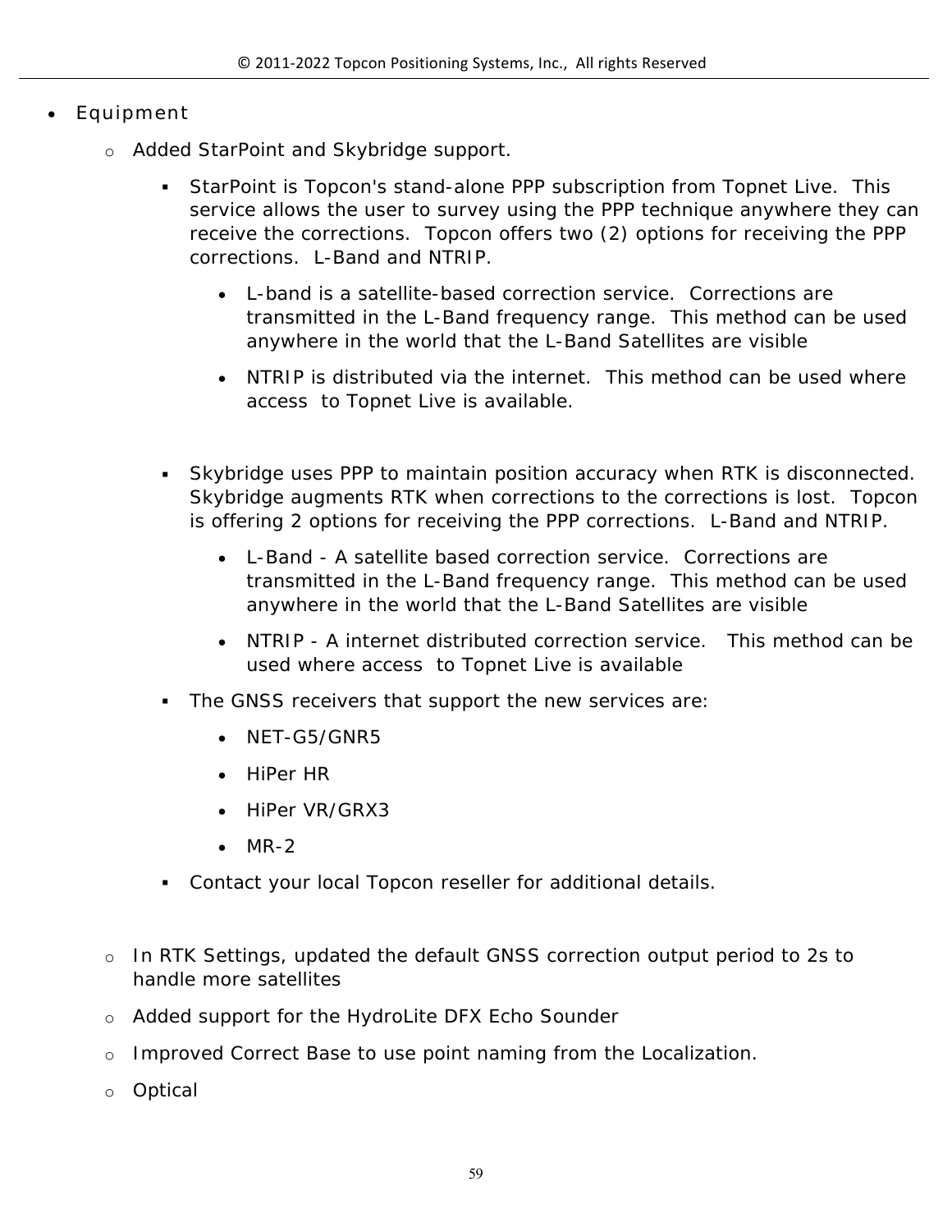- Equipment
  - Added StarPoint and Skybridge support.
    - StarPoint is Topcon's stand-alone PPP subscription from Topnet Live. This service allows the user to survey using the PPP technique anywhere they can receive the corrections. Topcon offers two (2) options for receiving the PPP corrections. L-Band and NTRIP.
      - L-band is a satellite-based correction service. Corrections are transmitted in the L-Band frequency range. This method can be used anywhere in the world that the L-Band Satellites are visible
      - NTRIP is distributed via the internet. This method can be used where access to Topnet Live is available.
    - Skybridge uses PPP to maintain position accuracy when RTK is disconnected. Skybridge augments RTK when corrections to the corrections is lost. Topcon is offering 2 options for receiving the PPP corrections. L-Band and NTRIP.
      - L-Band - A satellite based correction service. Corrections are transmitted in the L-Band frequency range. This method can be used anywhere in the world that the L-Band Satellites are visible
      - NTRIP - A internet distributed correction service. This method can be used where access to Topnet Live is available
    - The GNSS receivers that support the new services are:
      - NET-G5/GNR5
      - HiPer HR
      - HiPer VR/GRX3
      - MR-2
    - Contact your local Topcon reseller for additional details.
  - In RTK Settings, updated the default GNSS correction output period to 2s to handle more satellites
  - Added support for the HydroLite DFX Echo Sounder
  - Improved Correct Base to use point naming from the Localization.
  - Optical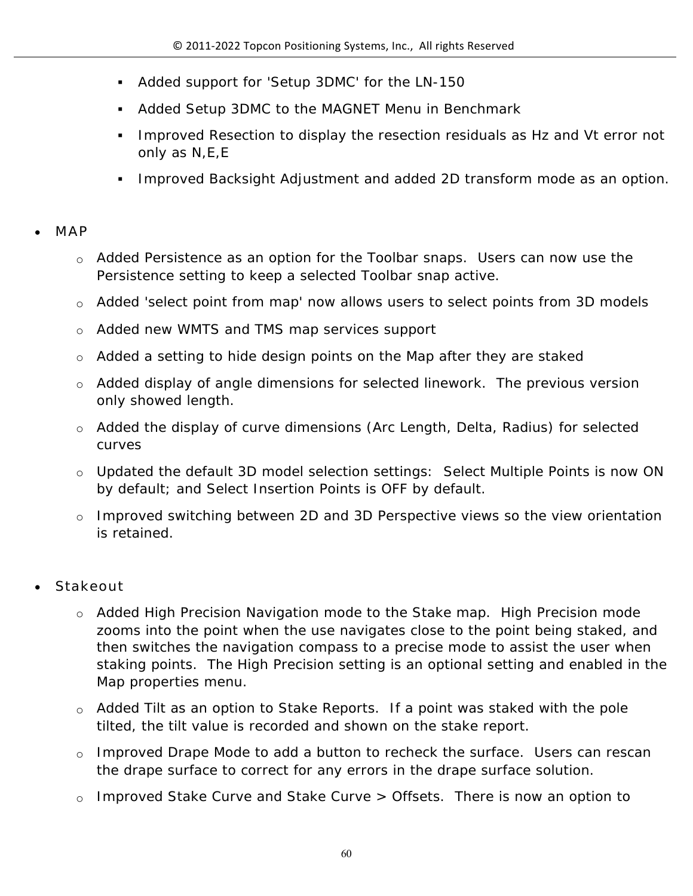- Added support for 'Setup 3DMC' for the LN-150
    - Added Setup 3DMC to the MAGNET Menu in Benchmark
    - Improved Resection to display the resection residuals as Hz and Vt error not only as N,E,E
    - Improved Backsight Adjustment and added 2D transform mode as an option.

- MAP
  - Added Persistence as an option for the Toolbar snaps. Users can now use the Persistence setting to keep a selected Toolbar snap active.
  - Added 'select point from map' now allows users to select points from 3D models
  - Added new WMTS and TMS map services support
  - Added a setting to hide design points on the Map after they are staked
  - Added display of angle dimensions for selected linework. The previous version only showed length.
  - Added the display of curve dimensions (Arc Length, Delta, Radius) for selected curves
  - Updated the default 3D model selection settings: Select Multiple Points is now ON by default; and Select Insertion Points is OFF by default.
  - Improved switching between 2D and 3D Perspective views so the view orientation is retained.

- Stakeout
  - Added High Precision Navigation mode to the Stake map. High Precision mode zooms into the point when the use navigates close to the point being staked, and then switches the navigation compass to a precise mode to assist the user when staking points. The High Precision setting is an optional setting and enabled in the Map properties menu.
  - Added Tilt as an option to Stake Reports. If a point was staked with the pole tilted, the tilt value is recorded and shown on the stake report.
  - Improved Drape Mode to add a button to recheck the surface. Users can rescan the drape surface to correct for any errors in the drape surface solution.
  - Improved Stake Curve and Stake Curve > Offsets. There is now an option to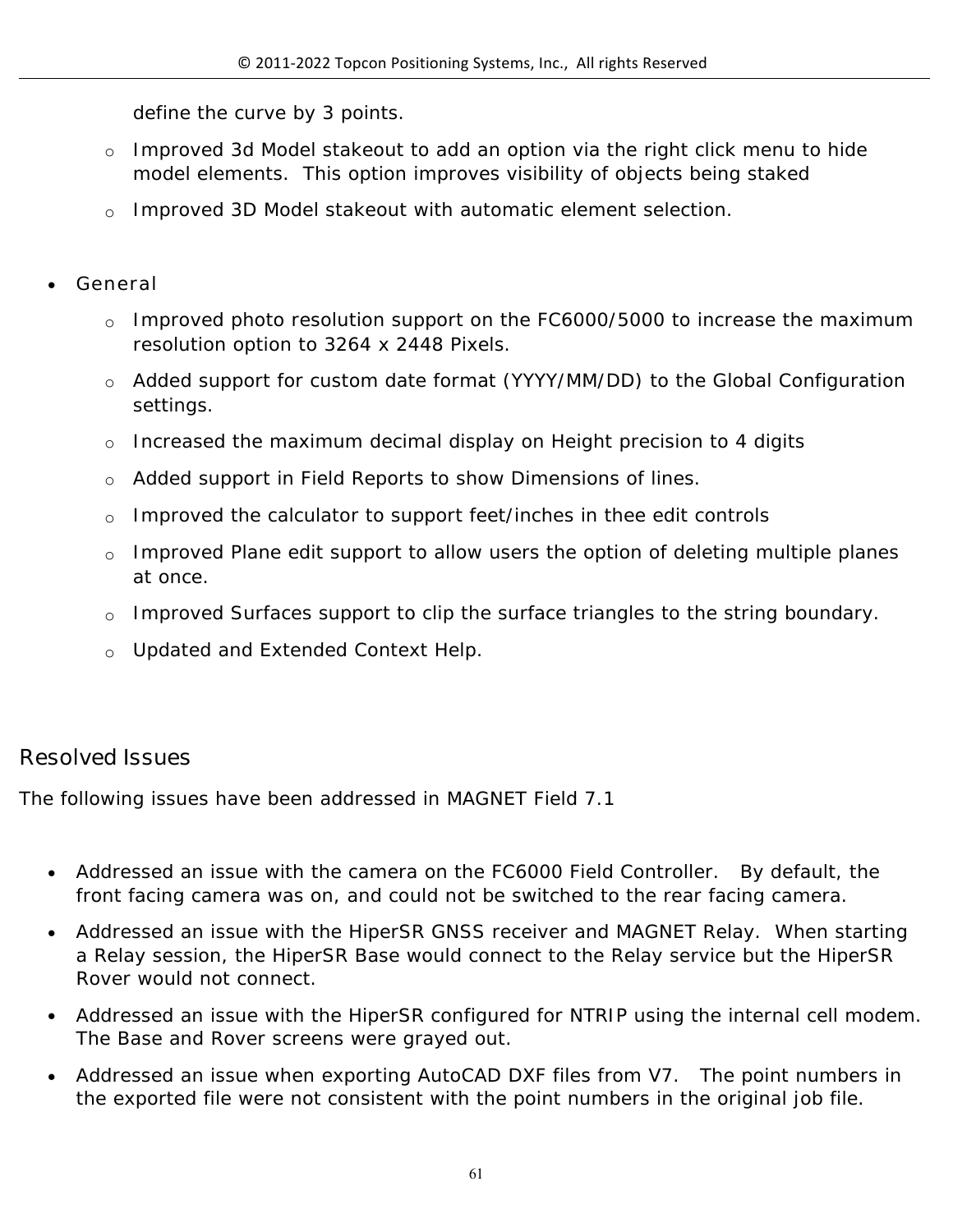define the curve by 3 points.

  - Improved 3d Model stakeout to add an option via the right click menu to hide model elements. This option improves visibility of objects being staked
  - Improved 3D Model stakeout with automatic element selection.

- General
  - Improved photo resolution support on the FC6000/5000 to increase the maximum resolution option to 3264 x 2448 Pixels.
  - Added support for custom date format (YYYY/MM/DD) to the Global Configuration settings.
  - Increased the maximum decimal display on Height precision to 4 digits
  - Added support in Field Reports to show Dimensions of lines.
  - Improved the calculator to support feet/inches in thee edit controls
  - Improved Plane edit support to allow users the option of deleting multiple planes at once.
  - Improved Surfaces support to clip the surface triangles to the string boundary.
  - Updated and Extended Context Help.

## Resolved Issues

The following issues have been addressed in MAGNET Field 7.1

- Addressed an issue with the camera on the FC6000 Field Controller. By default, the front facing camera was on, and could not be switched to the rear facing camera.
- Addressed an issue with the HiperSR GNSS receiver and MAGNET Relay. When starting a Relay session, the HiperSR Base would connect to the Relay service but the HiperSR Rover would not connect.
- Addressed an issue with the HiperSR configured for NTRIP using the internal cell modem. The Base and Rover screens were grayed out.
- Addressed an issue when exporting AutoCAD DXF files from V7. The point numbers in the exported file were not consistent with the point numbers in the original job file.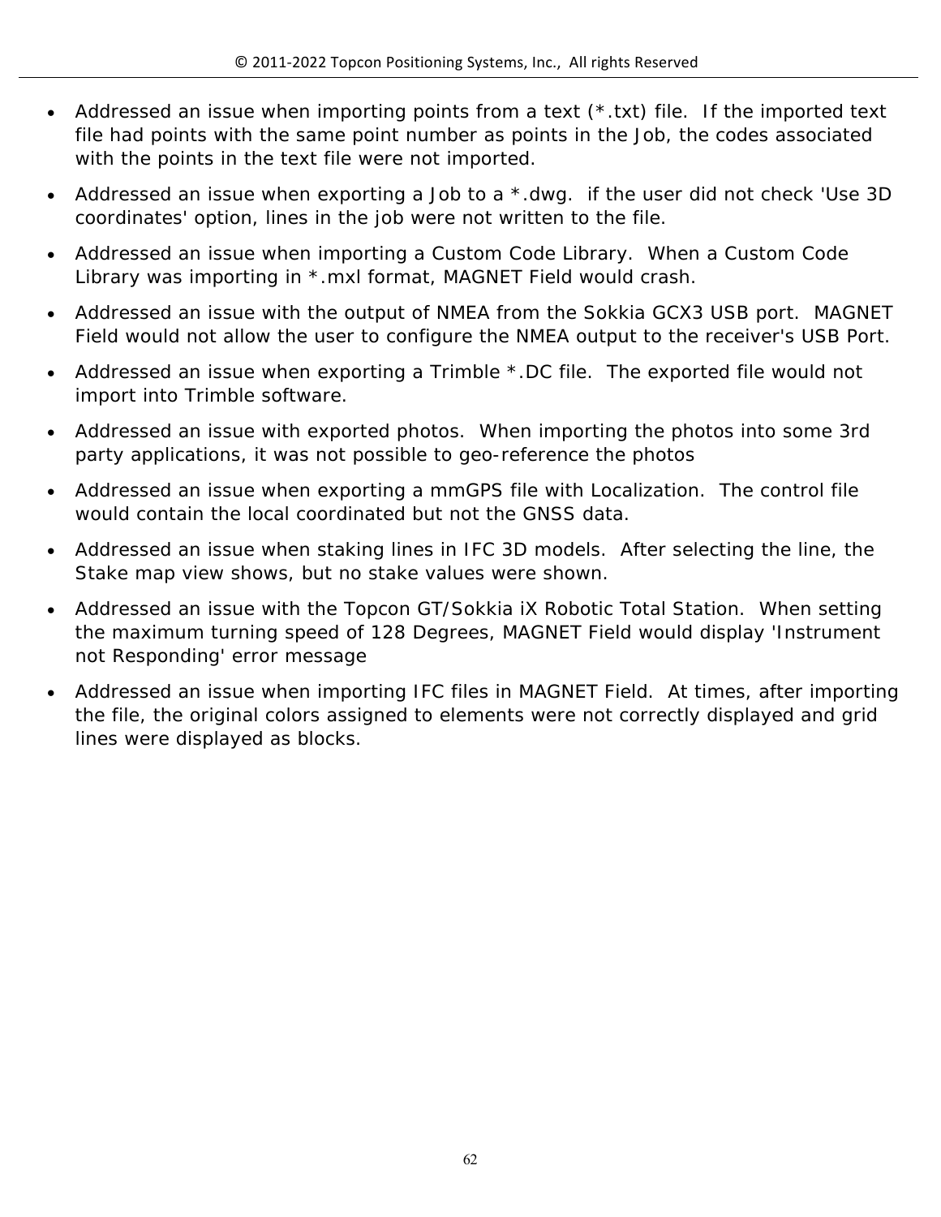- Addressed an issue when importing points from a text (*.txt) file.  If the imported text file had points with the same point number as points in the Job, the codes associated with the points in the text file were not imported.
- Addressed an issue when exporting a Job to a *.dwg.  if the user did not check 'Use 3D coordinates' option, lines in the job were not written to the file.
- Addressed an issue when importing a Custom Code Library.  When a Custom Code Library was importing in *.mxl format, MAGNET Field would crash.
- Addressed an issue with the output of NMEA from the Sokkia GCX3 USB port.  MAGNET Field would not allow the user to configure the NMEA output to the receiver's USB Port.
- Addressed an issue when exporting a Trimble *.DC file.  The exported file would not import into Trimble software.
- Addressed an issue with exported photos.  When importing the photos into some 3rd party applications, it was not possible to geo-reference the photos
- Addressed an issue when exporting a mmGPS file with Localization.  The control file would contain the local coordinated but not the GNSS data.
- Addressed an issue when staking lines in IFC 3D models.  After selecting the line, the Stake map view shows, but no stake values were shown.
- Addressed an issue with the Topcon GT/Sokkia iX Robotic Total Station.  When setting the maximum turning speed of 128 Degrees, MAGNET Field would display 'Instrument not Responding' error message
- Addressed an issue when importing IFC files in MAGNET Field.  At times, after importing the file, the original colors assigned to elements were not correctly displayed and grid lines were displayed as blocks.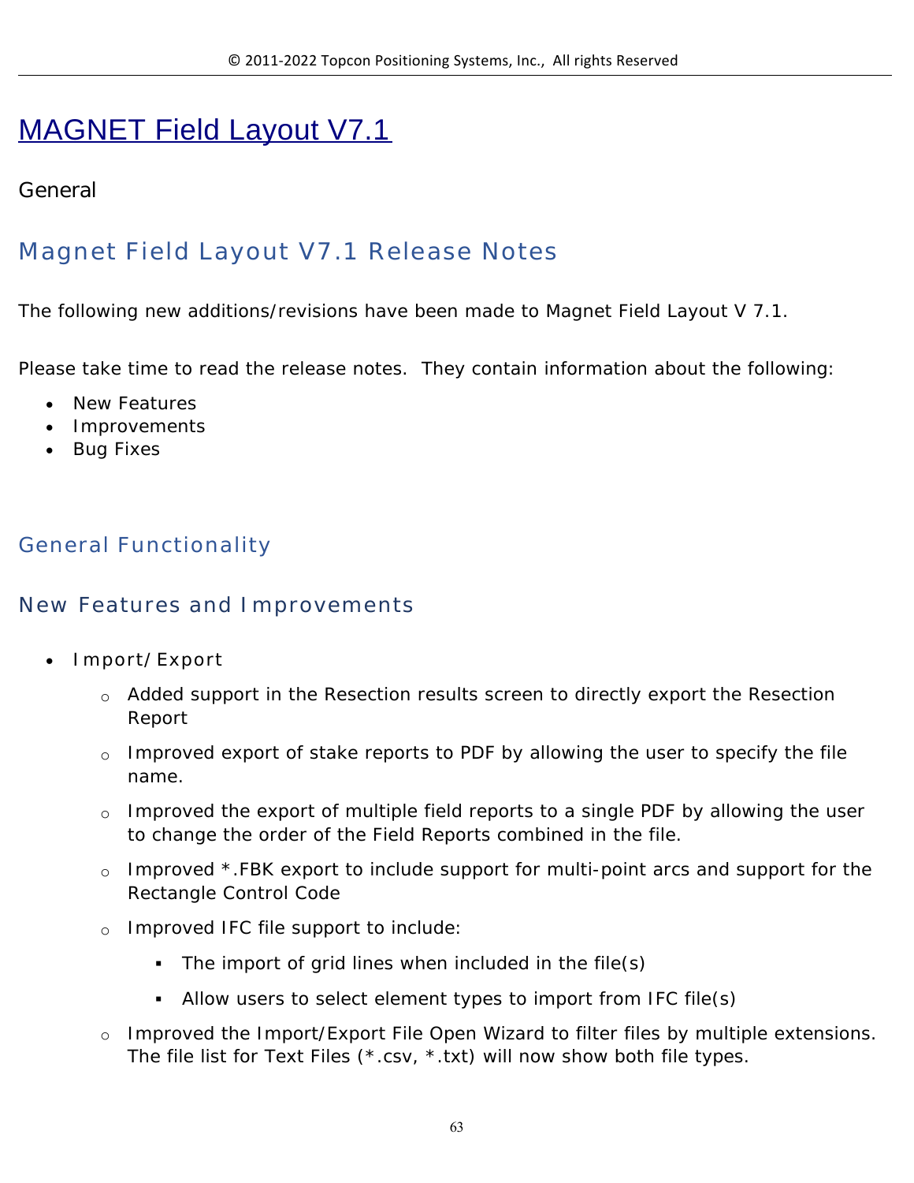# MAGNET Field Layout V7.1

General

## Magnet Field Layout V7.1 Release Notes

The following new additions/revisions have been made to Magnet Field Layout V 7.1.

Please take time to read the release notes. They contain information about the following:

- New Features
- Improvements
- Bug Fixes

## General Functionality

### New Features and Improvements

- Import/Export
  - Added support in the Resection results screen to directly export the Resection Report
  - Improved export of stake reports to PDF by allowing the user to specify the file name.
  - Improved the export of multiple field reports to a single PDF by allowing the user to change the order of the Field Reports combined in the file.
  - Improved *.FBK export to include support for multi-point arcs and support for the Rectangle Control Code
  - Improved IFC file support to include:
    - The import of grid lines when included in the file(s)
    - Allow users to select element types to import from IFC file(s)
  - Improved the Import/Export File Open Wizard to filter files by multiple extensions. The file list for Text Files (*.csv, *.txt) will now show both file types.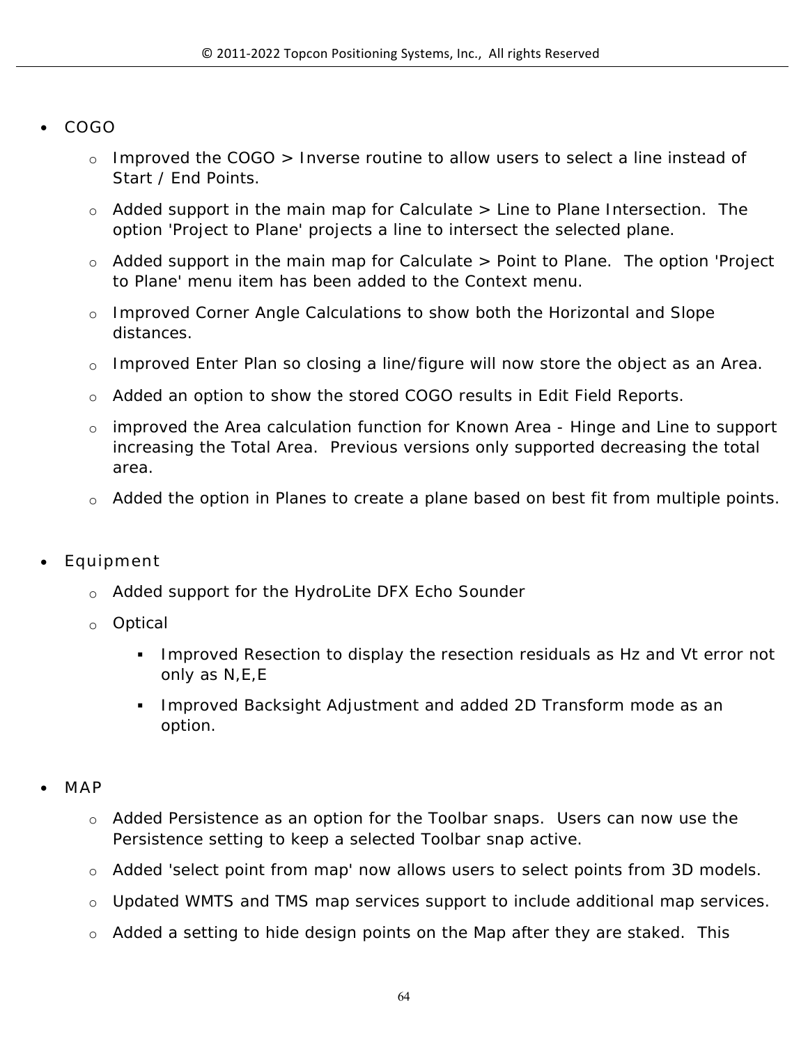- COGO
  - Improved the COGO > Inverse routine to allow users to select a line instead of Start / End Points.
  - Added support in the main map for Calculate > Line to Plane Intersection. The option 'Project to Plane' projects a line to intersect the selected plane.
  - Added support in the main map for Calculate > Point to Plane. The option 'Project to Plane' menu item has been added to the Context menu.
  - Improved Corner Angle Calculations to show both the Horizontal and Slope distances.
  - Improved Enter Plan so closing a line/figure will now store the object as an Area.
  - Added an option to show the stored COGO results in Edit Field Reports.
  - improved the Area calculation function for Known Area - Hinge and Line to support increasing the Total Area. Previous versions only supported decreasing the total area.
  - Added the option in Planes to create a plane based on best fit from multiple points.

- Equipment
  - Added support for the HydroLite DFX Echo Sounder
  - Optical
    - Improved Resection to display the resection residuals as Hz and Vt error not only as N,E,E
    - Improved Backsight Adjustment and added 2D Transform mode as an option.

- MAP
  - Added Persistence as an option for the Toolbar snaps. Users can now use the Persistence setting to keep a selected Toolbar snap active.
  - Added 'select point from map' now allows users to select points from 3D models.
  - Updated WMTS and TMS map services support to include additional map services.
  - Added a setting to hide design points on the Map after they are staked. This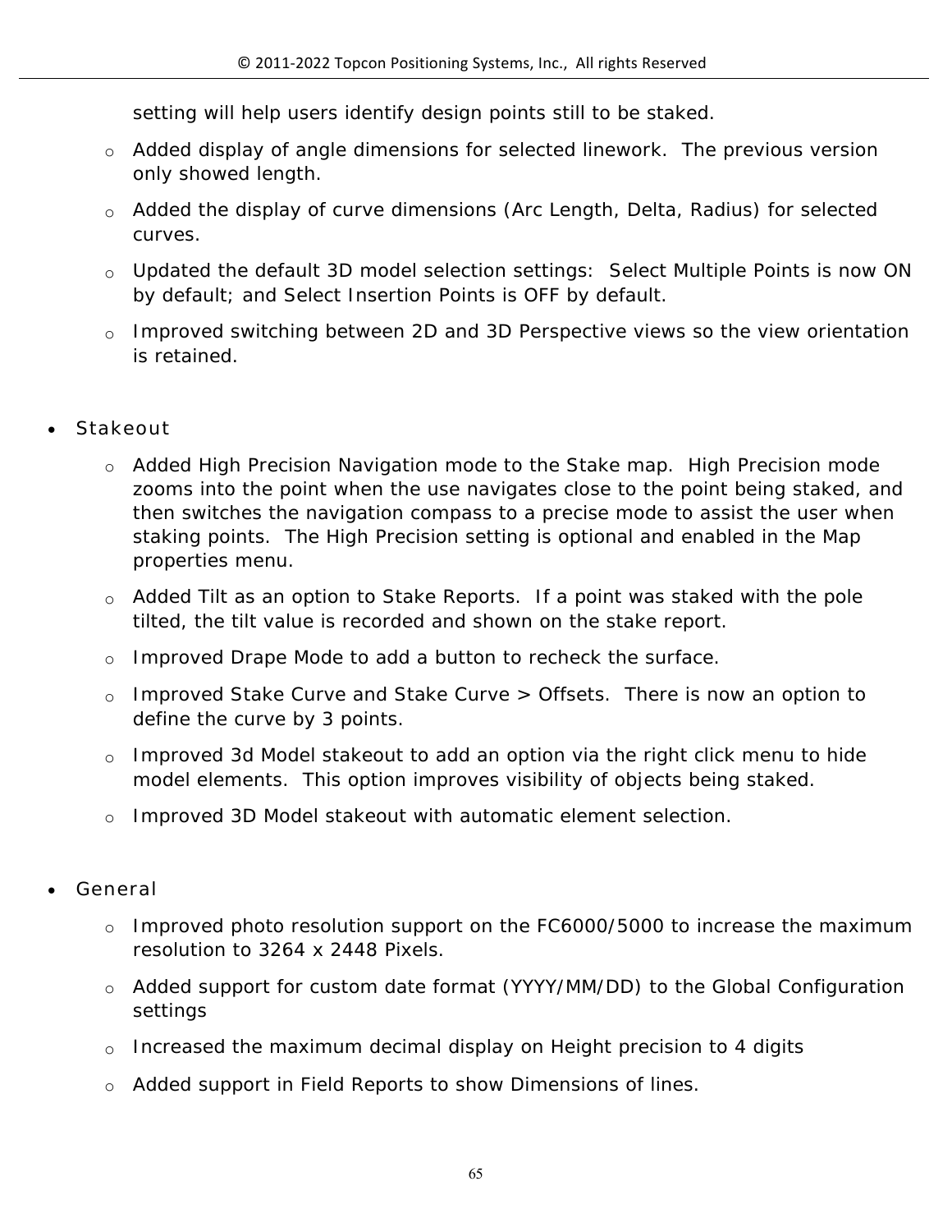setting will help users identify design points still to be staked.

- Added display of angle dimensions for selected linework. The previous version only showed length.
- Added the display of curve dimensions (Arc Length, Delta, Radius) for selected curves.
- Updated the default 3D model selection settings: Select Multiple Points is now ON by default; and Select Insertion Points is OFF by default.
- Improved switching between 2D and 3D Perspective views so the view orientation is retained.

- Stakeout
  - Added High Precision Navigation mode to the Stake map. High Precision mode zooms into the point when the use navigates close to the point being staked, and then switches the navigation compass to a precise mode to assist the user when staking points. The High Precision setting is optional and enabled in the Map properties menu.
  - Added Tilt as an option to Stake Reports. If a point was staked with the pole tilted, the tilt value is recorded and shown on the stake report.
  - Improved Drape Mode to add a button to recheck the surface.
  - Improved Stake Curve and Stake Curve > Offsets. There is now an option to define the curve by 3 points.
  - Improved 3d Model stakeout to add an option via the right click menu to hide model elements. This option improves visibility of objects being staked.
  - Improved 3D Model stakeout with automatic element selection.

- General
  - Improved photo resolution support on the FC6000/5000 to increase the maximum resolution to 3264 x 2448 Pixels.
  - Added support for custom date format (YYYY/MM/DD) to the Global Configuration settings
  - Increased the maximum decimal display on Height precision to 4 digits
  - Added support in Field Reports to show Dimensions of lines.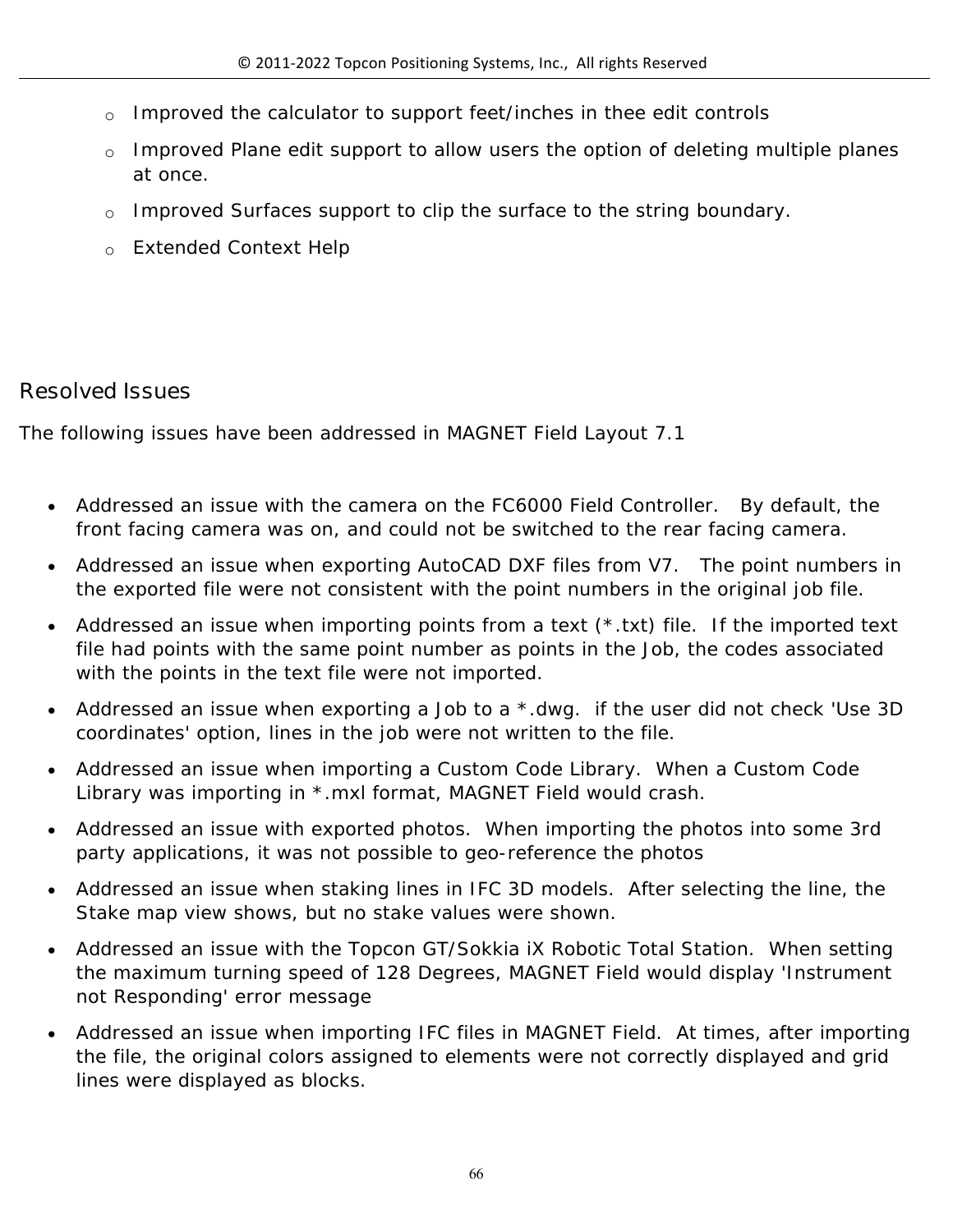- Improved the calculator to support feet/inches in thee edit controls
- Improved Plane edit support to allow users the option of deleting multiple planes at once.
- Improved Surfaces support to clip the surface to the string boundary.
- Extended Context Help

## Resolved Issues

The following issues have been addressed in MAGNET Field Layout 7.1

- Addressed an issue with the camera on the FC6000 Field Controller. By default, the front facing camera was on, and could not be switched to the rear facing camera.
- Addressed an issue when exporting AutoCAD DXF files from V7. The point numbers in the exported file were not consistent with the point numbers in the original job file.
- Addressed an issue when importing points from a text (*.txt) file. If the imported text file had points with the same point number as points in the Job, the codes associated with the points in the text file were not imported.
- Addressed an issue when exporting a Job to a *.dwg. if the user did not check 'Use 3D coordinates' option, lines in the job were not written to the file.
- Addressed an issue when importing a Custom Code Library. When a Custom Code Library was importing in *.mxl format, MAGNET Field would crash.
- Addressed an issue with exported photos. When importing the photos into some 3rd party applications, it was not possible to geo-reference the photos
- Addressed an issue when staking lines in IFC 3D models. After selecting the line, the Stake map view shows, but no stake values were shown.
- Addressed an issue with the Topcon GT/Sokkia iX Robotic Total Station. When setting the maximum turning speed of 128 Degrees, MAGNET Field would display 'Instrument not Responding' error message
- Addressed an issue when importing IFC files in MAGNET Field. At times, after importing the file, the original colors assigned to elements were not correctly displayed and grid lines were displayed as blocks.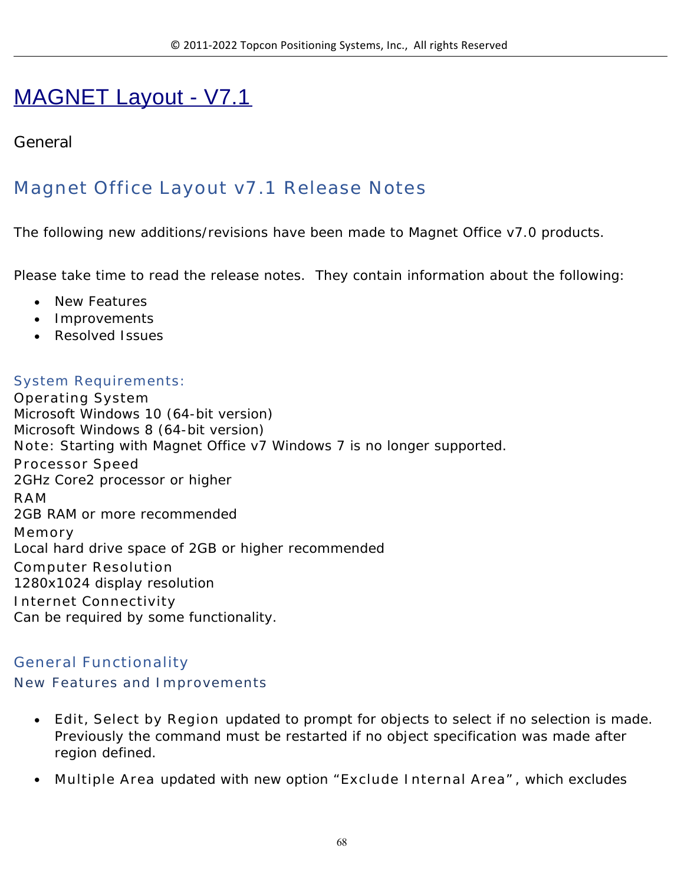# MAGNET Layout - V7.1

General

## Magnet Office Layout v7.1 Release Notes

The following new additions/revisions have been made to Magnet Office v7.0 products.

Please take time to read the release notes. They contain information about the following:

- New Features
- Improvements
- Resolved Issues

### System Requirements:

Operating System
Microsoft Windows 10 (64-bit version)
Microsoft Windows 8 (64-bit version)
Note: Starting with Magnet Office v7 Windows 7 is no longer supported.
Processor Speed
2GHz Core2 processor or higher
RAM
2GB RAM or more recommended
Memory
Local hard drive space of 2GB or higher recommended
Computer Resolution
1280x1024 display resolution
Internet Connectivity
Can be required by some functionality.

### General Functionality

#### New Features and Improvements

- Edit, Select by Region updated to prompt for objects to select if no selection is made. Previously the command must be restarted if no object specification was made after region defined.
- Multiple Area updated with new option “Exclude Internal Area”, which excludes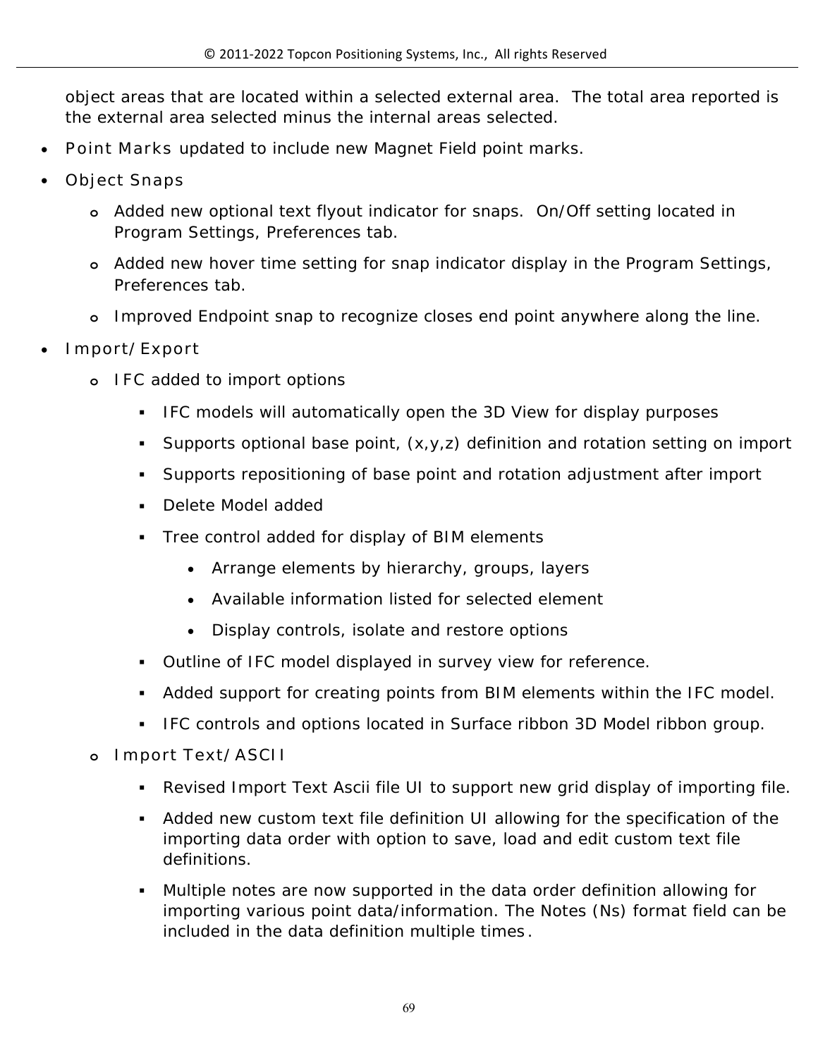object areas that are located within a selected external area. The total area reported is the external area selected minus the internal areas selected.

- Point Marks updated to include new Magnet Field point marks.
- Object Snaps
  - Added new optional text flyout indicator for snaps. On/Off setting located in Program Settings, Preferences tab.
  - Added new hover time setting for snap indicator display in the Program Settings, Preferences tab.
  - Improved Endpoint snap to recognize closes end point anywhere along the line.
- Import/Export
  - IFC added to import options
    - IFC models will automatically open the 3D View for display purposes
    - Supports optional base point, (x,y,z) definition and rotation setting on import
    - Supports repositioning of base point and rotation adjustment after import
    - Delete Model added
    - Tree control added for display of BIM elements
      - Arrange elements by hierarchy, groups, layers
      - Available information listed for selected element
      - Display controls, isolate and restore options
    - Outline of IFC model displayed in survey view for reference.
    - Added support for creating points from BIM elements within the IFC model.
    - IFC controls and options located in Surface ribbon 3D Model ribbon group.
  - Import Text/ASCII
    - Revised Import Text Ascii file UI to support new grid display of importing file.
    - Added new custom text file definition UI allowing for the specification of the importing data order with option to save, load and edit custom text file definitions.
    - Multiple notes are now supported in the data order definition allowing for importing various point data/information. The Notes (Ns) format field can be included in the data definition multiple times.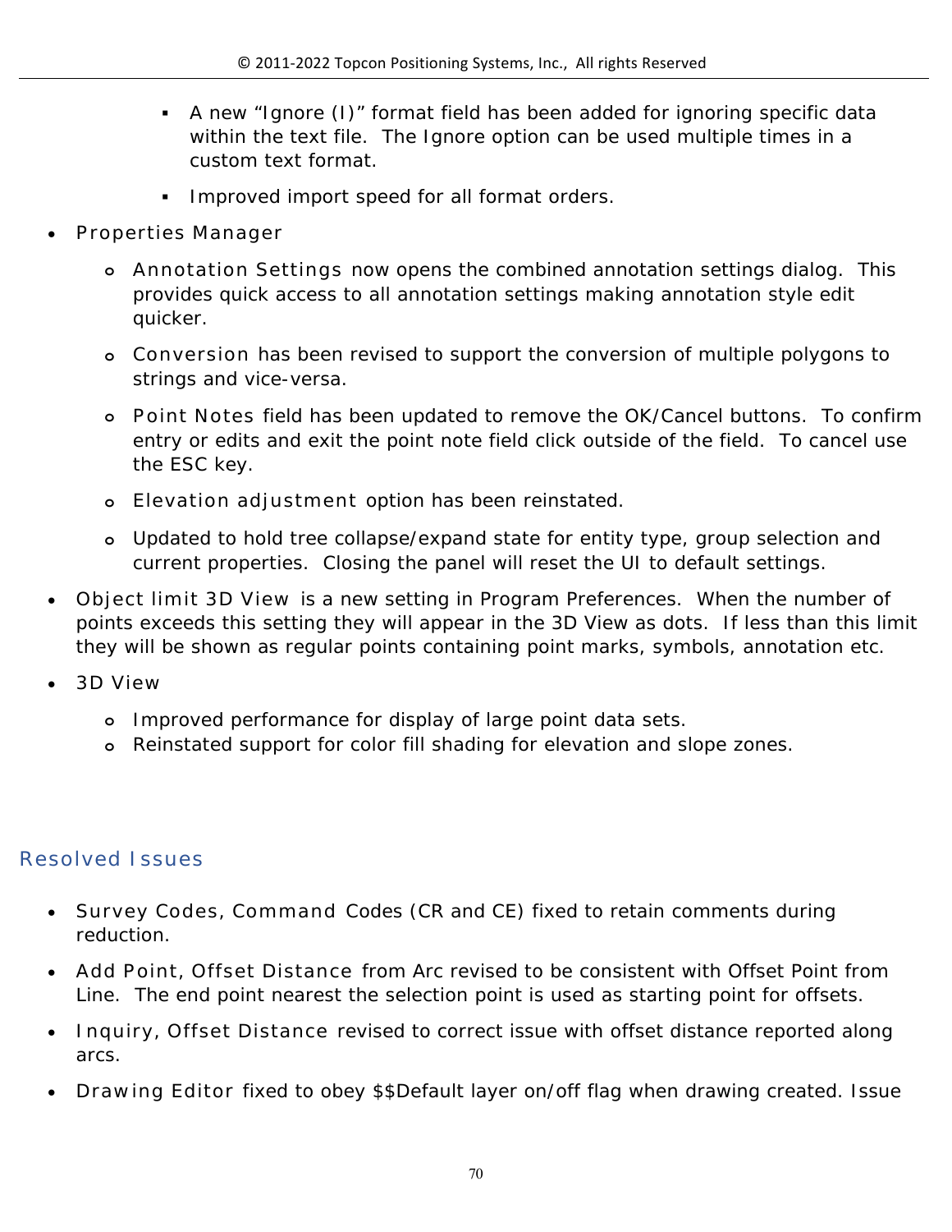- A new "Ignore (I)" format field has been added for ignoring specific data within the text file. The Ignore option can be used multiple times in a custom text format.
        - Improved import speed for all format orders.

- Properties Manager
    - Annotation Settings now opens the combined annotation settings dialog. This provides quick access to all annotation settings making annotation style edit quicker.
    - Conversion has been revised to support the conversion of multiple polygons to strings and vice-versa.
    - Point Notes field has been updated to remove the OK/Cancel buttons. To confirm entry or edits and exit the point note field click outside of the field. To cancel use the ESC key.
    - Elevation adjustment option has been reinstated.
    - Updated to hold tree collapse/expand state for entity type, group selection and current properties. Closing the panel will reset the UI to default settings.
- Object limit 3D View is a new setting in Program Preferences. When the number of points exceeds this setting they will appear in the 3D View as dots. If less than this limit they will be shown as regular points containing point marks, symbols, annotation etc.
- 3D View
    - Improved performance for display of large point data sets.
    - Reinstated support for color fill shading for elevation and slope zones.

## Resolved Issues

- Survey Codes, Command Codes (CR and CE) fixed to retain comments during reduction.
- Add Point, Offset Distance from Arc revised to be consistent with Offset Point from Line. The end point nearest the selection point is used as starting point for offsets.
- Inquiry, Offset Distance revised to correct issue with offset distance reported along arcs.
- Drawing Editor fixed to obey $$Default layer on/off flag when drawing created. Issue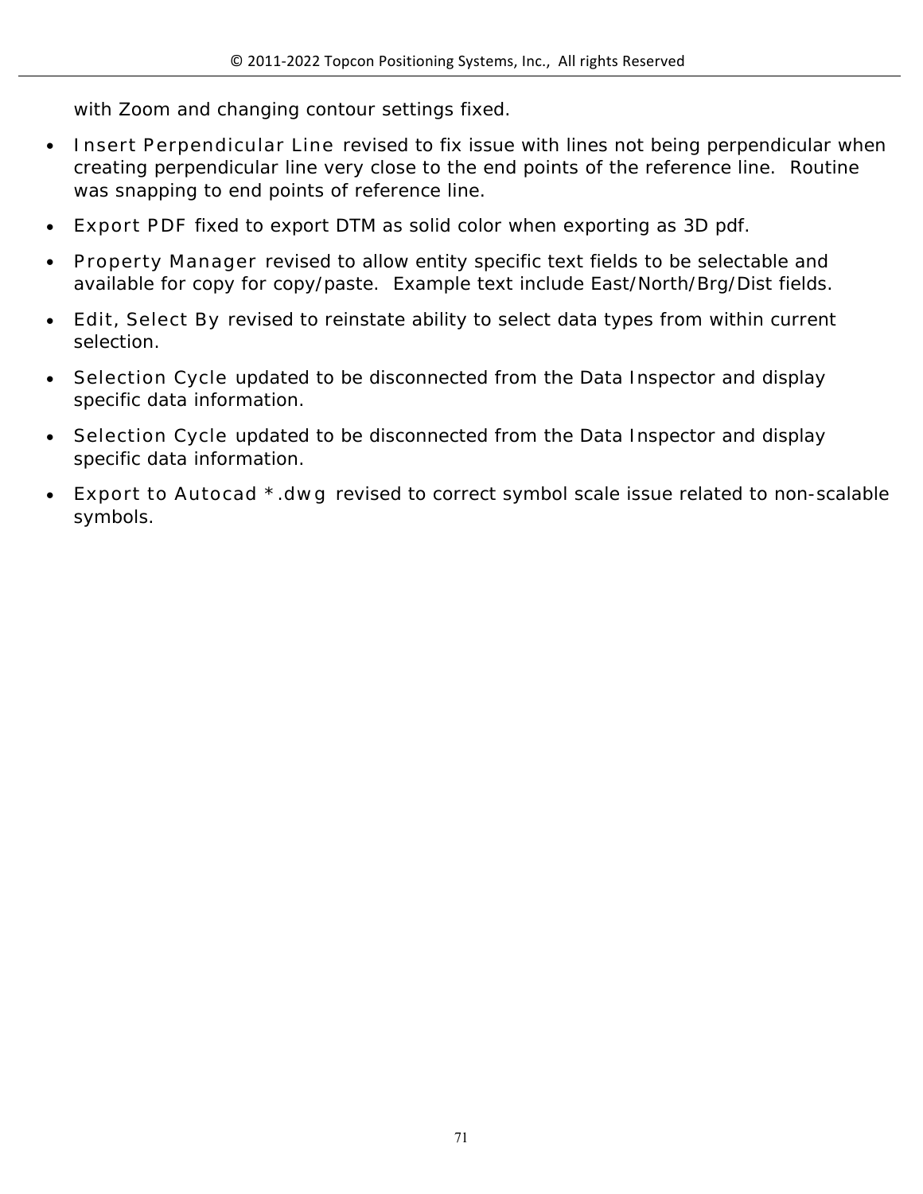with Zoom and changing contour settings fixed.

- Insert Perpendicular Line revised to fix issue with lines not being perpendicular when creating perpendicular line very close to the end points of the reference line. Routine was snapping to end points of reference line.
- Export PDF fixed to export DTM as solid color when exporting as 3D pdf.
- Property Manager revised to allow entity specific text fields to be selectable and available for copy for copy/paste. Example text include East/North/Brg/Dist fields.
- Edit, Select By revised to reinstate ability to select data types from within current selection.
- Selection Cycle updated to be disconnected from the Data Inspector and display specific data information.
- Selection Cycle updated to be disconnected from the Data Inspector and display specific data information.
- Export to Autocad *.dwg revised to correct symbol scale issue related to non-scalable symbols.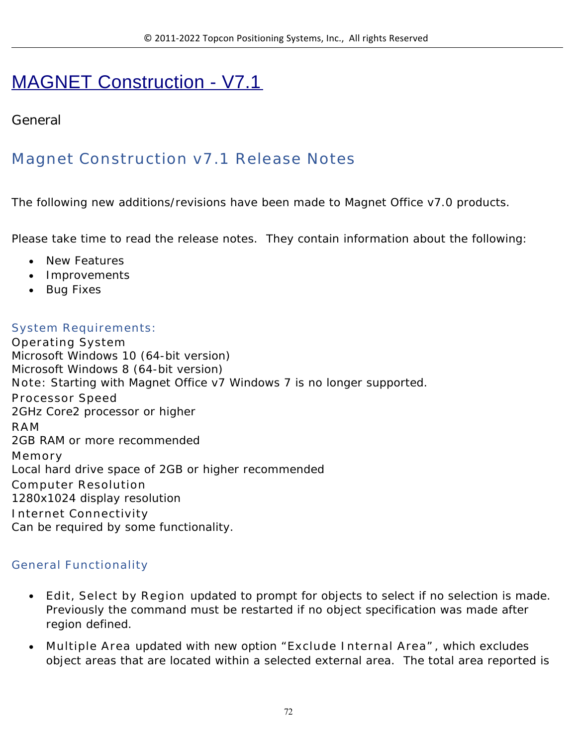# MAGNET Construction - V7.1

General

## Magnet Construction v7.1 Release Notes

The following new additions/revisions have been made to Magnet Office v7.0 products.

Please take time to read the release notes. They contain information about the following:

- New Features
- Improvements
- Bug Fixes

### System Requirements:

Operating System
Microsoft Windows 10 (64-bit version)
Microsoft Windows 8 (64-bit version)
Note: Starting with Magnet Office v7 Windows 7 is no longer supported.
Processor Speed
2GHz Core2 processor or higher
RAM
2GB RAM or more recommended
Memory
Local hard drive space of 2GB or higher recommended
Computer Resolution
1280x1024 display resolution
Internet Connectivity
Can be required by some functionality.

### General Functionality

- Edit, Select by Region updated to prompt for objects to select if no selection is made. Previously the command must be restarted if no object specification was made after region defined.
- Multiple Area updated with new option “Exclude Internal Area”, which excludes object areas that are located within a selected external area. The total area reported is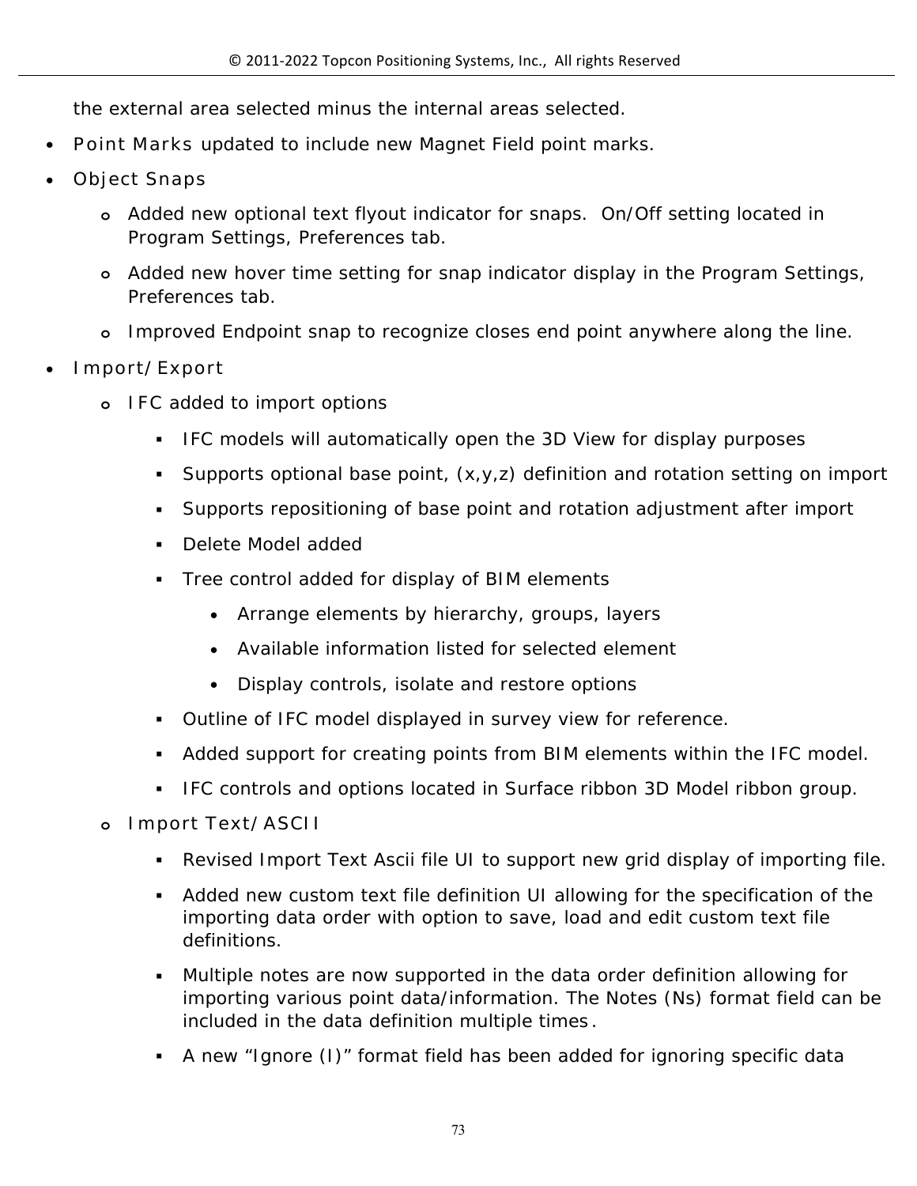the external area selected minus the internal areas selected.

- Point Marks updated to include new Magnet Field point marks.
- Object Snaps
  - Added new optional text flyout indicator for snaps. On/Off setting located in Program Settings, Preferences tab.
  - Added new hover time setting for snap indicator display in the Program Settings, Preferences tab.
  - Improved Endpoint snap to recognize closes end point anywhere along the line.
- Import/Export
  - IFC added to import options
    - IFC models will automatically open the 3D View for display purposes
    - Supports optional base point, (x,y,z) definition and rotation setting on import
    - Supports repositioning of base point and rotation adjustment after import
    - Delete Model added
    - Tree control added for display of BIM elements
      - Arrange elements by hierarchy, groups, layers
      - Available information listed for selected element
      - Display controls, isolate and restore options
    - Outline of IFC model displayed in survey view for reference.
    - Added support for creating points from BIM elements within the IFC model.
    - IFC controls and options located in Surface ribbon 3D Model ribbon group.
  - Import Text/ASCII
    - Revised Import Text Ascii file UI to support new grid display of importing file.
    - Added new custom text file definition UI allowing for the specification of the importing data order with option to save, load and edit custom text file definitions.
    - Multiple notes are now supported in the data order definition allowing for importing various point data/information. The Notes (Ns) format field can be included in the data definition multiple times.
    - A new “Ignore (I)” format field has been added for ignoring specific data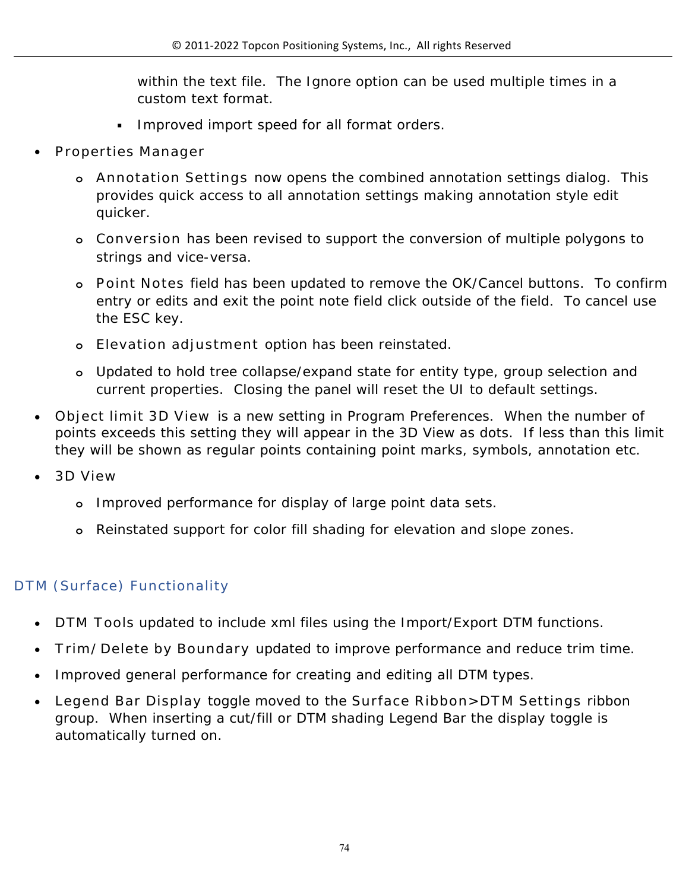within the text file.  The Ignore option can be used multiple times in a custom text format.

    - Improved import speed for all format orders.

- Properties Manager
    - Annotation Settings now opens the combined annotation settings dialog.  This provides quick access to all annotation settings making annotation style edit quicker.
    - Conversion has been revised to support the conversion of multiple polygons to strings and vice-versa.
    - Point Notes field has been updated to remove the OK/Cancel buttons.  To confirm entry or edits and exit the point note field click outside of the field.  To cancel use the ESC key.
    - Elevation adjustment option has been reinstated.
    - Updated to hold tree collapse/expand state for entity type, group selection and current properties.  Closing the panel will reset the UI to default settings.
- Object limit 3D View is a new setting in Program Preferences.  When the number of points exceeds this setting they will appear in the 3D View as dots.  If less than this limit they will be shown as regular points containing point marks, symbols, annotation etc.
- 3D View
    - Improved performance for display of large point data sets.
    - Reinstated support for color fill shading for elevation and slope zones.

## DTM (Surface) Functionality

- DTM Tools updated to include xml files using the Import/Export DTM functions.
- Trim/Delete by Boundary updated to improve performance and reduce trim time.
- Improved general performance for creating and editing all DTM types.
- Legend Bar Display toggle moved to the Surface Ribbon>DTM Settings ribbon group.  When inserting a cut/fill or DTM shading Legend Bar the display toggle is automatically turned on.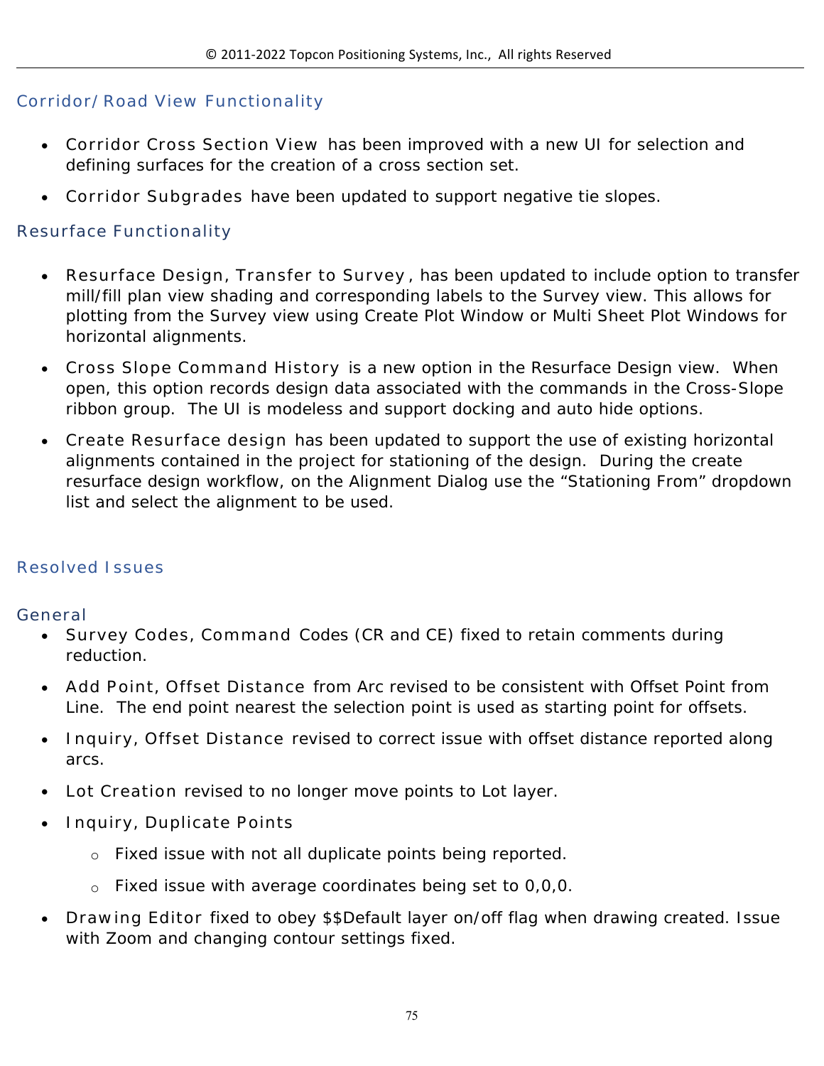## Corridor/Road View Functionality

- Corridor Cross Section View has been improved with a new UI for selection and defining surfaces for the creation of a cross section set.
- Corridor Subgrades have been updated to support negative tie slopes.

## Resurface Functionality

- Resurface Design, Transfer to Survey, has been updated to include option to transfer mill/fill plan view shading and corresponding labels to the Survey view. This allows for plotting from the Survey view using Create Plot Window or Multi Sheet Plot Windows for horizontal alignments.
- Cross Slope Command History is a new option in the Resurface Design view. When open, this option records design data associated with the commands in the Cross-Slope ribbon group. The UI is modeless and support docking and auto hide options.
- Create Resurface design has been updated to support the use of existing horizontal alignments contained in the project for stationing of the design. During the create resurface design workflow, on the Alignment Dialog use the “Stationing From” dropdown list and select the alignment to be used.

## Resolved Issues

## General

- Survey Codes, Command Codes (CR and CE) fixed to retain comments during reduction.
- Add Point, Offset Distance from Arc revised to be consistent with Offset Point from Line. The end point nearest the selection point is used as starting point for offsets.
- Inquiry, Offset Distance revised to correct issue with offset distance reported along arcs.
- Lot Creation revised to no longer move points to Lot layer.
- Inquiry, Duplicate Points
  - Fixed issue with not all duplicate points being reported.
  - Fixed issue with average coordinates being set to 0,0,0.
- Drawing Editor fixed to obey $$Default layer on/off flag when drawing created. Issue with Zoom and changing contour settings fixed.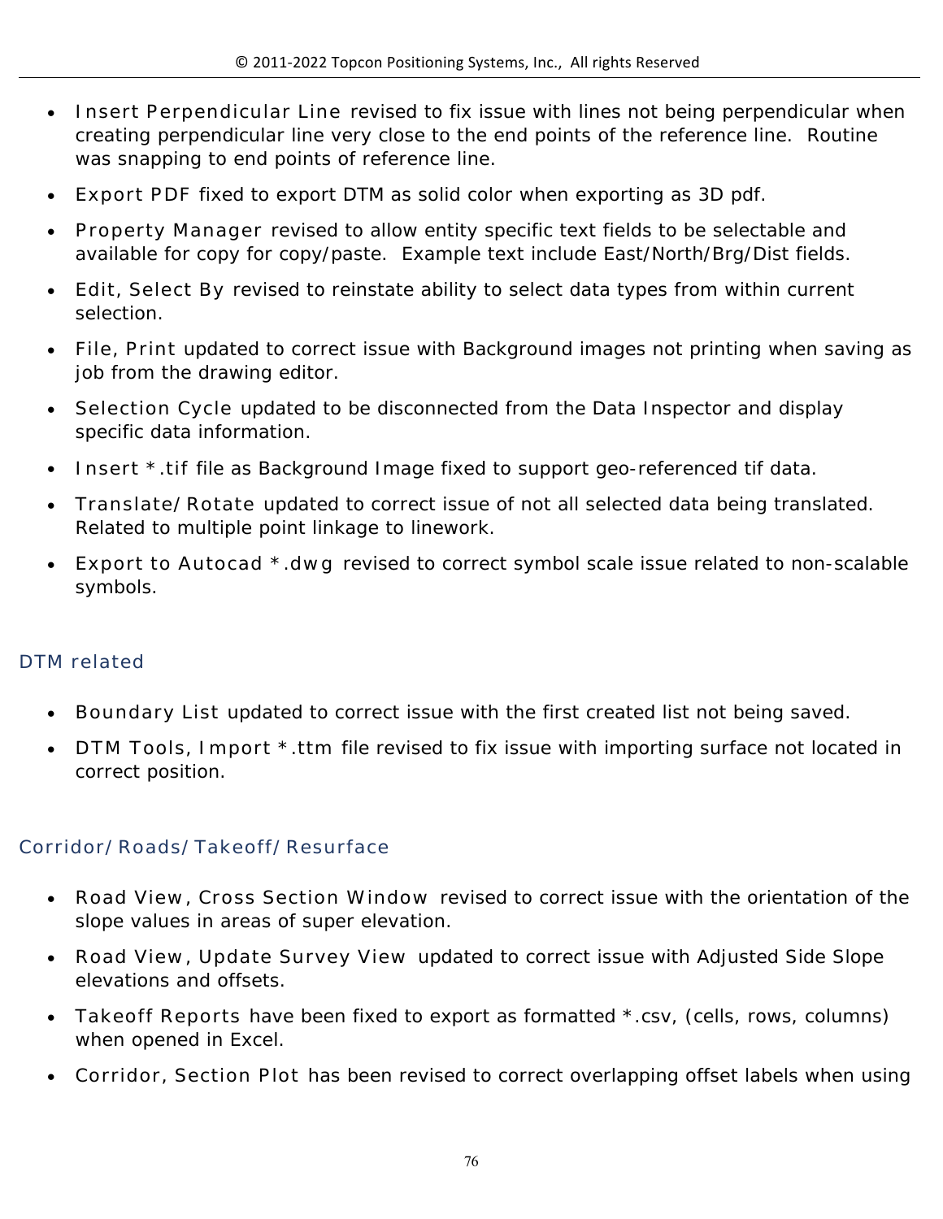- Insert Perpendicular Line revised to fix issue with lines not being perpendicular when creating perpendicular line very close to the end points of the reference line. Routine was snapping to end points of reference line.
- Export PDF fixed to export DTM as solid color when exporting as 3D pdf.
- Property Manager revised to allow entity specific text fields to be selectable and available for copy for copy/paste. Example text include East/North/Brg/Dist fields.
- Edit, Select By revised to reinstate ability to select data types from within current selection.
- File, Print updated to correct issue with Background images not printing when saving as job from the drawing editor.
- Selection Cycle updated to be disconnected from the Data Inspector and display specific data information.
- Insert *.tif file as Background Image fixed to support geo-referenced tif data.
- Translate/Rotate updated to correct issue of not all selected data being translated. Related to multiple point linkage to linework.
- Export to Autocad *.dwg revised to correct symbol scale issue related to non-scalable symbols.

## DTM related

- Boundary List updated to correct issue with the first created list not being saved.
- DTM Tools, Import *.ttm file revised to fix issue with importing surface not located in correct position.

## Corridor/Roads/Takeoff/Resurface

- Road View, Cross Section Window revised to correct issue with the orientation of the slope values in areas of super elevation.
- Road View, Update Survey View updated to correct issue with Adjusted Side Slope elevations and offsets.
- Takeoff Reports have been fixed to export as formatted *.csv, (cells, rows, columns) when opened in Excel.
- Corridor, Section Plot has been revised to correct overlapping offset labels when using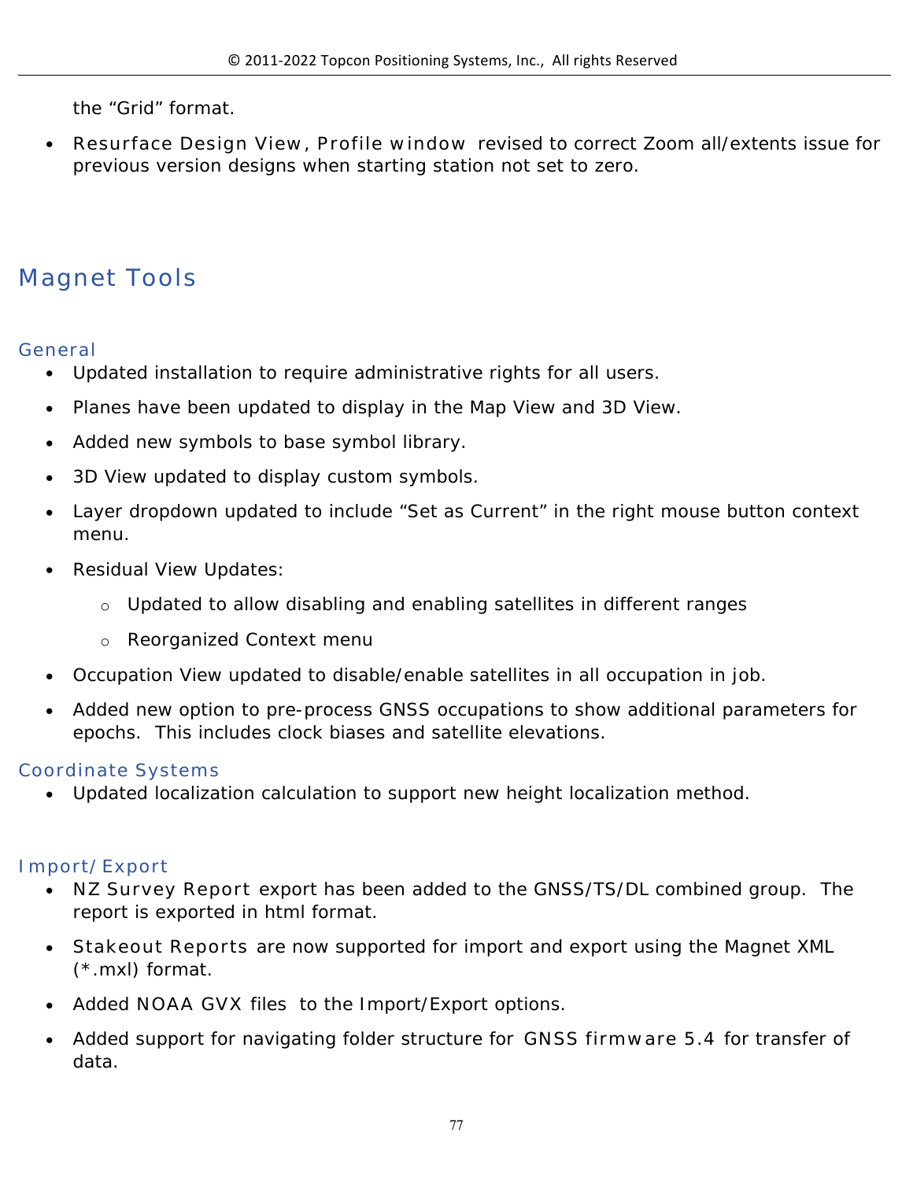the “Grid” format.

- Resurface Design View, Profile window revised to correct Zoom all/extents issue for previous version designs when starting station not set to zero.

# Magnet Tools

## General

- Updated installation to require administrative rights for all users.
- Planes have been updated to display in the Map View and 3D View.
- Added new symbols to base symbol library.
- 3D View updated to display custom symbols.
- Layer dropdown updated to include “Set as Current” in the right mouse button context menu.
- Residual View Updates:
  - Updated to allow disabling and enabling satellites in different ranges
  - Reorganized Context menu
- Occupation View updated to disable/enable satellites in all occupation in job.
- Added new option to pre-process GNSS occupations to show additional parameters for epochs. This includes clock biases and satellite elevations.

## Coordinate Systems

- Updated localization calculation to support new height localization method.

## Import/Export

- NZ Survey Report export has been added to the GNSS/TS/DL combined group. The report is exported in html format.
- Stakeout Reports are now supported for import and export using the Magnet XML (*.mxl) format.
- Added NOAA GVX files to the Import/Export options.
- Added support for navigating folder structure for GNSS firmware 5.4 for transfer of data.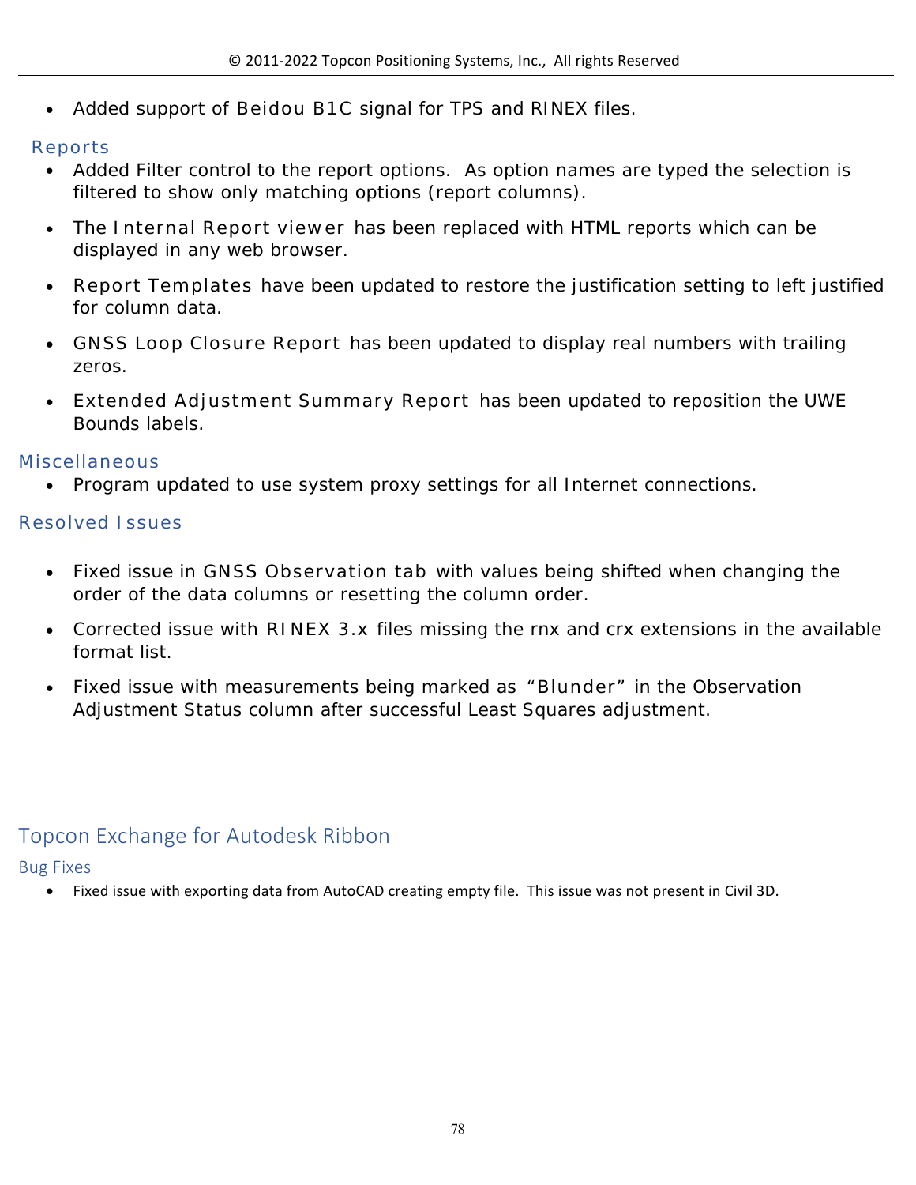- Added support of Beidou B1C signal for TPS and RINEX files.

### Reports

- Added Filter control to the report options. As option names are typed the selection is filtered to show only matching options (report columns).
- The Internal Report viewer has been replaced with HTML reports which can be displayed in any web browser.
- Report Templates have been updated to restore the justification setting to left justified for column data.
- GNSS Loop Closure Report has been updated to display real numbers with trailing zeros.
- Extended Adjustment Summary Report has been updated to reposition the UWE Bounds labels.

### Miscellaneous

- Program updated to use system proxy settings for all Internet connections.

### Resolved Issues

- Fixed issue in GNSS Observation tab with values being shifted when changing the order of the data columns or resetting the column order.
- Corrected issue with RINEX 3.x files missing the rnx and crx extensions in the available format list.
- Fixed issue with measurements being marked as "Blunder" in the Observation Adjustment Status column after successful Least Squares adjustment.

## Topcon Exchange for Autodesk Ribbon

### Bug Fixes

- Fixed issue with exporting data from AutoCAD creating empty file. This issue was not present in Civil 3D.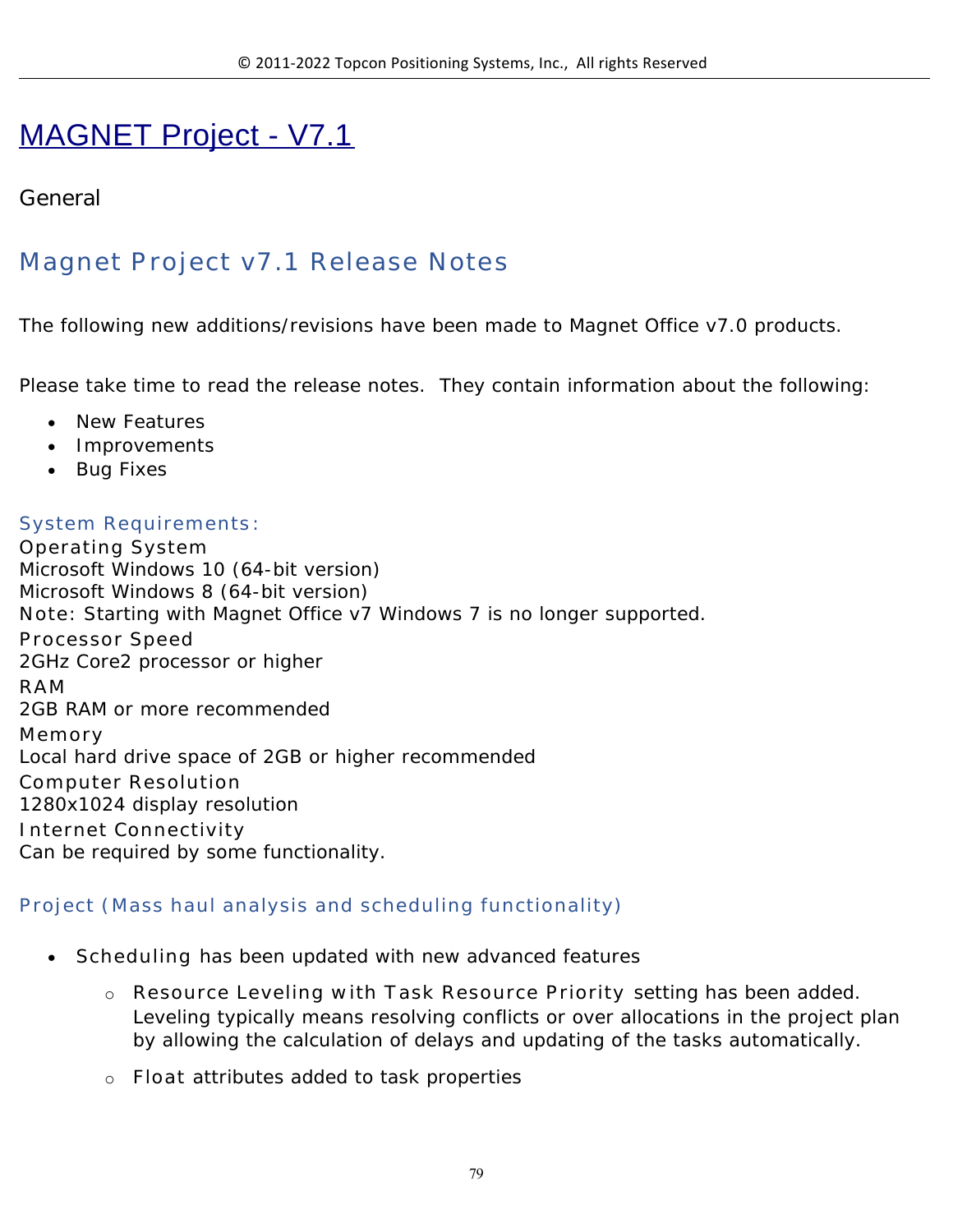# MAGNET Project - V7.1

General

## Magnet Project v7.1 Release Notes

The following new additions/revisions have been made to Magnet Office v7.0 products.

Please take time to read the release notes. They contain information about the following:

- New Features
- Improvements
- Bug Fixes

### System Requirements:

Operating System
Microsoft Windows 10 (64-bit version)
Microsoft Windows 8 (64-bit version)
Note: Starting with Magnet Office v7 Windows 7 is no longer supported.
Processor Speed
2GHz Core2 processor or higher
RAM
2GB RAM or more recommended
Memory
Local hard drive space of 2GB or higher recommended
Computer Resolution
1280x1024 display resolution
Internet Connectivity
Can be required by some functionality.

### Project (Mass haul analysis and scheduling functionality)

- Scheduling has been updated with new advanced features
    - Resource Leveling with Task Resource Priority setting has been added. Leveling typically means resolving conflicts or over allocations in the project plan by allowing the calculation of delays and updating of the tasks automatically.
    - Float attributes added to task properties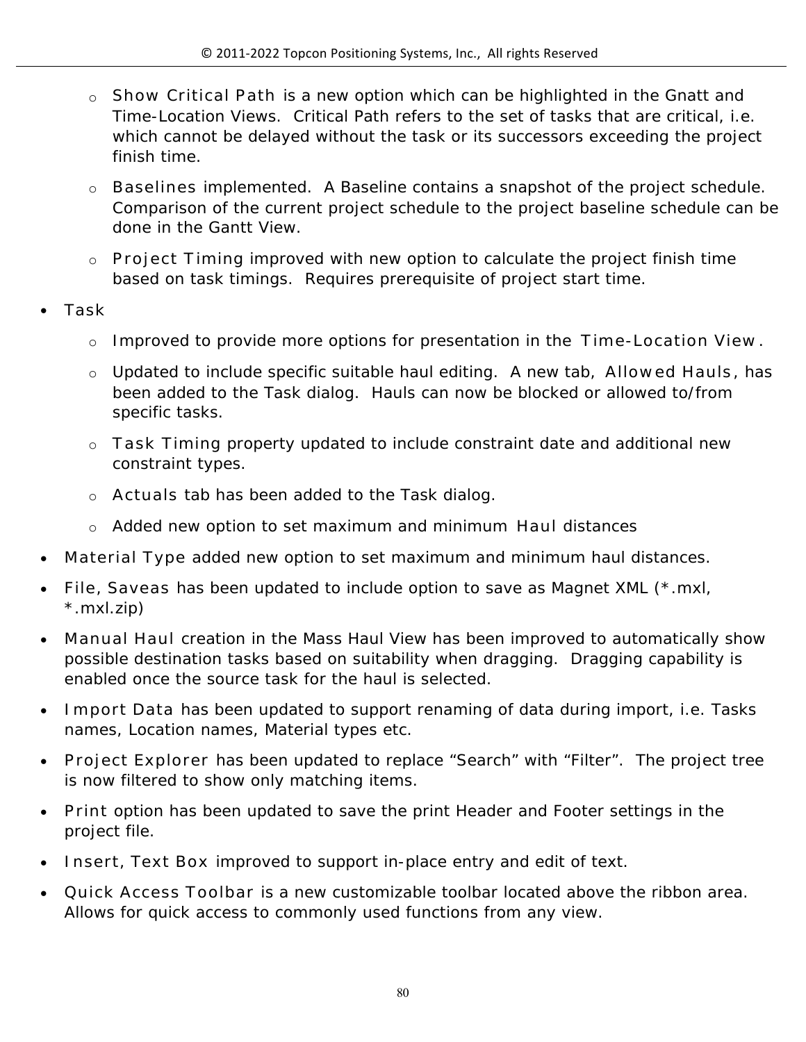- Show Critical Path is a new option which can be highlighted in the Gnatt and Time-Location Views. Critical Path refers to the set of tasks that are critical, i.e. which cannot be delayed without the task or its successors exceeding the project finish time.
  - Baselines implemented. A Baseline contains a snapshot of the project schedule. Comparison of the current project schedule to the project baseline schedule can be done in the Gantt View.
  - Project Timing improved with new option to calculate the project finish time based on task timings. Requires prerequisite of project start time.
- Task
  - Improved to provide more options for presentation in the Time-Location View.
  - Updated to include specific suitable haul editing. A new tab, Allowed Hauls, has been added to the Task dialog. Hauls can now be blocked or allowed to/from specific tasks.
  - Task Timing property updated to include constraint date and additional new constraint types.
  - Actuals tab has been added to the Task dialog.
  - Added new option to set maximum and minimum Haul distances
- Material Type added new option to set maximum and minimum haul distances.
- File, Saveas has been updated to include option to save as Magnet XML (*.mxl, *.mxl.zip)
- Manual Haul creation in the Mass Haul View has been improved to automatically show possible destination tasks based on suitability when dragging. Dragging capability is enabled once the source task for the haul is selected.
- Import Data has been updated to support renaming of data during import, i.e. Tasks names, Location names, Material types etc.
- Project Explorer has been updated to replace “Search” with “Filter”. The project tree is now filtered to show only matching items.
- Print option has been updated to save the print Header and Footer settings in the project file.
- Insert, Text Box improved to support in-place entry and edit of text.
- Quick Access Toolbar is a new customizable toolbar located above the ribbon area. Allows for quick access to commonly used functions from any view.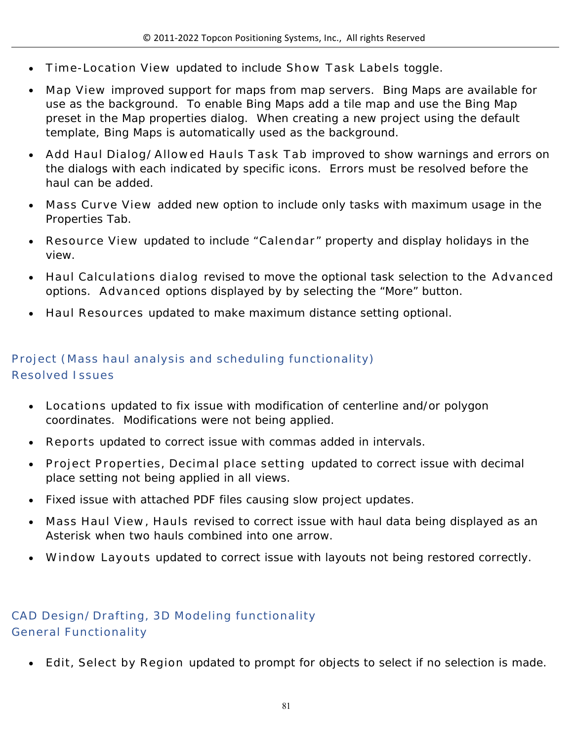- Time-Location View updated to include Show Task Labels toggle.
- Map View improved support for maps from map servers. Bing Maps are available for use as the background. To enable Bing Maps add a tile map and use the Bing Map preset in the Map properties dialog. When creating a new project using the default template, Bing Maps is automatically used as the background.
- Add Haul Dialog/Allowed Hauls Task Tab improved to show warnings and errors on the dialogs with each indicated by specific icons. Errors must be resolved before the haul can be added.
- Mass Curve View added new option to include only tasks with maximum usage in the Properties Tab.
- Resource View updated to include "Calendar" property and display holidays in the view.
- Haul Calculations dialog revised to move the optional task selection to the Advanced options. Advanced options displayed by by selecting the "More" button.
- Haul Resources updated to make maximum distance setting optional.

## Project (Mass haul analysis and scheduling functionality)
## Resolved Issues

- Locations updated to fix issue with modification of centerline and/or polygon coordinates. Modifications were not being applied.
- Reports updated to correct issue with commas added in intervals.
- Project Properties, Decimal place setting updated to correct issue with decimal place setting not being applied in all views.
- Fixed issue with attached PDF files causing slow project updates.
- Mass Haul View, Hauls revised to correct issue with haul data being displayed as an Asterisk when two hauls combined into one arrow.
- Window Layouts updated to correct issue with layouts not being restored correctly.

## CAD Design/Drafting, 3D Modeling functionality
## General Functionality

- Edit, Select by Region updated to prompt for objects to select if no selection is made.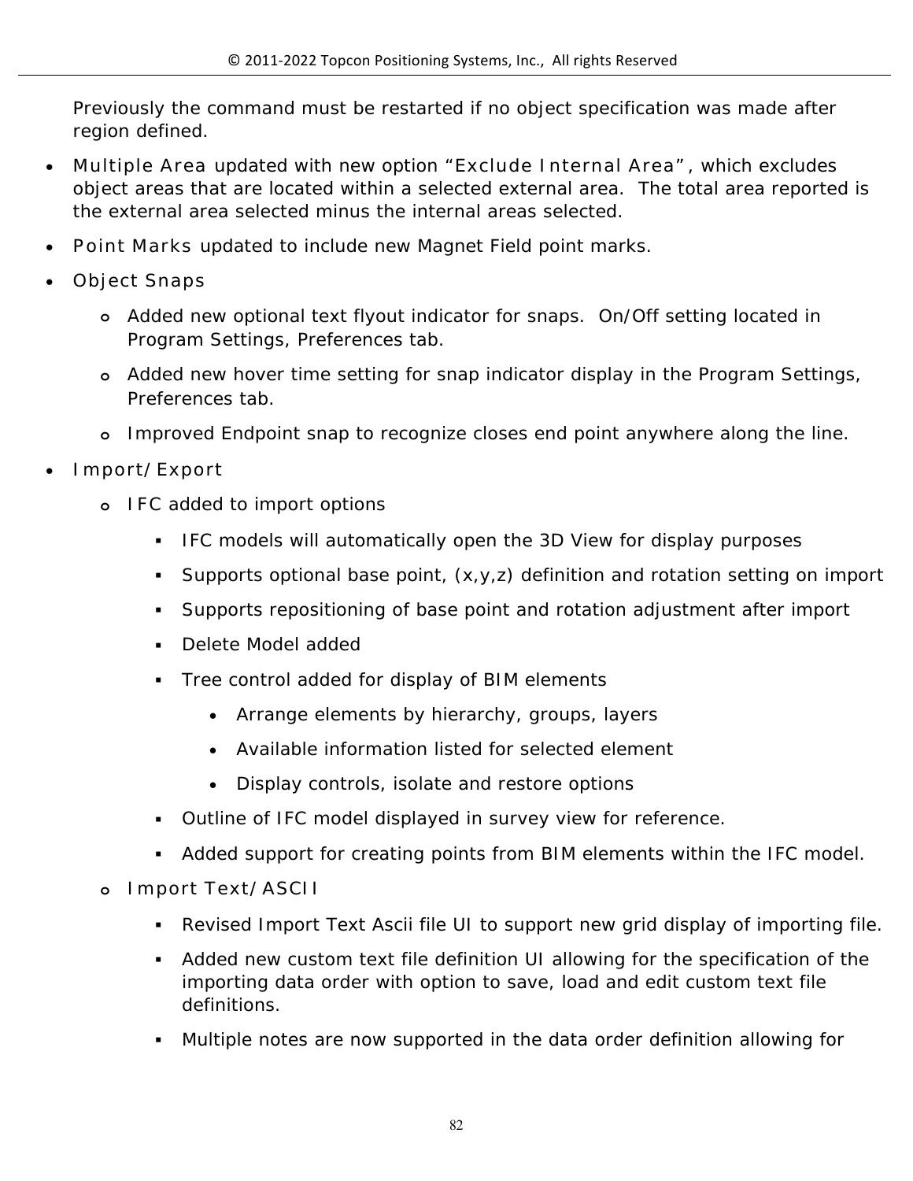Previously the command must be restarted if no object specification was made after region defined.

- Multiple Area updated with new option “Exclude Internal Area”, which excludes object areas that are located within a selected external area. The total area reported is the external area selected minus the internal areas selected.
- Point Marks updated to include new Magnet Field point marks.
- Object Snaps
  - Added new optional text flyout indicator for snaps. On/Off setting located in Program Settings, Preferences tab.
  - Added new hover time setting for snap indicator display in the Program Settings, Preferences tab.
  - Improved Endpoint snap to recognize closes end point anywhere along the line.
- Import/Export
  - IFC added to import options
    - IFC models will automatically open the 3D View for display purposes
    - Supports optional base point, (x,y,z) definition and rotation setting on import
    - Supports repositioning of base point and rotation adjustment after import
    - Delete Model added
    - Tree control added for display of BIM elements
      - Arrange elements by hierarchy, groups, layers
      - Available information listed for selected element
      - Display controls, isolate and restore options
    - Outline of IFC model displayed in survey view for reference.
    - Added support for creating points from BIM elements within the IFC model.
  - Import Text/ASCII
    - Revised Import Text Ascii file UI to support new grid display of importing file.
    - Added new custom text file definition UI allowing for the specification of the importing data order with option to save, load and edit custom text file definitions.
    - Multiple notes are now supported in the data order definition allowing for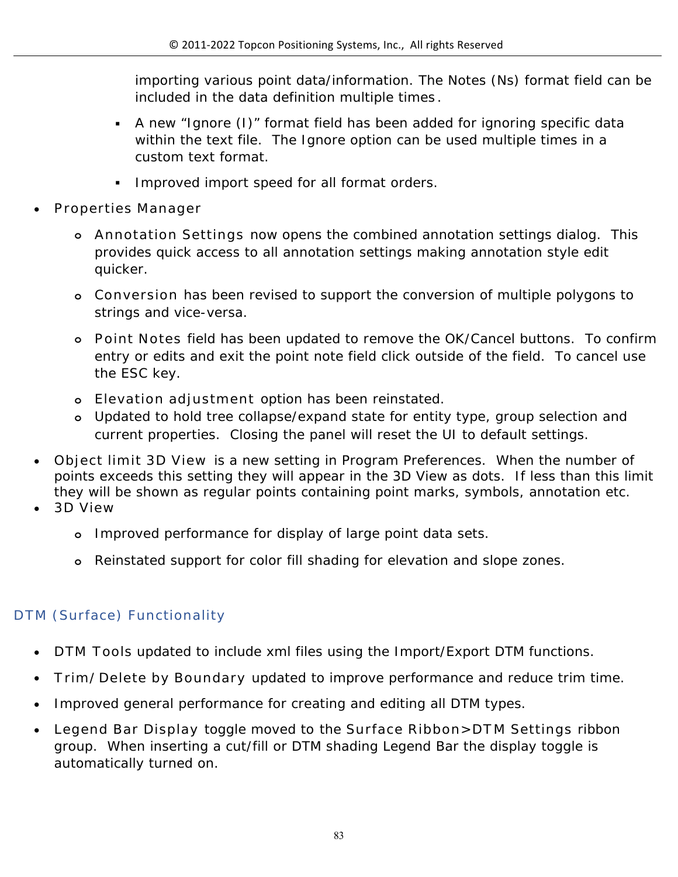importing various point data/information. The Notes (Ns) format field can be included in the data definition multiple times.

    - A new “Ignore (I)” format field has been added for ignoring specific data within the text file. The Ignore option can be used multiple times in a custom text format.
    - Improved import speed for all format orders.

- Properties Manager
  - Annotation Settings now opens the combined annotation settings dialog. This provides quick access to all annotation settings making annotation style edit quicker.
  - Conversion has been revised to support the conversion of multiple polygons to strings and vice-versa.
  - Point Notes field has been updated to remove the OK/Cancel buttons. To confirm entry or edits and exit the point note field click outside of the field. To cancel use the ESC key.
  - Elevation adjustment option has been reinstated.
  - Updated to hold tree collapse/expand state for entity type, group selection and current properties. Closing the panel will reset the UI to default settings.
- Object limit 3D View is a new setting in Program Preferences. When the number of points exceeds this setting they will appear in the 3D View as dots. If less than this limit they will be shown as regular points containing point marks, symbols, annotation etc.
- 3D View
  - Improved performance for display of large point data sets.
  - Reinstated support for color fill shading for elevation and slope zones.

## DTM (Surface) Functionality

- DTM Tools updated to include xml files using the Import/Export DTM functions.
- Trim/Delete by Boundary updated to improve performance and reduce trim time.
- Improved general performance for creating and editing all DTM types.
- Legend Bar Display toggle moved to the Surface Ribbon>DTM Settings ribbon group. When inserting a cut/fill or DTM shading Legend Bar the display toggle is automatically turned on.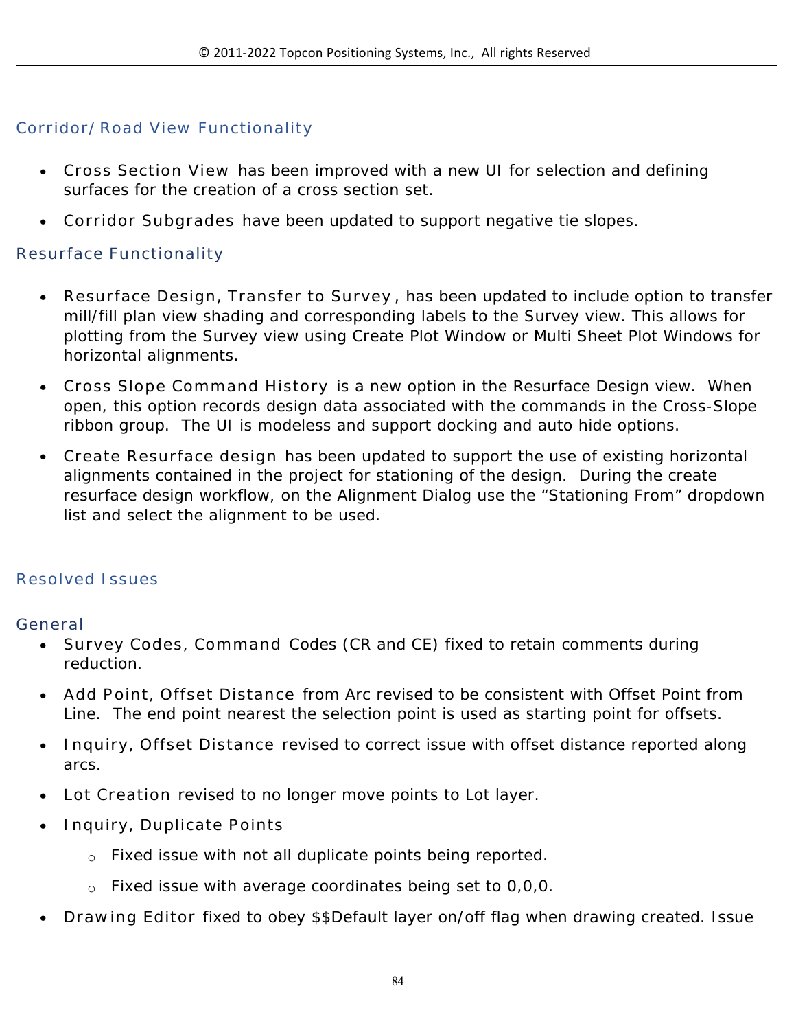## Corridor/Road View Functionality

- Cross Section View has been improved with a new UI for selection and defining surfaces for the creation of a cross section set.
- Corridor Subgrades have been updated to support negative tie slopes.

## Resurface Functionality

- Resurface Design, Transfer to Survey, has been updated to include option to transfer mill/fill plan view shading and corresponding labels to the Survey view. This allows for plotting from the Survey view using Create Plot Window or Multi Sheet Plot Windows for horizontal alignments.
- Cross Slope Command History is a new option in the Resurface Design view. When open, this option records design data associated with the commands in the Cross-Slope ribbon group. The UI is modeless and support docking and auto hide options.
- Create Resurface design has been updated to support the use of existing horizontal alignments contained in the project for stationing of the design. During the create resurface design workflow, on the Alignment Dialog use the "Stationing From" dropdown list and select the alignment to be used.

# Resolved Issues

## General

- Survey Codes, Command Codes (CR and CE) fixed to retain comments during reduction.
- Add Point, Offset Distance from Arc revised to be consistent with Offset Point from Line. The end point nearest the selection point is used as starting point for offsets.
- Inquiry, Offset Distance revised to correct issue with offset distance reported along arcs.
- Lot Creation revised to no longer move points to Lot layer.
- Inquiry, Duplicate Points
  - Fixed issue with not all duplicate points being reported.
  - Fixed issue with average coordinates being set to 0,0,0.
- Drawing Editor fixed to obey $$Default layer on/off flag when drawing created. Issue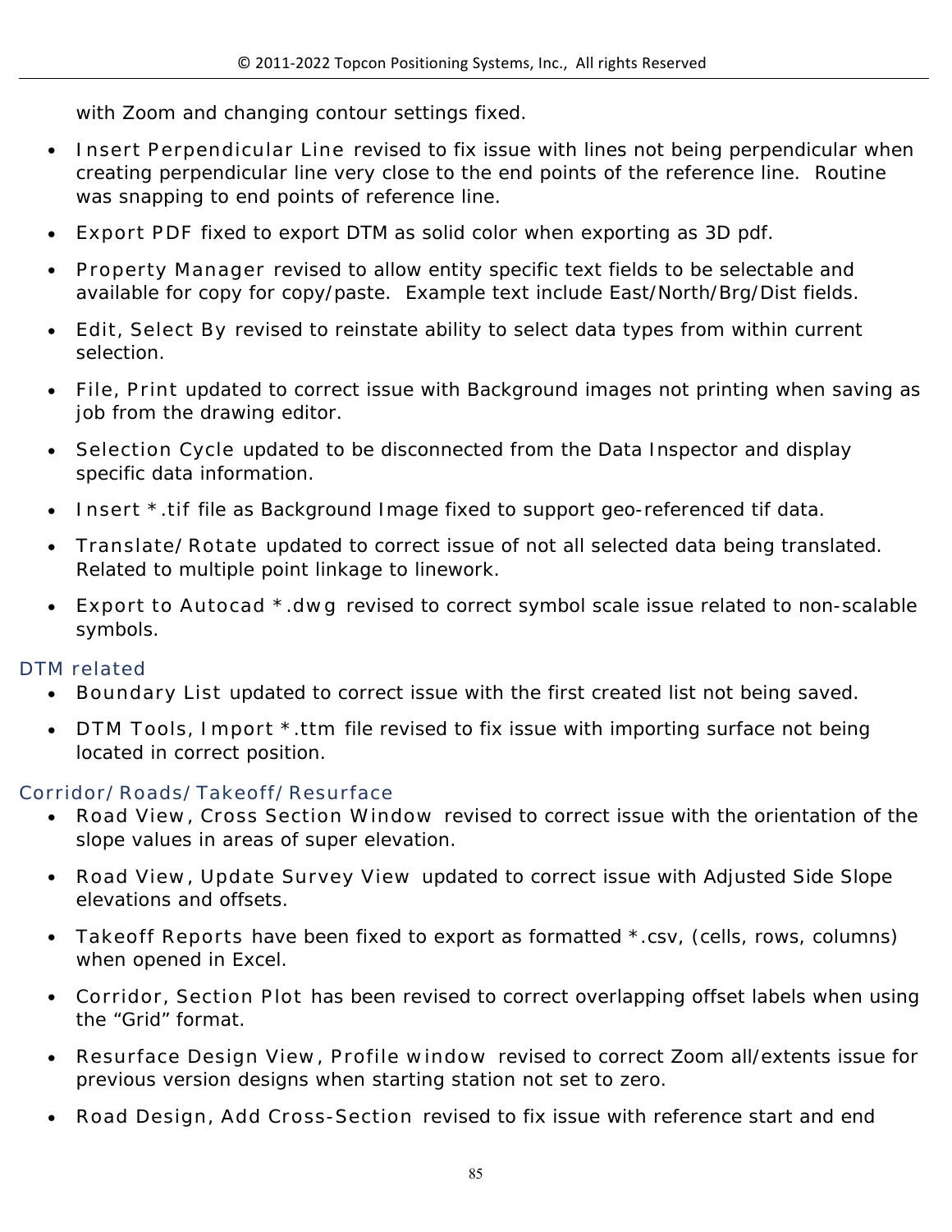with Zoom and changing contour settings fixed.

- Insert Perpendicular Line revised to fix issue with lines not being perpendicular when creating perpendicular line very close to the end points of the reference line. Routine was snapping to end points of reference line.
- Export PDF fixed to export DTM as solid color when exporting as 3D pdf.
- Property Manager revised to allow entity specific text fields to be selectable and available for copy for copy/paste. Example text include East/North/Brg/Dist fields.
- Edit, Select By revised to reinstate ability to select data types from within current selection.
- File, Print updated to correct issue with Background images not printing when saving as job from the drawing editor.
- Selection Cycle updated to be disconnected from the Data Inspector and display specific data information.
- Insert *.tif file as Background Image fixed to support geo-referenced tif data.
- Translate/Rotate updated to correct issue of not all selected data being translated. Related to multiple point linkage to linework.
- Export to Autocad *.dwg revised to correct symbol scale issue related to non-scalable symbols.

## DTM related

- Boundary List updated to correct issue with the first created list not being saved.
- DTM Tools, Import *.ttm file revised to fix issue with importing surface not being located in correct position.

## Corridor/Roads/Takeoff/Resurface

- Road View, Cross Section Window revised to correct issue with the orientation of the slope values in areas of super elevation.
- Road View, Update Survey View updated to correct issue with Adjusted Side Slope elevations and offsets.
- Takeoff Reports have been fixed to export as formatted *.csv, (cells, rows, columns) when opened in Excel.
- Corridor, Section Plot has been revised to correct overlapping offset labels when using the “Grid” format.
- Resurface Design View, Profile window revised to correct Zoom all/extents issue for previous version designs when starting station not set to zero.
- Road Design, Add Cross-Section revised to fix issue with reference start and end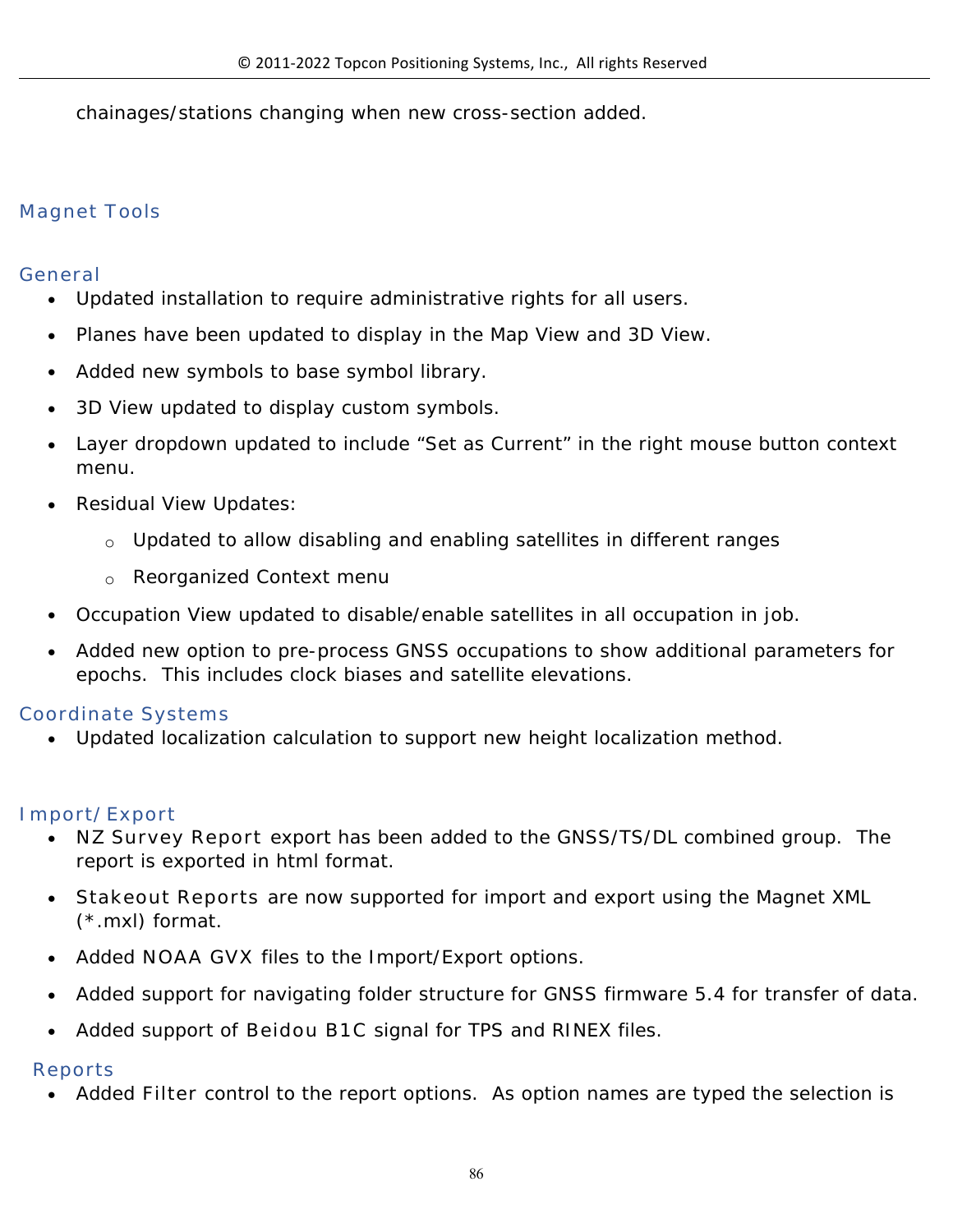chainages/stations changing when new cross-section added.

## Magnet Tools

### General

- Updated installation to require administrative rights for all users.
- Planes have been updated to display in the Map View and 3D View.
- Added new symbols to base symbol library.
- 3D View updated to display custom symbols.
- Layer dropdown updated to include "Set as Current" in the right mouse button context menu.
- Residual View Updates:
    - Updated to allow disabling and enabling satellites in different ranges
    - Reorganized Context menu
- Occupation View updated to disable/enable satellites in all occupation in job.
- Added new option to pre-process GNSS occupations to show additional parameters for epochs. This includes clock biases and satellite elevations.

### Coordinate Systems

- Updated localization calculation to support new height localization method.

### Import/Export

- NZ Survey Report export has been added to the GNSS/TS/DL combined group. The report is exported in html format.
- Stakeout Reports are now supported for import and export using the Magnet XML (*.mxl) format.
- Added NOAA GVX files to the Import/Export options.
- Added support for navigating folder structure for GNSS firmware 5.4 for transfer of data.
- Added support of Beidou B1C signal for TPS and RINEX files.

### Reports

- Added Filter control to the report options. As option names are typed the selection is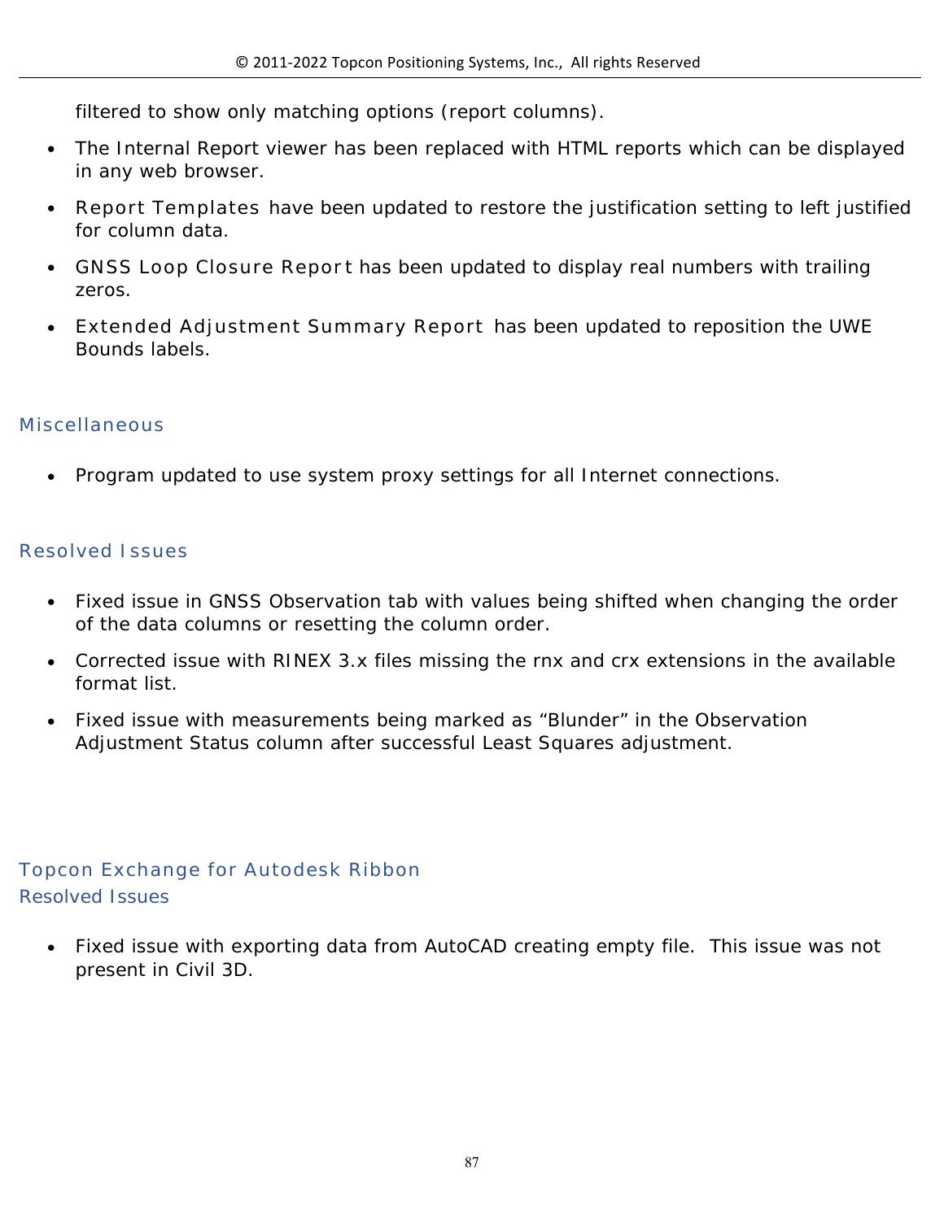filtered to show only matching options (report columns).

- The Internal Report viewer has been replaced with HTML reports which can be displayed in any web browser.
- Report Templates have been updated to restore the justification setting to left justified for column data.
- GNSS Loop Closure Report has been updated to display real numbers with trailing zeros.
- Extended Adjustment Summary Report has been updated to reposition the UWE Bounds labels.

### Miscellaneous

- Program updated to use system proxy settings for all Internet connections.

### Resolved Issues

- Fixed issue in GNSS Observation tab with values being shifted when changing the order of the data columns or resetting the column order.
- Corrected issue with RINEX 3.x files missing the rnx and crx extensions in the available format list.
- Fixed issue with measurements being marked as “Blunder” in the Observation Adjustment Status column after successful Least Squares adjustment.

## Topcon Exchange for Autodesk Ribbon

### Resolved Issues

- Fixed issue with exporting data from AutoCAD creating empty file. This issue was not present in Civil 3D.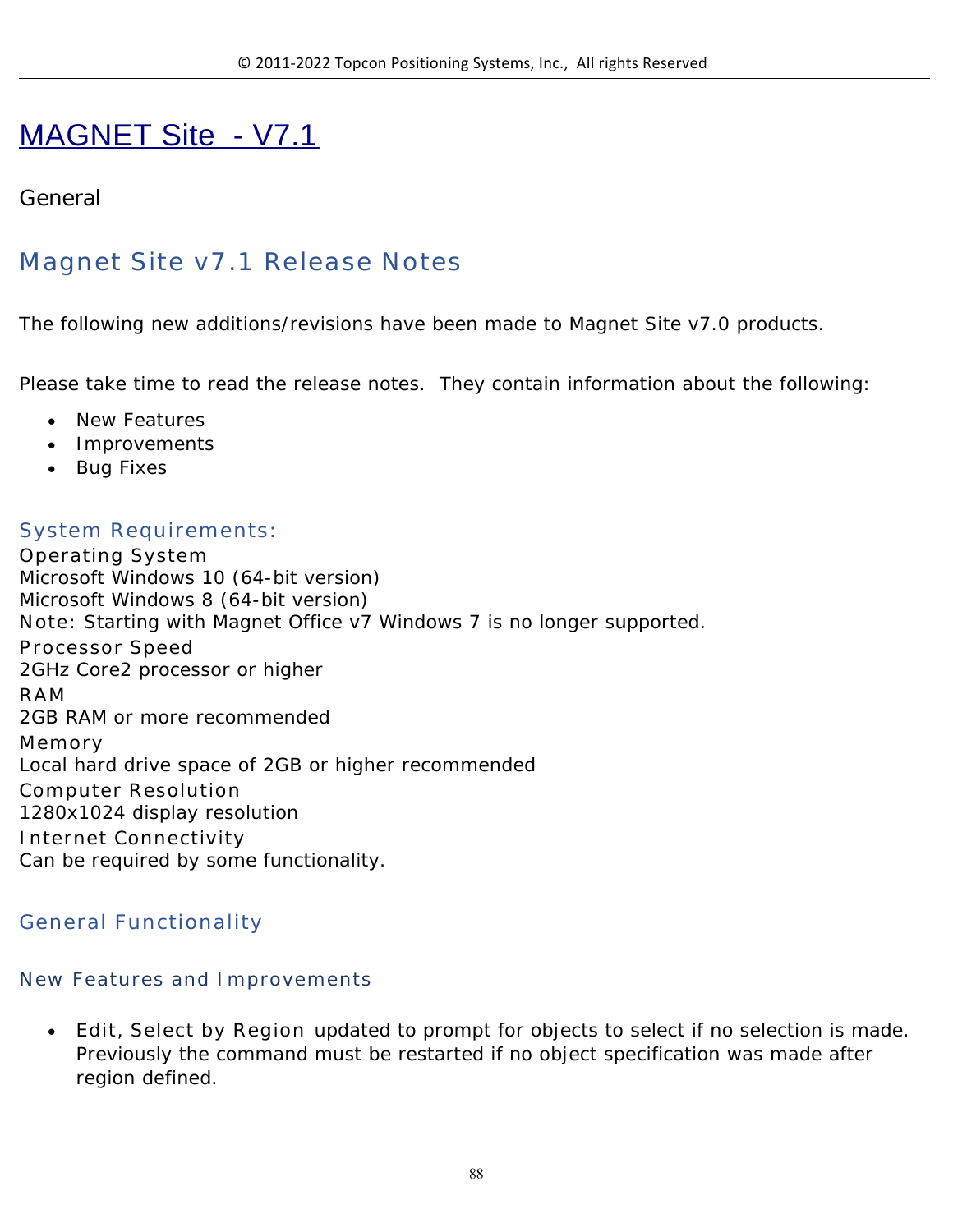# MAGNET Site - V7.1

General

## Magnet Site v7.1 Release Notes

The following new additions/revisions have been made to Magnet Site v7.0 products.

Please take time to read the release notes. They contain information about the following:

- New Features
- Improvements
- Bug Fixes

### System Requirements:

Operating System
Microsoft Windows 10 (64-bit version)
Microsoft Windows 8 (64-bit version)
Note: Starting with Magnet Office v7 Windows 7 is no longer supported.
Processor Speed
2GHz Core2 processor or higher
RAM
2GB RAM or more recommended
Memory
Local hard drive space of 2GB or higher recommended
Computer Resolution
1280x1024 display resolution
Internet Connectivity
Can be required by some functionality.

### General Functionality

#### New Features and Improvements

- Edit, Select by Region updated to prompt for objects to select if no selection is made. Previously the command must be restarted if no object specification was made after region defined.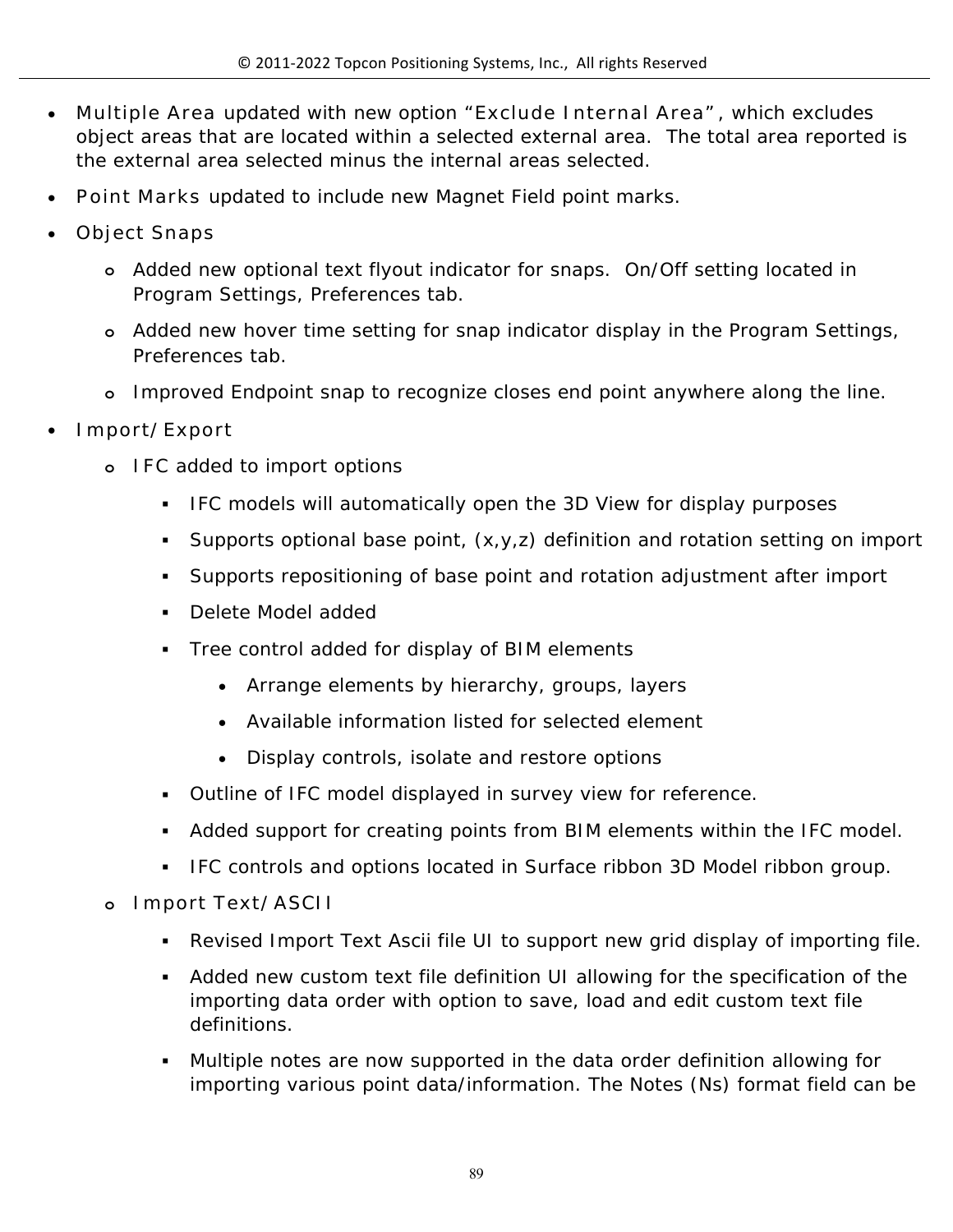- Multiple Area updated with new option "Exclude Internal Area", which excludes object areas that are located within a selected external area. The total area reported is the external area selected minus the internal areas selected.
- Point Marks updated to include new Magnet Field point marks.
- Object Snaps
  - Added new optional text flyout indicator for snaps. On/Off setting located in Program Settings, Preferences tab.
  - Added new hover time setting for snap indicator display in the Program Settings, Preferences tab.
  - Improved Endpoint snap to recognize closes end point anywhere along the line.
- Import/Export
  - IFC added to import options
    - IFC models will automatically open the 3D View for display purposes
    - Supports optional base point, (x,y,z) definition and rotation setting on import
    - Supports repositioning of base point and rotation adjustment after import
    - Delete Model added
    - Tree control added for display of BIM elements
      - Arrange elements by hierarchy, groups, layers
      - Available information listed for selected element
      - Display controls, isolate and restore options
    - Outline of IFC model displayed in survey view for reference.
    - Added support for creating points from BIM elements within the IFC model.
    - IFC controls and options located in Surface ribbon 3D Model ribbon group.
  - Import Text/ASCII
    - Revised Import Text Ascii file UI to support new grid display of importing file.
    - Added new custom text file definition UI allowing for the specification of the importing data order with option to save, load and edit custom text file definitions.
    - Multiple notes are now supported in the data order definition allowing for importing various point data/information. The Notes (Ns) format field can be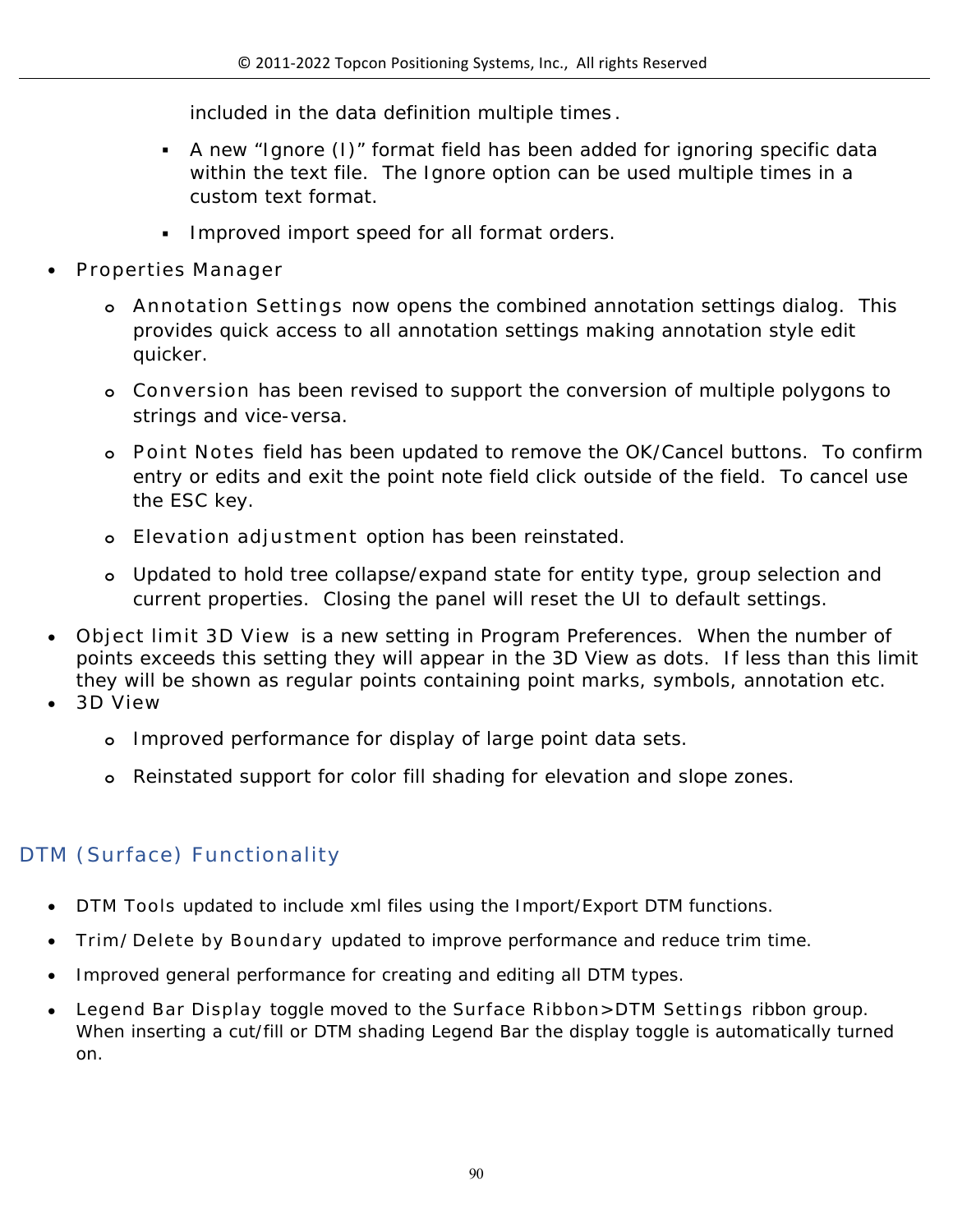included in the data definition multiple times.

    - A new “Ignore (I)” format field has been added for ignoring specific data within the text file. The Ignore option can be used multiple times in a custom text format.
    - Improved import speed for all format orders.

- Properties Manager
    - Annotation Settings now opens the combined annotation settings dialog. This provides quick access to all annotation settings making annotation style edit quicker.
    - Conversion has been revised to support the conversion of multiple polygons to strings and vice-versa.
    - Point Notes field has been updated to remove the OK/Cancel buttons. To confirm entry or edits and exit the point note field click outside of the field. To cancel use the ESC key.
    - Elevation adjustment option has been reinstated.
    - Updated to hold tree collapse/expand state for entity type, group selection and current properties. Closing the panel will reset the UI to default settings.
- Object limit 3D View is a new setting in Program Preferences. When the number of points exceeds this setting they will appear in the 3D View as dots. If less than this limit they will be shown as regular points containing point marks, symbols, annotation etc.
- 3D View
    - Improved performance for display of large point data sets.
    - Reinstated support for color fill shading for elevation and slope zones.

## DTM (Surface) Functionality

- DTM Tools updated to include xml files using the Import/Export DTM functions.
- Trim/Delete by Boundary updated to improve performance and reduce trim time.
- Improved general performance for creating and editing all DTM types.
- Legend Bar Display toggle moved to the Surface Ribbon>DTM Settings ribbon group. When inserting a cut/fill or DTM shading Legend Bar the display toggle is automatically turned on.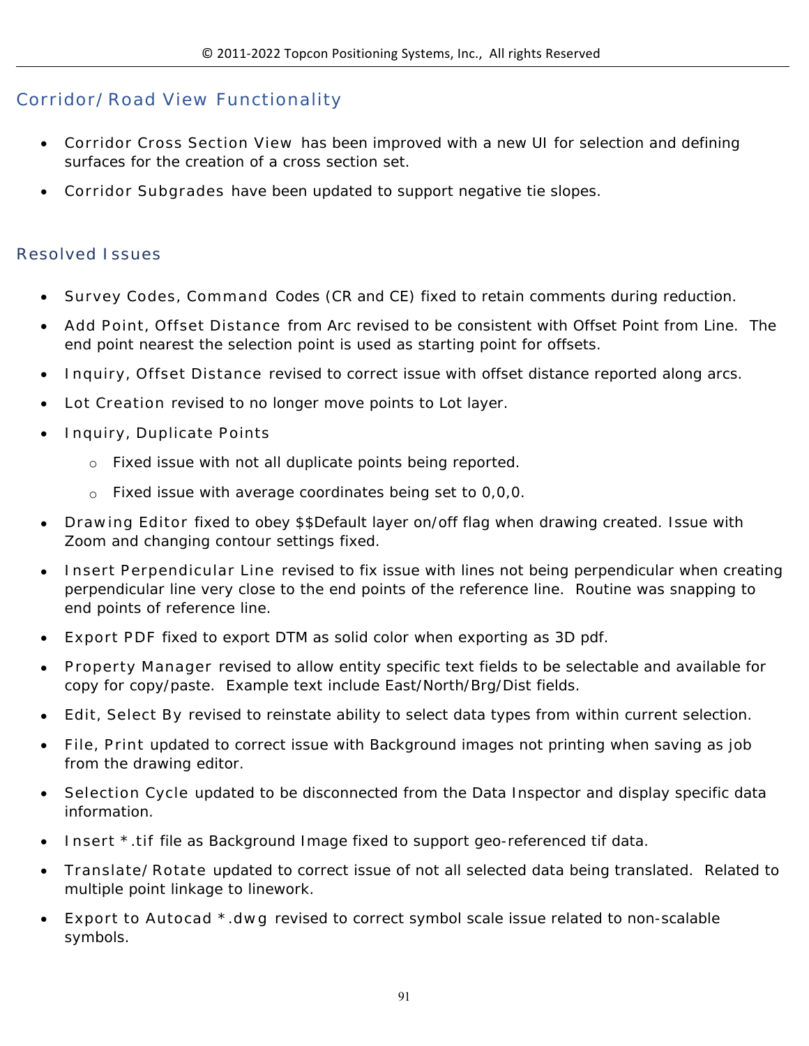## Corridor/Road View Functionality

- Corridor Cross Section View has been improved with a new UI for selection and defining surfaces for the creation of a cross section set.
- Corridor Subgrades have been updated to support negative tie slopes.

## Resolved Issues

- Survey Codes, Command Codes (CR and CE) fixed to retain comments during reduction.
- Add Point, Offset Distance from Arc revised to be consistent with Offset Point from Line. The end point nearest the selection point is used as starting point for offsets.
- Inquiry, Offset Distance revised to correct issue with offset distance reported along arcs.
- Lot Creation revised to no longer move points to Lot layer.
- Inquiry, Duplicate Points
    - Fixed issue with not all duplicate points being reported.
    - Fixed issue with average coordinates being set to 0,0,0.
- Drawing Editor fixed to obey $$Default layer on/off flag when drawing created. Issue with Zoom and changing contour settings fixed.
- Insert Perpendicular Line revised to fix issue with lines not being perpendicular when creating perpendicular line very close to the end points of the reference line. Routine was snapping to end points of reference line.
- Export PDF fixed to export DTM as solid color when exporting as 3D pdf.
- Property Manager revised to allow entity specific text fields to be selectable and available for copy for copy/paste. Example text include East/North/Brg/Dist fields.
- Edit, Select By revised to reinstate ability to select data types from within current selection.
- File, Print updated to correct issue with Background images not printing when saving as job from the drawing editor.
- Selection Cycle updated to be disconnected from the Data Inspector and display specific data information.
- Insert *.tif file as Background Image fixed to support geo-referenced tif data.
- Translate/Rotate updated to correct issue of not all selected data being translated. Related to multiple point linkage to linework.
- Export to Autocad *.dwg revised to correct symbol scale issue related to non-scalable symbols.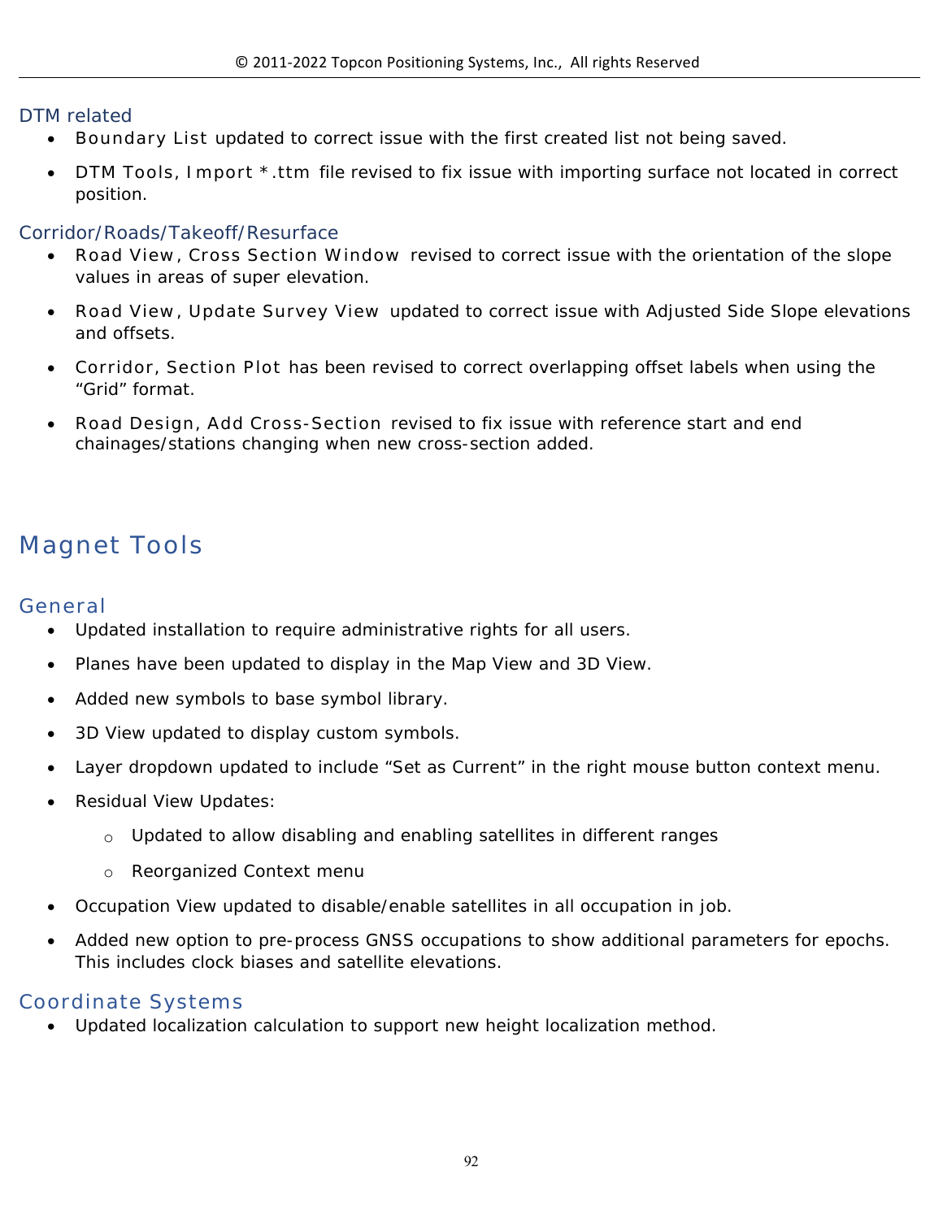### DTM related

- Boundary List updated to correct issue with the first created list not being saved.
- DTM Tools, Import *.ttm file revised to fix issue with importing surface not located in correct position.

### Corridor/Roads/Takeoff/Resurface

- Road View, Cross Section Window revised to correct issue with the orientation of the slope values in areas of super elevation.
- Road View, Update Survey View updated to correct issue with Adjusted Side Slope elevations and offsets.
- Corridor, Section Plot has been revised to correct overlapping offset labels when using the "Grid" format.
- Road Design, Add Cross-Section revised to fix issue with reference start and end chainages/stations changing when new cross-section added.

# Magnet Tools

## General

- Updated installation to require administrative rights for all users.
- Planes have been updated to display in the Map View and 3D View.
- Added new symbols to base symbol library.
- 3D View updated to display custom symbols.
- Layer dropdown updated to include "Set as Current" in the right mouse button context menu.
- Residual View Updates:
  - Updated to allow disabling and enabling satellites in different ranges
  - Reorganized Context menu
- Occupation View updated to disable/enable satellites in all occupation in job.
- Added new option to pre-process GNSS occupations to show additional parameters for epochs. This includes clock biases and satellite elevations.

## Coordinate Systems

- Updated localization calculation to support new height localization method.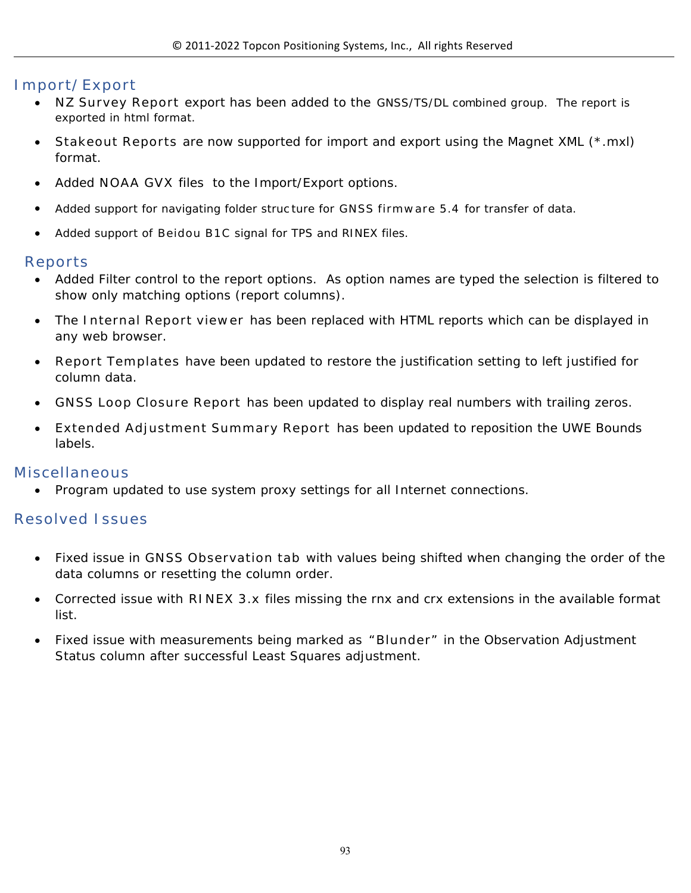## Import/Export

- NZ Survey Report export has been added to the GNSS/TS/DL combined group. The report is exported in html format.
- Stakeout Reports are now supported for import and export using the Magnet XML (*.mxl) format.
- Added NOAA GVX files to the Import/Export options.
- Added support for navigating folder structure for GNSS firmware 5.4 for transfer of data.
- Added support of Beidou B1C signal for TPS and RINEX files.

## Reports

- Added Filter control to the report options. As option names are typed the selection is filtered to show only matching options (report columns).
- The Internal Report viewer has been replaced with HTML reports which can be displayed in any web browser.
- Report Templates have been updated to restore the justification setting to left justified for column data.
- GNSS Loop Closure Report has been updated to display real numbers with trailing zeros.
- Extended Adjustment Summary Report has been updated to reposition the UWE Bounds labels.

## Miscellaneous

- Program updated to use system proxy settings for all Internet connections.

## Resolved Issues

- Fixed issue in GNSS Observation tab with values being shifted when changing the order of the data columns or resetting the column order.
- Corrected issue with RINEX 3.x files missing the rnx and crx extensions in the available format list.
- Fixed issue with measurements being marked as "Blunder" in the Observation Adjustment Status column after successful Least Squares adjustment.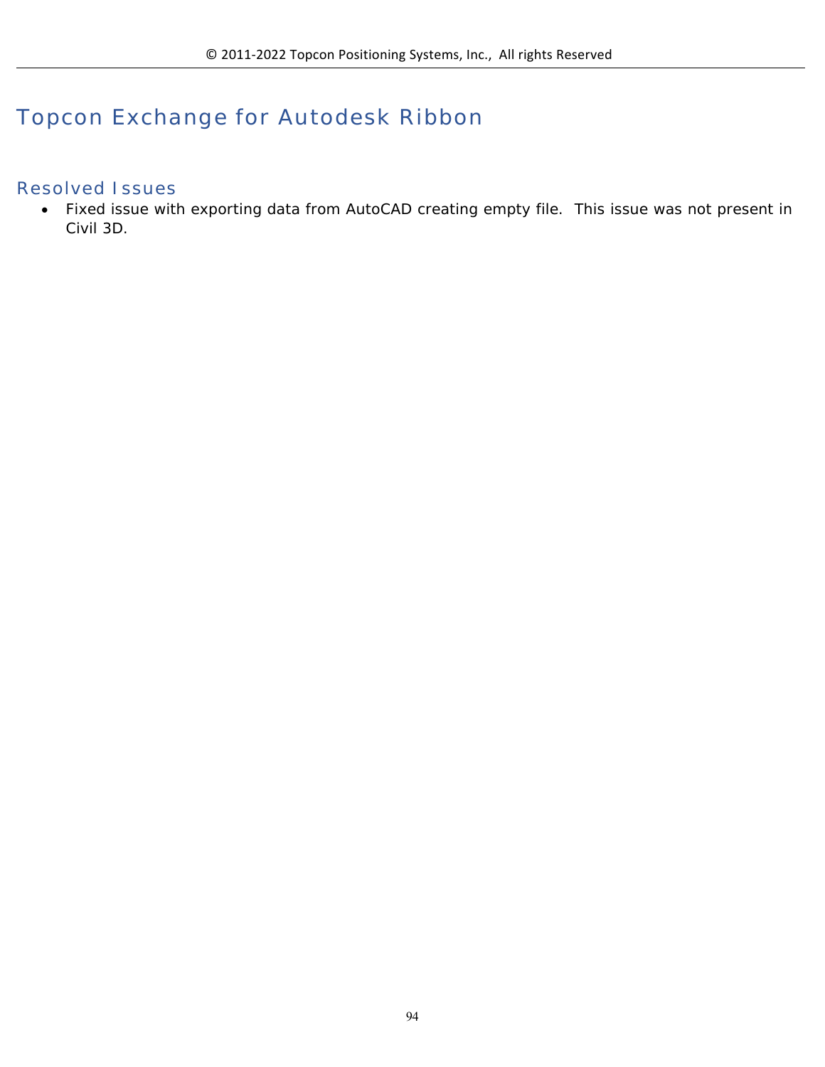# Topcon Exchange for Autodesk Ribbon

## Resolved Issues

- Fixed issue with exporting data from AutoCAD creating empty file. This issue was not present in Civil 3D.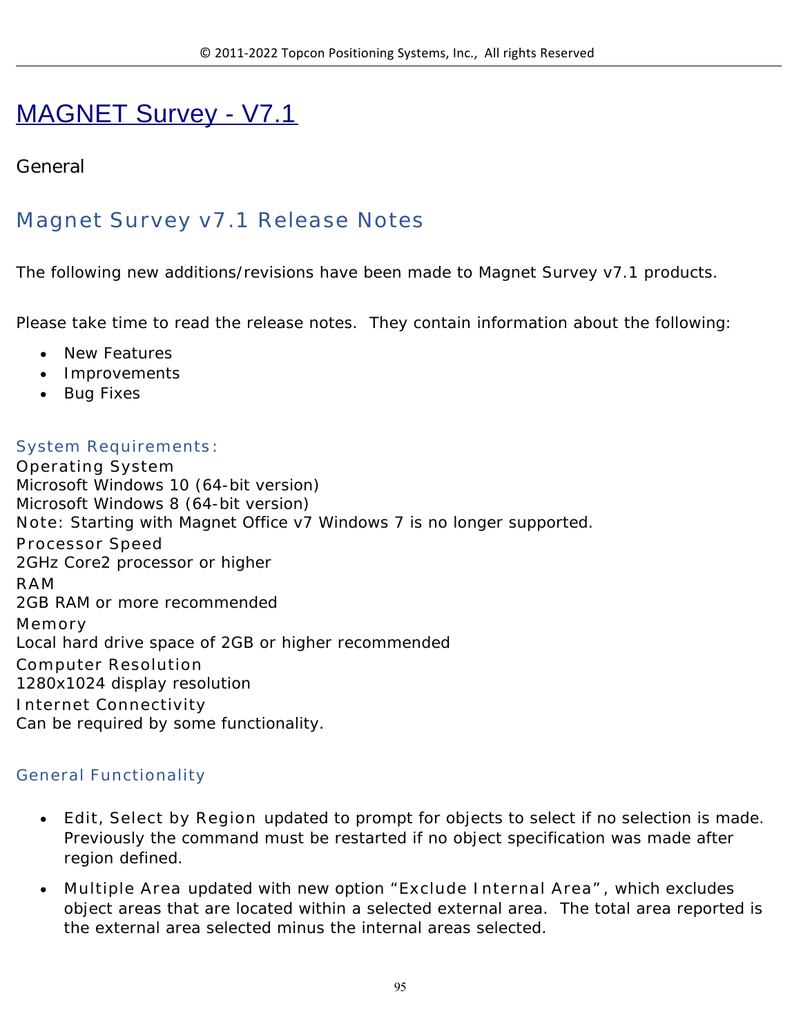# MAGNET Survey - V7.1

## General

### Magnet Survey v7.1 Release Notes

The following new additions/revisions have been made to Magnet Survey v7.1 products.

Please take time to read the release notes. They contain information about the following:

- New Features
- Improvements
- Bug Fixes

#### System Requirements:

Operating System
Microsoft Windows 10 (64-bit version)
Microsoft Windows 8 (64-bit version)
Note: Starting with Magnet Office v7 Windows 7 is no longer supported.
Processor Speed
2GHz Core2 processor or higher
RAM
2GB RAM or more recommended
Memory
Local hard drive space of 2GB or higher recommended
Computer Resolution
1280x1024 display resolution
Internet Connectivity
Can be required by some functionality.

#### General Functionality

- Edit, Select by Region updated to prompt for objects to select if no selection is made. Previously the command must be restarted if no object specification was made after region defined.
- Multiple Area updated with new option “Exclude Internal Area”, which excludes object areas that are located within a selected external area. The total area reported is the external area selected minus the internal areas selected.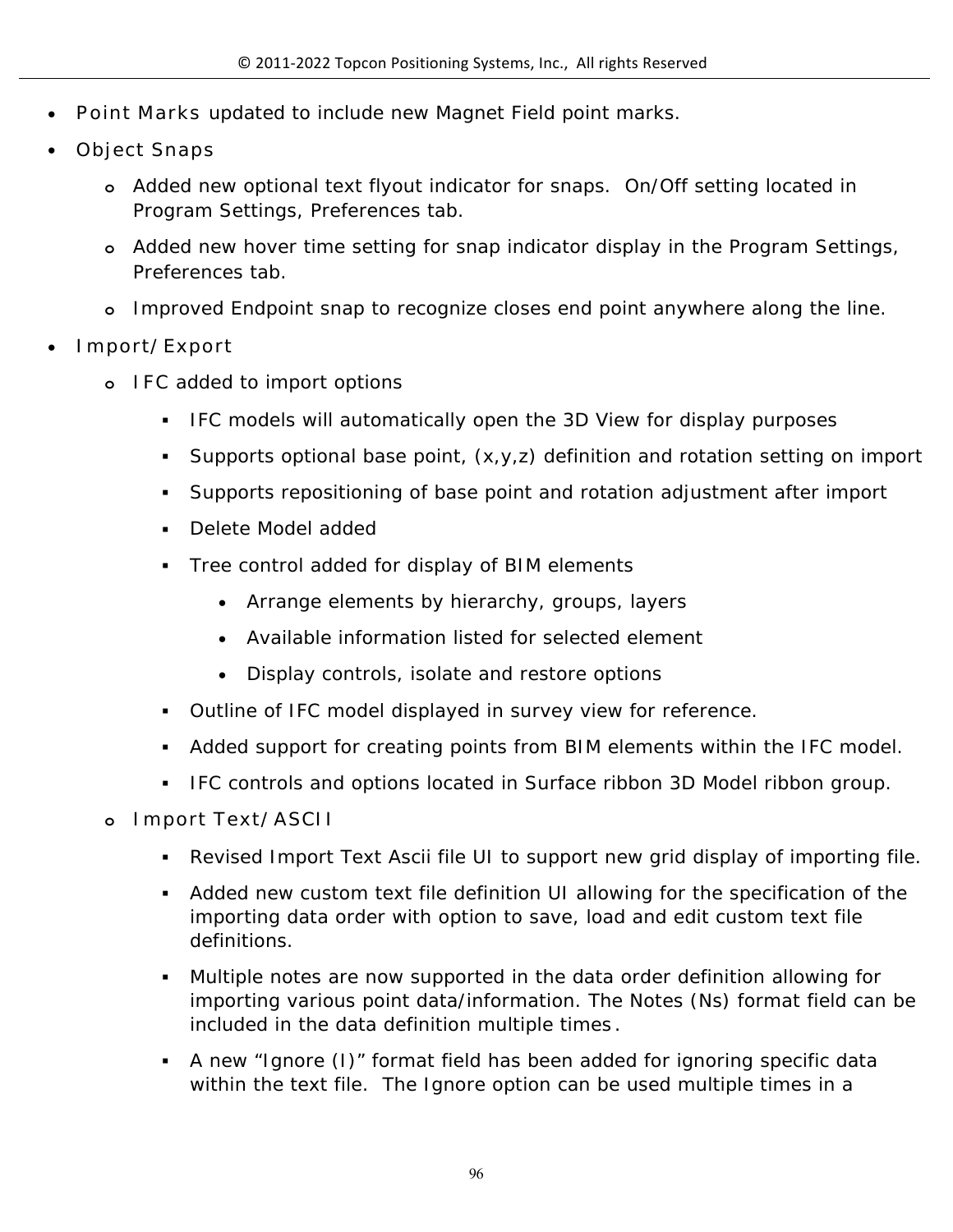- Point Marks updated to include new Magnet Field point marks.
- Object Snaps
    - Added new optional text flyout indicator for snaps. On/Off setting located in Program Settings, Preferences tab.
    - Added new hover time setting for snap indicator display in the Program Settings, Preferences tab.
    - Improved Endpoint snap to recognize closes end point anywhere along the line.
- Import/Export
    - IFC added to import options
        - IFC models will automatically open the 3D View for display purposes
        - Supports optional base point, (x,y,z) definition and rotation setting on import
        - Supports repositioning of base point and rotation adjustment after import
        - Delete Model added
        - Tree control added for display of BIM elements
            - Arrange elements by hierarchy, groups, layers
            - Available information listed for selected element
            - Display controls, isolate and restore options
        - Outline of IFC model displayed in survey view for reference.
        - Added support for creating points from BIM elements within the IFC model.
        - IFC controls and options located in Surface ribbon 3D Model ribbon group.
    - Import Text/ASCII
        - Revised Import Text Ascii file UI to support new grid display of importing file.
        - Added new custom text file definition UI allowing for the specification of the importing data order with option to save, load and edit custom text file definitions.
        - Multiple notes are now supported in the data order definition allowing for importing various point data/information. The Notes (Ns) format field can be included in the data definition multiple times.
        - A new "Ignore (I)" format field has been added for ignoring specific data within the text file. The Ignore option can be used multiple times in a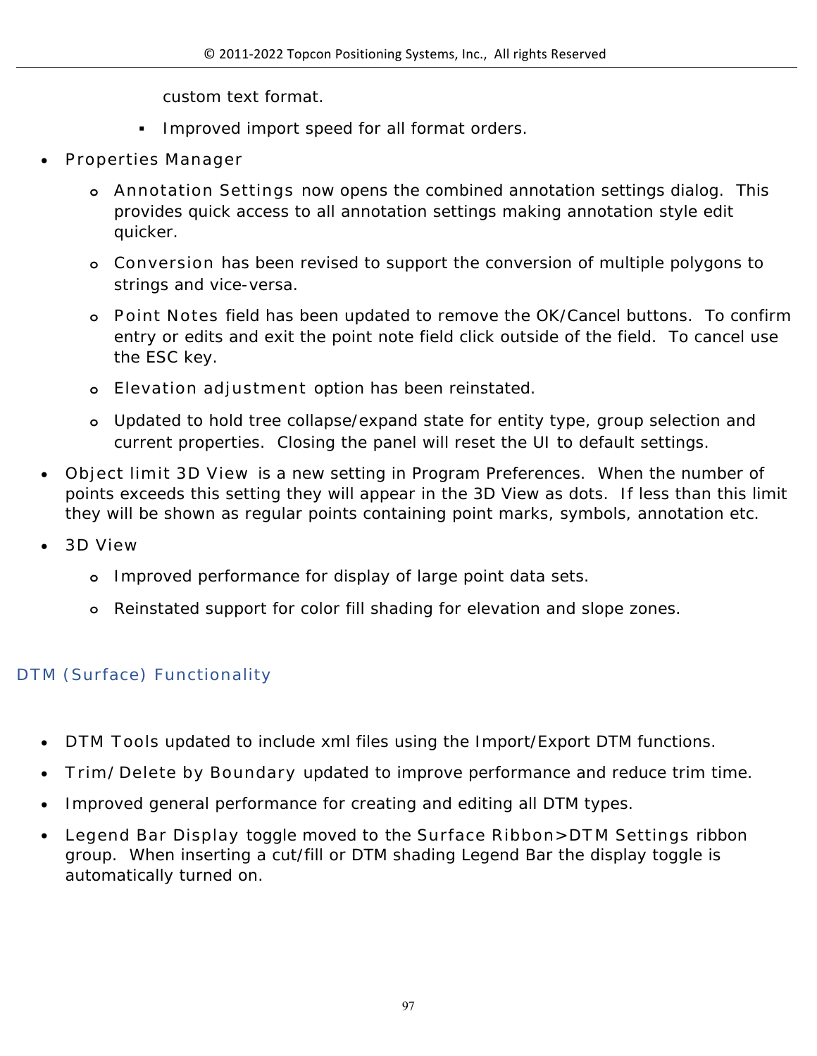custom text format.

    - Improved import speed for all format orders.

- Properties Manager
    - Annotation Settings now opens the combined annotation settings dialog. This provides quick access to all annotation settings making annotation style edit quicker.
    - Conversion has been revised to support the conversion of multiple polygons to strings and vice-versa.
    - Point Notes field has been updated to remove the OK/Cancel buttons. To confirm entry or edits and exit the point note field click outside of the field. To cancel use the ESC key.
    - Elevation adjustment option has been reinstated.
    - Updated to hold tree collapse/expand state for entity type, group selection and current properties. Closing the panel will reset the UI to default settings.
- Object limit 3D View is a new setting in Program Preferences. When the number of points exceeds this setting they will appear in the 3D View as dots. If less than this limit they will be shown as regular points containing point marks, symbols, annotation etc.
- 3D View
    - Improved performance for display of large point data sets.
    - Reinstated support for color fill shading for elevation and slope zones.

## DTM (Surface) Functionality

- DTM Tools updated to include xml files using the Import/Export DTM functions.
- Trim/Delete by Boundary updated to improve performance and reduce trim time.
- Improved general performance for creating and editing all DTM types.
- Legend Bar Display toggle moved to the Surface Ribbon>DTM Settings ribbon group. When inserting a cut/fill or DTM shading Legend Bar the display toggle is automatically turned on.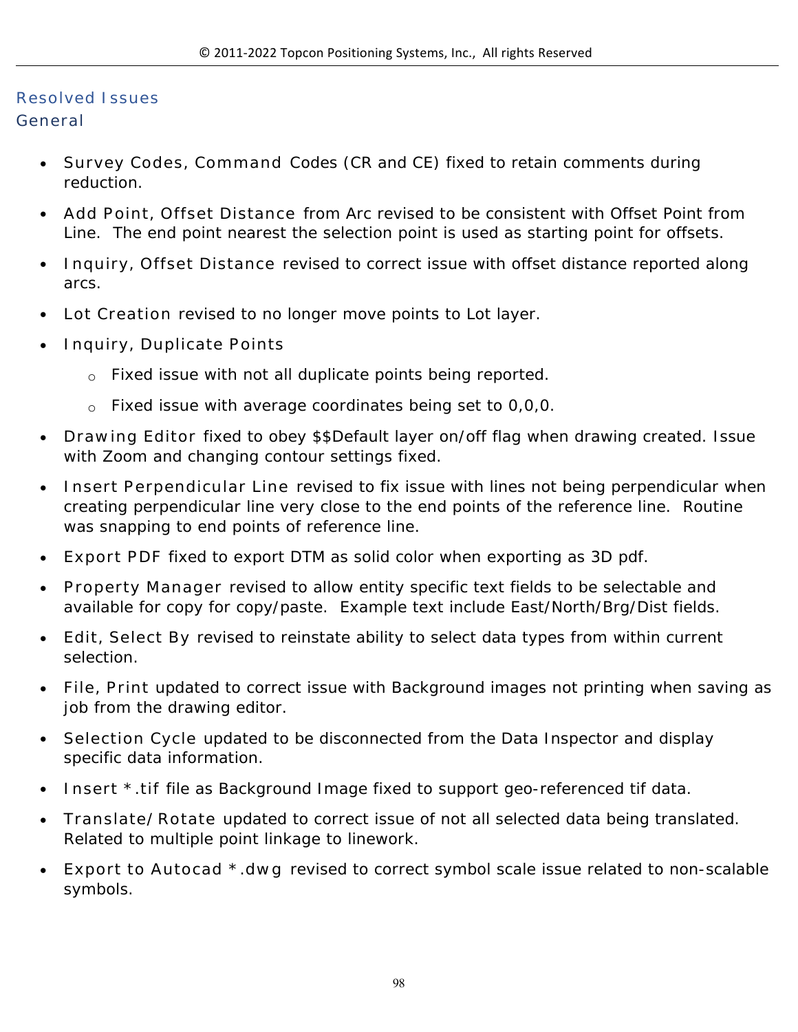## Resolved Issues

### General

- Survey Codes, Command Codes (CR and CE) fixed to retain comments during reduction.
- Add Point, Offset Distance from Arc revised to be consistent with Offset Point from Line. The end point nearest the selection point is used as starting point for offsets.
- Inquiry, Offset Distance revised to correct issue with offset distance reported along arcs.
- Lot Creation revised to no longer move points to Lot layer.
- Inquiry, Duplicate Points
    - Fixed issue with not all duplicate points being reported.
    - Fixed issue with average coordinates being set to 0,0,0.
- Drawing Editor fixed to obey $$Default layer on/off flag when drawing created. Issue with Zoom and changing contour settings fixed.
- Insert Perpendicular Line revised to fix issue with lines not being perpendicular when creating perpendicular line very close to the end points of the reference line. Routine was snapping to end points of reference line.
- Export PDF fixed to export DTM as solid color when exporting as 3D pdf.
- Property Manager revised to allow entity specific text fields to be selectable and available for copy for copy/paste. Example text include East/North/Brg/Dist fields.
- Edit, Select By revised to reinstate ability to select data types from within current selection.
- File, Print updated to correct issue with Background images not printing when saving as job from the drawing editor.
- Selection Cycle updated to be disconnected from the Data Inspector and display specific data information.
- Insert *.tif file as Background Image fixed to support geo-referenced tif data.
- Translate/Rotate updated to correct issue of not all selected data being translated. Related to multiple point linkage to linework.
- Export to Autocad *.dwg revised to correct symbol scale issue related to non-scalable symbols.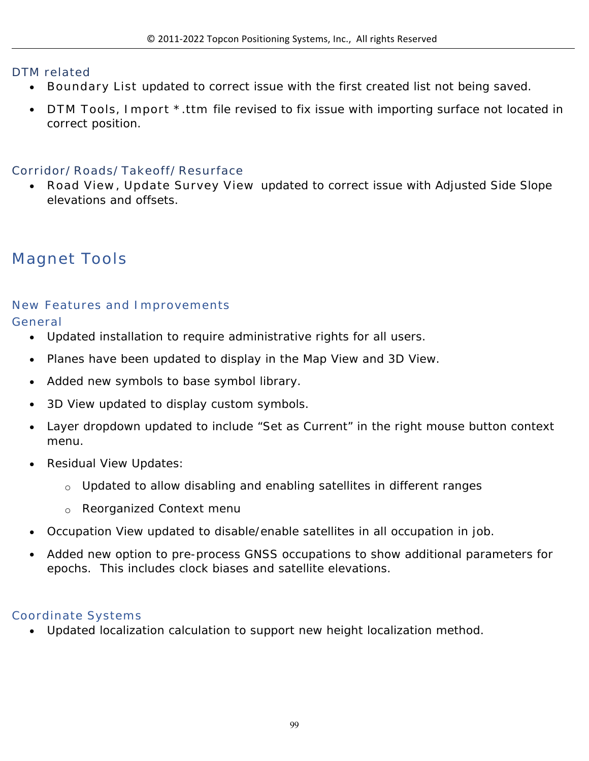### DTM related

- Boundary List updated to correct issue with the first created list not being saved.
- DTM Tools, Import *.ttm file revised to fix issue with importing surface not located in correct position.

### Corridor/Roads/Takeoff/Resurface

- Road View, Update Survey View updated to correct issue with Adjusted Side Slope elevations and offsets.

# Magnet Tools

## New Features and Improvements

### General

- Updated installation to require administrative rights for all users.
- Planes have been updated to display in the Map View and 3D View.
- Added new symbols to base symbol library.
- 3D View updated to display custom symbols.
- Layer dropdown updated to include “Set as Current” in the right mouse button context menu.
- Residual View Updates:
  - Updated to allow disabling and enabling satellites in different ranges
  - Reorganized Context menu
- Occupation View updated to disable/enable satellites in all occupation in job.
- Added new option to pre-process GNSS occupations to show additional parameters for epochs. This includes clock biases and satellite elevations.

### Coordinate Systems

- Updated localization calculation to support new height localization method.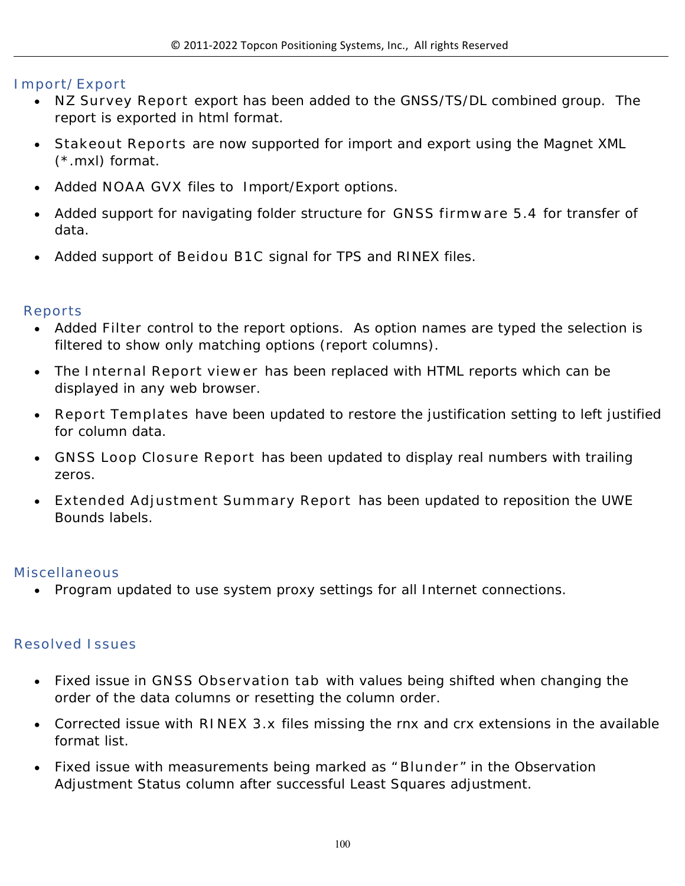## Import/Export

- NZ Survey Report export has been added to the GNSS/TS/DL combined group. The report is exported in html format.
- Stakeout Reports are now supported for import and export using the Magnet XML (*.mxl) format.
- Added NOAA GVX files to Import/Export options.
- Added support for navigating folder structure for GNSS firmware 5.4 for transfer of data.
- Added support of Beidou B1C signal for TPS and RINEX files.

## Reports

- Added Filter control to the report options. As option names are typed the selection is filtered to show only matching options (report columns).
- The Internal Report viewer has been replaced with HTML reports which can be displayed in any web browser.
- Report Templates have been updated to restore the justification setting to left justified for column data.
- GNSS Loop Closure Report has been updated to display real numbers with trailing zeros.
- Extended Adjustment Summary Report has been updated to reposition the UWE Bounds labels.

## Miscellaneous

- Program updated to use system proxy settings for all Internet connections.

## Resolved Issues

- Fixed issue in GNSS Observation tab with values being shifted when changing the order of the data columns or resetting the column order.
- Corrected issue with RINEX 3.x files missing the rnx and crx extensions in the available format list.
- Fixed issue with measurements being marked as “Blunder” in the Observation Adjustment Status column after successful Least Squares adjustment.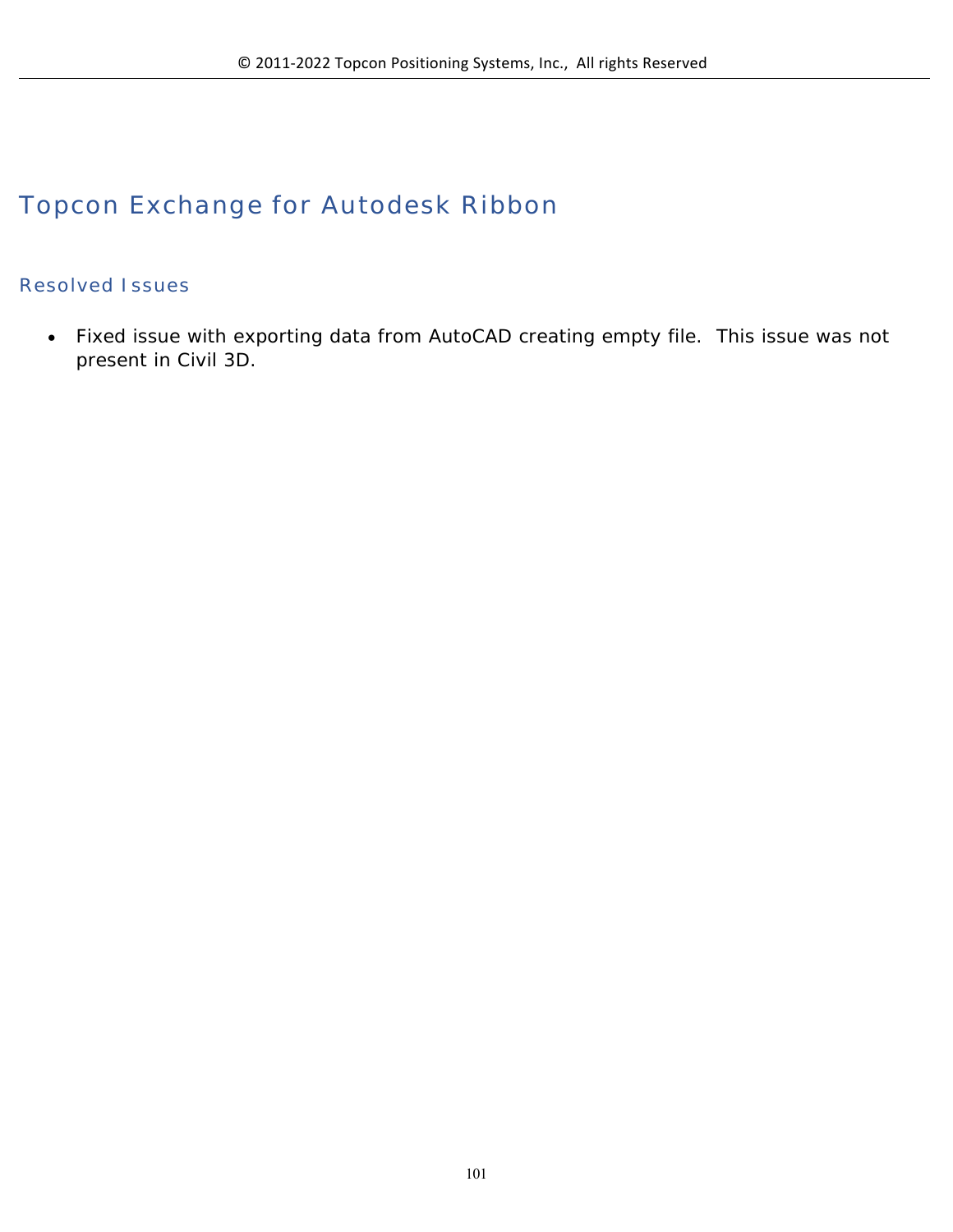# Topcon Exchange for Autodesk Ribbon

## Resolved Issues

- Fixed issue with exporting data from AutoCAD creating empty file. This issue was not present in Civil 3D.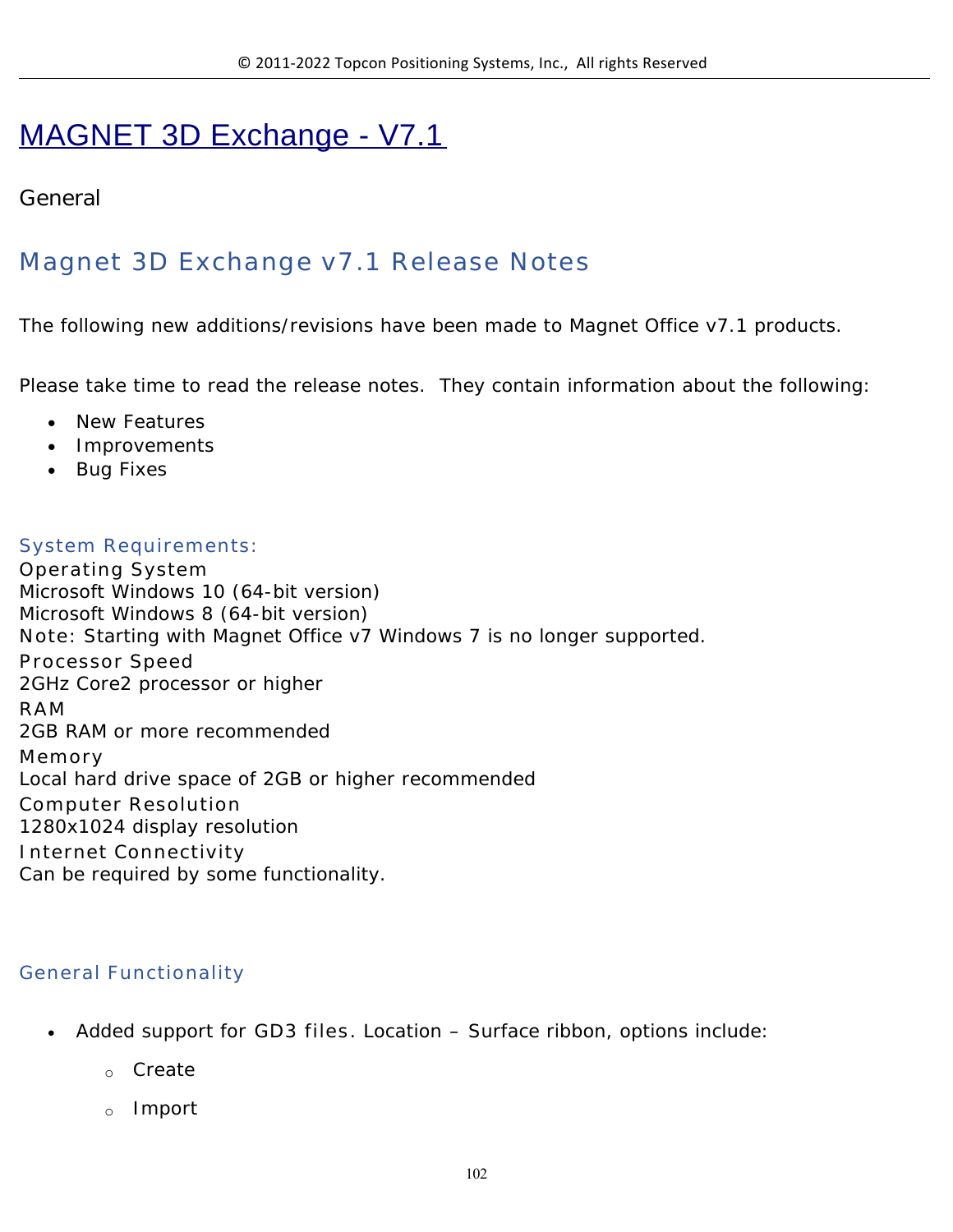# MAGNET 3D Exchange - V7.1

General

## Magnet 3D Exchange v7.1 Release Notes

The following new additions/revisions have been made to Magnet Office v7.1 products.

Please take time to read the release notes. They contain information about the following:

- New Features
- Improvements
- Bug Fixes

### System Requirements:

Operating System
Microsoft Windows 10 (64-bit version)
Microsoft Windows 8 (64-bit version)
Note: Starting with Magnet Office v7 Windows 7 is no longer supported.
Processor Speed
2GHz Core2 processor or higher
RAM
2GB RAM or more recommended
Memory
Local hard drive space of 2GB or higher recommended
Computer Resolution
1280x1024 display resolution
Internet Connectivity
Can be required by some functionality.

### General Functionality

- Added support for GD3 files. Location – Surface ribbon, options include:
  - Create
  - Import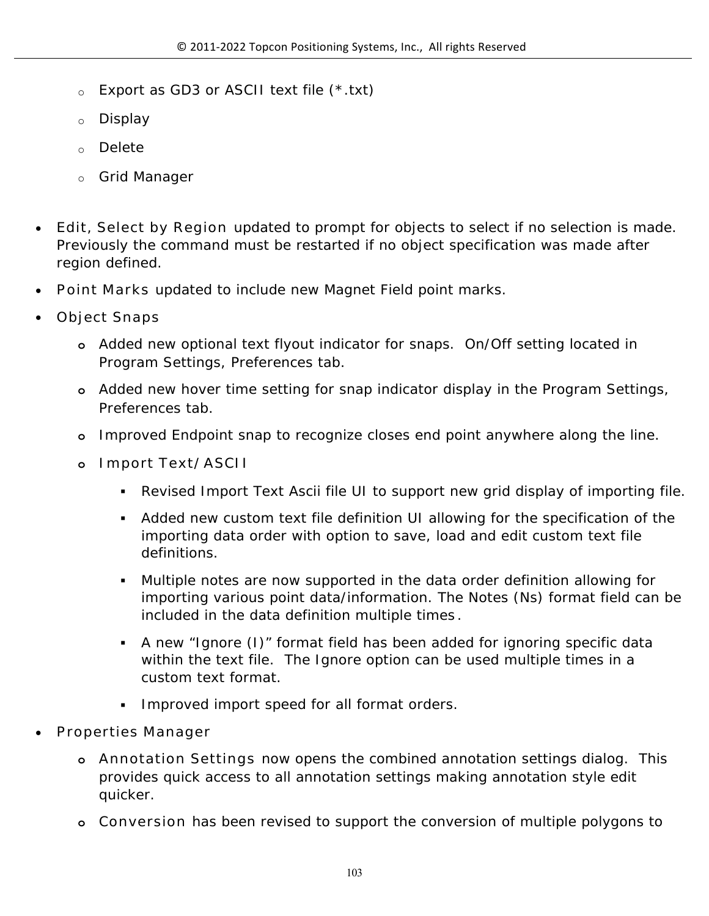- Export as GD3 or ASCII text file (*.txt)
  - Display
  - Delete
  - Grid Manager

- Edit, Select by Region updated to prompt for objects to select if no selection is made. Previously the command must be restarted if no object specification was made after region defined.
- Point Marks updated to include new Magnet Field point marks.
- Object Snaps
  - Added new optional text flyout indicator for snaps. On/Off setting located in Program Settings, Preferences tab.
  - Added new hover time setting for snap indicator display in the Program Settings, Preferences tab.
  - Improved Endpoint snap to recognize closes end point anywhere along the line.
  - Import Text/ASCII
    - Revised Import Text Ascii file UI to support new grid display of importing file.
    - Added new custom text file definition UI allowing for the specification of the importing data order with option to save, load and edit custom text file definitions.
    - Multiple notes are now supported in the data order definition allowing for importing various point data/information. The Notes (Ns) format field can be included in the data definition multiple times.
    - A new "Ignore (I)" format field has been added for ignoring specific data within the text file. The Ignore option can be used multiple times in a custom text format.
    - Improved import speed for all format orders.
- Properties Manager
  - Annotation Settings now opens the combined annotation settings dialog. This provides quick access to all annotation settings making annotation style edit quicker.
  - Conversion has been revised to support the conversion of multiple polygons to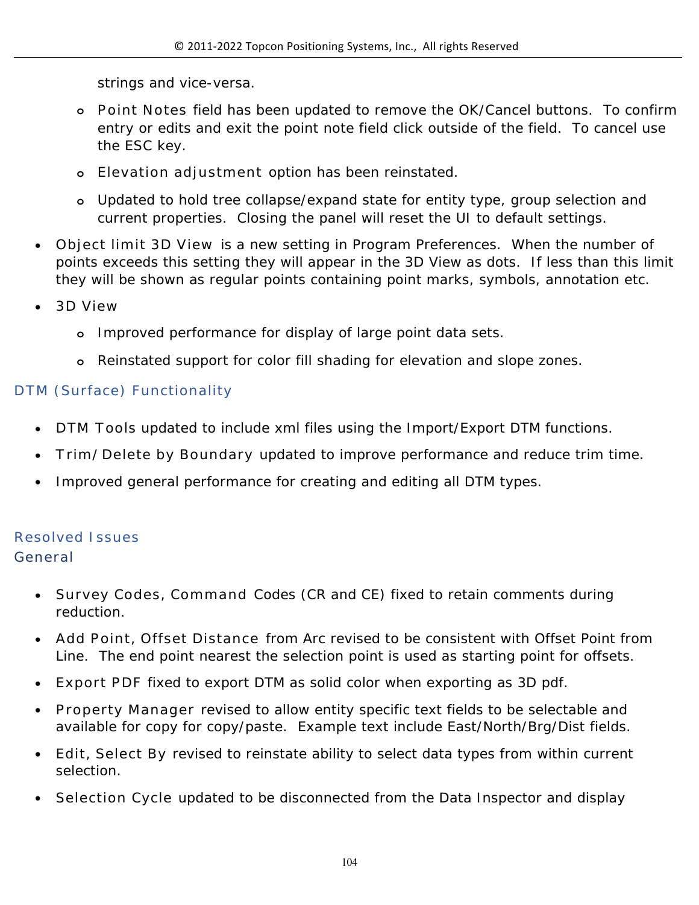strings and vice-versa.

  - Point Notes field has been updated to remove the OK/Cancel buttons. To confirm entry or edits and exit the point note field click outside of the field. To cancel use the ESC key.
  - Elevation adjustment option has been reinstated.
  - Updated to hold tree collapse/expand state for entity type, group selection and current properties. Closing the panel will reset the UI to default settings.
- Object limit 3D View is a new setting in Program Preferences. When the number of points exceeds this setting they will appear in the 3D View as dots. If less than this limit they will be shown as regular points containing point marks, symbols, annotation etc.
- 3D View
  - Improved performance for display of large point data sets.
  - Reinstated support for color fill shading for elevation and slope zones.

## DTM (Surface) Functionality

- DTM Tools updated to include xml files using the Import/Export DTM functions.
- Trim/Delete by Boundary updated to improve performance and reduce trim time.
- Improved general performance for creating and editing all DTM types.

## Resolved Issues

### General

- Survey Codes, Command Codes (CR and CE) fixed to retain comments during reduction.
- Add Point, Offset Distance from Arc revised to be consistent with Offset Point from Line. The end point nearest the selection point is used as starting point for offsets.
- Export PDF fixed to export DTM as solid color when exporting as 3D pdf.
- Property Manager revised to allow entity specific text fields to be selectable and available for copy for copy/paste. Example text include East/North/Brg/Dist fields.
- Edit, Select By revised to reinstate ability to select data types from within current selection.
- Selection Cycle updated to be disconnected from the Data Inspector and display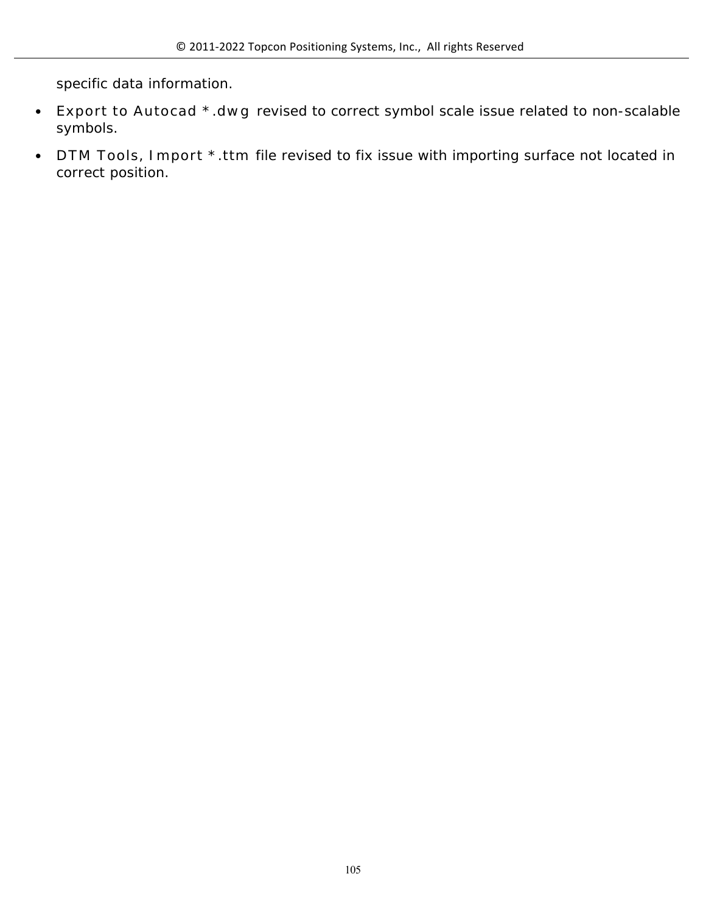specific data information.

- Export to Autocad *.dwg revised to correct symbol scale issue related to non-scalable symbols.
- DTM Tools, Import *.ttm file revised to fix issue with importing surface not located in correct position.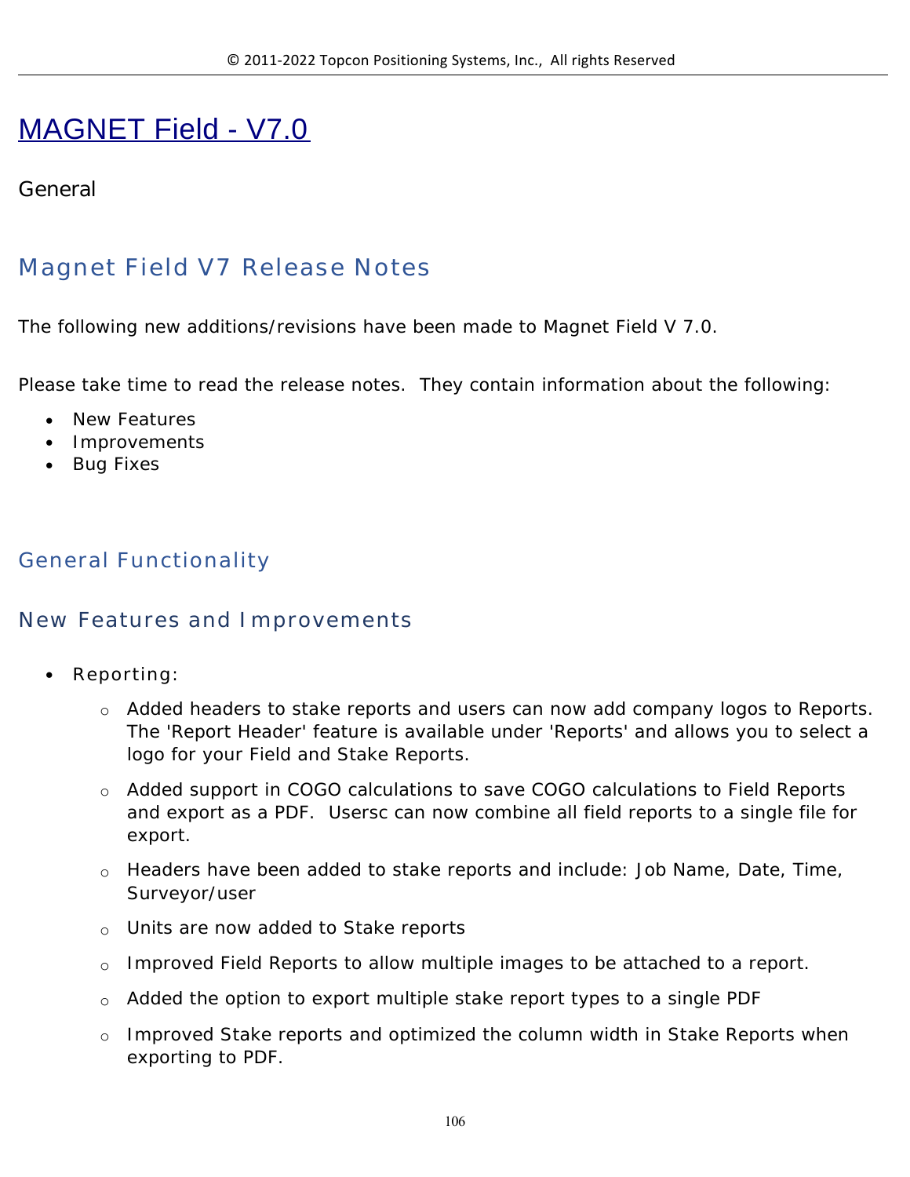# MAGNET Field - V7.0

General

## Magnet Field V7 Release Notes

The following new additions/revisions have been made to Magnet Field V 7.0.

Please take time to read the release notes.  They contain information about the following:

- New Features
- Improvements
- Bug Fixes

### General Functionality

### New Features and Improvements

- Reporting:
  - Added headers to stake reports and users can now add company logos to Reports. The 'Report Header' feature is available under 'Reports' and allows you to select a logo for your Field and Stake Reports.
  - Added support in COGO calculations to save COGO calculations to Field Reports and export as a PDF.  Usersc can now combine all field reports to a single file for export.
  - Headers have been added to stake reports and include: Job Name, Date, Time, Surveyor/user
  - Units are now added to Stake reports
  - Improved Field Reports to allow multiple images to be attached to a report.
  - Added the option to export multiple stake report types to a single PDF
  - Improved Stake reports and optimized the column width in Stake Reports when exporting to PDF.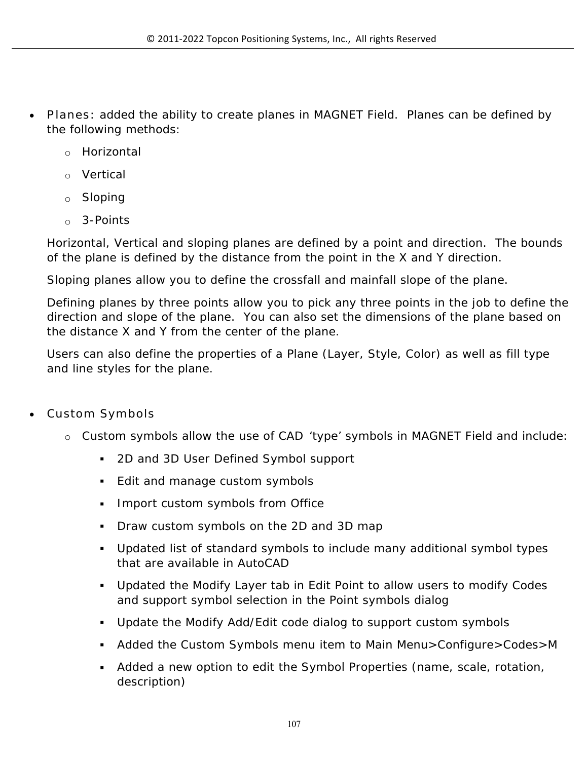- Planes: added the ability to create planes in MAGNET Field. Planes can be defined by the following methods:
  - Horizontal
  - Vertical
  - Sloping
  - 3-Points

  Horizontal, Vertical and sloping planes are defined by a point and direction. The bounds of the plane is defined by the distance from the point in the X and Y direction.

  Sloping planes allow you to define the crossfall and mainfall slope of the plane.

  Defining planes by three points allow you to pick any three points in the job to define the direction and slope of the plane. You can also set the dimensions of the plane based on the distance X and Y from the center of the plane.

  Users can also define the properties of a Plane (Layer, Style, Color) as well as fill type and line styles for the plane.

- Custom Symbols
  - Custom symbols allow the use of CAD 'type' symbols in MAGNET Field and include:
    - 2D and 3D User Defined Symbol support
    - Edit and manage custom symbols
    - Import custom symbols from Office
    - Draw custom symbols on the 2D and 3D map
    - Updated list of standard symbols to include many additional symbol types that are available in AutoCAD
    - Updated the Modify Layer tab in Edit Point to allow users to modify Codes and support symbol selection in the Point symbols dialog
    - Update the Modify Add/Edit code dialog to support custom symbols
    - Added the Custom Symbols menu item to Main Menu>Configure>Codes>M
    - Added a new option to edit the Symbol Properties (name, scale, rotation, description)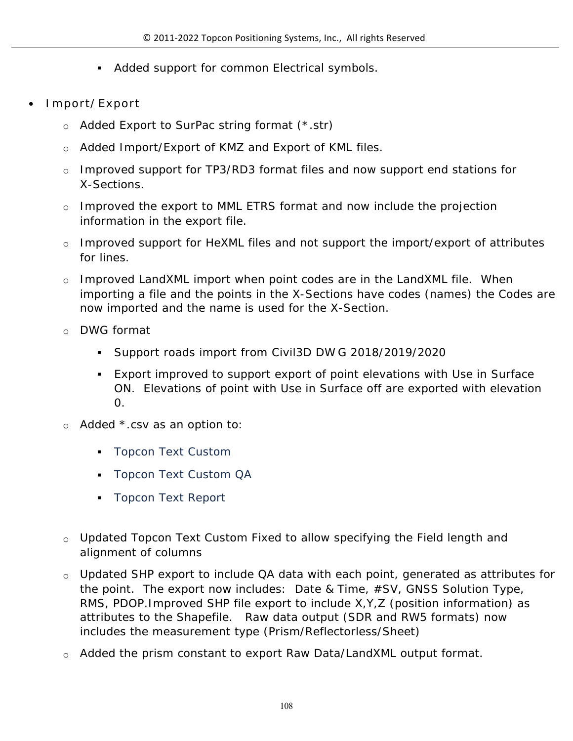- Added support for common Electrical symbols.

- Import/Export
    - Added Export to SurPac string format (*.str)
    - Added Import/Export of KMZ and Export of KML files.
    - Improved support for TP3/RD3 format files and now support end stations for X-Sections.
    - Improved the export to MML ETRS format and now include the projection information in the export file.
    - Improved support for HeXML files and not support the import/export of attributes for lines.
    - Improved LandXML import when point codes are in the LandXML file. When importing a file and the points in the X-Sections have codes (names) the Codes are now imported and the name is used for the X-Section.
    - DWG format
        - Support roads import from Civil3D DWG 2018/2019/2020
        - Export improved to support export of point elevations with Use in Surface ON. Elevations of point with Use in Surface off are exported with elevation 0.
    - Added *.csv as an option to:
        - Topcon Text Custom
        - Topcon Text Custom QA
        - Topcon Text Report
    - Updated Topcon Text Custom Fixed to allow specifying the Field length and alignment of columns
    - Updated SHP export to include QA data with each point, generated as attributes for the point. The export now includes: Date & Time, #SV, GNSS Solution Type, RMS, PDOP.Improved SHP file export to include X,Y,Z (position information) as attributes to the Shapefile. Raw data output (SDR and RW5 formats) now includes the measurement type (Prism/Reflectorless/Sheet)
    - Added the prism constant to export Raw Data/LandXML output format.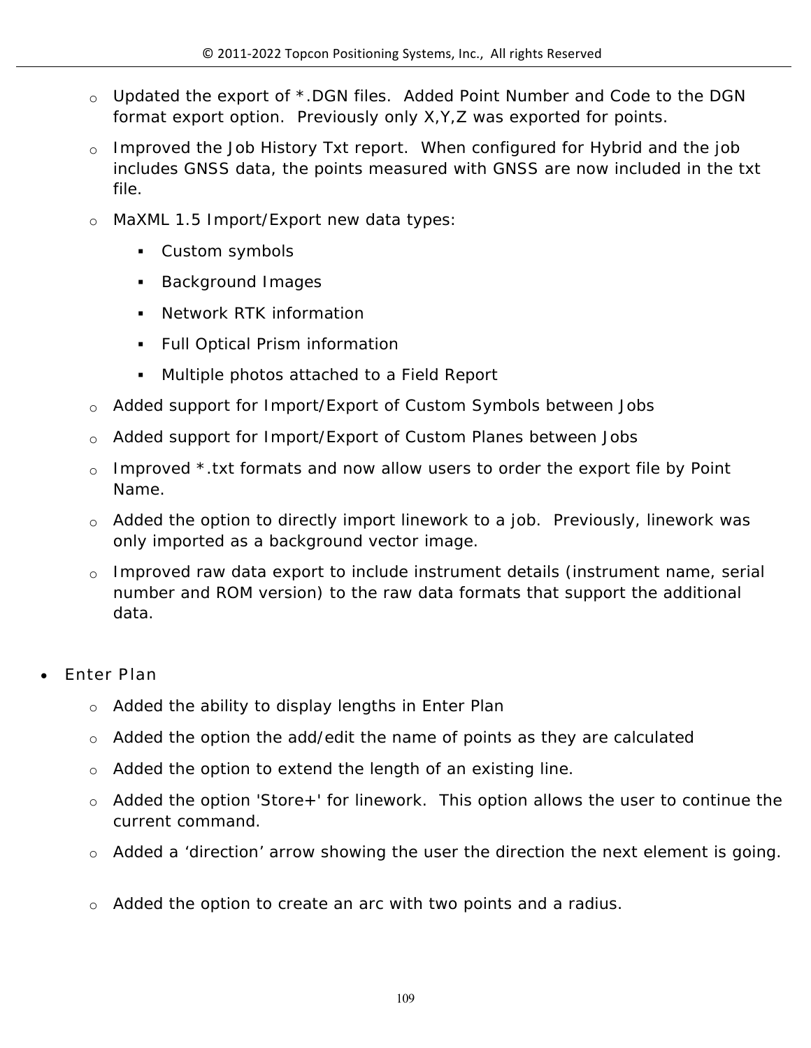- Updated the export of *.DGN files.  Added Point Number and Code to the DGN format export option.  Previously only X,Y,Z was exported for points.
- Improved the Job History Txt report.  When configured for Hybrid and the job includes GNSS data, the points measured with GNSS are now included in the txt file.
- MaXML 1.5 Import/Export new data types:
    - Custom symbols
    - Background Images
    - Network RTK information
    - Full Optical Prism information
    - Multiple photos attached to a Field Report
- Added support for Import/Export of Custom Symbols between Jobs
- Added support for Import/Export of Custom Planes between Jobs
- Improved *.txt formats and now allow users to order the export file by Point Name.
- Added the option to directly import linework to a job.  Previously, linework was only imported as a background vector image.
- Improved raw data export to include instrument details (instrument name, serial number and ROM version) to the raw data formats that support the additional data.

- Enter Plan
    - Added the ability to display lengths in Enter Plan
    - Added the option the add/edit the name of points as they are calculated
    - Added the option to extend the length of an existing line.
    - Added the option 'Store+' for linework.  This option allows the user to continue the current command.
    - Added a ‘direction’ arrow showing the user the direction the next element is going.
    - Added the option to create an arc with two points and a radius.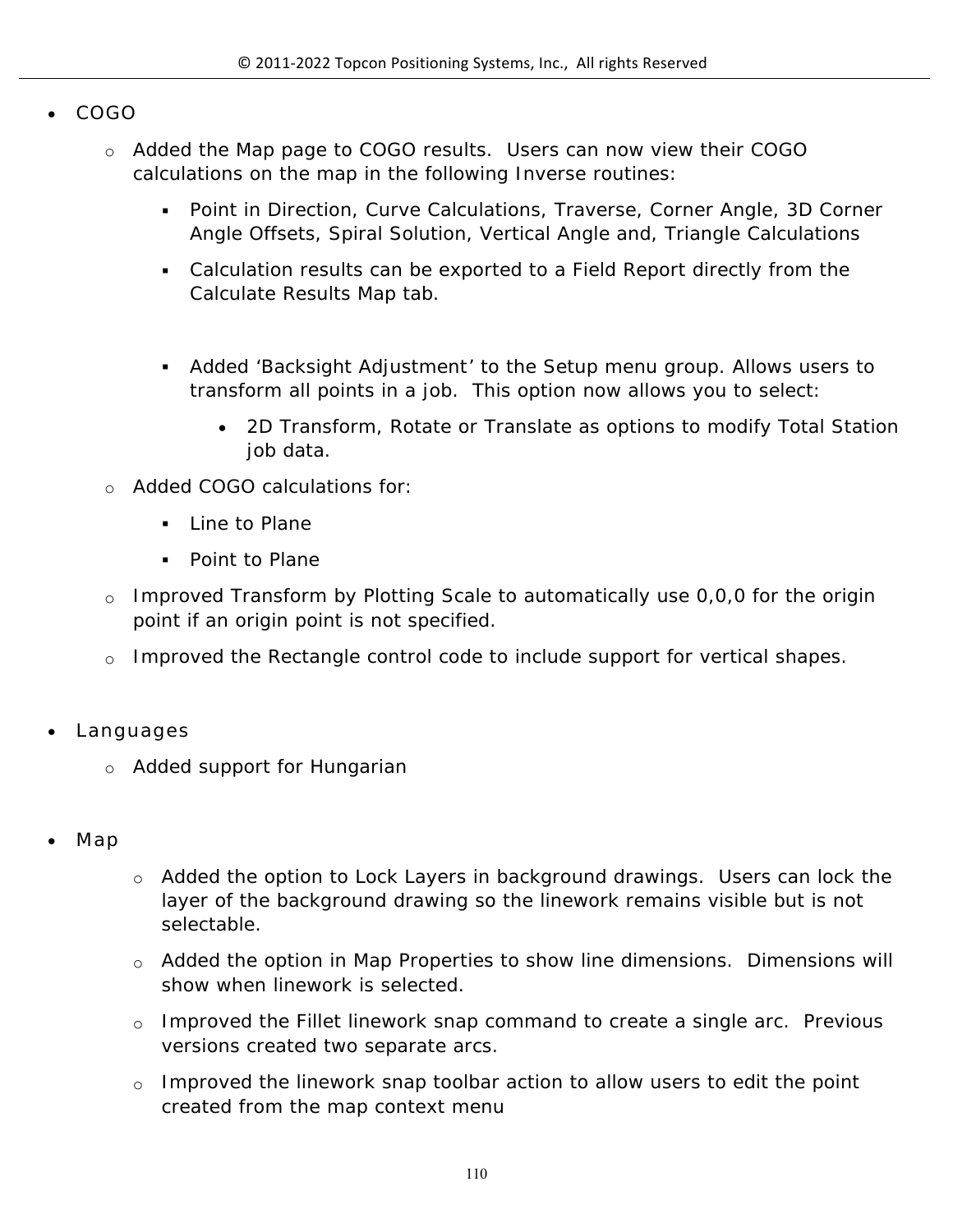- COGO
  - Added the Map page to COGO results. Users can now view their COGO calculations on the map in the following Inverse routines:
    - Point in Direction, Curve Calculations, Traverse, Corner Angle, 3D Corner Angle Offsets, Spiral Solution, Vertical Angle and, Triangle Calculations
    - Calculation results can be exported to a Field Report directly from the Calculate Results Map tab.
    - Added 'Backsight Adjustment' to the Setup menu group. Allows users to transform all points in a job. This option now allows you to select:
      - 2D Transform, Rotate or Translate as options to modify Total Station job data.
  - Added COGO calculations for:
    - Line to Plane
    - Point to Plane
  - Improved Transform by Plotting Scale to automatically use 0,0,0 for the origin point if an origin point is not specified.
  - Improved the Rectangle control code to include support for vertical shapes.

- Languages
  - Added support for Hungarian

- Map
  - Added the option to Lock Layers in background drawings. Users can lock the layer of the background drawing so the linework remains visible but is not selectable.
  - Added the option in Map Properties to show line dimensions. Dimensions will show when linework is selected.
  - Improved the Fillet linework snap command to create a single arc. Previous versions created two separate arcs.
  - Improved the linework snap toolbar action to allow users to edit the point created from the map context menu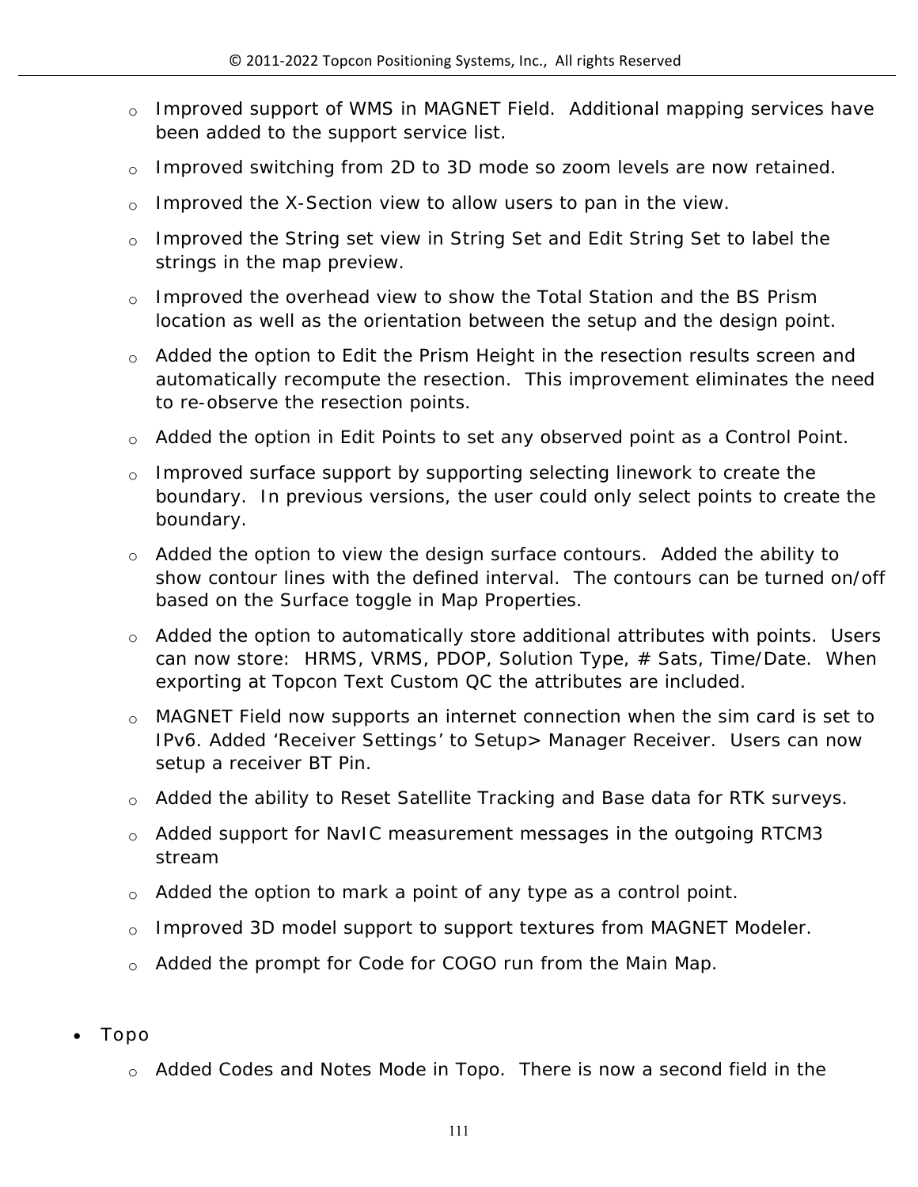- Improved support of WMS in MAGNET Field.  Additional mapping services have been added to the support service list.
- Improved switching from 2D to 3D mode so zoom levels are now retained.
- Improved the X-Section view to allow users to pan in the view.
- Improved the String set view in String Set and Edit String Set to label the strings in the map preview.
- Improved the overhead view to show the Total Station and the BS Prism location as well as the orientation between the setup and the design point.
- Added the option to Edit the Prism Height in the resection results screen and automatically recompute the resection.  This improvement eliminates the need to re-observe the resection points.
- Added the option in Edit Points to set any observed point as a Control Point.
- Improved surface support by supporting selecting linework to create the boundary.  In previous versions, the user could only select points to create the boundary.
- Added the option to view the design surface contours.  Added the ability to show contour lines with the defined interval.  The contours can be turned on/off based on the Surface toggle in Map Properties.
- Added the option to automatically store additional attributes with points.  Users can now store:  HRMS, VRMS, PDOP, Solution Type, # Sats, Time/Date.  When exporting at Topcon Text Custom QC the attributes are included.
- MAGNET Field now supports an internet connection when the sim card is set to IPv6. Added 'Receiver Settings' to Setup> Manager Receiver.  Users can now setup a receiver BT Pin.
- Added the ability to Reset Satellite Tracking and Base data for RTK surveys.
- Added support for NavIC measurement messages in the outgoing RTCM3 stream
- Added the option to mark a point of any type as a control point.
- Improved 3D model support to support textures from MAGNET Modeler.
- Added the prompt for Code for COGO run from the Main Map.

- Topo
  - Added Codes and Notes Mode in Topo.  There is now a second field in the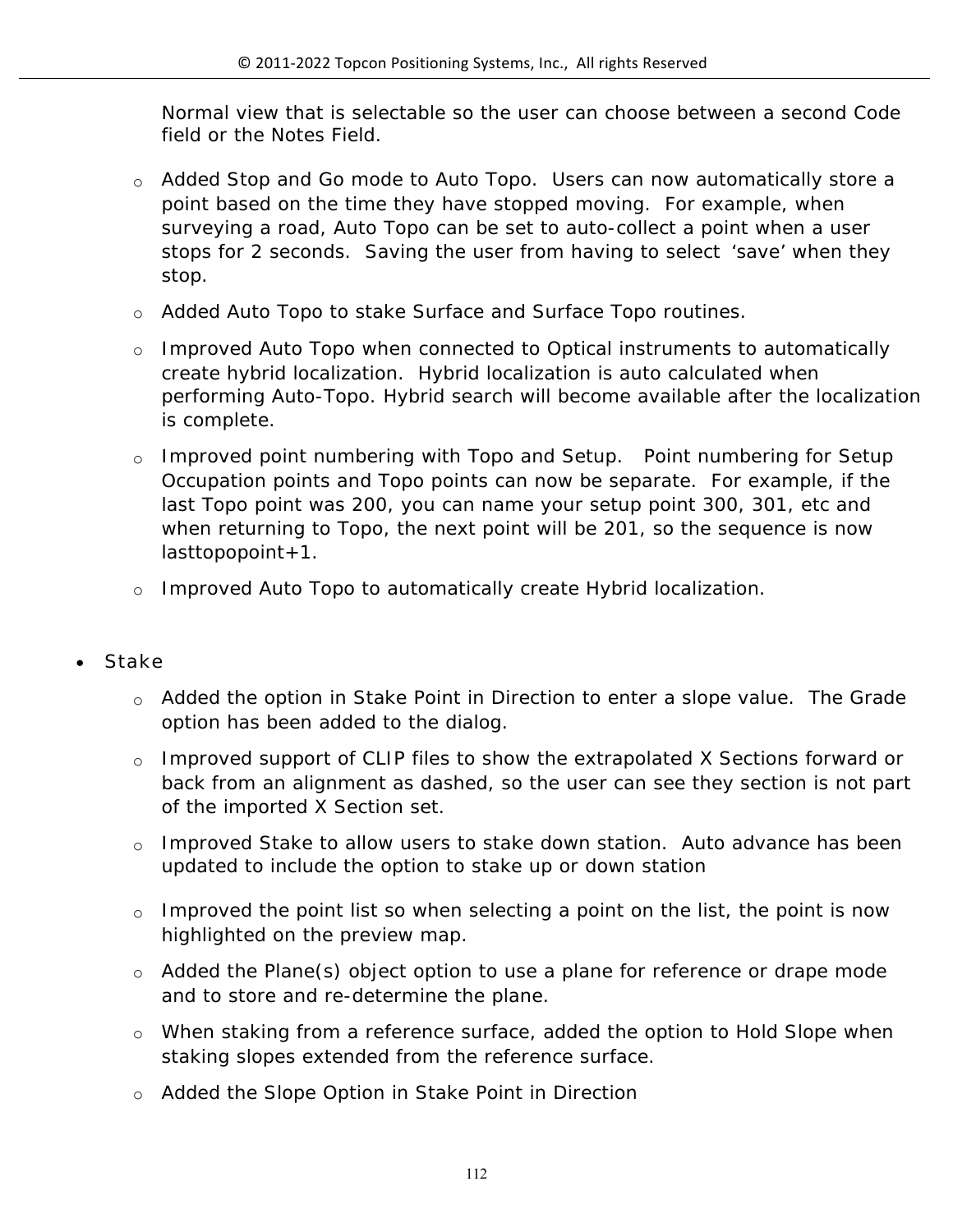Normal view that is selectable so the user can choose between a second Code field or the Notes Field.

- Added Stop and Go mode to Auto Topo. Users can now automatically store a point based on the time they have stopped moving. For example, when surveying a road, Auto Topo can be set to auto-collect a point when a user stops for 2 seconds. Saving the user from having to select 'save' when they stop.
- Added Auto Topo to stake Surface and Surface Topo routines.
- Improved Auto Topo when connected to Optical instruments to automatically create hybrid localization. Hybrid localization is auto calculated when performing Auto-Topo. Hybrid search will become available after the localization is complete.
- Improved point numbering with Topo and Setup. Point numbering for Setup Occupation points and Topo points can now be separate. For example, if the last Topo point was 200, you can name your setup point 300, 301, etc and when returning to Topo, the next point will be 201, so the sequence is now lasttopopoint+1.
- Improved Auto Topo to automatically create Hybrid localization.

- Stake
  - Added the option in Stake Point in Direction to enter a slope value. The Grade option has been added to the dialog.
  - Improved support of CLIP files to show the extrapolated X Sections forward or back from an alignment as dashed, so the user can see they section is not part of the imported X Section set.
  - Improved Stake to allow users to stake down station. Auto advance has been updated to include the option to stake up or down station
  - Improved the point list so when selecting a point on the list, the point is now highlighted on the preview map.
  - Added the Plane(s) object option to use a plane for reference or drape mode and to store and re-determine the plane.
  - When staking from a reference surface, added the option to Hold Slope when staking slopes extended from the reference surface.
  - Added the Slope Option in Stake Point in Direction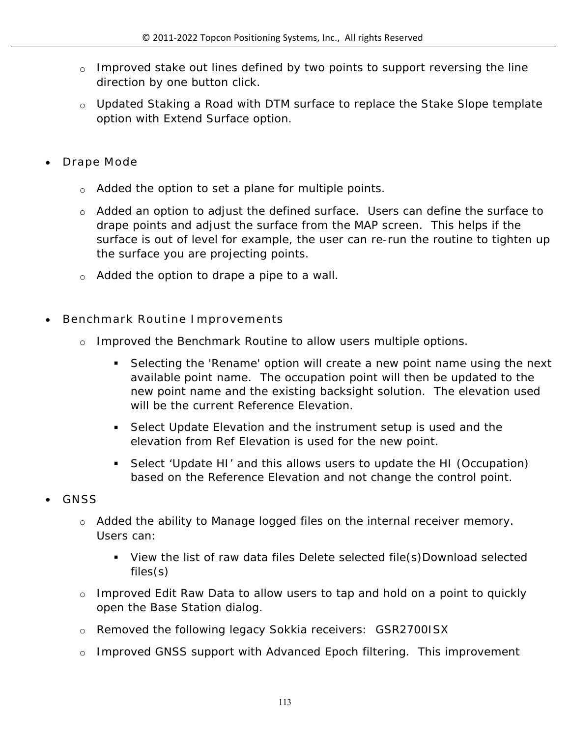- Improved stake out lines defined by two points to support reversing the line direction by one button click.
- Updated Staking a Road with DTM surface to replace the Stake Slope template option with Extend Surface option.

- Drape Mode
  - Added the option to set a plane for multiple points.
  - Added an option to adjust the defined surface. Users can define the surface to drape points and adjust the surface from the MAP screen. This helps if the surface is out of level for example, the user can re-run the routine to tighten up the surface you are projecting points.
  - Added the option to drape a pipe to a wall.

- Benchmark Routine Improvements
  - Improved the Benchmark Routine to allow users multiple options.
    - Selecting the 'Rename' option will create a new point name using the next available point name. The occupation point will then be updated to the new point name and the existing backsight solution. The elevation used will be the current Reference Elevation.
    - Select Update Elevation and the instrument setup is used and the elevation from Ref Elevation is used for the new point.
    - Select 'Update HI' and this allows users to update the HI (Occupation) based on the Reference Elevation and not change the control point.
- GNSS
  - Added the ability to Manage logged files on the internal receiver memory. Users can:
    - View the list of raw data files Delete selected file(s)Download selected files(s)
  - Improved Edit Raw Data to allow users to tap and hold on a point to quickly open the Base Station dialog.
  - Removed the following legacy Sokkia receivers: GSR2700ISX
  - Improved GNSS support with Advanced Epoch filtering. This improvement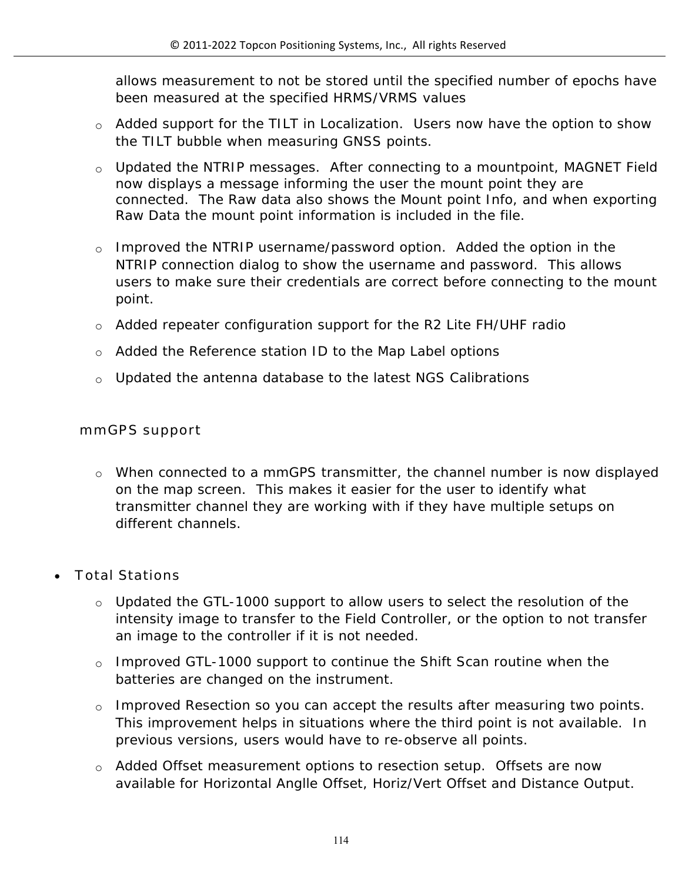allows measurement to not be stored until the specified number of epochs have been measured at the specified HRMS/VRMS values

- Added support for the TILT in Localization. Users now have the option to show the TILT bubble when measuring GNSS points.
- Updated the NTRIP messages. After connecting to a mountpoint, MAGNET Field now displays a message informing the user the mount point they are connected. The Raw data also shows the Mount point Info, and when exporting Raw Data the mount point information is included in the file.
- Improved the NTRIP username/password option. Added the option in the NTRIP connection dialog to show the username and password. This allows users to make sure their credentials are correct before connecting to the mount point.
- Added repeater configuration support for the R2 Lite FH/UHF radio
- Added the Reference station ID to the Map Label options
- Updated the antenna database to the latest NGS Calibrations

mmGPS support

- When connected to a mmGPS transmitter, the channel number is now displayed on the map screen. This makes it easier for the user to identify what transmitter channel they are working with if they have multiple setups on different channels.

- Total Stations
  - Updated the GTL-1000 support to allow users to select the resolution of the intensity image to transfer to the Field Controller, or the option to not transfer an image to the controller if it is not needed.
  - Improved GTL-1000 support to continue the Shift Scan routine when the batteries are changed on the instrument.
  - Improved Resection so you can accept the results after measuring two points. This improvement helps in situations where the third point is not available. In previous versions, users would have to re-observe all points.
  - Added Offset measurement options to resection setup. Offsets are now available for Horizontal Anglle Offset, Horiz/Vert Offset and Distance Output.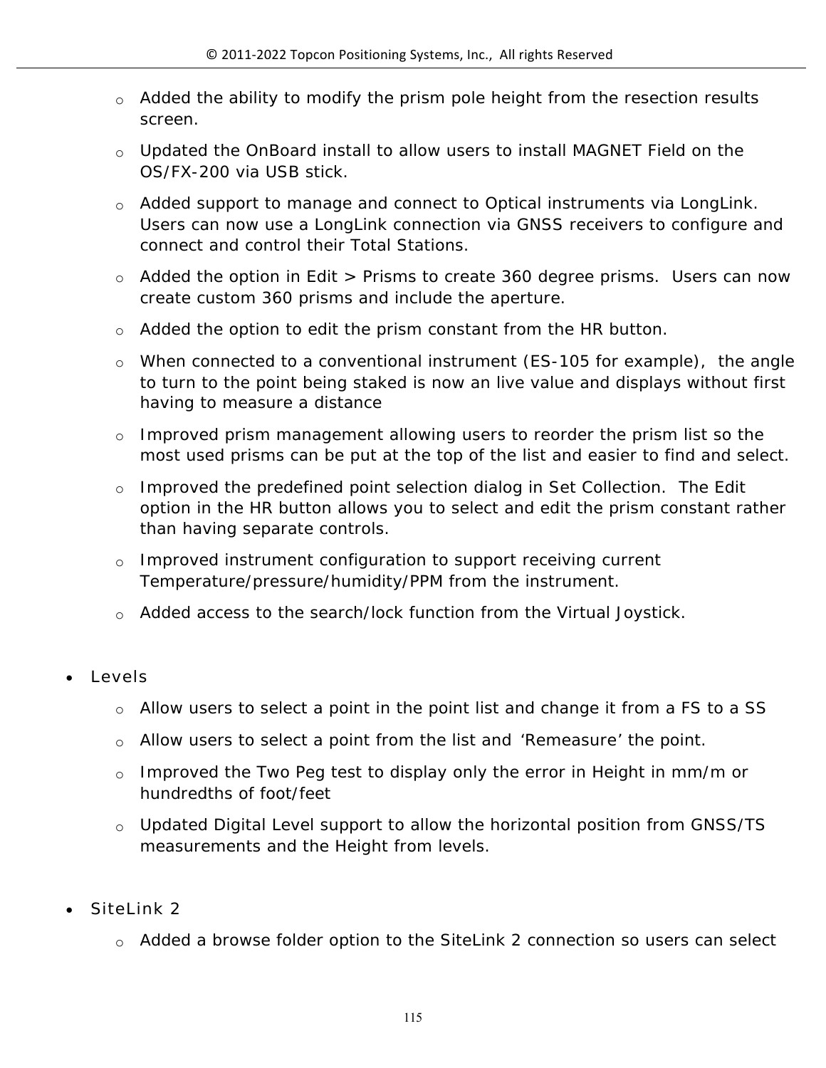- Added the ability to modify the prism pole height from the resection results screen.
- Updated the OnBoard install to allow users to install MAGNET Field on the OS/FX-200 via USB stick.
- Added support to manage and connect to Optical instruments via LongLink. Users can now use a LongLink connection via GNSS receivers to configure and connect and control their Total Stations.
- Added the option in Edit > Prisms to create 360 degree prisms. Users can now create custom 360 prisms and include the aperture.
- Added the option to edit the prism constant from the HR button.
- When connected to a conventional instrument (ES-105 for example), the angle to turn to the point being staked is now an live value and displays without first having to measure a distance
- Improved prism management allowing users to reorder the prism list so the most used prisms can be put at the top of the list and easier to find and select.
- Improved the predefined point selection dialog in Set Collection. The Edit option in the HR button allows you to select and edit the prism constant rather than having separate controls.
- Improved instrument configuration to support receiving current Temperature/pressure/humidity/PPM from the instrument.
- Added access to the search/lock function from the Virtual Joystick.

- Levels
  - Allow users to select a point in the point list and change it from a FS to a SS
  - Allow users to select a point from the list and 'Remeasure' the point.
  - Improved the Two Peg test to display only the error in Height in mm/m or hundredths of foot/feet
  - Updated Digital Level support to allow the horizontal position from GNSS/TS measurements and the Height from levels.

- SiteLink 2
  - Added a browse folder option to the SiteLink 2 connection so users can select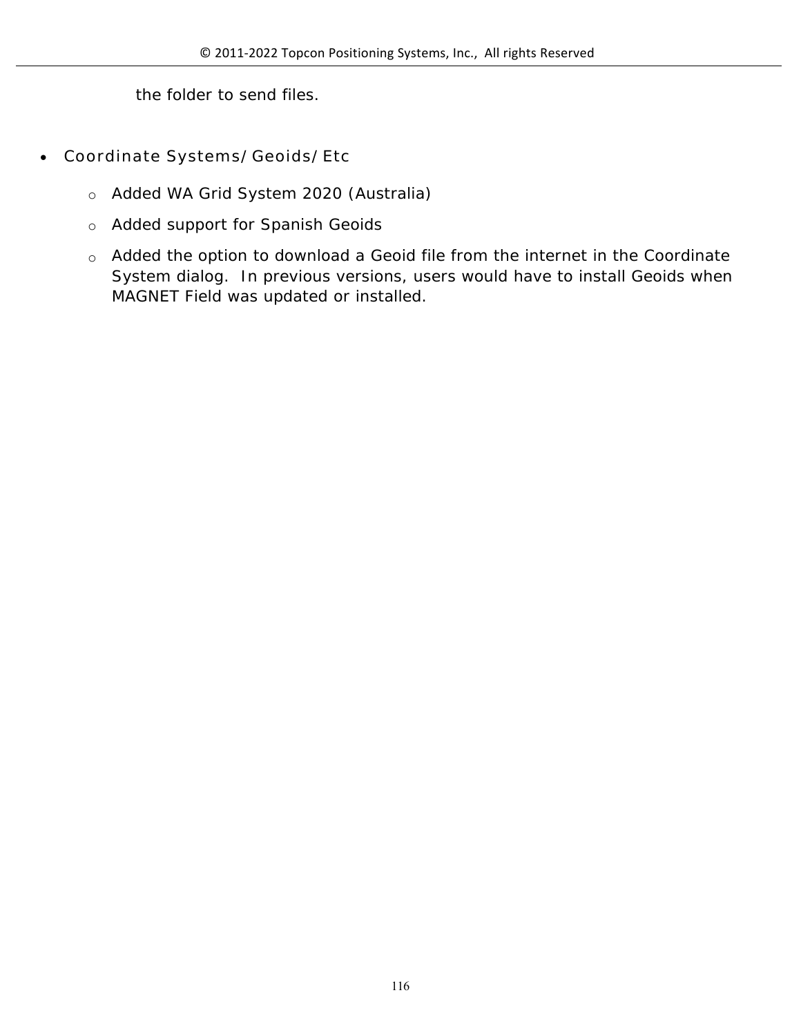the folder to send files.

- Coordinate Systems/Geoids/Etc
    - Added WA Grid System 2020 (Australia)
    - Added support for Spanish Geoids
    - Added the option to download a Geoid file from the internet in the Coordinate System dialog.  In previous versions, users would have to install Geoids when MAGNET Field was updated or installed.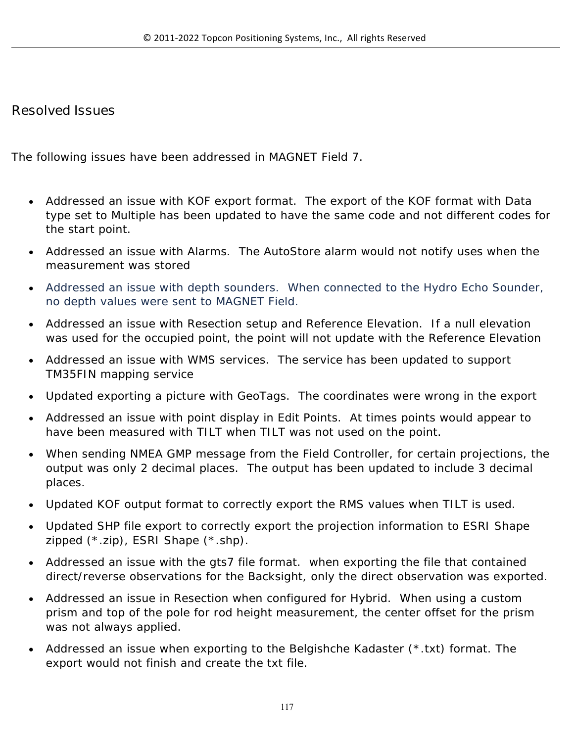## Resolved Issues

The following issues have been addressed in MAGNET Field 7.

- Addressed an issue with KOF export format. The export of the KOF format with Data type set to Multiple has been updated to have the same code and not different codes for the start point.
- Addressed an issue with Alarms. The AutoStore alarm would not notify uses when the measurement was stored
- Addressed an issue with depth sounders. When connected to the Hydro Echo Sounder, no depth values were sent to MAGNET Field.
- Addressed an issue with Resection setup and Reference Elevation. If a null elevation was used for the occupied point, the point will not update with the Reference Elevation
- Addressed an issue with WMS services. The service has been updated to support TM35FIN mapping service
- Updated exporting a picture with GeoTags. The coordinates were wrong in the export
- Addressed an issue with point display in Edit Points. At times points would appear to have been measured with TILT when TILT was not used on the point.
- When sending NMEA GMP message from the Field Controller, for certain projections, the output was only 2 decimal places. The output has been updated to include 3 decimal places.
- Updated KOF output format to correctly export the RMS values when TILT is used.
- Updated SHP file export to correctly export the projection information to ESRI Shape zipped (*.zip), ESRI Shape (*.shp).
- Addressed an issue with the gts7 file format. when exporting the file that contained direct/reverse observations for the Backsight, only the direct observation was exported.
- Addressed an issue in Resection when configured for Hybrid. When using a custom prism and top of the pole for rod height measurement, the center offset for the prism was not always applied.
- Addressed an issue when exporting to the Belgishche Kadaster (*.txt) format. The export would not finish and create the txt file.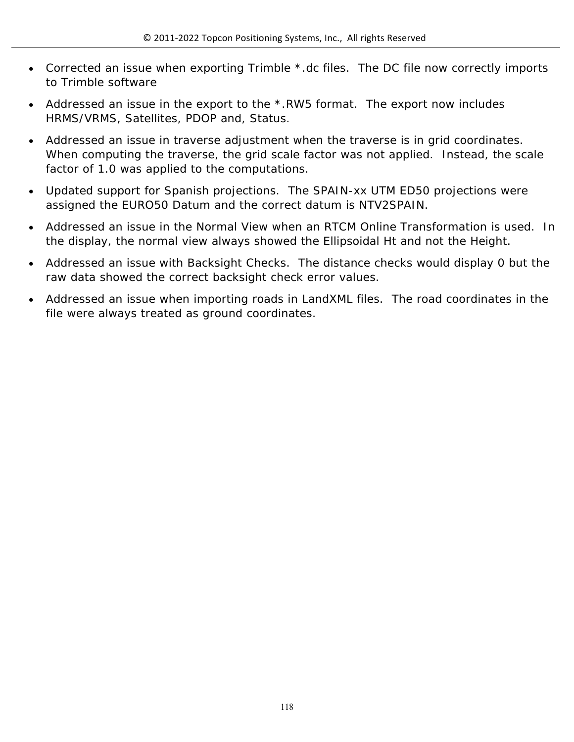- Corrected an issue when exporting Trimble *.dc files.  The DC file now correctly imports to Trimble software
- Addressed an issue in the export to the *.RW5 format.  The export now includes HRMS/VRMS, Satellites, PDOP and, Status.
- Addressed an issue in traverse adjustment when the traverse is in grid coordinates.  When computing the traverse, the grid scale factor was not applied.  Instead, the scale factor of 1.0 was applied to the computations.
- Updated support for Spanish projections.  The SPAIN-xx UTM ED50 projections were assigned the EURO50 Datum and the correct datum is NTV2SPAIN.
- Addressed an issue in the Normal View when an RTCM Online Transformation is used.  In the display, the normal view always showed the Ellipsoidal Ht and not the Height.
- Addressed an issue with Backsight Checks.  The distance checks would display 0 but the raw data showed the correct backsight check error values.
- Addressed an issue when importing roads in LandXML files.  The road coordinates in the file were always treated as ground coordinates.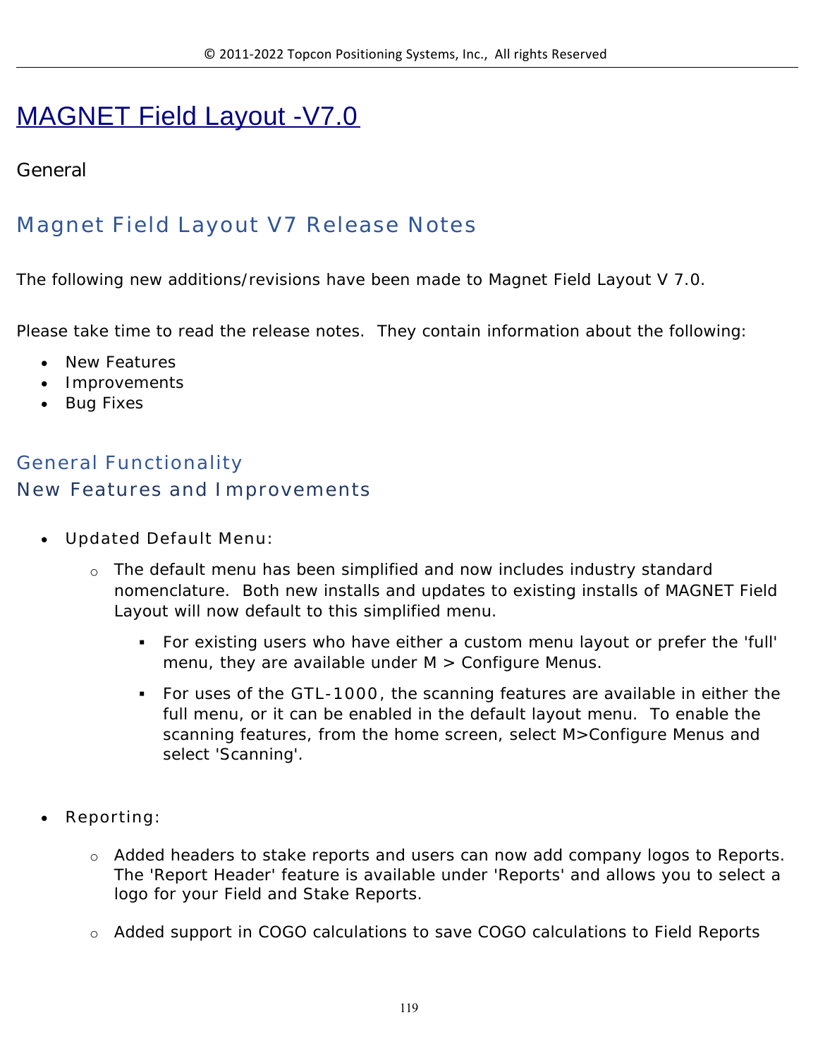# MAGNET Field Layout -V7.0

General

## Magnet Field Layout V7 Release Notes

The following new additions/revisions have been made to Magnet Field Layout V 7.0.

Please take time to read the release notes.  They contain information about the following:

- New Features
- Improvements
- Bug Fixes

### General Functionality

### New Features and Improvements

- Updated Default Menu:
    - The default menu has been simplified and now includes industry standard nomenclature.  Both new installs and updates to existing installs of MAGNET Field Layout will now default to this simplified menu.
        - For existing users who have either a custom menu layout or prefer the 'full' menu, they are available under M > Configure Menus.
        - For uses of the GTL-1000, the scanning features are available in either the full menu, or it can be enabled in the default layout menu.  To enable the scanning features, from the home screen, select M>Configure Menus and select 'Scanning'.

- Reporting:
    - Added headers to stake reports and users can now add company logos to Reports. The 'Report Header' feature is available under 'Reports' and allows you to select a logo for your Field and Stake Reports.
    - Added support in COGO calculations to save COGO calculations to Field Reports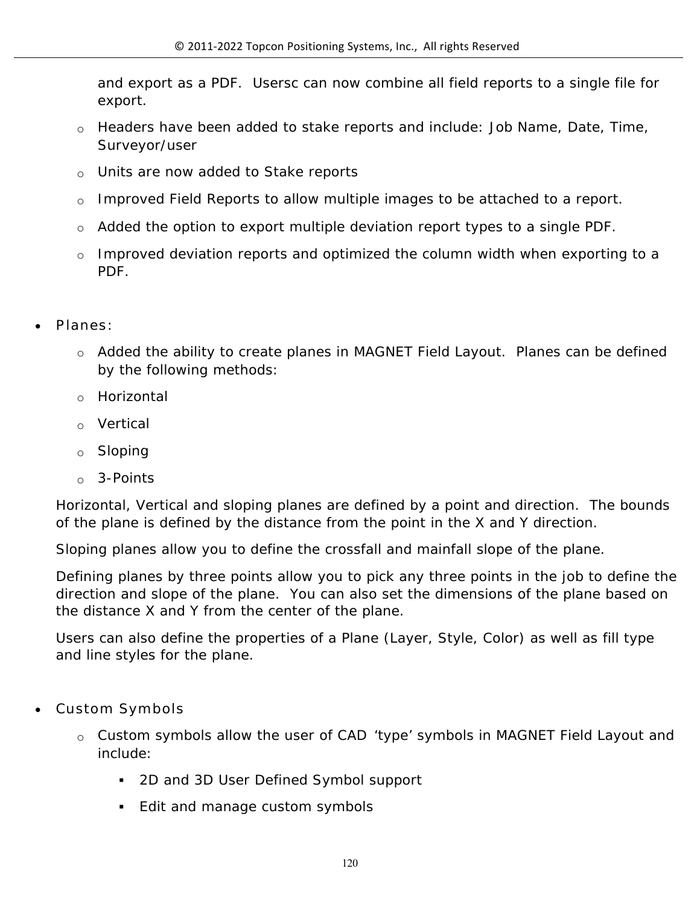and export as a PDF. Usersc can now combine all field reports to a single file for export.

  - Headers have been added to stake reports and include: Job Name, Date, Time, Surveyor/user
  - Units are now added to Stake reports
  - Improved Field Reports to allow multiple images to be attached to a report.
  - Added the option to export multiple deviation report types to a single PDF.
  - Improved deviation reports and optimized the column width when exporting to a PDF.

- Planes:
  - Added the ability to create planes in MAGNET Field Layout. Planes can be defined by the following methods:
  - Horizontal
  - Vertical
  - Sloping
  - 3-Points

  Horizontal, Vertical and sloping planes are defined by a point and direction. The bounds of the plane is defined by the distance from the point in the X and Y direction.

  Sloping planes allow you to define the crossfall and mainfall slope of the plane.

  Defining planes by three points allow you to pick any three points in the job to define the direction and slope of the plane. You can also set the dimensions of the plane based on the distance X and Y from the center of the plane.

  Users can also define the properties of a Plane (Layer, Style, Color) as well as fill type and line styles for the plane.

- Custom Symbols
  - Custom symbols allow the user of CAD 'type' symbols in MAGNET Field Layout and include:
    - 2D and 3D User Defined Symbol support
    - Edit and manage custom symbols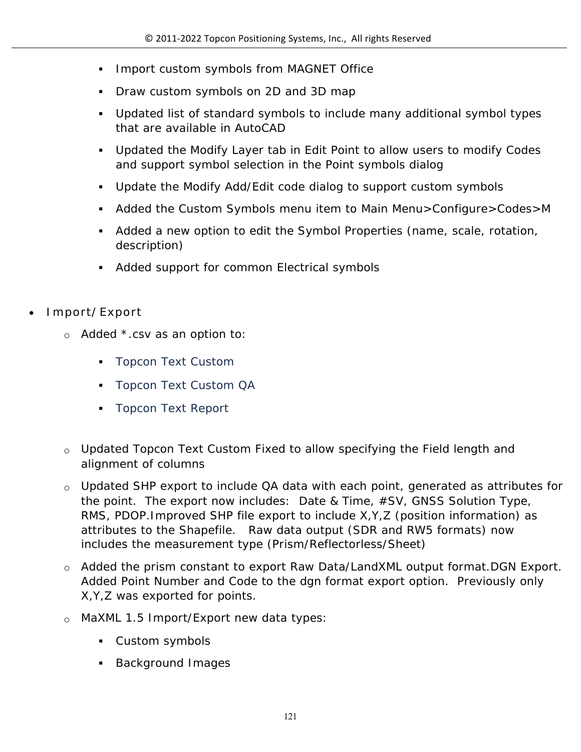- Import custom symbols from MAGNET Office
        - Draw custom symbols on 2D and 3D map
        - Updated list of standard symbols to include many additional symbol types that are available in AutoCAD
        - Updated the Modify Layer tab in Edit Point to allow users to modify Codes and support symbol selection in the Point symbols dialog
        - Update the Modify Add/Edit code dialog to support custom symbols
        - Added the Custom Symbols menu item to Main Menu>Configure>Codes>M
        - Added a new option to edit the Symbol Properties (name, scale, rotation, description)
        - Added support for common Electrical symbols

- Import/Export
    - Added *.csv as an option to:
        - Topcon Text Custom
        - Topcon Text Custom QA
        - Topcon Text Report
    - Updated Topcon Text Custom Fixed to allow specifying the Field length and alignment of columns
    - Updated SHP export to include QA data with each point, generated as attributes for the point.  The export now includes:  Date & Time, #SV, GNSS Solution Type, RMS, PDOP.Improved SHP file export to include X,Y,Z (position information) as attributes to the Shapefile.   Raw data output (SDR and RW5 formats) now includes the measurement type (Prism/Reflectorless/Sheet)
    - Added the prism constant to export Raw Data/LandXML output format.DGN Export. Added Point Number and Code to the dgn format export option.  Previously only X,Y,Z was exported for points.
    - MaXML 1.5 Import/Export new data types:
        - Custom symbols
        - Background Images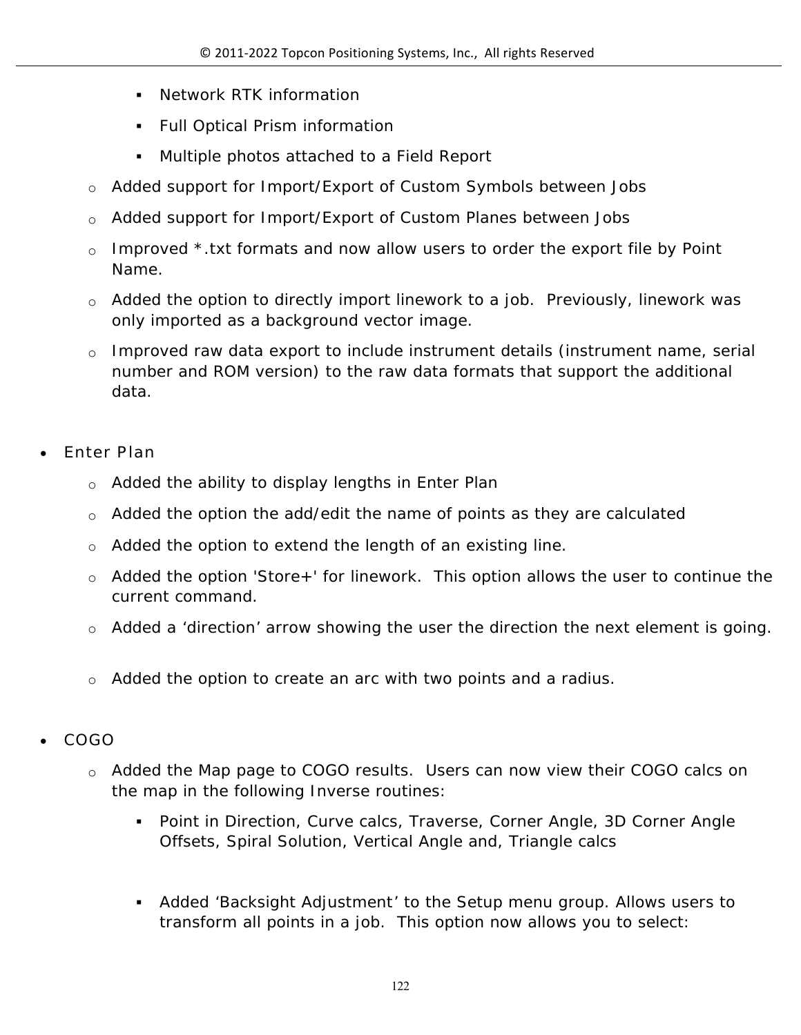- Network RTK information
        - Full Optical Prism information
        - Multiple photos attached to a Field Report
    - Added support for Import/Export of Custom Symbols between Jobs
    - Added support for Import/Export of Custom Planes between Jobs
    - Improved *.txt formats and now allow users to order the export file by Point Name.
    - Added the option to directly import linework to a job.  Previously, linework was only imported as a background vector image.
    - Improved raw data export to include instrument details (instrument name, serial number and ROM version) to the raw data formats that support the additional data.

- Enter Plan
    - Added the ability to display lengths in Enter Plan
    - Added the option the add/edit the name of points as they are calculated
    - Added the option to extend the length of an existing line.
    - Added the option 'Store+' for linework.  This option allows the user to continue the current command.
    - Added a 'direction' arrow showing the user the direction the next element is going.
    - Added the option to create an arc with two points and a radius.

- COGO
    - Added the Map page to COGO results.  Users can now view their COGO calcs on the map in the following Inverse routines:
        - Point in Direction, Curve calcs, Traverse, Corner Angle, 3D Corner Angle Offsets, Spiral Solution, Vertical Angle and, Triangle calcs
        - Added 'Backsight Adjustment' to the Setup menu group. Allows users to transform all points in a job.  This option now allows you to select: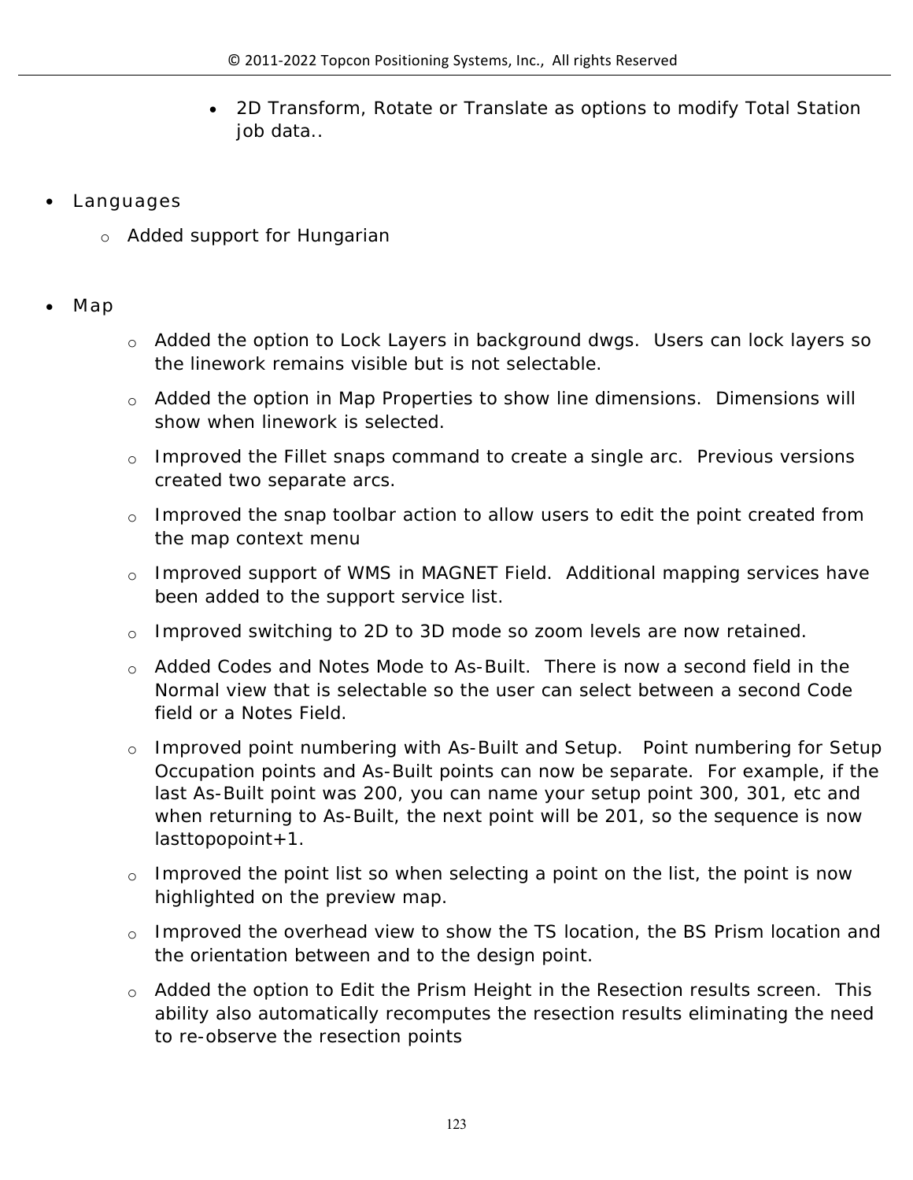- 2D Transform, Rotate or Translate as options to modify Total Station job data..

- Languages
  - Added support for Hungarian

- Map
  - Added the option to Lock Layers in background dwgs. Users can lock layers so the linework remains visible but is not selectable.
  - Added the option in Map Properties to show line dimensions. Dimensions will show when linework is selected.
  - Improved the Fillet snaps command to create a single arc. Previous versions created two separate arcs.
  - Improved the snap toolbar action to allow users to edit the point created from the map context menu
  - Improved support of WMS in MAGNET Field. Additional mapping services have been added to the support service list.
  - Improved switching to 2D to 3D mode so zoom levels are now retained.
  - Added Codes and Notes Mode to As-Built. There is now a second field in the Normal view that is selectable so the user can select between a second Code field or a Notes Field.
  - Improved point numbering with As-Built and Setup. Point numbering for Setup Occupation points and As-Built points can now be separate. For example, if the last As-Built point was 200, you can name your setup point 300, 301, etc and when returning to As-Built, the next point will be 201, so the sequence is now lasttopopoint+1.
  - Improved the point list so when selecting a point on the list, the point is now highlighted on the preview map.
  - Improved the overhead view to show the TS location, the BS Prism location and the orientation between and to the design point.
  - Added the option to Edit the Prism Height in the Resection results screen. This ability also automatically recomputes the resection results eliminating the need to re-observe the resection points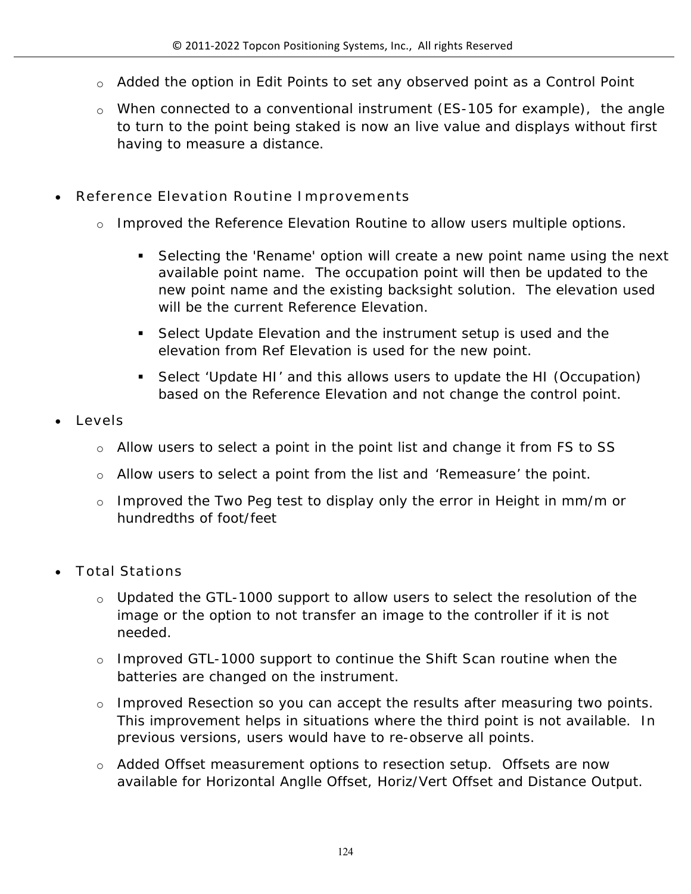- Added the option in Edit Points to set any observed point as a Control Point
  - When connected to a conventional instrument (ES-105 for example), the angle to turn to the point being staked is now an live value and displays without first having to measure a distance.

- Reference Elevation Routine Improvements
  - Improved the Reference Elevation Routine to allow users multiple options.
    - Selecting the 'Rename' option will create a new point name using the next available point name. The occupation point will then be updated to the new point name and the existing backsight solution. The elevation used will be the current Reference Elevation.
    - Select Update Elevation and the instrument setup is used and the elevation from Ref Elevation is used for the new point.
    - Select 'Update HI' and this allows users to update the HI (Occupation) based on the Reference Elevation and not change the control point.
- Levels
  - Allow users to select a point in the point list and change it from FS to SS
  - Allow users to select a point from the list and 'Remeasure' the point.
  - Improved the Two Peg test to display only the error in Height in mm/m or hundredths of foot/feet

- Total Stations
  - Updated the GTL-1000 support to allow users to select the resolution of the image or the option to not transfer an image to the controller if it is not needed.
  - Improved GTL-1000 support to continue the Shift Scan routine when the batteries are changed on the instrument.
  - Improved Resection so you can accept the results after measuring two points. This improvement helps in situations where the third point is not available. In previous versions, users would have to re-observe all points.
  - Added Offset measurement options to resection setup. Offsets are now available for Horizontal Anglle Offset, Horiz/Vert Offset and Distance Output.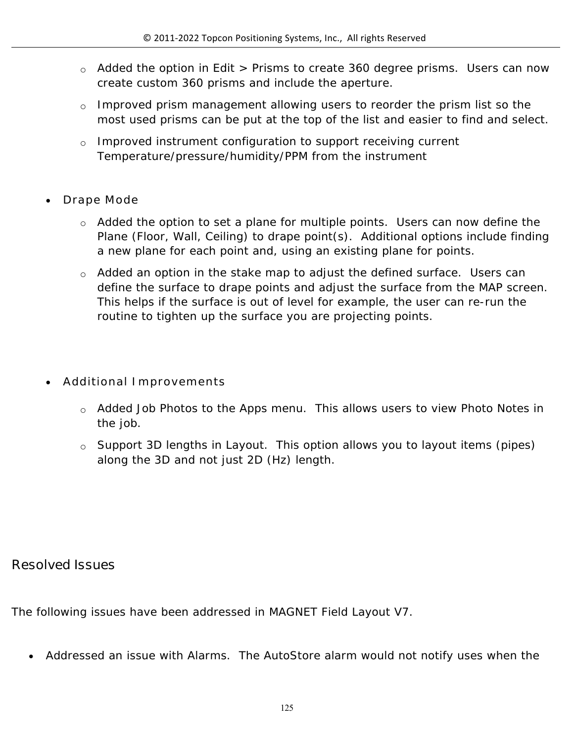- Added the option in Edit > Prisms to create 360 degree prisms. Users can now create custom 360 prisms and include the aperture.
  - Improved prism management allowing users to reorder the prism list so the most used prisms can be put at the top of the list and easier to find and select.
  - Improved instrument configuration to support receiving current Temperature/pressure/humidity/PPM from the instrument

- Drape Mode
  - Added the option to set a plane for multiple points. Users can now define the Plane (Floor, Wall, Ceiling) to drape point(s). Additional options include finding a new plane for each point and, using an existing plane for points.
  - Added an option in the stake map to adjust the defined surface. Users can define the surface to drape points and adjust the surface from the MAP screen. This helps if the surface is out of level for example, the user can re-run the routine to tighten up the surface you are projecting points.

- Additional Improvements
  - Added Job Photos to the Apps menu. This allows users to view Photo Notes in the job.
  - Support 3D lengths in Layout. This option allows you to layout items (pipes) along the 3D and not just 2D (Hz) length.

## Resolved Issues

The following issues have been addressed in MAGNET Field Layout V7.

- Addressed an issue with Alarms. The AutoStore alarm would not notify uses when the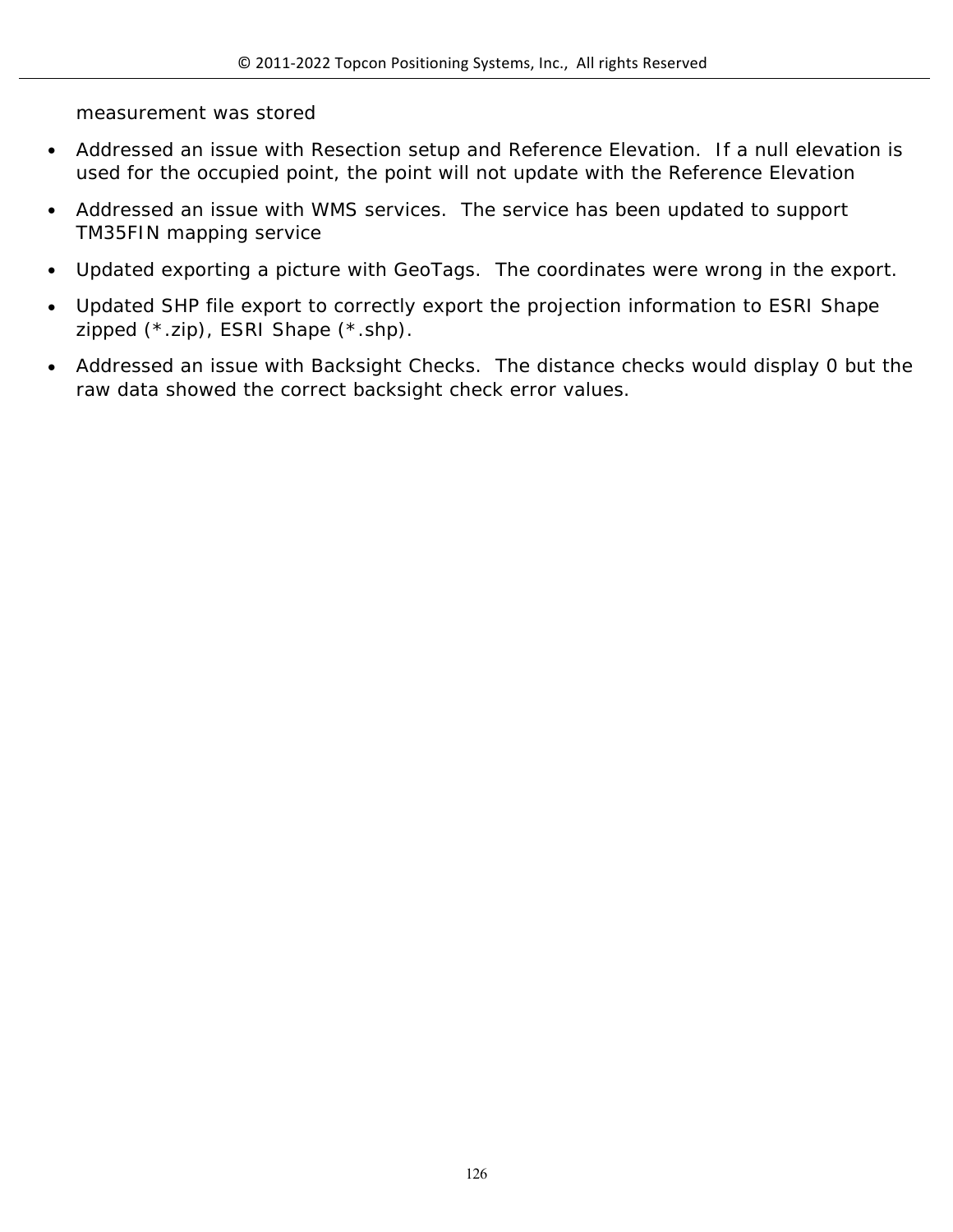measurement was stored

- Addressed an issue with Resection setup and Reference Elevation. If a null elevation is used for the occupied point, the point will not update with the Reference Elevation
- Addressed an issue with WMS services. The service has been updated to support TM35FIN mapping service
- Updated exporting a picture with GeoTags. The coordinates were wrong in the export.
- Updated SHP file export to correctly export the projection information to ESRI Shape zipped (*.zip), ESRI Shape (*.shp).
- Addressed an issue with Backsight Checks. The distance checks would display 0 but the raw data showed the correct backsight check error values.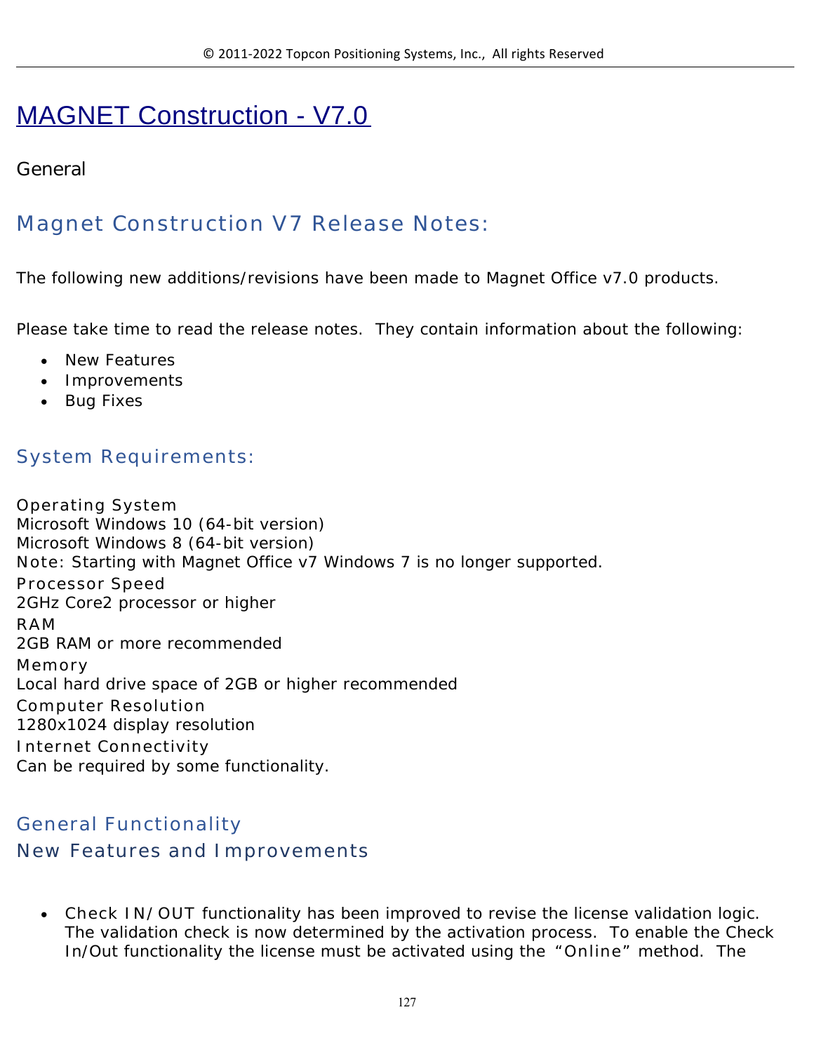# MAGNET Construction - V7.0

General

## Magnet Construction V7 Release Notes:

The following new additions/revisions have been made to Magnet Office v7.0 products.

Please take time to read the release notes. They contain information about the following:

- New Features
- Improvements
- Bug Fixes

## System Requirements:

Operating System
Microsoft Windows 10 (64-bit version)
Microsoft Windows 8 (64-bit version)
Note: Starting with Magnet Office v7 Windows 7 is no longer supported.
Processor Speed
2GHz Core2 processor or higher
RAM
2GB RAM or more recommended
Memory
Local hard drive space of 2GB or higher recommended
Computer Resolution
1280x1024 display resolution
Internet Connectivity
Can be required by some functionality.

## General Functionality

## New Features and Improvements

- Check IN/OUT functionality has been improved to revise the license validation logic. The validation check is now determined by the activation process. To enable the Check In/Out functionality the license must be activated using the "Online" method. The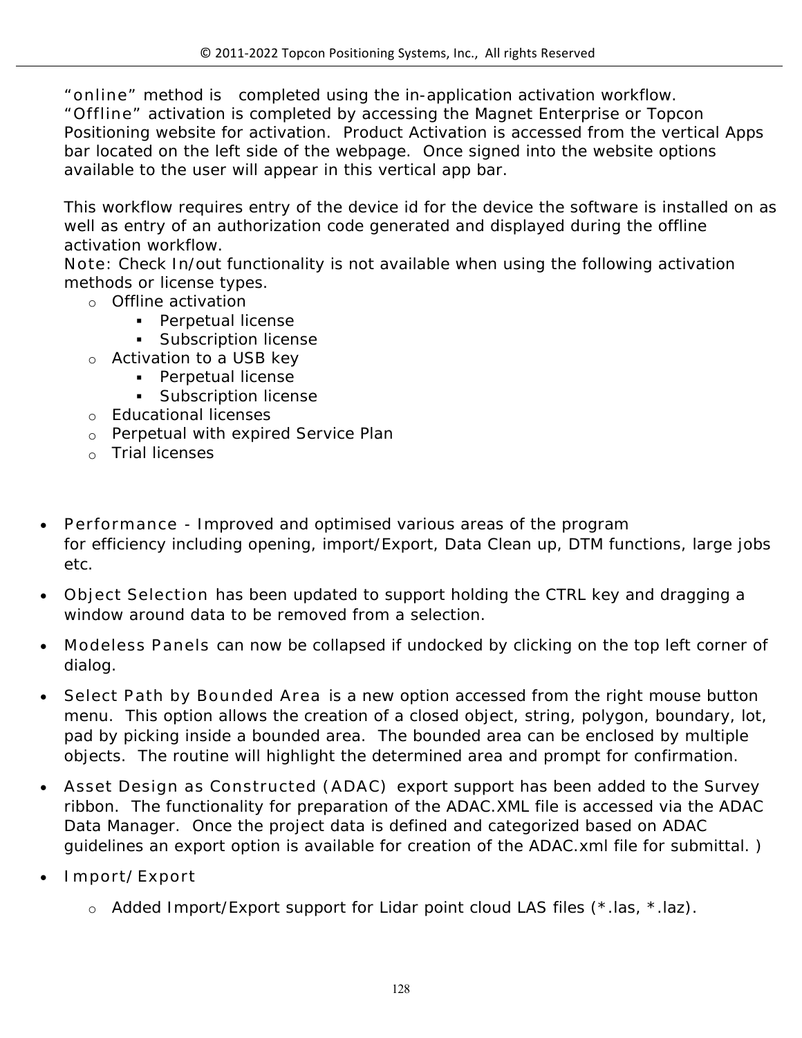"online" method is completed using the in-application activation workflow. "Offline" activation is completed by accessing the Magnet Enterprise or Topcon Positioning website for activation. Product Activation is accessed from the vertical Apps bar located on the left side of the webpage. Once signed into the website options available to the user will appear in this vertical app bar.

This workflow requires entry of the device id for the device the software is installed on as well as entry of an authorization code generated and displayed during the offline activation workflow.
Note: Check In/out functionality is not available when using the following activation methods or license types.

- Offline activation
  - Perpetual license
  - Subscription license
- Activation to a USB key
  - Perpetual license
  - Subscription license
- Educational licenses
- Perpetual with expired Service Plan
- Trial licenses

- Performance - Improved and optimised various areas of the program for efficiency including opening, import/Export, Data Clean up, DTM functions, large jobs etc.
- Object Selection has been updated to support holding the CTRL key and dragging a window around data to be removed from a selection.
- Modeless Panels can now be collapsed if undocked by clicking on the top left corner of dialog.
- Select Path by Bounded Area is a new option accessed from the right mouse button menu. This option allows the creation of a closed object, string, polygon, boundary, lot, pad by picking inside a bounded area. The bounded area can be enclosed by multiple objects. The routine will highlight the determined area and prompt for confirmation.
- Asset Design as Constructed (ADAC) export support has been added to the Survey ribbon. The functionality for preparation of the ADAC.XML file is accessed via the ADAC Data Manager. Once the project data is defined and categorized based on ADAC guidelines an export option is available for creation of the ADAC.xml file for submittal. )
- Import/Export
  - Added Import/Export support for Lidar point cloud LAS files (*.las, *.laz).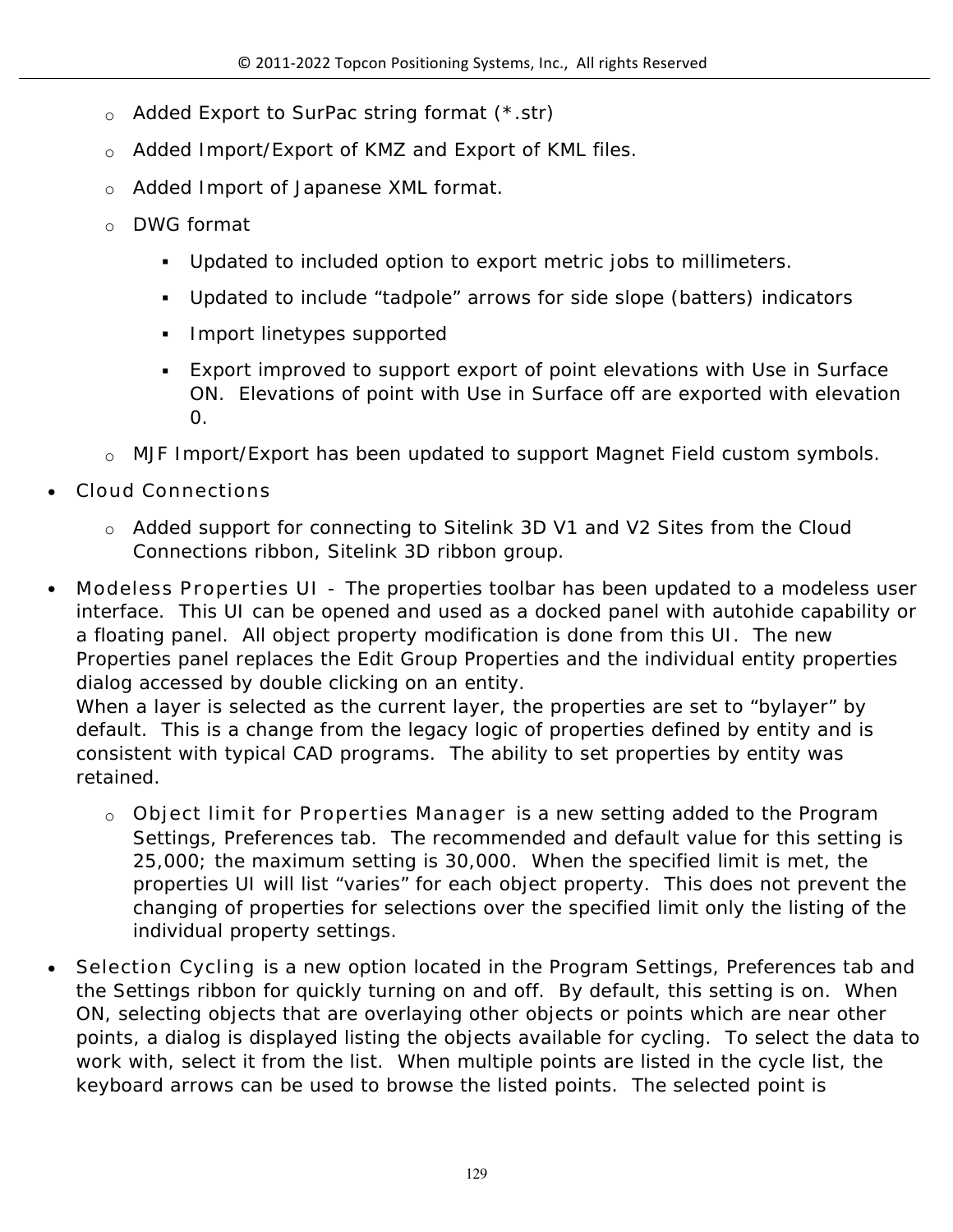- Added Export to SurPac string format (*.str)
  - Added Import/Export of KMZ and Export of KML files.
  - Added Import of Japanese XML format.
  - DWG format
    - Updated to included option to export metric jobs to millimeters.
    - Updated to include "tadpole" arrows for side slope (batters) indicators
    - Import linetypes supported
    - Export improved to support export of point elevations with Use in Surface ON. Elevations of point with Use in Surface off are exported with elevation 0.
  - MJF Import/Export has been updated to support Magnet Field custom symbols.
- Cloud Connections
  - Added support for connecting to Sitelink 3D V1 and V2 Sites from the Cloud Connections ribbon, Sitelink 3D ribbon group.
- Modeless Properties UI - The properties toolbar has been updated to a modeless user interface. This UI can be opened and used as a docked panel with autohide capability or a floating panel. All object property modification is done from this UI. The new Properties panel replaces the Edit Group Properties and the individual entity properties dialog accessed by double clicking on an entity.
  When a layer is selected as the current layer, the properties are set to "bylayer" by default. This is a change from the legacy logic of properties defined by entity and is consistent with typical CAD programs. The ability to set properties by entity was retained.
  - Object limit for Properties Manager is a new setting added to the Program Settings, Preferences tab. The recommended and default value for this setting is 25,000; the maximum setting is 30,000. When the specified limit is met, the properties UI will list "varies" for each object property. This does not prevent the changing of properties for selections over the specified limit only the listing of the individual property settings.
- Selection Cycling is a new option located in the Program Settings, Preferences tab and the Settings ribbon for quickly turning on and off. By default, this setting is on. When ON, selecting objects that are overlaying other objects or points which are near other points, a dialog is displayed listing the objects available for cycling. To select the data to work with, select it from the list. When multiple points are listed in the cycle list, the keyboard arrows can be used to browse the listed points. The selected point is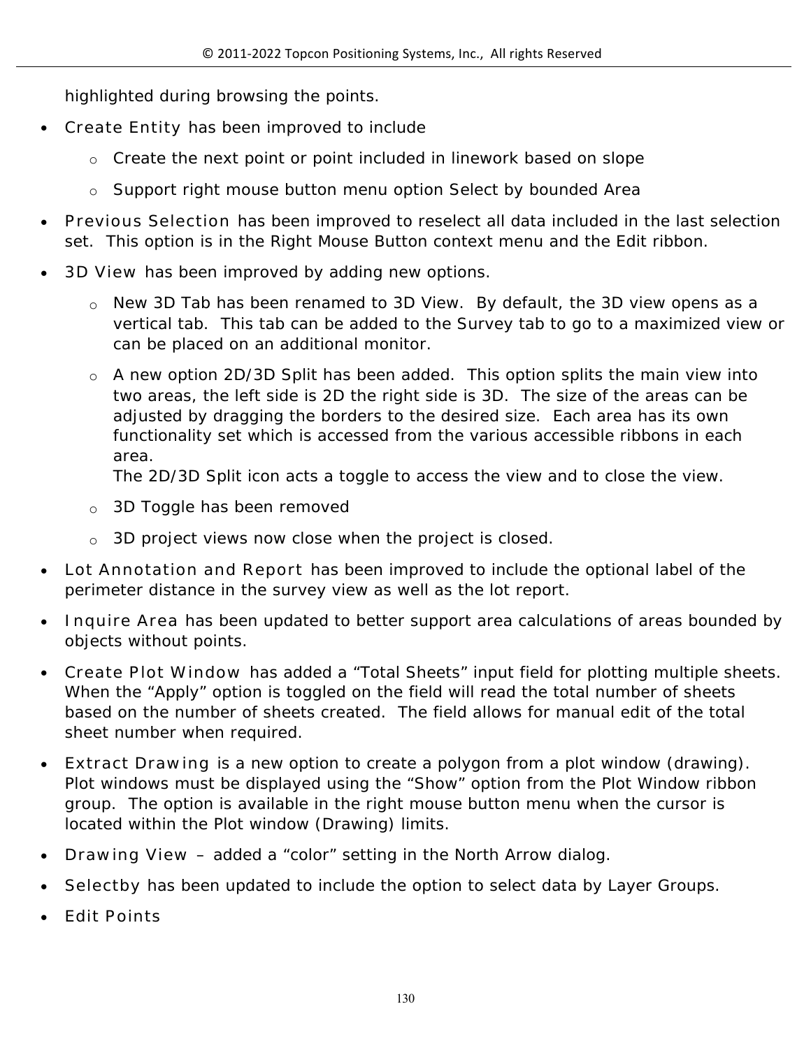highlighted during browsing the points.

- Create Entity has been improved to include
  - Create the next point or point included in linework based on slope
  - Support right mouse button menu option Select by bounded Area
- Previous Selection has been improved to reselect all data included in the last selection set. This option is in the Right Mouse Button context menu and the Edit ribbon.
- 3D View has been improved by adding new options.
  - New 3D Tab has been renamed to 3D View. By default, the 3D view opens as a vertical tab. This tab can be added to the Survey tab to go to a maximized view or can be placed on an additional monitor.
  - A new option 2D/3D Split has been added. This option splits the main view into two areas, the left side is 2D the right side is 3D. The size of the areas can be adjusted by dragging the borders to the desired size. Each area has its own functionality set which is accessed from the various accessible ribbons in each area.
    The 2D/3D Split icon acts a toggle to access the view and to close the view.
  - 3D Toggle has been removed
  - 3D project views now close when the project is closed.
- Lot Annotation and Report has been improved to include the optional label of the perimeter distance in the survey view as well as the lot report.
- Inquire Area has been updated to better support area calculations of areas bounded by objects without points.
- Create Plot Window has added a “Total Sheets” input field for plotting multiple sheets. When the “Apply” option is toggled on the field will read the total number of sheets based on the number of sheets created. The field allows for manual edit of the total sheet number when required.
- Extract Drawing is a new option to create a polygon from a plot window (drawing). Plot windows must be displayed using the “Show” option from the Plot Window ribbon group. The option is available in the right mouse button menu when the cursor is located within the Plot window (Drawing) limits.
- Drawing View – added a “color” setting in the North Arrow dialog.
- Selectby has been updated to include the option to select data by Layer Groups.
- Edit Points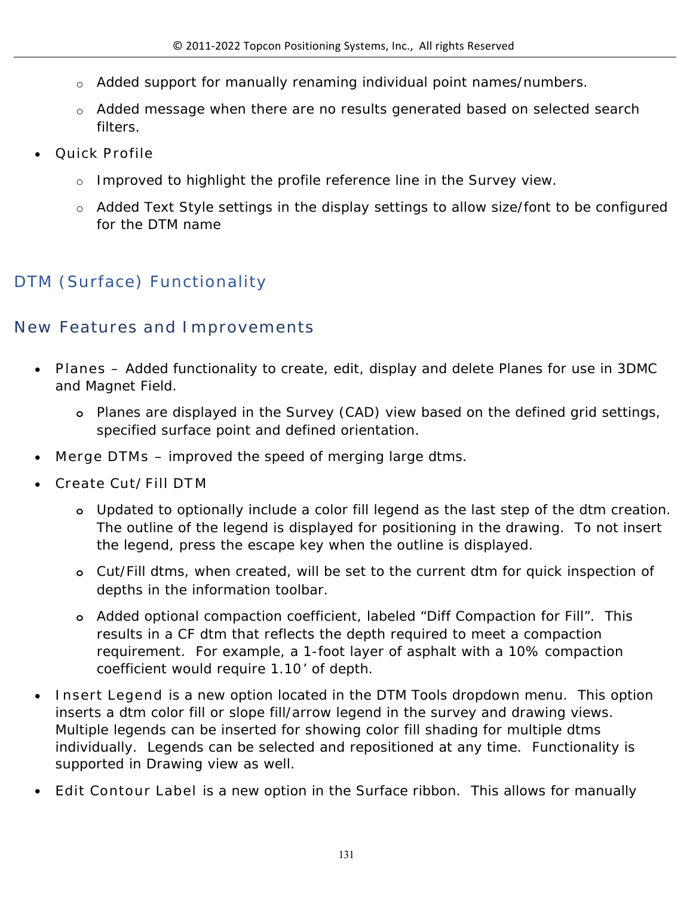- Added support for manually renaming individual point names/numbers.
  - Added message when there are no results generated based on selected search filters.
- Quick Profile
  - Improved to highlight the profile reference line in the Survey view.
  - Added Text Style settings in the display settings to allow size/font to be configured for the DTM name

## DTM (Surface) Functionality

## New Features and Improvements

- Planes – Added functionality to create, edit, display and delete Planes for use in 3DMC and Magnet Field.
  - Planes are displayed in the Survey (CAD) view based on the defined grid settings, specified surface point and defined orientation.
- Merge DTMs – improved the speed of merging large dtms.
- Create Cut/Fill DTM
  - Updated to optionally include a color fill legend as the last step of the dtm creation. The outline of the legend is displayed for positioning in the drawing. To not insert the legend, press the escape key when the outline is displayed.
  - Cut/Fill dtms, when created, will be set to the current dtm for quick inspection of depths in the information toolbar.
  - Added optional compaction coefficient, labeled “Diff Compaction for Fill”. This results in a CF dtm that reflects the depth required to meet a compaction requirement. For example, a 1-foot layer of asphalt with a 10% compaction coefficient would require 1.10’ of depth.
- Insert Legend is a new option located in the DTM Tools dropdown menu. This option inserts a dtm color fill or slope fill/arrow legend in the survey and drawing views. Multiple legends can be inserted for showing color fill shading for multiple dtms individually. Legends can be selected and repositioned at any time. Functionality is supported in Drawing view as well.
- Edit Contour Label is a new option in the Surface ribbon. This allows for manually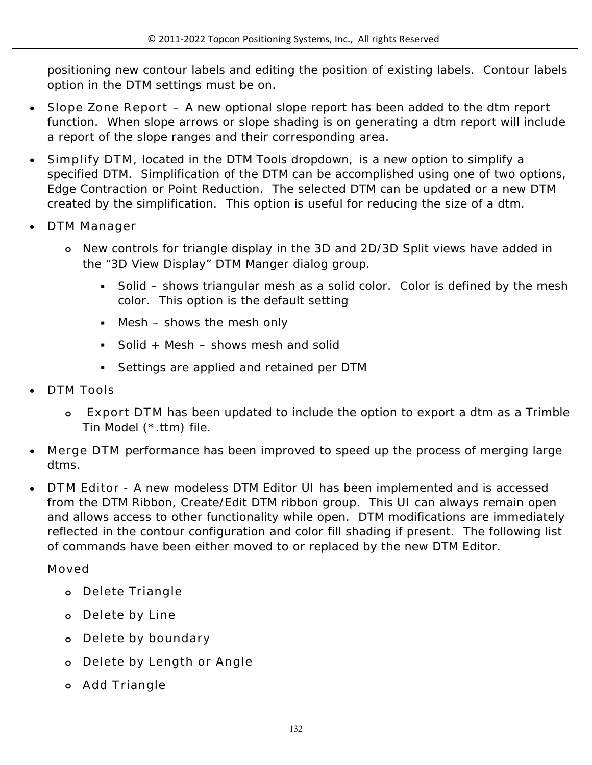positioning new contour labels and editing the position of existing labels.  Contour labels option in the DTM settings must be on.

- Slope Zone Report – A new optional slope report has been added to the dtm report function.  When slope arrows or slope shading is on generating a dtm report will include a report of the slope ranges and their corresponding area.
- Simplify DTM, located in the DTM Tools dropdown, is a new option to simplify a specified DTM.  Simplification of the DTM can be accomplished using one of two options, Edge Contraction or Point Reduction.  The selected DTM can be updated or a new DTM created by the simplification.  This option is useful for reducing the size of a dtm.
- DTM Manager
  - New controls for triangle display in the 3D and 2D/3D Split views have added in the "3D View Display" DTM Manger dialog group.
    - Solid – shows triangular mesh as a solid color.  Color is defined by the mesh color.  This option is the default setting
    - Mesh – shows the mesh only
    - Solid + Mesh – shows mesh and solid
    - Settings are applied and retained per DTM
- DTM Tools
  - Export DTM has been updated to include the option to export a dtm as a Trimble Tin Model (*.ttm) file.
- Merge DTM performance has been improved to speed up the process of merging large dtms.
- DTM Editor - A new modeless DTM Editor UI has been implemented and is accessed from the DTM Ribbon, Create/Edit DTM ribbon group.  This UI can always remain open and allows access to other functionality while open.  DTM modifications are immediately reflected in the contour configuration and color fill shading if present.  The following list of commands have been either moved to or replaced by the new DTM Editor.

  Moved

  - Delete Triangle
  - Delete by Line
  - Delete by boundary
  - Delete by Length or Angle
  - Add Triangle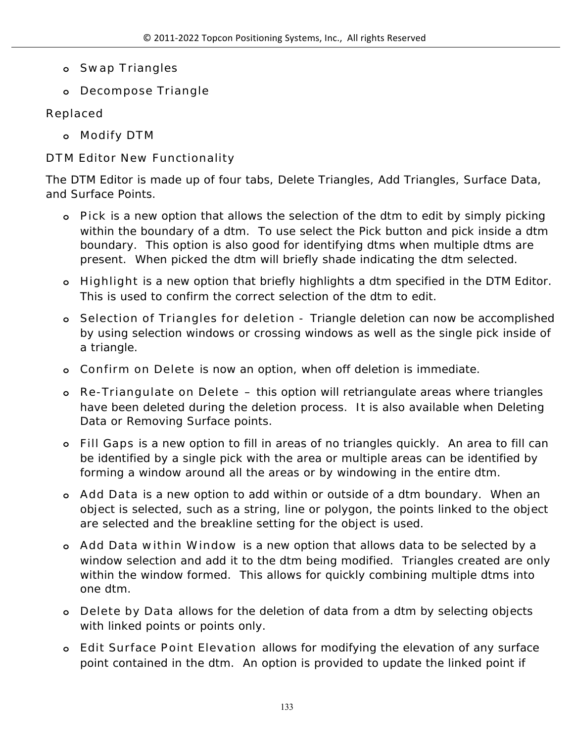- Swap Triangles
- Decompose Triangle

Replaced

- Modify DTM

DTM Editor New Functionality

The DTM Editor is made up of four tabs, Delete Triangles, Add Triangles, Surface Data, and Surface Points.

- Pick is a new option that allows the selection of the dtm to edit by simply picking within the boundary of a dtm. To use select the Pick button and pick inside a dtm boundary. This option is also good for identifying dtms when multiple dtms are present. When picked the dtm will briefly shade indicating the dtm selected.
- Highlight is a new option that briefly highlights a dtm specified in the DTM Editor. This is used to confirm the correct selection of the dtm to edit.
- Selection of Triangles for deletion - Triangle deletion can now be accomplished by using selection windows or crossing windows as well as the single pick inside of a triangle.
- Confirm on Delete is now an option, when off deletion is immediate.
- Re-Triangulate on Delete – this option will retriangulate areas where triangles have been deleted during the deletion process. It is also available when Deleting Data or Removing Surface points.
- Fill Gaps is a new option to fill in areas of no triangles quickly. An area to fill can be identified by a single pick with the area or multiple areas can be identified by forming a window around all the areas or by windowing in the entire dtm.
- Add Data is a new option to add within or outside of a dtm boundary. When an object is selected, such as a string, line or polygon, the points linked to the object are selected and the breakline setting for the object is used.
- Add Data within Window is a new option that allows data to be selected by a window selection and add it to the dtm being modified. Triangles created are only within the window formed. This allows for quickly combining multiple dtms into one dtm.
- Delete by Data allows for the deletion of data from a dtm by selecting objects with linked points or points only.
- Edit Surface Point Elevation allows for modifying the elevation of any surface point contained in the dtm. An option is provided to update the linked point if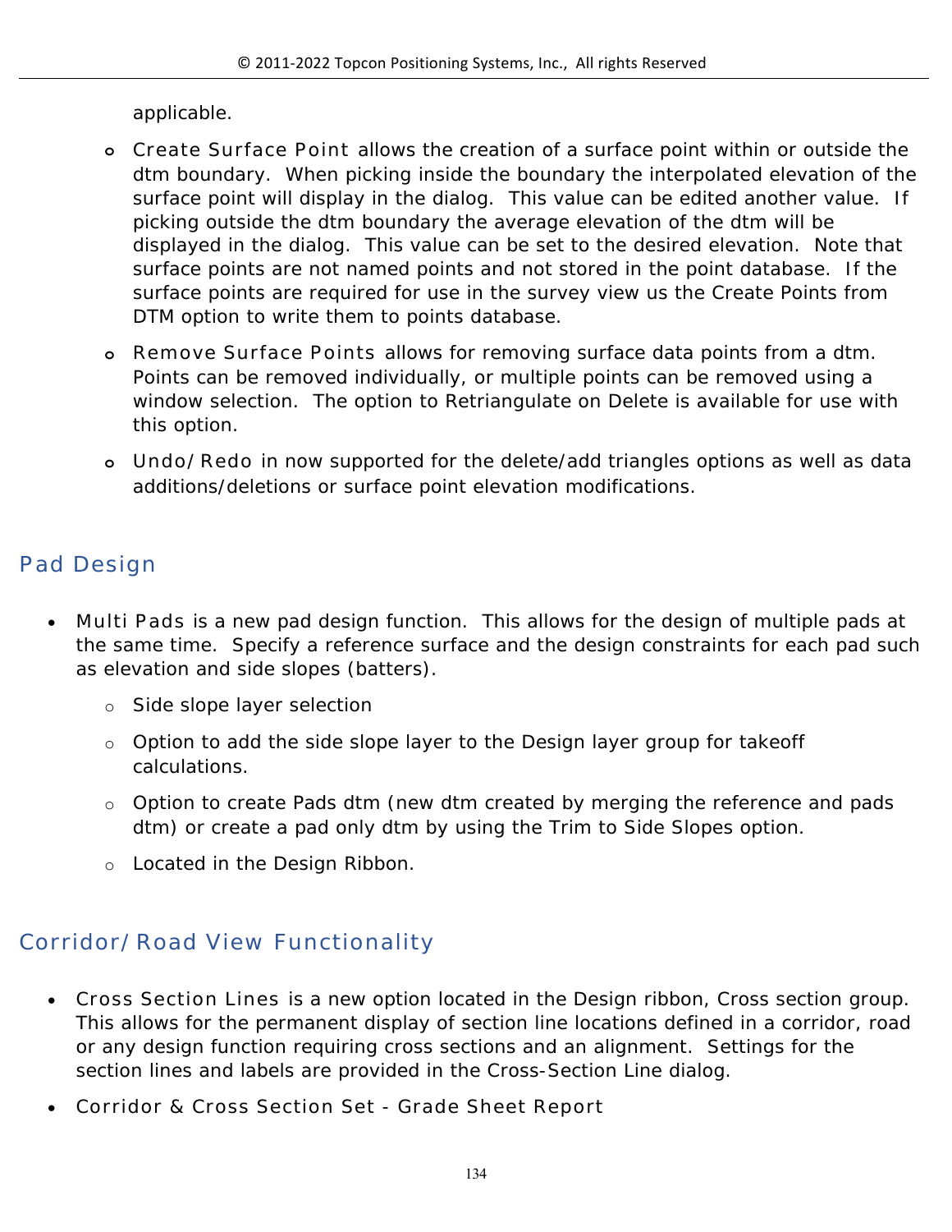applicable.

- Create Surface Point allows the creation of a surface point within or outside the dtm boundary.  When picking inside the boundary the interpolated elevation of the surface point will display in the dialog.  This value can be edited another value.  If picking outside the dtm boundary the average elevation of the dtm will be displayed in the dialog.  This value can be set to the desired elevation.  Note that surface points are not named points and not stored in the point database.  If the surface points are required for use in the survey view us the Create Points from DTM option to write them to points database.
- Remove Surface Points allows for removing surface data points from a dtm. Points can be removed individually, or multiple points can be removed using a window selection.  The option to Retriangulate on Delete is available for use with this option.
- Undo/Redo in now supported for the delete/add triangles options as well as data additions/deletions or surface point elevation modifications.

## Pad Design

- Multi Pads is a new pad design function.  This allows for the design of multiple pads at the same time.  Specify a reference surface and the design constraints for each pad such as elevation and side slopes (batters).
  - Side slope layer selection
  - Option to add the side slope layer to the Design layer group for takeoff calculations.
  - Option to create Pads dtm (new dtm created by merging the reference and pads dtm) or create a pad only dtm by using the Trim to Side Slopes option.
  - Located in the Design Ribbon.

## Corridor/Road View Functionality

- Cross Section Lines is a new option located in the Design ribbon, Cross section group. This allows for the permanent display of section line locations defined in a corridor, road or any design function requiring cross sections and an alignment.  Settings for the section lines and labels are provided in the Cross-Section Line dialog.
- Corridor & Cross Section Set - Grade Sheet Report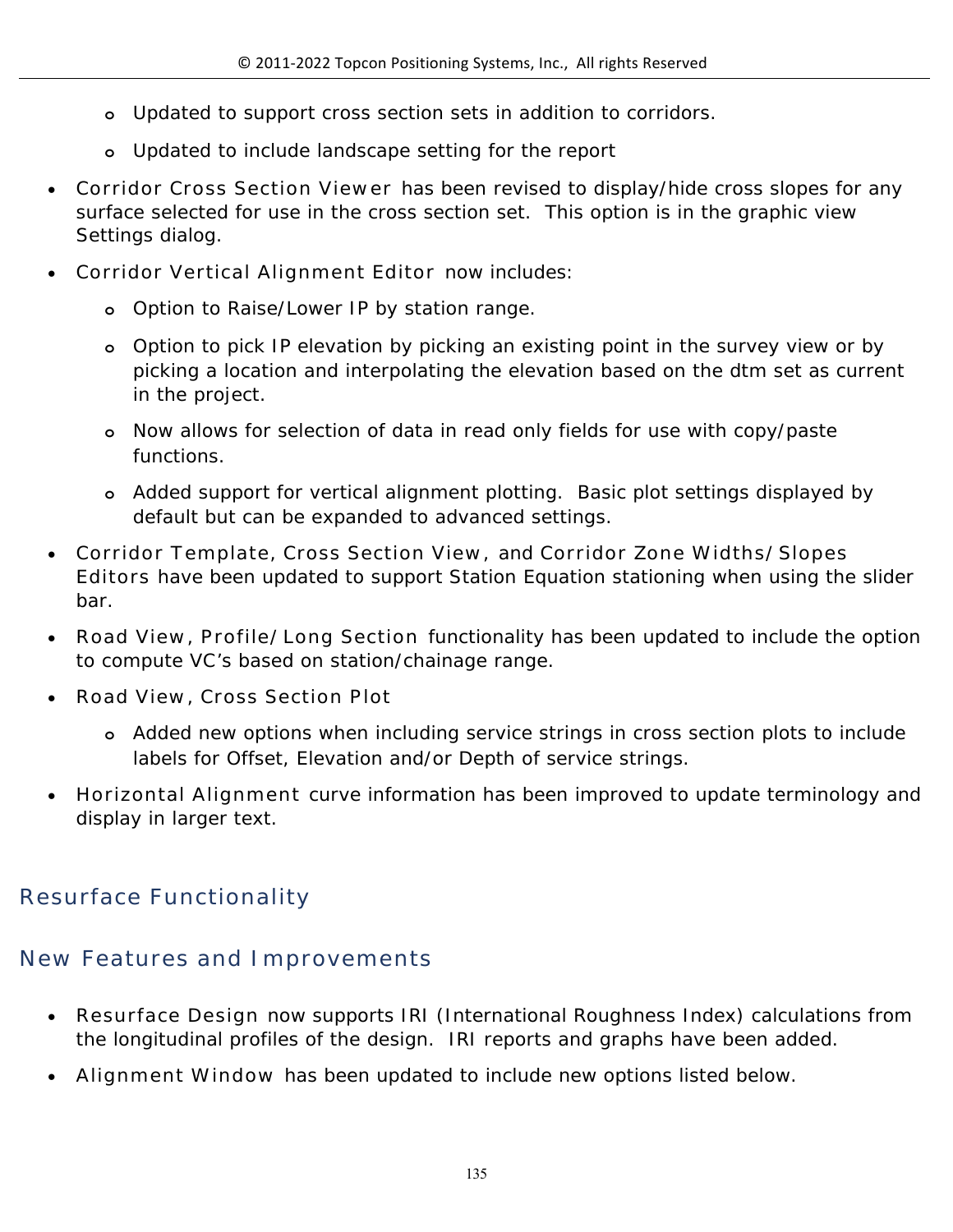- Updated to support cross section sets in addition to corridors.
    - Updated to include landscape setting for the report
- Corridor Cross Section Viewer has been revised to display/hide cross slopes for any surface selected for use in the cross section set. This option is in the graphic view Settings dialog.
- Corridor Vertical Alignment Editor now includes:
    - Option to Raise/Lower IP by station range.
    - Option to pick IP elevation by picking an existing point in the survey view or by picking a location and interpolating the elevation based on the dtm set as current in the project.
    - Now allows for selection of data in read only fields for use with copy/paste functions.
    - Added support for vertical alignment plotting. Basic plot settings displayed by default but can be expanded to advanced settings.
- Corridor Template, Cross Section View, and Corridor Zone Widths/Slopes Editors have been updated to support Station Equation stationing when using the slider bar.
- Road View, Profile/Long Section functionality has been updated to include the option to compute VC's based on station/chainage range.
- Road View, Cross Section Plot
    - Added new options when including service strings in cross section plots to include labels for Offset, Elevation and/or Depth of service strings.
- Horizontal Alignment curve information has been improved to update terminology and display in larger text.

## Resurface Functionality

## New Features and Improvements

- Resurface Design now supports IRI (International Roughness Index) calculations from the longitudinal profiles of the design. IRI reports and graphs have been added.
- Alignment Window has been updated to include new options listed below.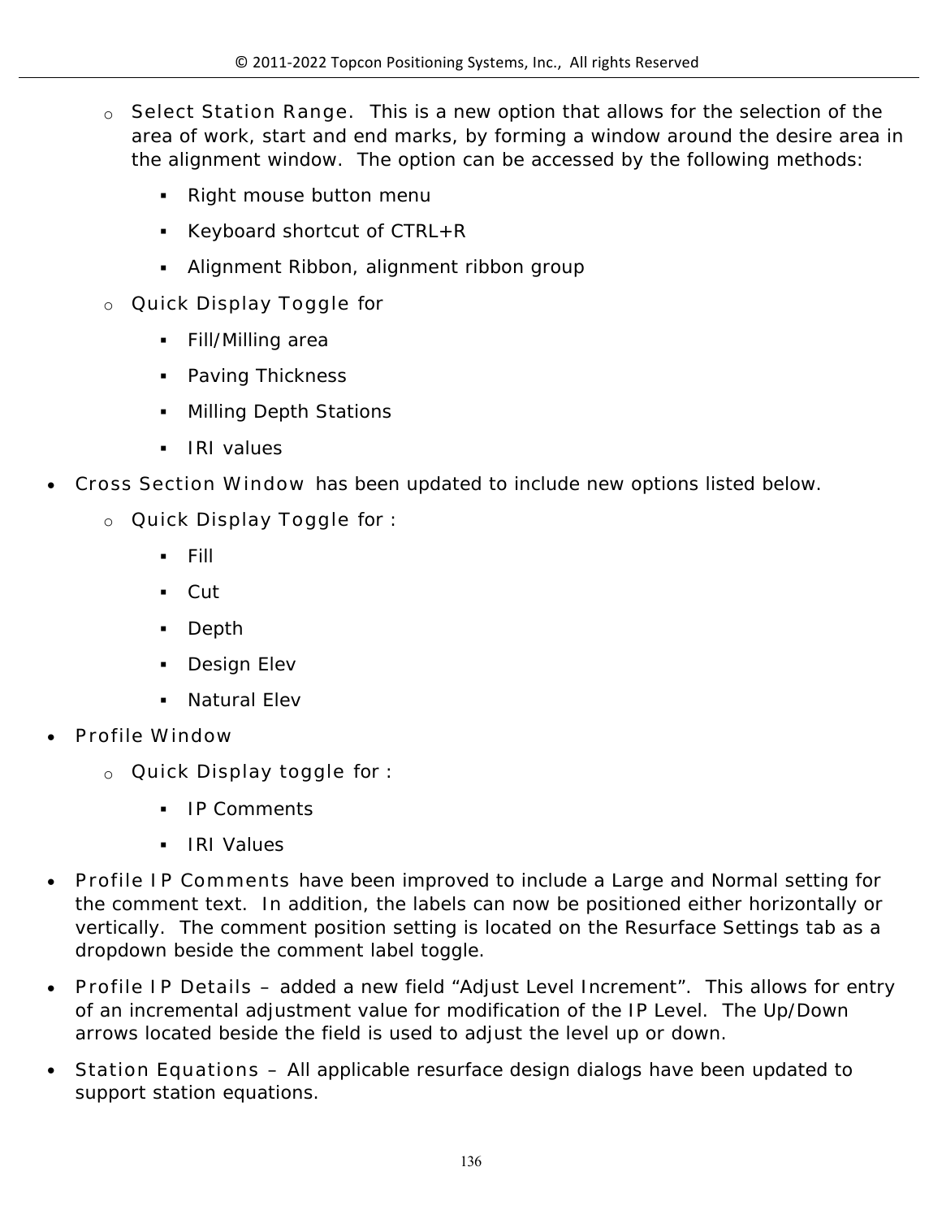- Select Station Range. This is a new option that allows for the selection of the area of work, start and end marks, by forming a window around the desire area in the alignment window. The option can be accessed by the following methods:
  - Right mouse button menu
  - Keyboard shortcut of CTRL+R
  - Alignment Ribbon, alignment ribbon group
- Quick Display Toggle for
  - Fill/Milling area
  - Paving Thickness
  - Milling Depth Stations
  - IRI values

- Cross Section Window has been updated to include new options listed below.
  - Quick Display Toggle for :
    - Fill
    - Cut
    - Depth
    - Design Elev
    - Natural Elev
- Profile Window
  - Quick Display toggle for :
    - IP Comments
    - IRI Values
- Profile IP Comments have been improved to include a Large and Normal setting for the comment text. In addition, the labels can now be positioned either horizontally or vertically. The comment position setting is located on the Resurface Settings tab as a dropdown beside the comment label toggle.
- Profile IP Details – added a new field "Adjust Level Increment". This allows for entry of an incremental adjustment value for modification of the IP Level. The Up/Down arrows located beside the field is used to adjust the level up or down.
- Station Equations – All applicable resurface design dialogs have been updated to support station equations.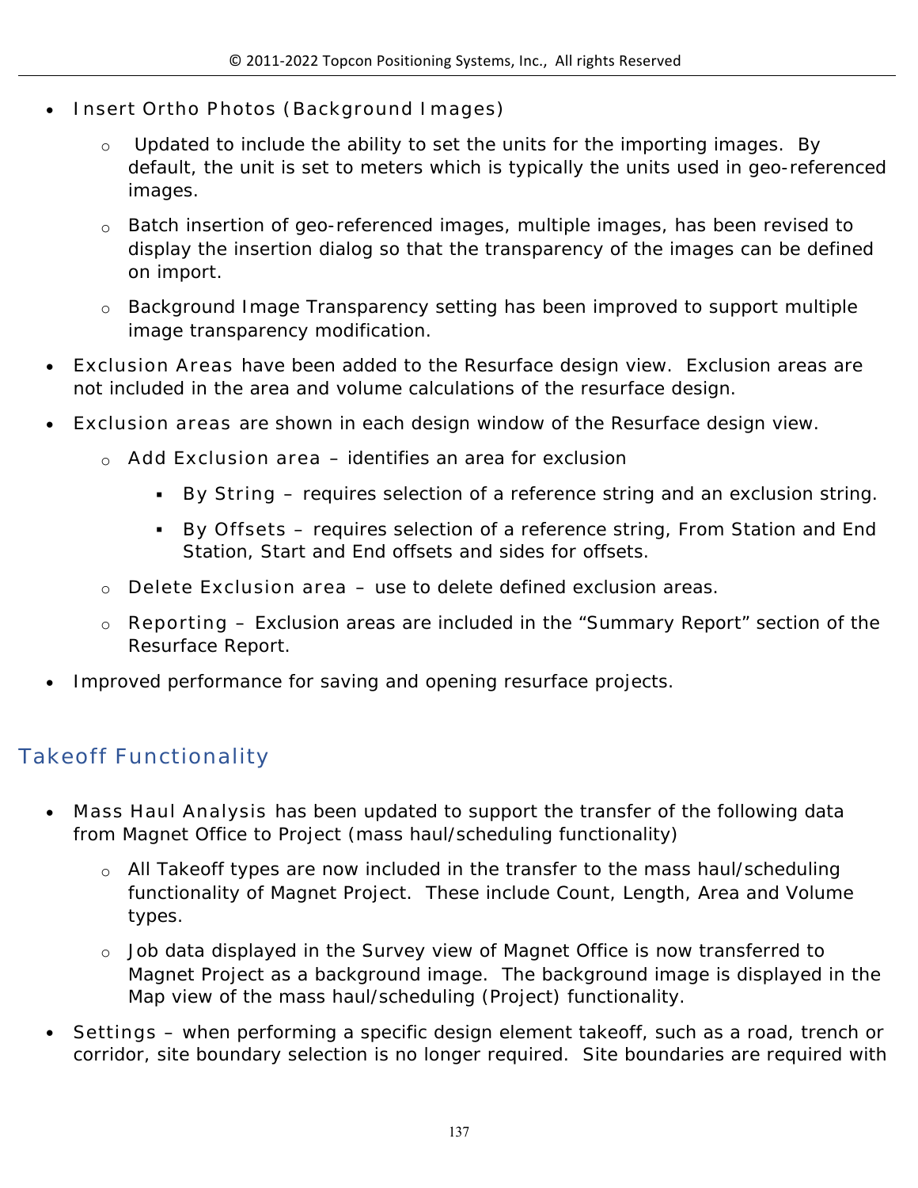- Insert Ortho Photos (Background Images)
  - Updated to include the ability to set the units for the importing images. By default, the unit is set to meters which is typically the units used in geo-referenced images.
  - Batch insertion of geo-referenced images, multiple images, has been revised to display the insertion dialog so that the transparency of the images can be defined on import.
  - Background Image Transparency setting has been improved to support multiple image transparency modification.
- Exclusion Areas have been added to the Resurface design view. Exclusion areas are not included in the area and volume calculations of the resurface design.
- Exclusion areas are shown in each design window of the Resurface design view.
  - Add Exclusion area – identifies an area for exclusion
    - By String – requires selection of a reference string and an exclusion string.
    - By Offsets – requires selection of a reference string, From Station and End Station, Start and End offsets and sides for offsets.
  - Delete Exclusion area – use to delete defined exclusion areas.
  - Reporting – Exclusion areas are included in the "Summary Report" section of the Resurface Report.
- Improved performance for saving and opening resurface projects.

## Takeoff Functionality

- Mass Haul Analysis has been updated to support the transfer of the following data from Magnet Office to Project (mass haul/scheduling functionality)
  - All Takeoff types are now included in the transfer to the mass haul/scheduling functionality of Magnet Project. These include Count, Length, Area and Volume types.
  - Job data displayed in the Survey view of Magnet Office is now transferred to Magnet Project as a background image. The background image is displayed in the Map view of the mass haul/scheduling (Project) functionality.
- Settings – when performing a specific design element takeoff, such as a road, trench or corridor, site boundary selection is no longer required. Site boundaries are required with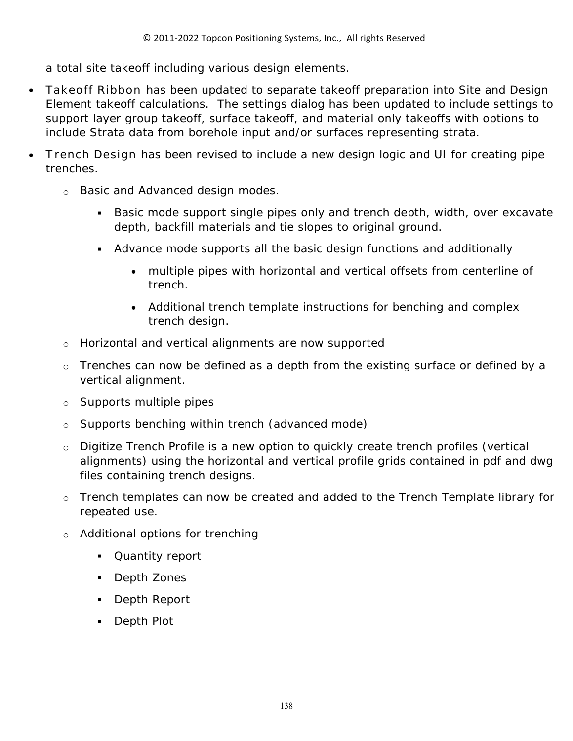a total site takeoff including various design elements.

- Takeoff Ribbon has been updated to separate takeoff preparation into Site and Design Element takeoff calculations. The settings dialog has been updated to include settings to support layer group takeoff, surface takeoff, and material only takeoffs with options to include Strata data from borehole input and/or surfaces representing strata.
- Trench Design has been revised to include a new design logic and UI for creating pipe trenches.
  - Basic and Advanced design modes.
    - Basic mode support single pipes only and trench depth, width, over excavate depth, backfill materials and tie slopes to original ground.
    - Advance mode supports all the basic design functions and additionally
      - multiple pipes with horizontal and vertical offsets from centerline of trench.
      - Additional trench template instructions for benching and complex trench design.
  - Horizontal and vertical alignments are now supported
  - Trenches can now be defined as a depth from the existing surface or defined by a vertical alignment.
  - Supports multiple pipes
  - Supports benching within trench (advanced mode)
  - Digitize Trench Profile is a new option to quickly create trench profiles (vertical alignments) using the horizontal and vertical profile grids contained in pdf and dwg files containing trench designs.
  - Trench templates can now be created and added to the Trench Template library for repeated use.
  - Additional options for trenching
    - Quantity report
    - Depth Zones
    - Depth Report
    - Depth Plot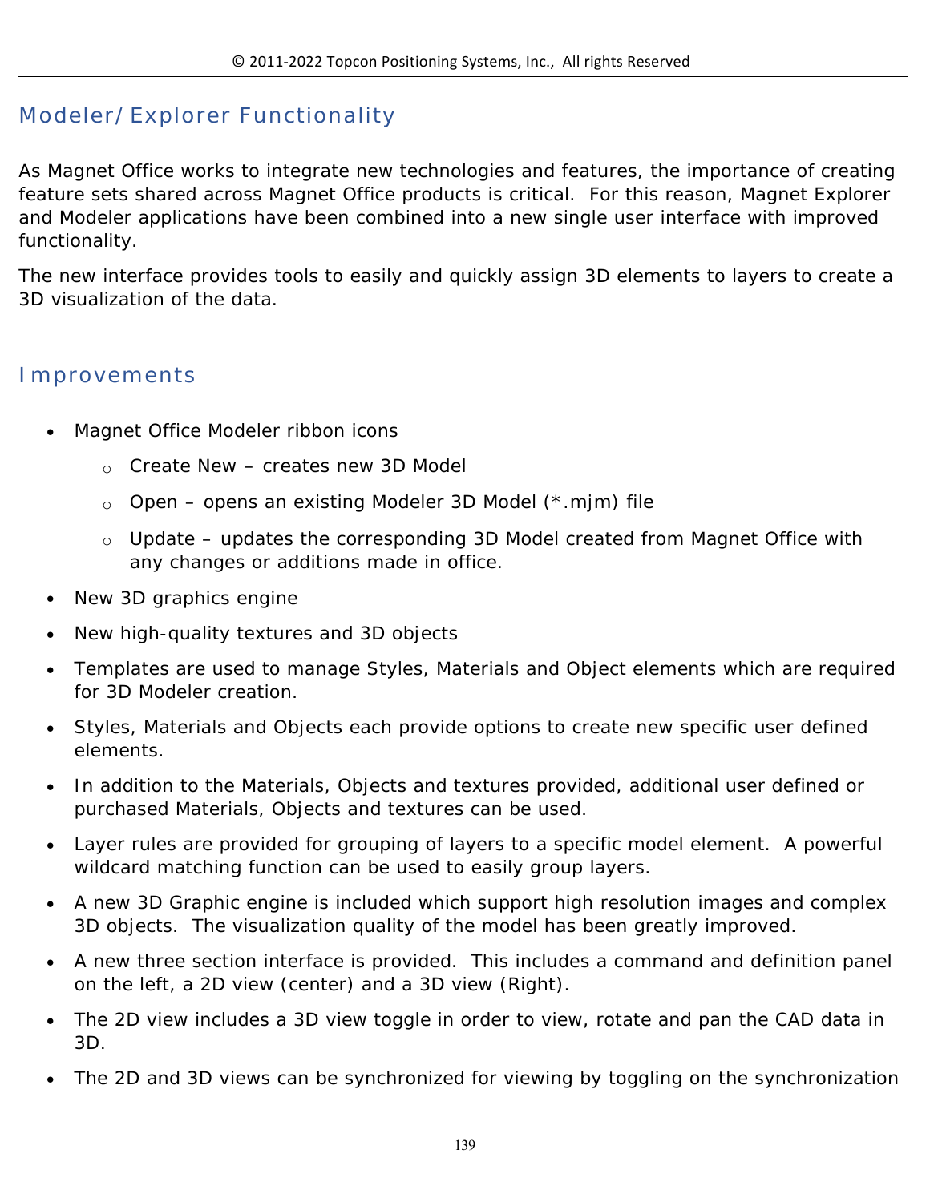## Modeler/Explorer Functionality

As Magnet Office works to integrate new technologies and features, the importance of creating feature sets shared across Magnet Office products is critical.  For this reason, Magnet Explorer and Modeler applications have been combined into a new single user interface with improved functionality.

The new interface provides tools to easily and quickly assign 3D elements to layers to create a 3D visualization of the data.

## Improvements

- Magnet Office Modeler ribbon icons
  - Create New – creates new 3D Model
  - Open – opens an existing Modeler 3D Model (*.mjm) file
  - Update – updates the corresponding 3D Model created from Magnet Office with any changes or additions made in office.
- New 3D graphics engine
- New high-quality textures and 3D objects
- Templates are used to manage Styles, Materials and Object elements which are required for 3D Modeler creation.
- Styles, Materials and Objects each provide options to create new specific user defined elements.
- In addition to the Materials, Objects and textures provided, additional user defined or purchased Materials, Objects and textures can be used.
- Layer rules are provided for grouping of layers to a specific model element.  A powerful wildcard matching function can be used to easily group layers.
- A new 3D Graphic engine is included which support high resolution images and complex 3D objects.  The visualization quality of the model has been greatly improved.
- A new three section interface is provided.  This includes a command and definition panel on the left, a 2D view (center) and a 3D view (Right).
- The 2D view includes a 3D view toggle in order to view, rotate and pan the CAD data in 3D.
- The 2D and 3D views can be synchronized for viewing by toggling on the synchronization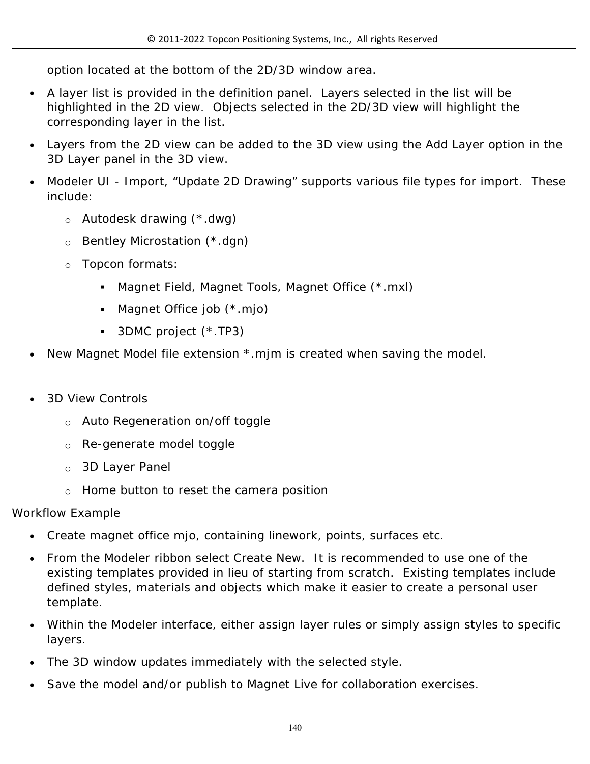option located at the bottom of the 2D/3D window area.

- A layer list is provided in the definition panel. Layers selected in the list will be highlighted in the 2D view. Objects selected in the 2D/3D view will highlight the corresponding layer in the list.
- Layers from the 2D view can be added to the 3D view using the Add Layer option in the 3D Layer panel in the 3D view.
- Modeler UI - Import, “Update 2D Drawing” supports various file types for import. These include:
  - Autodesk drawing (*.dwg)
  - Bentley Microstation (*.dgn)
  - Topcon formats:
    - Magnet Field, Magnet Tools, Magnet Office (*.mxl)
    - Magnet Office job (*.mjo)
    - 3DMC project (*.TP3)
- New Magnet Model file extension *.mjm is created when saving the model.

- 3D View Controls
  - Auto Regeneration on/off toggle
  - Re-generate model toggle
  - 3D Layer Panel
  - Home button to reset the camera position

Workflow Example

- Create magnet office mjo, containing linework, points, surfaces etc.
- From the Modeler ribbon select Create New. It is recommended to use one of the existing templates provided in lieu of starting from scratch. Existing templates include defined styles, materials and objects which make it easier to create a personal user template.
- Within the Modeler interface, either assign layer rules or simply assign styles to specific layers.
- The 3D window updates immediately with the selected style.
- Save the model and/or publish to Magnet Live for collaboration exercises.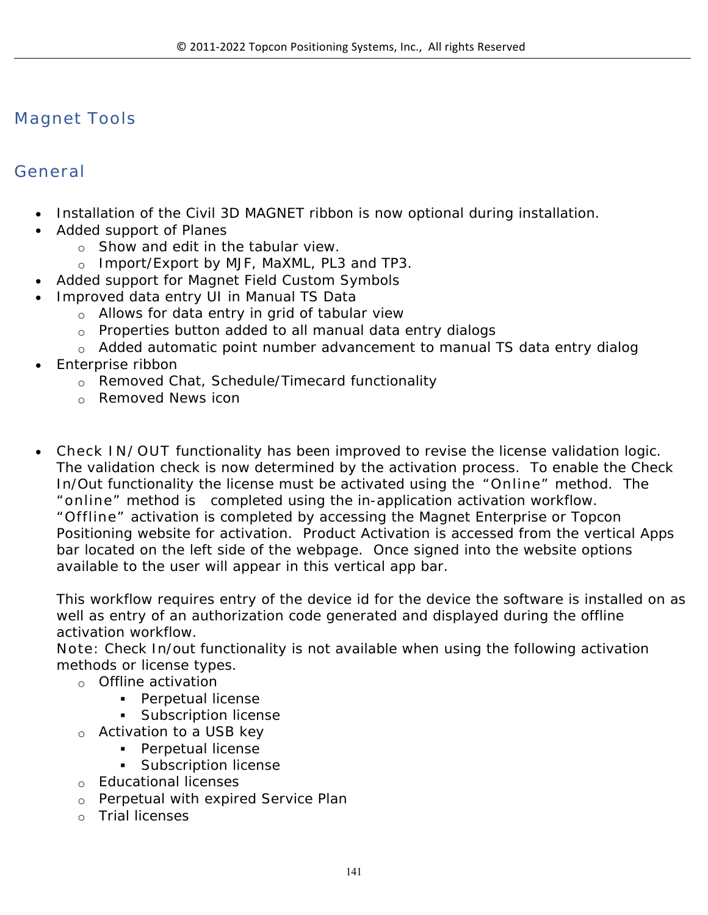# Magnet Tools

## General

- Installation of the Civil 3D MAGNET ribbon is now optional during installation.
- Added support of Planes
    - Show and edit in the tabular view.
    - Import/Export by MJF, MaXML, PL3 and TP3.
- Added support for Magnet Field Custom Symbols
- Improved data entry UI in Manual TS Data
    - Allows for data entry in grid of tabular view
    - Properties button added to all manual data entry dialogs
    - Added automatic point number advancement to manual TS data entry dialog
- Enterprise ribbon
    - Removed Chat, Schedule/Timecard functionality
    - Removed News icon

- Check IN/OUT functionality has been improved to revise the license validation logic. The validation check is now determined by the activation process. To enable the Check In/Out functionality the license must be activated using the "Online" method. The "online" method is completed using the in-application activation workflow. "Offline" activation is completed by accessing the Magnet Enterprise or Topcon Positioning website for activation. Product Activation is accessed from the vertical Apps bar located on the left side of the webpage. Once signed into the website options available to the user will appear in this vertical app bar.

  This workflow requires entry of the device id for the device the software is installed on as well as entry of an authorization code generated and displayed during the offline activation workflow.
  Note: Check In/out functionality is not available when using the following activation methods or license types.
    - Offline activation
        - Perpetual license
        - Subscription license
    - Activation to a USB key
        - Perpetual license
        - Subscription license
    - Educational licenses
    - Perpetual with expired Service Plan
    - Trial licenses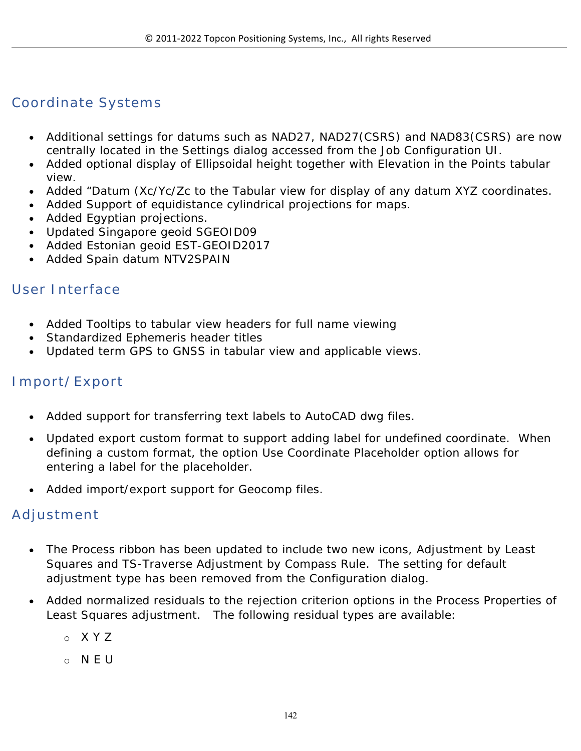## Coordinate Systems

- Additional settings for datums such as NAD27, NAD27(CSRS) and NAD83(CSRS) are now centrally located in the Settings dialog accessed from the Job Configuration UI.
- Added optional display of Ellipsoidal height together with Elevation in the Points tabular view.
- Added "Datum (Xc/Yc/Zc to the Tabular view for display of any datum XYZ coordinates.
- Added Support of equidistance cylindrical projections for maps.
- Added Egyptian projections.
- Updated Singapore geoid SGEOID09
- Added Estonian geoid EST-GEOID2017
- Added Spain datum NTV2SPAIN

## User Interface

- Added Tooltips to tabular view headers for full name viewing
- Standardized Ephemeris header titles
- Updated term GPS to GNSS in tabular view and applicable views.

## Import/Export

- Added support for transferring text labels to AutoCAD dwg files.
- Updated export custom format to support adding label for undefined coordinate. When defining a custom format, the option Use Coordinate Placeholder option allows for entering a label for the placeholder.
- Added import/export support for Geocomp files.

## Adjustment

- The Process ribbon has been updated to include two new icons, Adjustment by Least Squares and TS-Traverse Adjustment by Compass Rule. The setting for default adjustment type has been removed from the Configuration dialog.
- Added normalized residuals to the rejection criterion options in the Process Properties of Least Squares adjustment. The following residual types are available:
  - X Y Z
  - N E U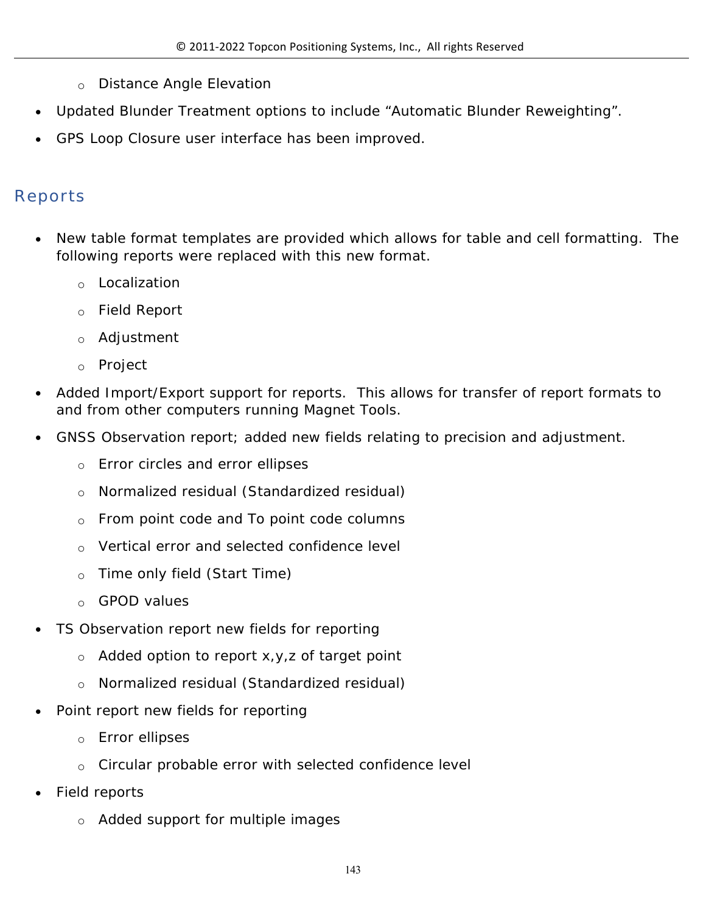- Distance Angle Elevation

- Updated Blunder Treatment options to include “Automatic Blunder Reweighting”.
- GPS Loop Closure user interface has been improved.

## Reports

- New table format templates are provided which allows for table and cell formatting. The following reports were replaced with this new format.
    - Localization
    - Field Report
    - Adjustment
    - Project
- Added Import/Export support for reports. This allows for transfer of report formats to and from other computers running Magnet Tools.
- GNSS Observation report; added new fields relating to precision and adjustment.
    - Error circles and error ellipses
    - Normalized residual (Standardized residual)
    - From point code and To point code columns
    - Vertical error and selected confidence level
    - Time only field (Start Time)
    - GPOD values
- TS Observation report new fields for reporting
    - Added option to report x,y,z of target point
    - Normalized residual (Standardized residual)
- Point report new fields for reporting
    - Error ellipses
    - Circular probable error with selected confidence level
- Field reports
    - Added support for multiple images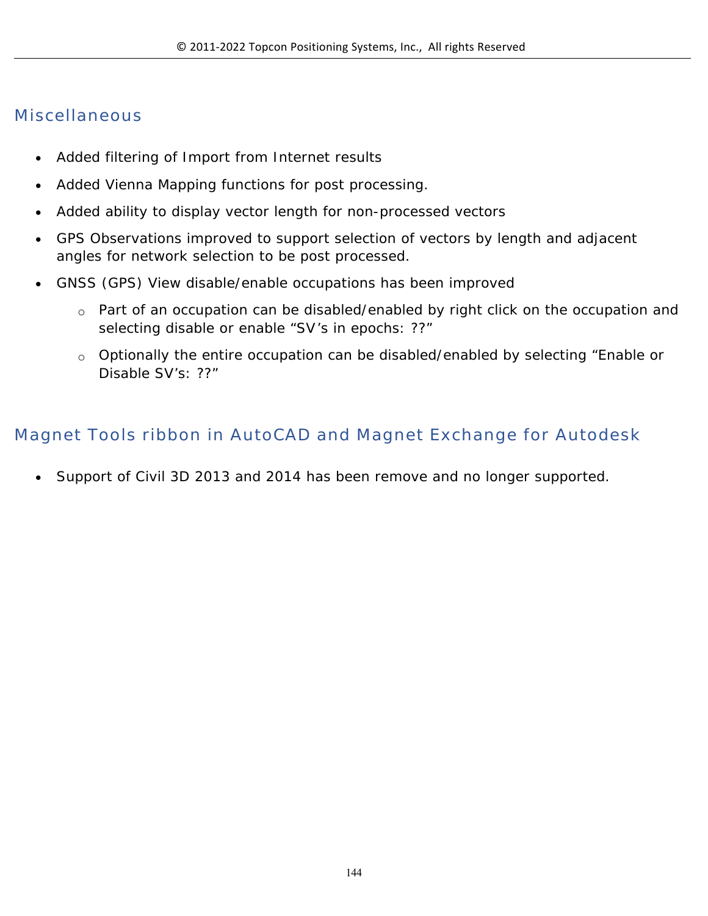## Miscellaneous

- Added filtering of Import from Internet results
- Added Vienna Mapping functions for post processing.
- Added ability to display vector length for non-processed vectors
- GPS Observations improved to support selection of vectors by length and adjacent angles for network selection to be post processed.
- GNSS (GPS) View disable/enable occupations has been improved
    - Part of an occupation can be disabled/enabled by right click on the occupation and selecting disable or enable "SV's in epochs: ??"
    - Optionally the entire occupation can be disabled/enabled by selecting "Enable or Disable SV's: ??"

## Magnet Tools ribbon in AutoCAD and Magnet Exchange for Autodesk

- Support of Civil 3D 2013 and 2014 has been remove and no longer supported.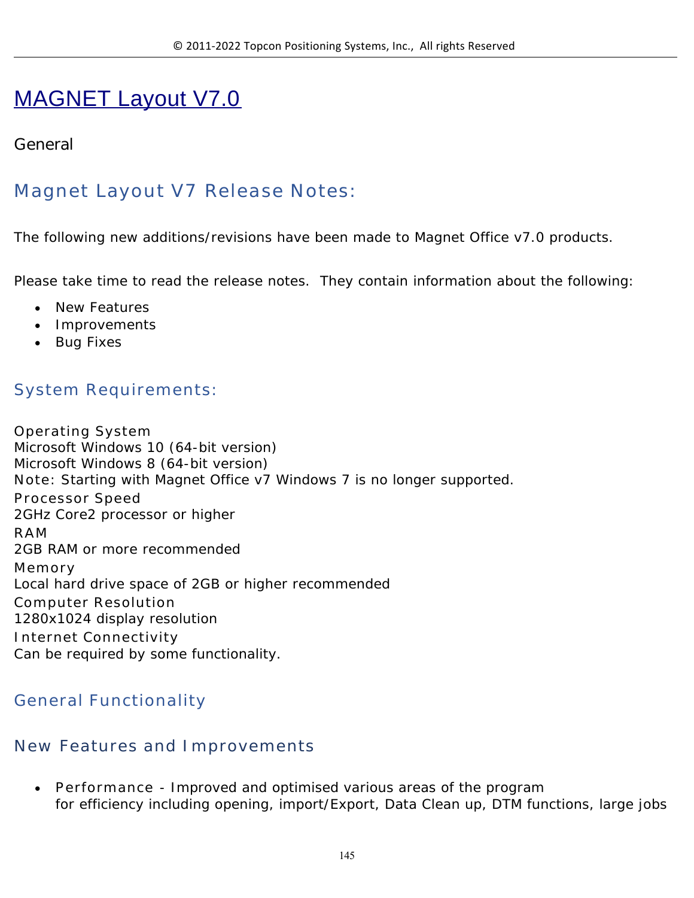# MAGNET Layout V7.0

General

## Magnet Layout V7 Release Notes:

The following new additions/revisions have been made to Magnet Office v7.0 products.

Please take time to read the release notes.  They contain information about the following:

- New Features
- Improvements
- Bug Fixes

## System Requirements:

Operating System
Microsoft Windows 10 (64-bit version)
Microsoft Windows 8 (64-bit version)
Note: Starting with Magnet Office v7 Windows 7 is no longer supported.
Processor Speed
2GHz Core2 processor or higher
RAM
2GB RAM or more recommended
Memory
Local hard drive space of 2GB or higher recommended
Computer Resolution
1280x1024 display resolution
Internet Connectivity
Can be required by some functionality.

## General Functionality

### New Features and Improvements

- Performance - Improved and optimised various areas of the program
  for efficiency including opening, import/Export, Data Clean up, DTM functions, large jobs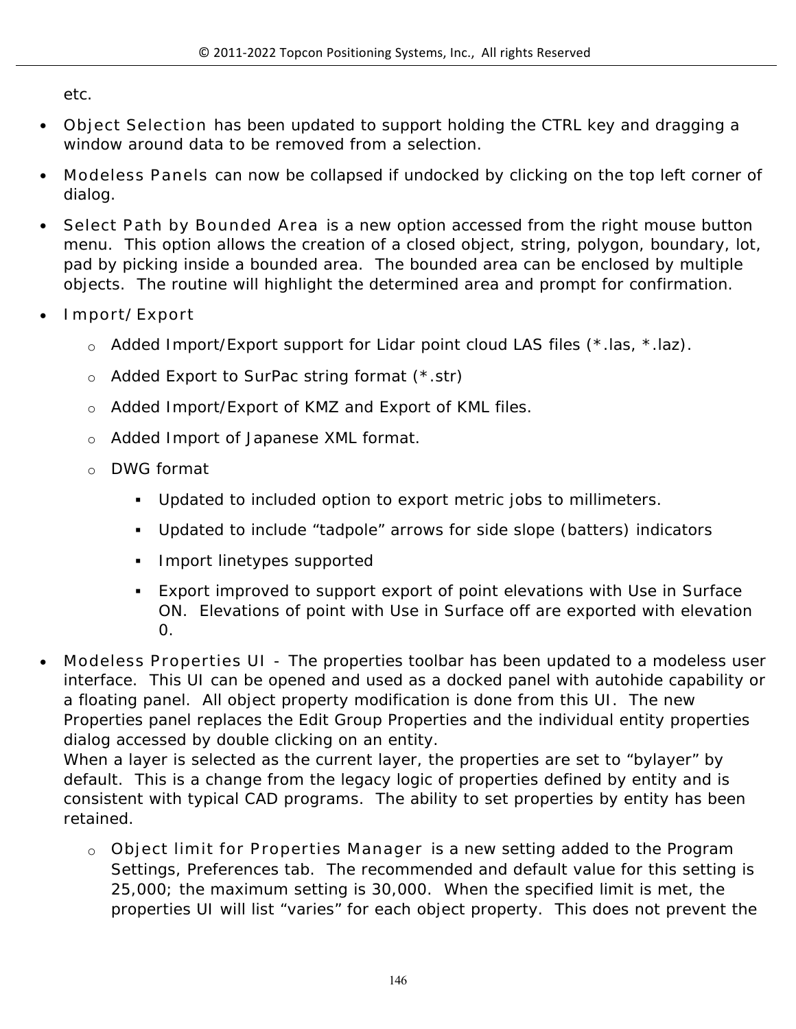etc.

- Object Selection has been updated to support holding the CTRL key and dragging a window around data to be removed from a selection.
- Modeless Panels can now be collapsed if undocked by clicking on the top left corner of dialog.
- Select Path by Bounded Area is a new option accessed from the right mouse button menu. This option allows the creation of a closed object, string, polygon, boundary, lot, pad by picking inside a bounded area. The bounded area can be enclosed by multiple objects. The routine will highlight the determined area and prompt for confirmation.
- Import/Export
  - Added Import/Export support for Lidar point cloud LAS files (*.las, *.laz).
  - Added Export to SurPac string format (*.str)
  - Added Import/Export of KMZ and Export of KML files.
  - Added Import of Japanese XML format.
  - DWG format
    - Updated to included option to export metric jobs to millimeters.
    - Updated to include "tadpole" arrows for side slope (batters) indicators
    - Import linetypes supported
    - Export improved to support export of point elevations with Use in Surface ON. Elevations of point with Use in Surface off are exported with elevation 0.
- Modeless Properties UI - The properties toolbar has been updated to a modeless user interface. This UI can be opened and used as a docked panel with autohide capability or a floating panel. All object property modification is done from this UI. The new Properties panel replaces the Edit Group Properties and the individual entity properties dialog accessed by double clicking on an entity.
  When a layer is selected as the current layer, the properties are set to "bylayer" by default. This is a change from the legacy logic of properties defined by entity and is consistent with typical CAD programs. The ability to set properties by entity has been retained.
  - Object limit for Properties Manager is a new setting added to the Program Settings, Preferences tab. The recommended and default value for this setting is 25,000; the maximum setting is 30,000. When the specified limit is met, the properties UI will list "varies" for each object property. This does not prevent the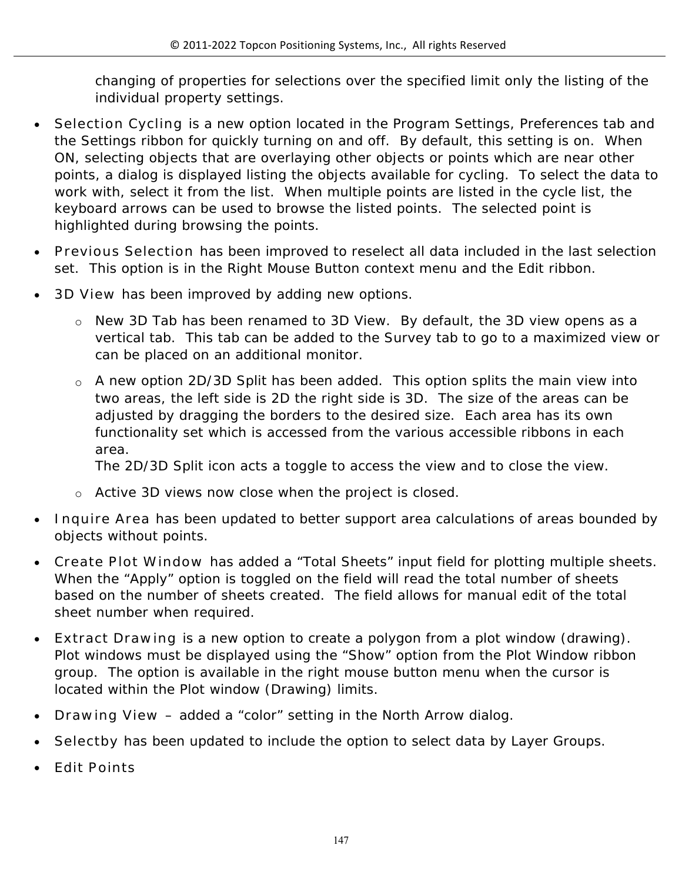changing of properties for selections over the specified limit only the listing of the individual property settings.

- Selection Cycling is a new option located in the Program Settings, Preferences tab and the Settings ribbon for quickly turning on and off. By default, this setting is on. When ON, selecting objects that are overlaying other objects or points which are near other points, a dialog is displayed listing the objects available for cycling. To select the data to work with, select it from the list. When multiple points are listed in the cycle list, the keyboard arrows can be used to browse the listed points. The selected point is highlighted during browsing the points.
- Previous Selection has been improved to reselect all data included in the last selection set. This option is in the Right Mouse Button context menu and the Edit ribbon.
- 3D View has been improved by adding new options.
  - New 3D Tab has been renamed to 3D View. By default, the 3D view opens as a vertical tab. This tab can be added to the Survey tab to go to a maximized view or can be placed on an additional monitor.
  - A new option 2D/3D Split has been added. This option splits the main view into two areas, the left side is 2D the right side is 3D. The size of the areas can be adjusted by dragging the borders to the desired size. Each area has its own functionality set which is accessed from the various accessible ribbons in each area.
    The 2D/3D Split icon acts a toggle to access the view and to close the view.
  - Active 3D views now close when the project is closed.
- Inquire Area has been updated to better support area calculations of areas bounded by objects without points.
- Create Plot Window has added a “Total Sheets” input field for plotting multiple sheets. When the “Apply” option is toggled on the field will read the total number of sheets based on the number of sheets created. The field allows for manual edit of the total sheet number when required.
- Extract Drawing is a new option to create a polygon from a plot window (drawing). Plot windows must be displayed using the “Show” option from the Plot Window ribbon group. The option is available in the right mouse button menu when the cursor is located within the Plot window (Drawing) limits.
- Drawing View – added a “color” setting in the North Arrow dialog.
- Selectby has been updated to include the option to select data by Layer Groups.
- Edit Points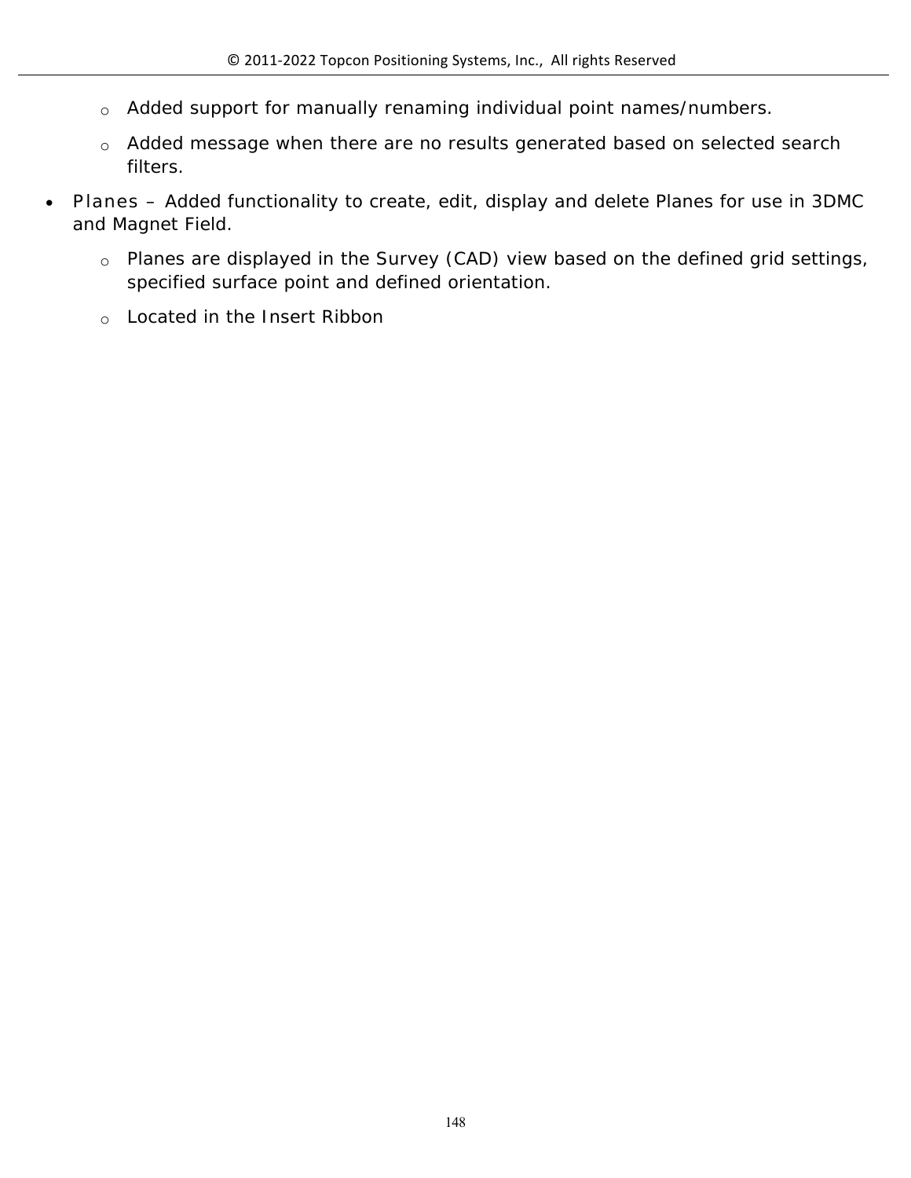- Added support for manually renaming individual point names/numbers.
  - Added message when there are no results generated based on selected search filters.
- Planes – Added functionality to create, edit, display and delete Planes for use in 3DMC and Magnet Field.
  - Planes are displayed in the Survey (CAD) view based on the defined grid settings, specified surface point and defined orientation.
  - Located in the Insert Ribbon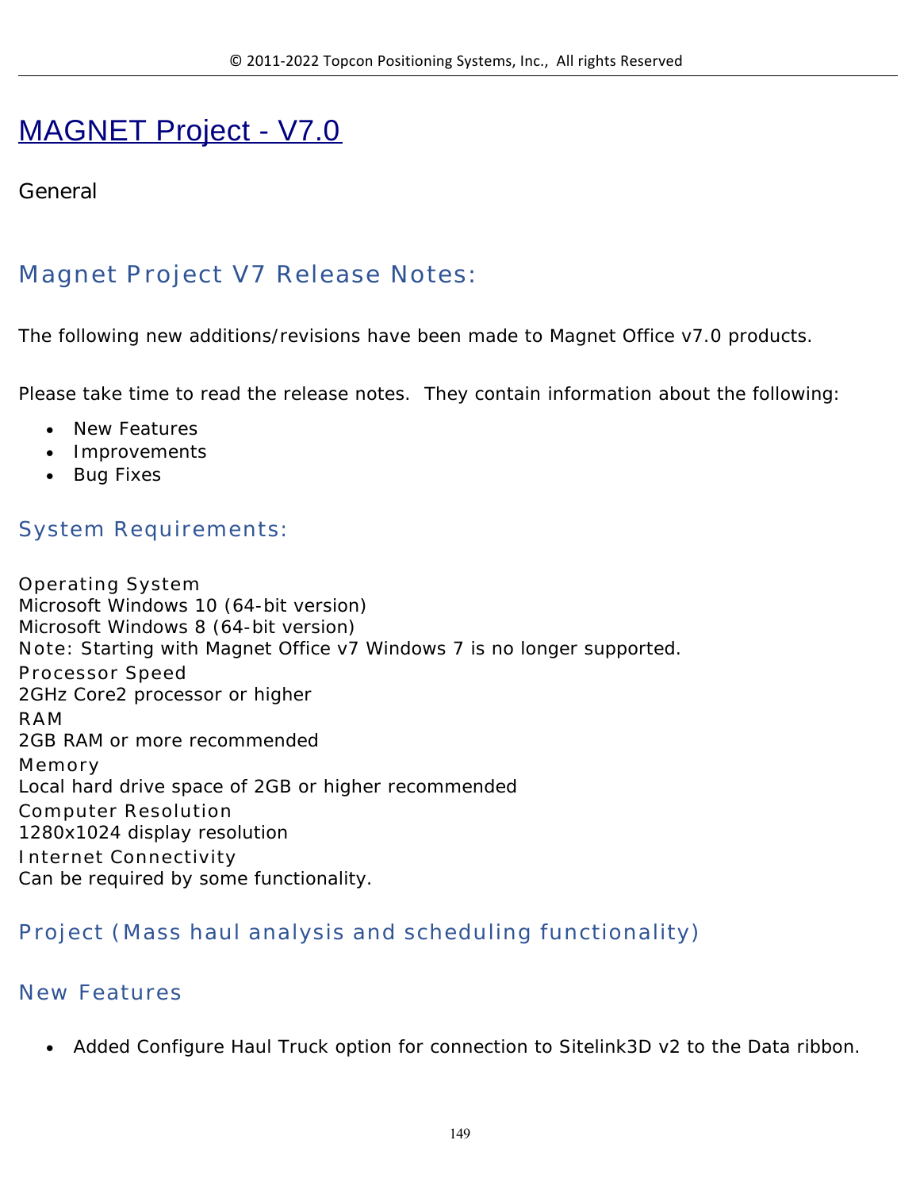# MAGNET Project - V7.0

General

## Magnet Project V7 Release Notes:

The following new additions/revisions have been made to Magnet Office v7.0 products.

Please take time to read the release notes. They contain information about the following:

- New Features
- Improvements
- Bug Fixes

## System Requirements:

Operating System
Microsoft Windows 10 (64-bit version)
Microsoft Windows 8 (64-bit version)
Note: Starting with Magnet Office v7 Windows 7 is no longer supported.
Processor Speed
2GHz Core2 processor or higher
RAM
2GB RAM or more recommended
Memory
Local hard drive space of 2GB or higher recommended
Computer Resolution
1280x1024 display resolution
Internet Connectivity
Can be required by some functionality.

## Project (Mass haul analysis and scheduling functionality)

## New Features

- Added Configure Haul Truck option for connection to Sitelink3D v2 to the Data ribbon.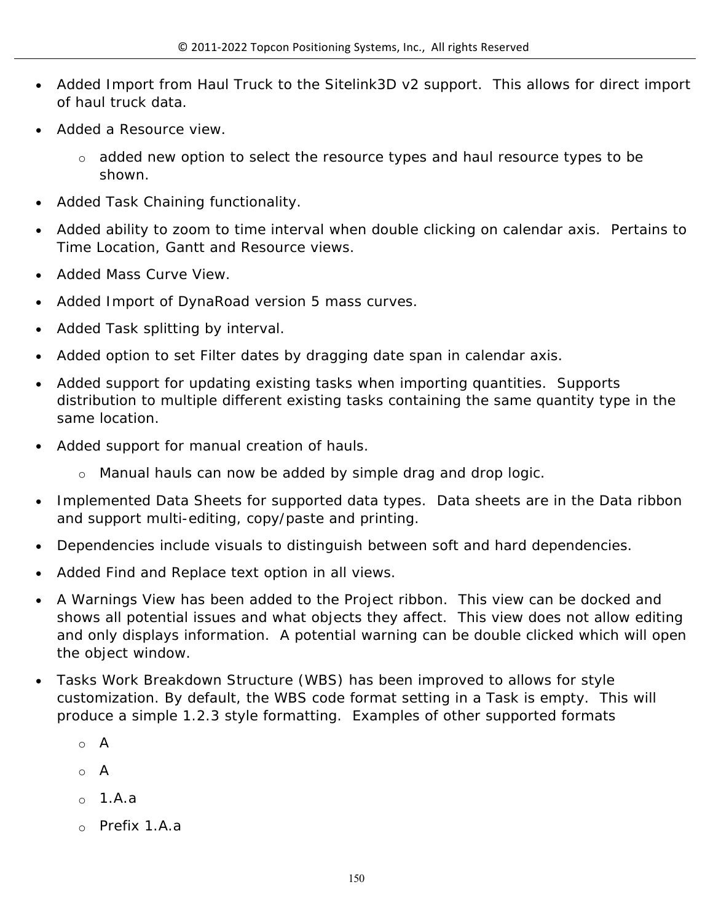- Added Import from Haul Truck to the Sitelink3D v2 support. This allows for direct import of haul truck data.
- Added a Resource view.
  - added new option to select the resource types and haul resource types to be shown.
- Added Task Chaining functionality.
- Added ability to zoom to time interval when double clicking on calendar axis. Pertains to Time Location, Gantt and Resource views.
- Added Mass Curve View.
- Added Import of DynaRoad version 5 mass curves.
- Added Task splitting by interval.
- Added option to set Filter dates by dragging date span in calendar axis.
- Added support for updating existing tasks when importing quantities. Supports distribution to multiple different existing tasks containing the same quantity type in the same location.
- Added support for manual creation of hauls.
  - Manual hauls can now be added by simple drag and drop logic.
- Implemented Data Sheets for supported data types. Data sheets are in the Data ribbon and support multi-editing, copy/paste and printing.
- Dependencies include visuals to distinguish between soft and hard dependencies.
- Added Find and Replace text option in all views.
- A Warnings View has been added to the Project ribbon. This view can be docked and shows all potential issues and what objects they affect. This view does not allow editing and only displays information. A potential warning can be double clicked which will open the object window.
- Tasks Work Breakdown Structure (WBS) has been improved to allows for style customization. By default, the WBS code format setting in a Task is empty. This will produce a simple 1.2.3 style formatting. Examples of other supported formats
  - A
  - A
  - 1.A.a
  - Prefix 1.A.a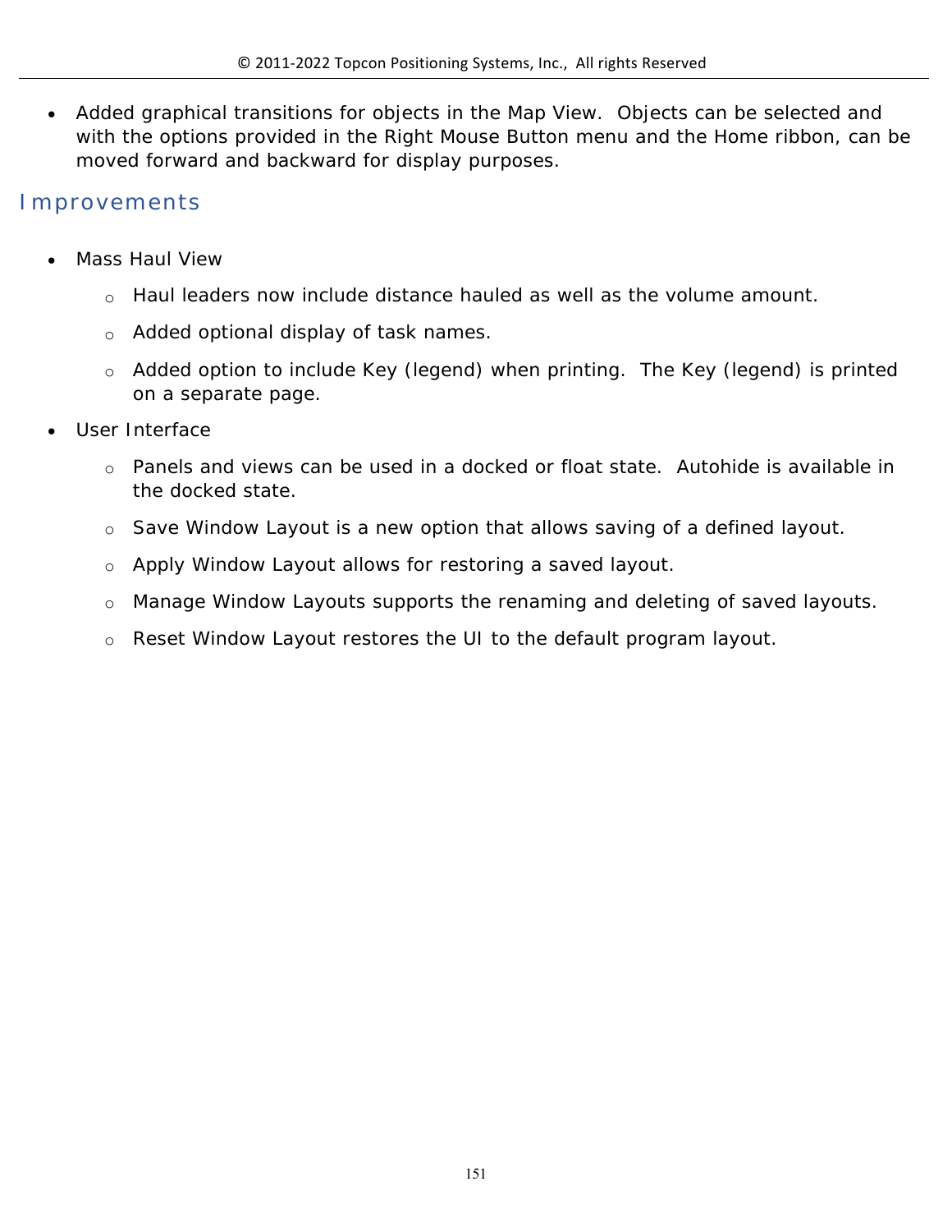- Added graphical transitions for objects in the Map View.  Objects can be selected and with the options provided in the Right Mouse Button menu and the Home ribbon, can be moved forward and backward for display purposes.

## Improvements

- Mass Haul View
  - Haul leaders now include distance hauled as well as the volume amount.
  - Added optional display of task names.
  - Added option to include Key (legend) when printing.  The Key (legend) is printed on a separate page.
- User Interface
  - Panels and views can be used in a docked or float state.  Autohide is available in the docked state.
  - Save Window Layout is a new option that allows saving of a defined layout.
  - Apply Window Layout allows for restoring a saved layout.
  - Manage Window Layouts supports the renaming and deleting of saved layouts.
  - Reset Window Layout restores the UI to the default program layout.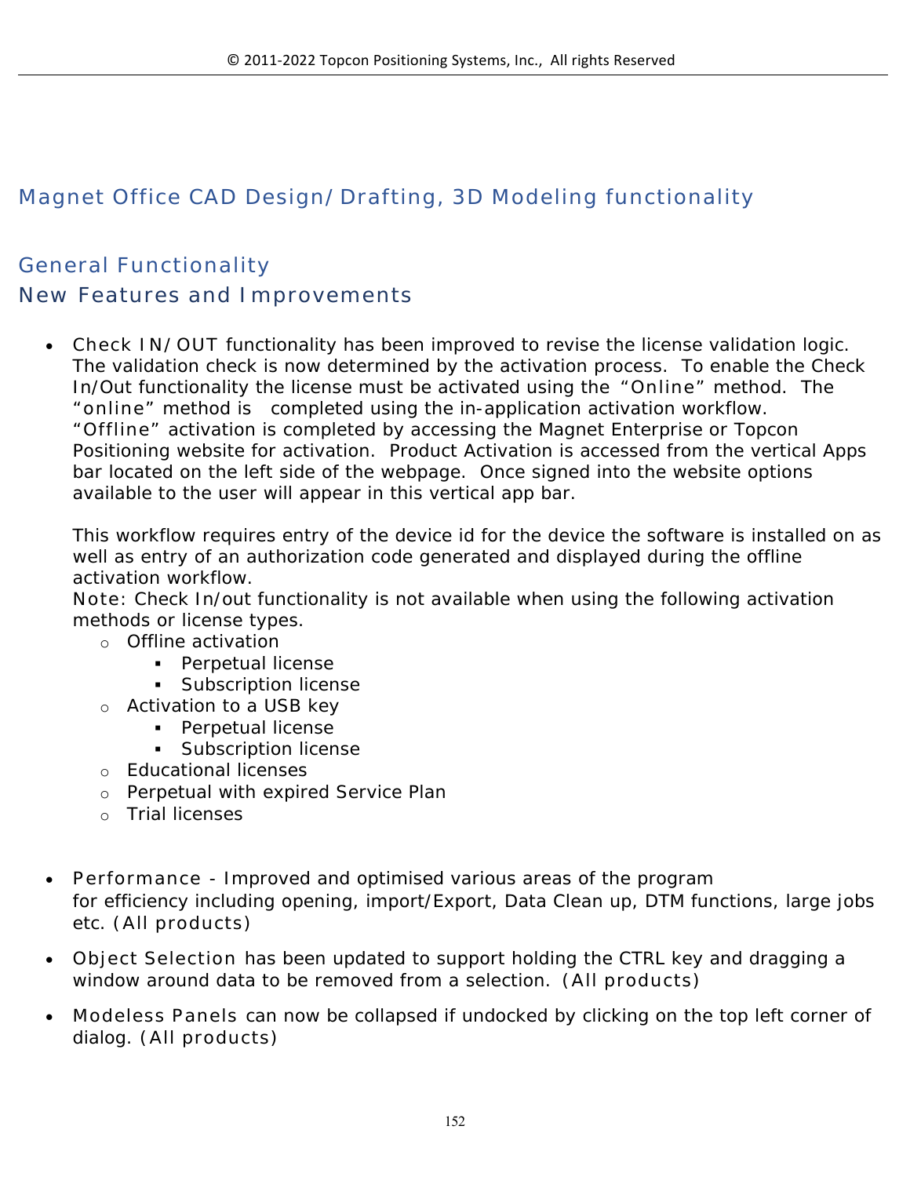# Magnet Office CAD Design/Drafting, 3D Modeling functionality

## General Functionality

## New Features and Improvements

- Check IN/OUT functionality has been improved to revise the license validation logic. The validation check is now determined by the activation process. To enable the Check In/Out functionality the license must be activated using the "Online" method. The "online" method is completed using the in-application activation workflow. "Offline" activation is completed by accessing the Magnet Enterprise or Topcon Positioning website for activation. Product Activation is accessed from the vertical Apps bar located on the left side of the webpage. Once signed into the website options available to the user will appear in this vertical app bar.

  This workflow requires entry of the device id for the device the software is installed on as well as entry of an authorization code generated and displayed during the offline activation workflow.
  Note: Check In/out functionality is not available when using the following activation methods or license types.
    - Offline activation
        - Perpetual license
        - Subscription license
    - Activation to a USB key
        - Perpetual license
        - Subscription license
    - Educational licenses
    - Perpetual with expired Service Plan
    - Trial licenses

- Performance - Improved and optimised various areas of the program for efficiency including opening, import/Export, Data Clean up, DTM functions, large jobs etc. (All products)

- Object Selection has been updated to support holding the CTRL key and dragging a window around data to be removed from a selection. (All products)

- Modeless Panels can now be collapsed if undocked by clicking on the top left corner of dialog. (All products)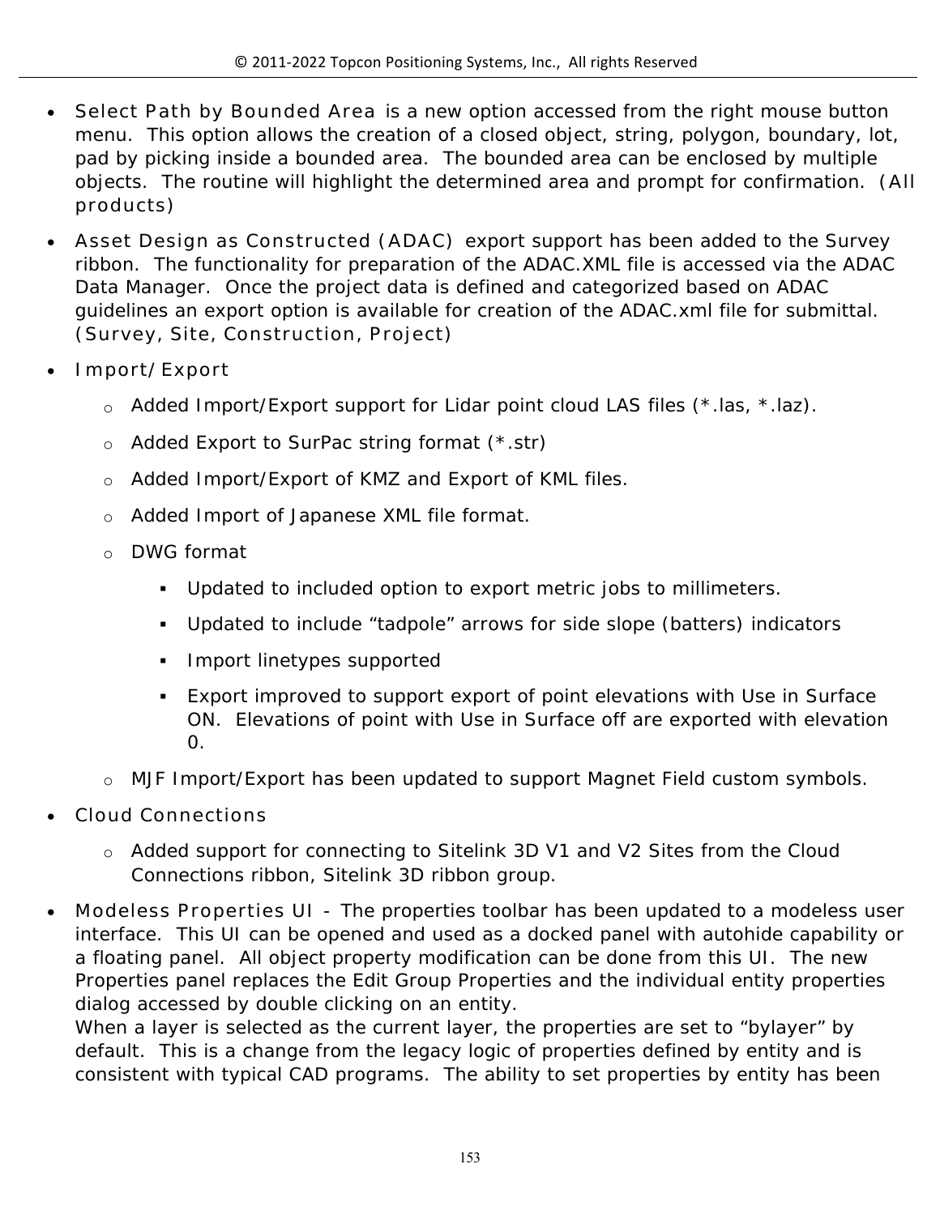- Select Path by Bounded Area is a new option accessed from the right mouse button menu. This option allows the creation of a closed object, string, polygon, boundary, lot, pad by picking inside a bounded area. The bounded area can be enclosed by multiple objects. The routine will highlight the determined area and prompt for confirmation. (All products)
- Asset Design as Constructed (ADAC) export support has been added to the Survey ribbon. The functionality for preparation of the ADAC.XML file is accessed via the ADAC Data Manager. Once the project data is defined and categorized based on ADAC guidelines an export option is available for creation of the ADAC.xml file for submittal. (Survey, Site, Construction, Project)
- Import/Export
  - Added Import/Export support for Lidar point cloud LAS files (*.las, *.laz).
  - Added Export to SurPac string format (*.str)
  - Added Import/Export of KMZ and Export of KML files.
  - Added Import of Japanese XML file format.
  - DWG format
    - Updated to included option to export metric jobs to millimeters.
    - Updated to include “tadpole” arrows for side slope (batters) indicators
    - Import linetypes supported
    - Export improved to support export of point elevations with Use in Surface ON. Elevations of point with Use in Surface off are exported with elevation 0.
  - MJF Import/Export has been updated to support Magnet Field custom symbols.
- Cloud Connections
  - Added support for connecting to Sitelink 3D V1 and V2 Sites from the Cloud Connections ribbon, Sitelink 3D ribbon group.
- Modeless Properties UI - The properties toolbar has been updated to a modeless user interface. This UI can be opened and used as a docked panel with autohide capability or a floating panel. All object property modification can be done from this UI. The new Properties panel replaces the Edit Group Properties and the individual entity properties dialog accessed by double clicking on an entity.
  When a layer is selected as the current layer, the properties are set to “bylayer” by default. This is a change from the legacy logic of properties defined by entity and is consistent with typical CAD programs. The ability to set properties by entity has been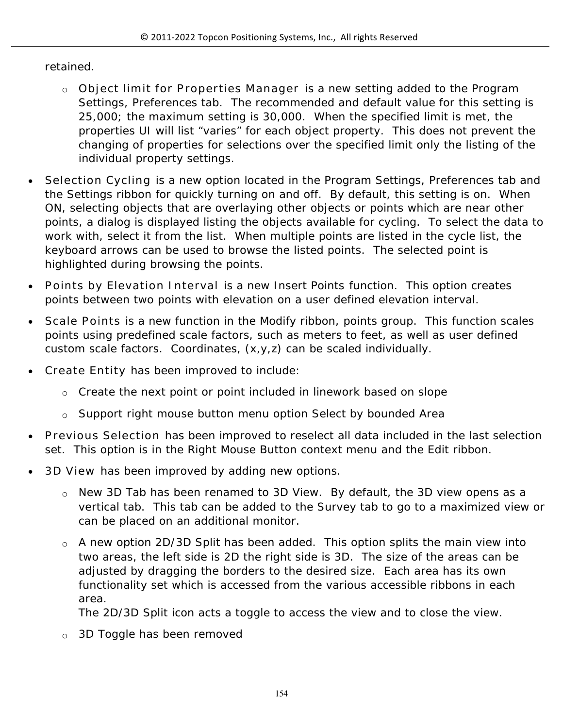retained.

  - Object limit for Properties Manager is a new setting added to the Program Settings, Preferences tab. The recommended and default value for this setting is 25,000; the maximum setting is 30,000. When the specified limit is met, the properties UI will list “varies” for each object property. This does not prevent the changing of properties for selections over the specified limit only the listing of the individual property settings.

- Selection Cycling is a new option located in the Program Settings, Preferences tab and the Settings ribbon for quickly turning on and off. By default, this setting is on. When ON, selecting objects that are overlaying other objects or points which are near other points, a dialog is displayed listing the objects available for cycling. To select the data to work with, select it from the list. When multiple points are listed in the cycle list, the keyboard arrows can be used to browse the listed points. The selected point is highlighted during browsing the points.
- Points by Elevation Interval is a new Insert Points function. This option creates points between two points with elevation on a user defined elevation interval.
- Scale Points is a new function in the Modify ribbon, points group. This function scales points using predefined scale factors, such as meters to feet, as well as user defined custom scale factors. Coordinates, (x,y,z) can be scaled individually.
- Create Entity has been improved to include:
  - Create the next point or point included in linework based on slope
  - Support right mouse button menu option Select by bounded Area
- Previous Selection has been improved to reselect all data included in the last selection set. This option is in the Right Mouse Button context menu and the Edit ribbon.
- 3D View has been improved by adding new options.
  - New 3D Tab has been renamed to 3D View. By default, the 3D view opens as a vertical tab. This tab can be added to the Survey tab to go to a maximized view or can be placed on an additional monitor.
  - A new option 2D/3D Split has been added. This option splits the main view into two areas, the left side is 2D the right side is 3D. The size of the areas can be adjusted by dragging the borders to the desired size. Each area has its own functionality set which is accessed from the various accessible ribbons in each area.
    The 2D/3D Split icon acts a toggle to access the view and to close the view.
  - 3D Toggle has been removed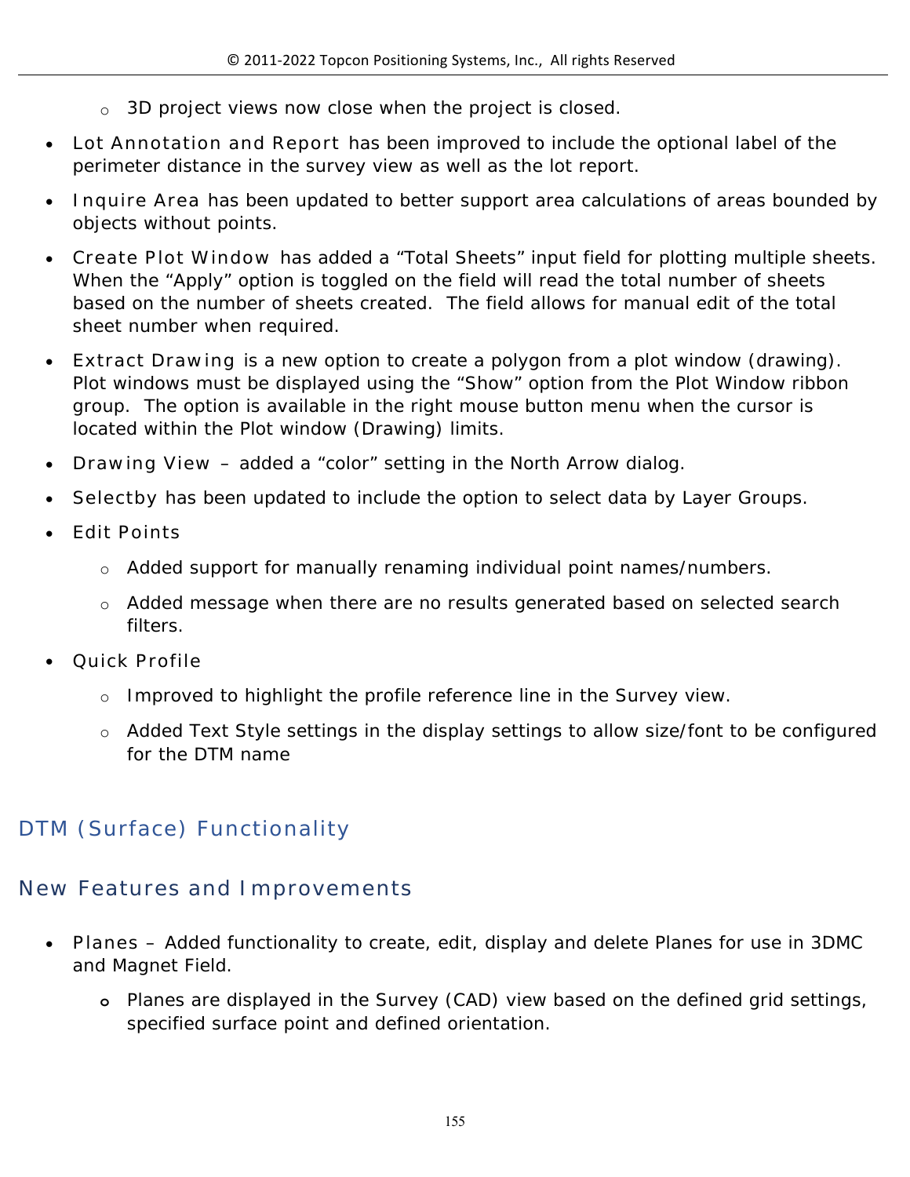- 3D project views now close when the project is closed.

- Lot Annotation and Report has been improved to include the optional label of the perimeter distance in the survey view as well as the lot report.
- Inquire Area has been updated to better support area calculations of areas bounded by objects without points.
- Create Plot Window has added a "Total Sheets" input field for plotting multiple sheets. When the "Apply" option is toggled on the field will read the total number of sheets based on the number of sheets created. The field allows for manual edit of the total sheet number when required.
- Extract Drawing is a new option to create a polygon from a plot window (drawing). Plot windows must be displayed using the "Show" option from the Plot Window ribbon group. The option is available in the right mouse button menu when the cursor is located within the Plot window (Drawing) limits.
- Drawing View – added a "color" setting in the North Arrow dialog.
- Selectby has been updated to include the option to select data by Layer Groups.
- Edit Points
  - Added support for manually renaming individual point names/numbers.
  - Added message when there are no results generated based on selected search filters.
- Quick Profile
  - Improved to highlight the profile reference line in the Survey view.
  - Added Text Style settings in the display settings to allow size/font to be configured for the DTM name

# DTM (Surface) Functionality

## New Features and Improvements

- Planes – Added functionality to create, edit, display and delete Planes for use in 3DMC and Magnet Field.
  - Planes are displayed in the Survey (CAD) view based on the defined grid settings, specified surface point and defined orientation.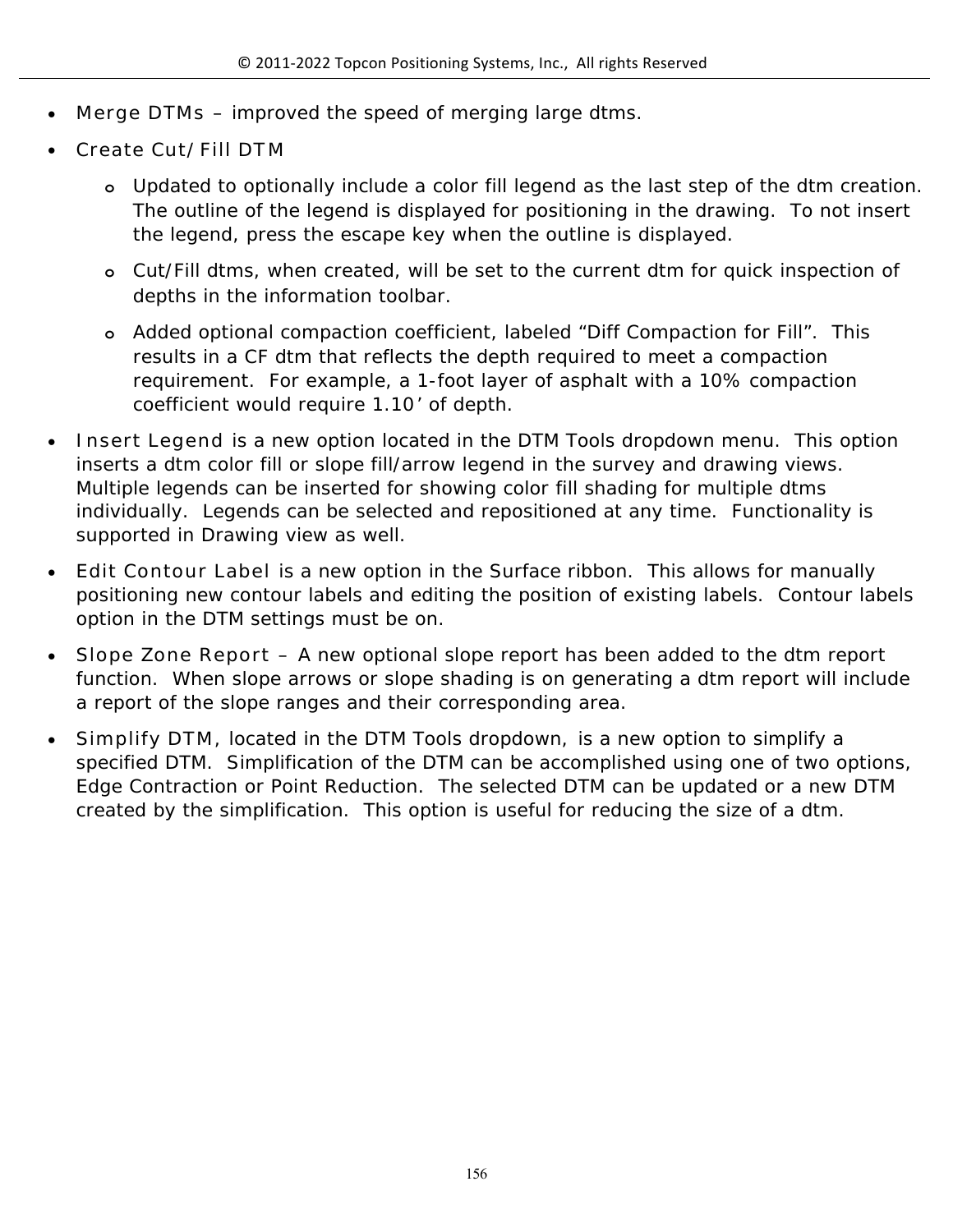- Merge DTMs – improved the speed of merging large dtms.
- Create Cut/Fill DTM
    - Updated to optionally include a color fill legend as the last step of the dtm creation. The outline of the legend is displayed for positioning in the drawing. To not insert the legend, press the escape key when the outline is displayed.
    - Cut/Fill dtms, when created, will be set to the current dtm for quick inspection of depths in the information toolbar.
    - Added optional compaction coefficient, labeled "Diff Compaction for Fill". This results in a CF dtm that reflects the depth required to meet a compaction requirement. For example, a 1-foot layer of asphalt with a 10% compaction coefficient would require 1.10' of depth.
- Insert Legend is a new option located in the DTM Tools dropdown menu. This option inserts a dtm color fill or slope fill/arrow legend in the survey and drawing views. Multiple legends can be inserted for showing color fill shading for multiple dtms individually. Legends can be selected and repositioned at any time. Functionality is supported in Drawing view as well.
- Edit Contour Label is a new option in the Surface ribbon. This allows for manually positioning new contour labels and editing the position of existing labels. Contour labels option in the DTM settings must be on.
- Slope Zone Report – A new optional slope report has been added to the dtm report function. When slope arrows or slope shading is on generating a dtm report will include a report of the slope ranges and their corresponding area.
- Simplify DTM, located in the DTM Tools dropdown, is a new option to simplify a specified DTM. Simplification of the DTM can be accomplished using one of two options, Edge Contraction or Point Reduction. The selected DTM can be updated or a new DTM created by the simplification. This option is useful for reducing the size of a dtm.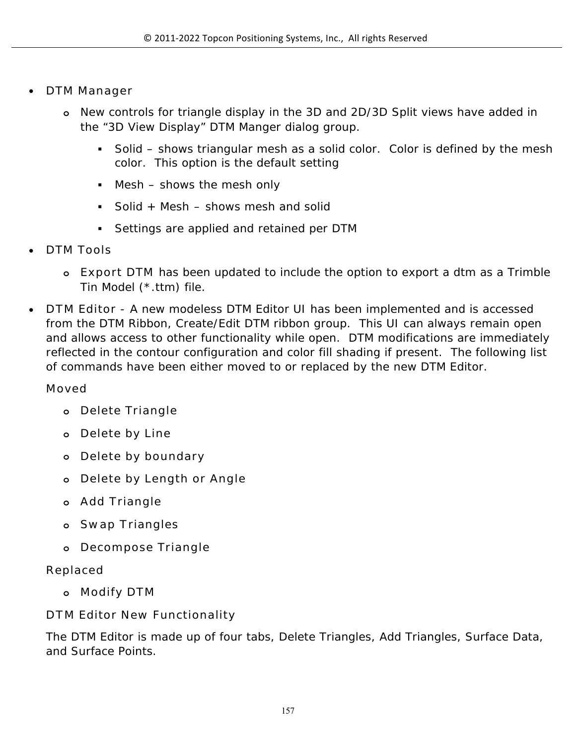- DTM Manager
  - New controls for triangle display in the 3D and 2D/3D Split views have added in the "3D View Display" DTM Manger dialog group.
    - Solid – shows triangular mesh as a solid color. Color is defined by the mesh color. This option is the default setting
    - Mesh – shows the mesh only
    - Solid + Mesh – shows mesh and solid
    - Settings are applied and retained per DTM
- DTM Tools
  - Export DTM has been updated to include the option to export a dtm as a Trimble Tin Model (*.ttm) file.
- DTM Editor - A new modeless DTM Editor UI has been implemented and is accessed from the DTM Ribbon, Create/Edit DTM ribbon group. This UI can always remain open and allows access to other functionality while open. DTM modifications are immediately reflected in the contour configuration and color fill shading if present. The following list of commands have been either moved to or replaced by the new DTM Editor.

  Moved

  - Delete Triangle
  - Delete by Line
  - Delete by boundary
  - Delete by Length or Angle
  - Add Triangle
  - Swap Triangles
  - Decompose Triangle

  Replaced

  - Modify DTM

  DTM Editor New Functionality

  The DTM Editor is made up of four tabs, Delete Triangles, Add Triangles, Surface Data, and Surface Points.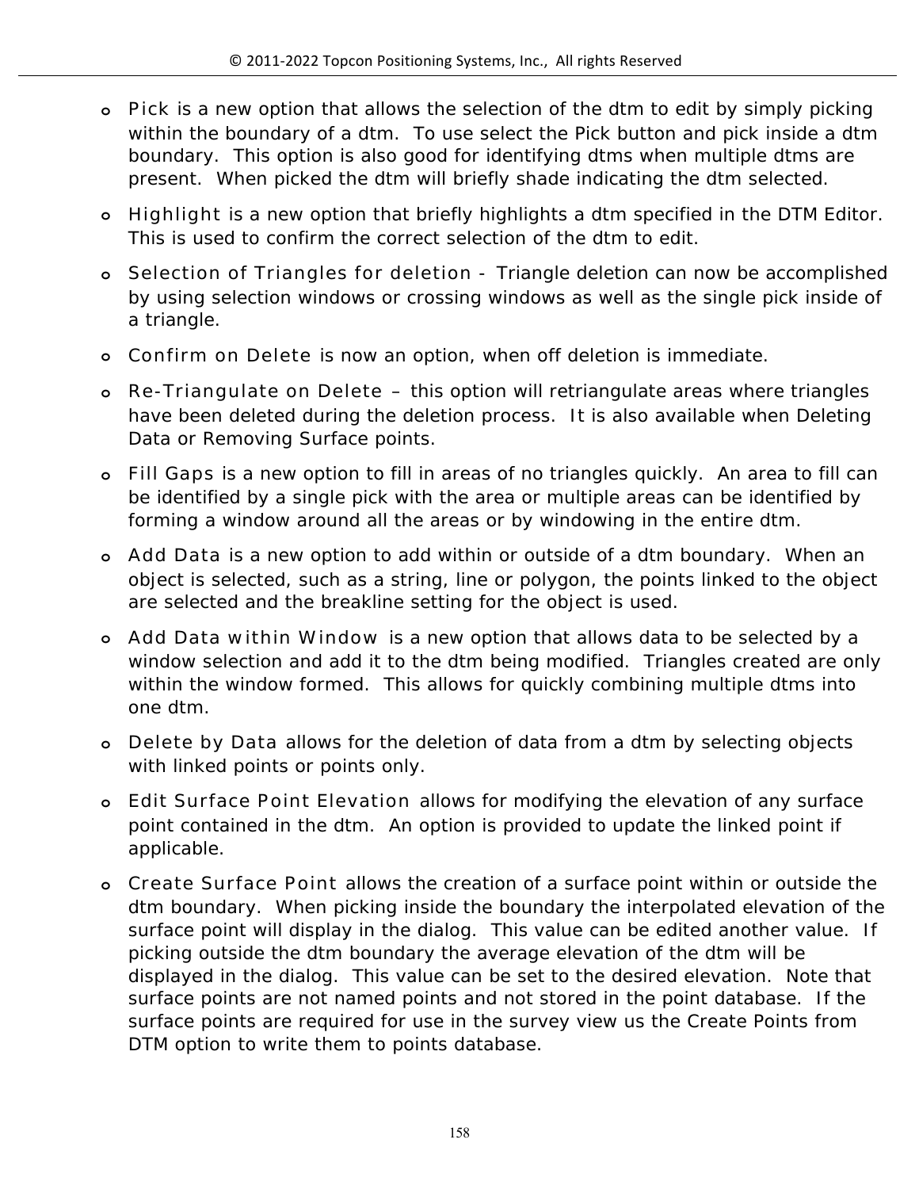- Pick is a new option that allows the selection of the dtm to edit by simply picking within the boundary of a dtm. To use select the Pick button and pick inside a dtm boundary. This option is also good for identifying dtms when multiple dtms are present. When picked the dtm will briefly shade indicating the dtm selected.
- Highlight is a new option that briefly highlights a dtm specified in the DTM Editor. This is used to confirm the correct selection of the dtm to edit.
- Selection of Triangles for deletion - Triangle deletion can now be accomplished by using selection windows or crossing windows as well as the single pick inside of a triangle.
- Confirm on Delete is now an option, when off deletion is immediate.
- Re-Triangulate on Delete – this option will retriangulate areas where triangles have been deleted during the deletion process. It is also available when Deleting Data or Removing Surface points.
- Fill Gaps is a new option to fill in areas of no triangles quickly. An area to fill can be identified by a single pick with the area or multiple areas can be identified by forming a window around all the areas or by windowing in the entire dtm.
- Add Data is a new option to add within or outside of a dtm boundary. When an object is selected, such as a string, line or polygon, the points linked to the object are selected and the breakline setting for the object is used.
- Add Data within Window is a new option that allows data to be selected by a window selection and add it to the dtm being modified. Triangles created are only within the window formed. This allows for quickly combining multiple dtms into one dtm.
- Delete by Data allows for the deletion of data from a dtm by selecting objects with linked points or points only.
- Edit Surface Point Elevation allows for modifying the elevation of any surface point contained in the dtm. An option is provided to update the linked point if applicable.
- Create Surface Point allows the creation of a surface point within or outside the dtm boundary. When picking inside the boundary the interpolated elevation of the surface point will display in the dialog. This value can be edited another value. If picking outside the dtm boundary the average elevation of the dtm will be displayed in the dialog. This value can be set to the desired elevation. Note that surface points are not named points and not stored in the point database. If the surface points are required for use in the survey view us the Create Points from DTM option to write them to points database.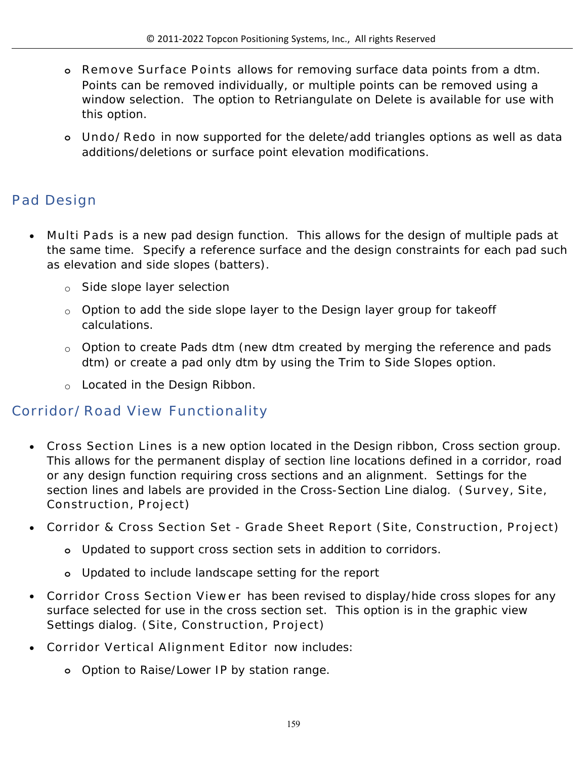- Remove Surface Points allows for removing surface data points from a dtm. Points can be removed individually, or multiple points can be removed using a window selection. The option to Retriangulate on Delete is available for use with this option.
- Undo/Redo in now supported for the delete/add triangles options as well as data additions/deletions or surface point elevation modifications.

## Pad Design

- Multi Pads is a new pad design function. This allows for the design of multiple pads at the same time. Specify a reference surface and the design constraints for each pad such as elevation and side slopes (batters).
  - Side slope layer selection
  - Option to add the side slope layer to the Design layer group for takeoff calculations.
  - Option to create Pads dtm (new dtm created by merging the reference and pads dtm) or create a pad only dtm by using the Trim to Side Slopes option.
  - Located in the Design Ribbon.

## Corridor/Road View Functionality

- Cross Section Lines is a new option located in the Design ribbon, Cross section group. This allows for the permanent display of section line locations defined in a corridor, road or any design function requiring cross sections and an alignment. Settings for the section lines and labels are provided in the Cross-Section Line dialog. (Survey, Site, Construction, Project)
- Corridor & Cross Section Set - Grade Sheet Report (Site, Construction, Project)
  - Updated to support cross section sets in addition to corridors.
  - Updated to include landscape setting for the report
- Corridor Cross Section Viewer has been revised to display/hide cross slopes for any surface selected for use in the cross section set. This option is in the graphic view Settings dialog. (Site, Construction, Project)
- Corridor Vertical Alignment Editor now includes:
  - Option to Raise/Lower IP by station range.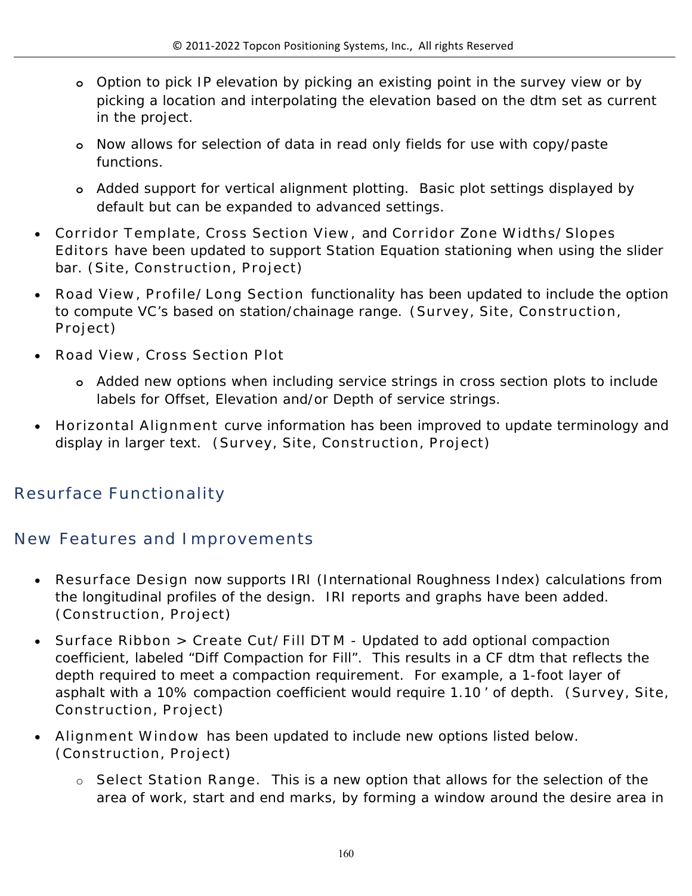- Option to pick IP elevation by picking an existing point in the survey view or by picking a location and interpolating the elevation based on the dtm set as current in the project.
- Now allows for selection of data in read only fields for use with copy/paste functions.
- Added support for vertical alignment plotting. Basic plot settings displayed by default but can be expanded to advanced settings.

- Corridor Template, Cross Section View, and Corridor Zone Widths/Slopes Editors have been updated to support Station Equation stationing when using the slider bar. (Site, Construction, Project)
- Road View, Profile/Long Section functionality has been updated to include the option to compute VC's based on station/chainage range. (Survey, Site, Construction, Project)
- Road View, Cross Section Plot
  - Added new options when including service strings in cross section plots to include labels for Offset, Elevation and/or Depth of service strings.
- Horizontal Alignment curve information has been improved to update terminology and display in larger text. (Survey, Site, Construction, Project)

## Resurface Functionality

## New Features and Improvements

- Resurface Design now supports IRI (International Roughness Index) calculations from the longitudinal profiles of the design. IRI reports and graphs have been added. (Construction, Project)
- Surface Ribbon > Create Cut/Fill DTM - Updated to add optional compaction coefficient, labeled "Diff Compaction for Fill". This results in a CF dtm that reflects the depth required to meet a compaction requirement. For example, a 1-foot layer of asphalt with a 10% compaction coefficient would require 1.10' of depth. (Survey, Site, Construction, Project)
- Alignment Window has been updated to include new options listed below. (Construction, Project)
  - Select Station Range. This is a new option that allows for the selection of the area of work, start and end marks, by forming a window around the desire area in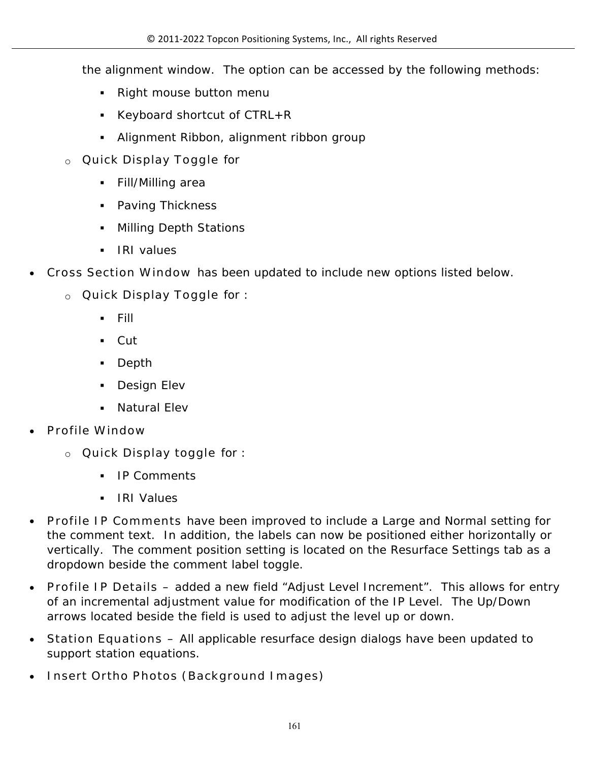the alignment window. The option can be accessed by the following methods:

        - Right mouse button menu
        - Keyboard shortcut of CTRL+R
        - Alignment Ribbon, alignment ribbon group
    - Quick Display Toggle for
        - Fill/Milling area
        - Paving Thickness
        - Milling Depth Stations
        - IRI values

- Cross Section Window has been updated to include new options listed below.
    - Quick Display Toggle for :
        - Fill
        - Cut
        - Depth
        - Design Elev
        - Natural Elev
- Profile Window
    - Quick Display toggle for :
        - IP Comments
        - IRI Values
- Profile IP Comments have been improved to include a Large and Normal setting for the comment text. In addition, the labels can now be positioned either horizontally or vertically. The comment position setting is located on the Resurface Settings tab as a dropdown beside the comment label toggle.
- Profile IP Details – added a new field "Adjust Level Increment". This allows for entry of an incremental adjustment value for modification of the IP Level. The Up/Down arrows located beside the field is used to adjust the level up or down.
- Station Equations – All applicable resurface design dialogs have been updated to support station equations.
- Insert Ortho Photos (Background Images)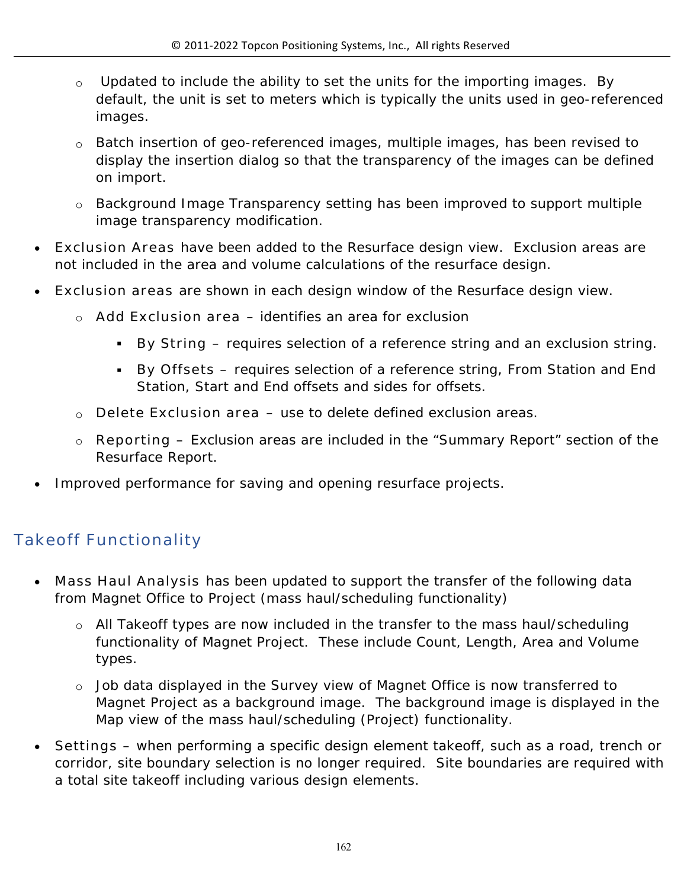- Updated to include the ability to set the units for the importing images. By default, the unit is set to meters which is typically the units used in geo-referenced images.
  - Batch insertion of geo-referenced images, multiple images, has been revised to display the insertion dialog so that the transparency of the images can be defined on import.
  - Background Image Transparency setting has been improved to support multiple image transparency modification.
- Exclusion Areas have been added to the Resurface design view. Exclusion areas are not included in the area and volume calculations of the resurface design.
- Exclusion areas are shown in each design window of the Resurface design view.
  - Add Exclusion area – identifies an area for exclusion
    - By String – requires selection of a reference string and an exclusion string.
    - By Offsets – requires selection of a reference string, From Station and End Station, Start and End offsets and sides for offsets.
  - Delete Exclusion area – use to delete defined exclusion areas.
  - Reporting – Exclusion areas are included in the "Summary Report" section of the Resurface Report.
- Improved performance for saving and opening resurface projects.

## Takeoff Functionality

- Mass Haul Analysis has been updated to support the transfer of the following data from Magnet Office to Project (mass haul/scheduling functionality)
  - All Takeoff types are now included in the transfer to the mass haul/scheduling functionality of Magnet Project. These include Count, Length, Area and Volume types.
  - Job data displayed in the Survey view of Magnet Office is now transferred to Magnet Project as a background image. The background image is displayed in the Map view of the mass haul/scheduling (Project) functionality.
- Settings – when performing a specific design element takeoff, such as a road, trench or corridor, site boundary selection is no longer required. Site boundaries are required with a total site takeoff including various design elements.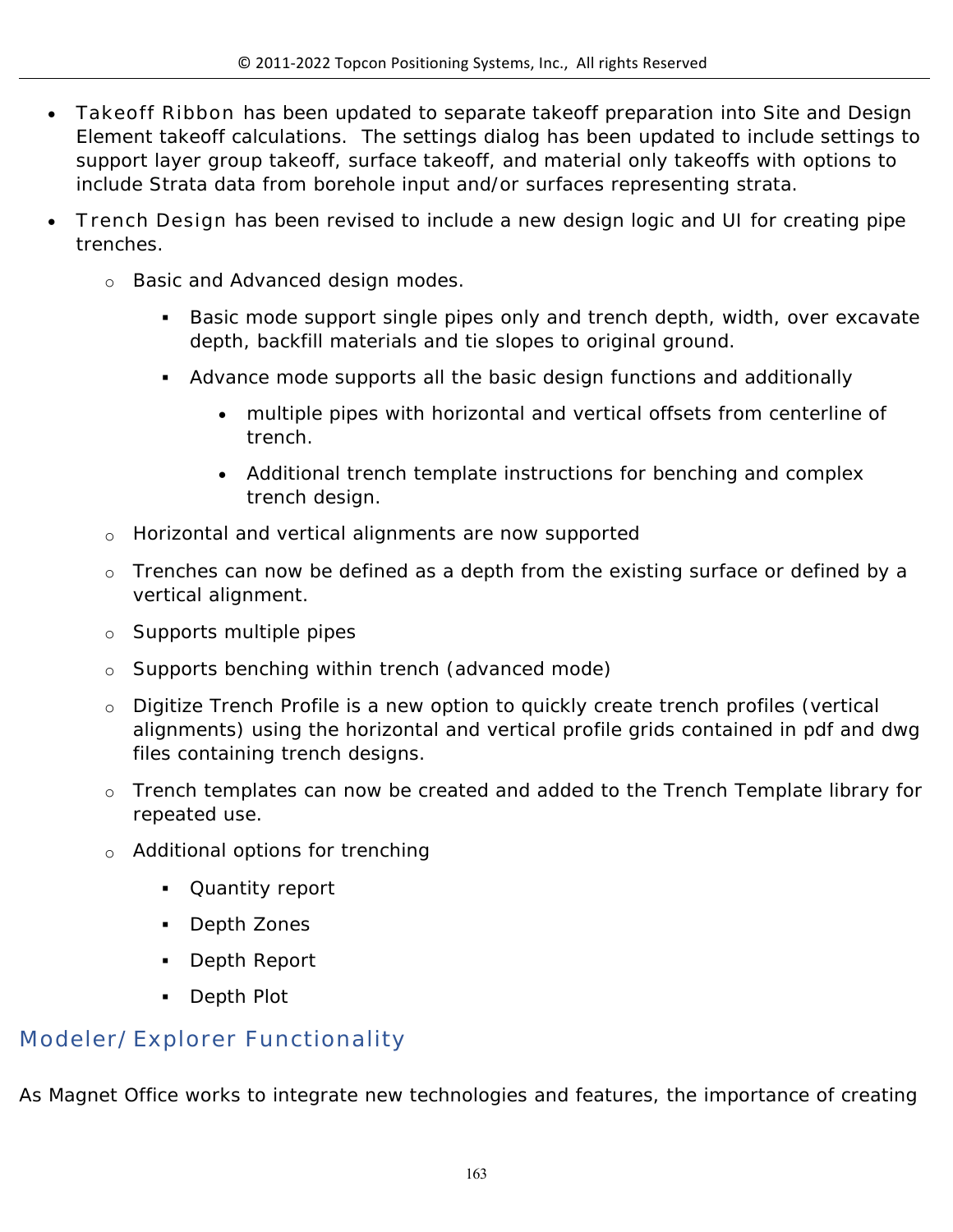- Takeoff Ribbon has been updated to separate takeoff preparation into Site and Design Element takeoff calculations. The settings dialog has been updated to include settings to support layer group takeoff, surface takeoff, and material only takeoffs with options to include Strata data from borehole input and/or surfaces representing strata.
- Trench Design has been revised to include a new design logic and UI for creating pipe trenches.
  - Basic and Advanced design modes.
    - Basic mode support single pipes only and trench depth, width, over excavate depth, backfill materials and tie slopes to original ground.
    - Advance mode supports all the basic design functions and additionally
      - multiple pipes with horizontal and vertical offsets from centerline of trench.
      - Additional trench template instructions for benching and complex trench design.
  - Horizontal and vertical alignments are now supported
  - Trenches can now be defined as a depth from the existing surface or defined by a vertical alignment.
  - Supports multiple pipes
  - Supports benching within trench (advanced mode)
  - Digitize Trench Profile is a new option to quickly create trench profiles (vertical alignments) using the horizontal and vertical profile grids contained in pdf and dwg files containing trench designs.
  - Trench templates can now be created and added to the Trench Template library for repeated use.
  - Additional options for trenching
    - Quantity report
    - Depth Zones
    - Depth Report
    - Depth Plot

## Modeler/Explorer Functionality

As Magnet Office works to integrate new technologies and features, the importance of creating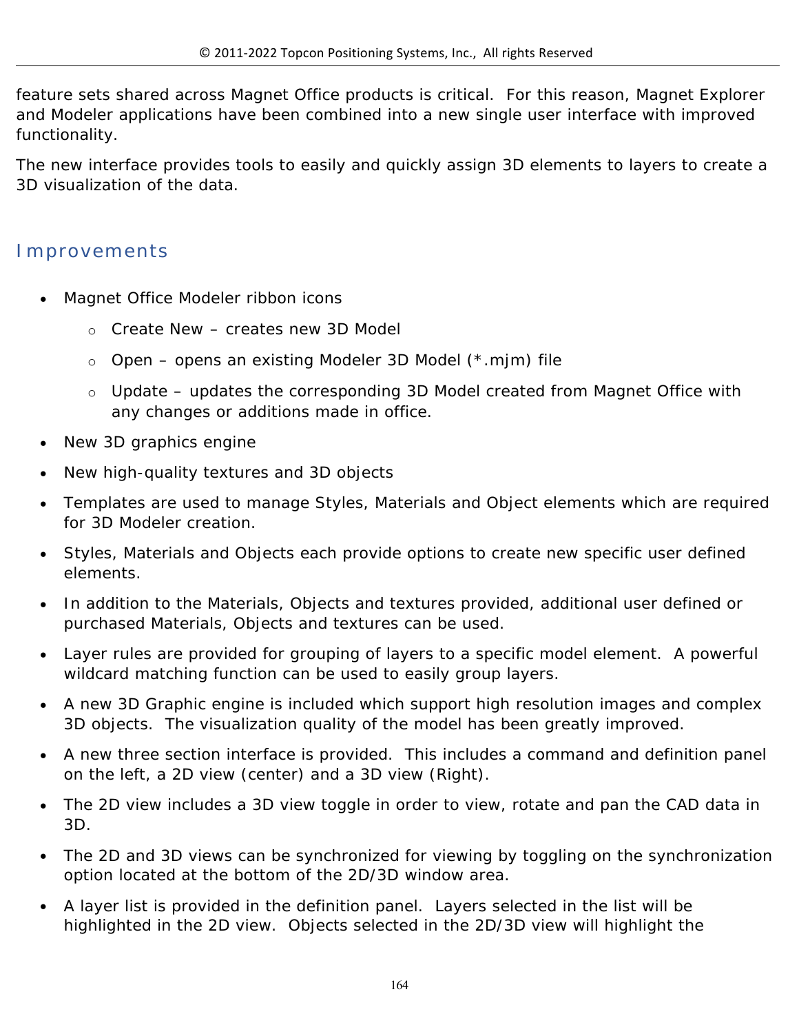feature sets shared across Magnet Office products is critical.  For this reason, Magnet Explorer and Modeler applications have been combined into a new single user interface with improved functionality.

The new interface provides tools to easily and quickly assign 3D elements to layers to create a 3D visualization of the data.

## Improvements

- Magnet Office Modeler ribbon icons
  - Create New – creates new 3D Model
  - Open – opens an existing Modeler 3D Model (*.mjm) file
  - Update – updates the corresponding 3D Model created from Magnet Office with any changes or additions made in office.
- New 3D graphics engine
- New high-quality textures and 3D objects
- Templates are used to manage Styles, Materials and Object elements which are required for 3D Modeler creation.
- Styles, Materials and Objects each provide options to create new specific user defined elements.
- In addition to the Materials, Objects and textures provided, additional user defined or purchased Materials, Objects and textures can be used.
- Layer rules are provided for grouping of layers to a specific model element.  A powerful wildcard matching function can be used to easily group layers.
- A new 3D Graphic engine is included which support high resolution images and complex 3D objects.  The visualization quality of the model has been greatly improved.
- A new three section interface is provided.  This includes a command and definition panel on the left, a 2D view (center) and a 3D view (Right).
- The 2D view includes a 3D view toggle in order to view, rotate and pan the CAD data in 3D.
- The 2D and 3D views can be synchronized for viewing by toggling on the synchronization option located at the bottom of the 2D/3D window area.
- A layer list is provided in the definition panel.  Layers selected in the list will be highlighted in the 2D view.  Objects selected in the 2D/3D view will highlight the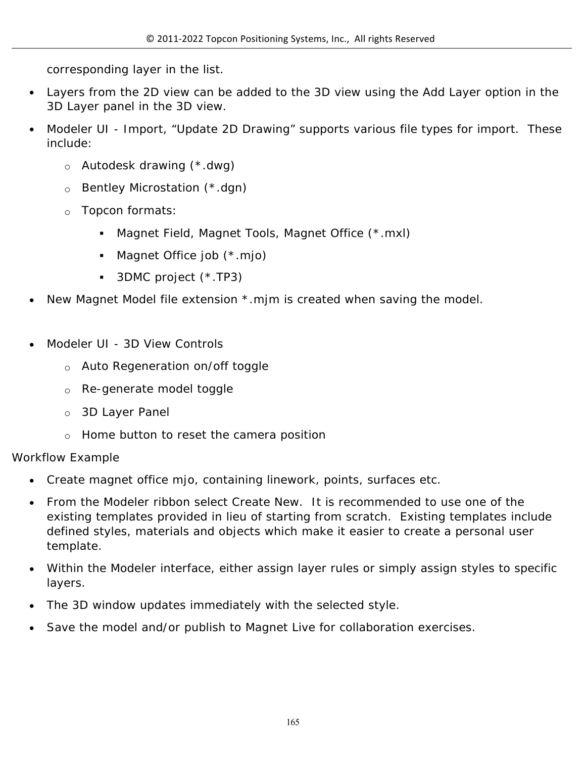corresponding layer in the list.

- Layers from the 2D view can be added to the 3D view using the Add Layer option in the 3D Layer panel in the 3D view.
- Modeler UI - Import, “Update 2D Drawing” supports various file types for import.  These include:
  - Autodesk drawing (*.dwg)
  - Bentley Microstation (*.dgn)
  - Topcon formats:
    - Magnet Field, Magnet Tools, Magnet Office (*.mxl)
    - Magnet Office job (*.mjo)
    - 3DMC project (*.TP3)
- New Magnet Model file extension *.mjm is created when saving the model.

- Modeler UI - 3D View Controls
  - Auto Regeneration on/off toggle
  - Re-generate model toggle
  - 3D Layer Panel
  - Home button to reset the camera position

Workflow Example

- Create magnet office mjo, containing linework, points, surfaces etc.
- From the Modeler ribbon select Create New.  It is recommended to use one of the existing templates provided in lieu of starting from scratch.  Existing templates include defined styles, materials and objects which make it easier to create a personal user template.
- Within the Modeler interface, either assign layer rules or simply assign styles to specific layers.
- The 3D window updates immediately with the selected style.
- Save the model and/or publish to Magnet Live for collaboration exercises.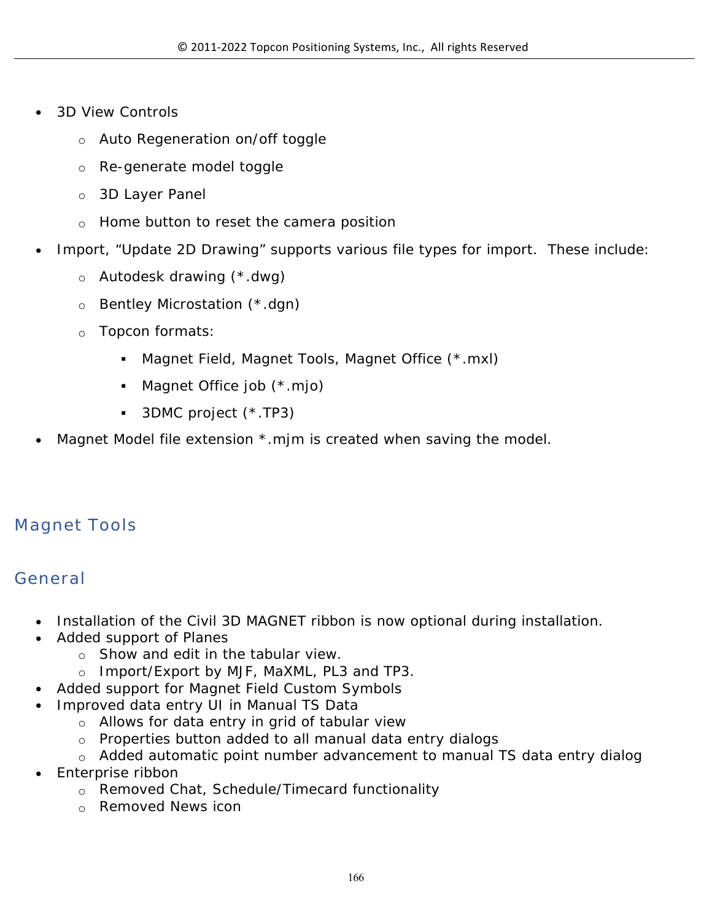- 3D View Controls
    - Auto Regeneration on/off toggle
    - Re-generate model toggle
    - 3D Layer Panel
    - Home button to reset the camera position
- Import, "Update 2D Drawing" supports various file types for import. These include:
    - Autodesk drawing (*.dwg)
    - Bentley Microstation (*.dgn)
    - Topcon formats:
        - Magnet Field, Magnet Tools, Magnet Office (*.mxl)
        - Magnet Office job (*.mjo)
        - 3DMC project (*.TP3)
- Magnet Model file extension *.mjm is created when saving the model.

## Magnet Tools

## General

- Installation of the Civil 3D MAGNET ribbon is now optional during installation.
- Added support of Planes
    - Show and edit in the tabular view.
    - Import/Export by MJF, MaXML, PL3 and TP3.
- Added support for Magnet Field Custom Symbols
- Improved data entry UI in Manual TS Data
    - Allows for data entry in grid of tabular view
    - Properties button added to all manual data entry dialogs
    - Added automatic point number advancement to manual TS data entry dialog
- Enterprise ribbon
    - Removed Chat, Schedule/Timecard functionality
    - Removed News icon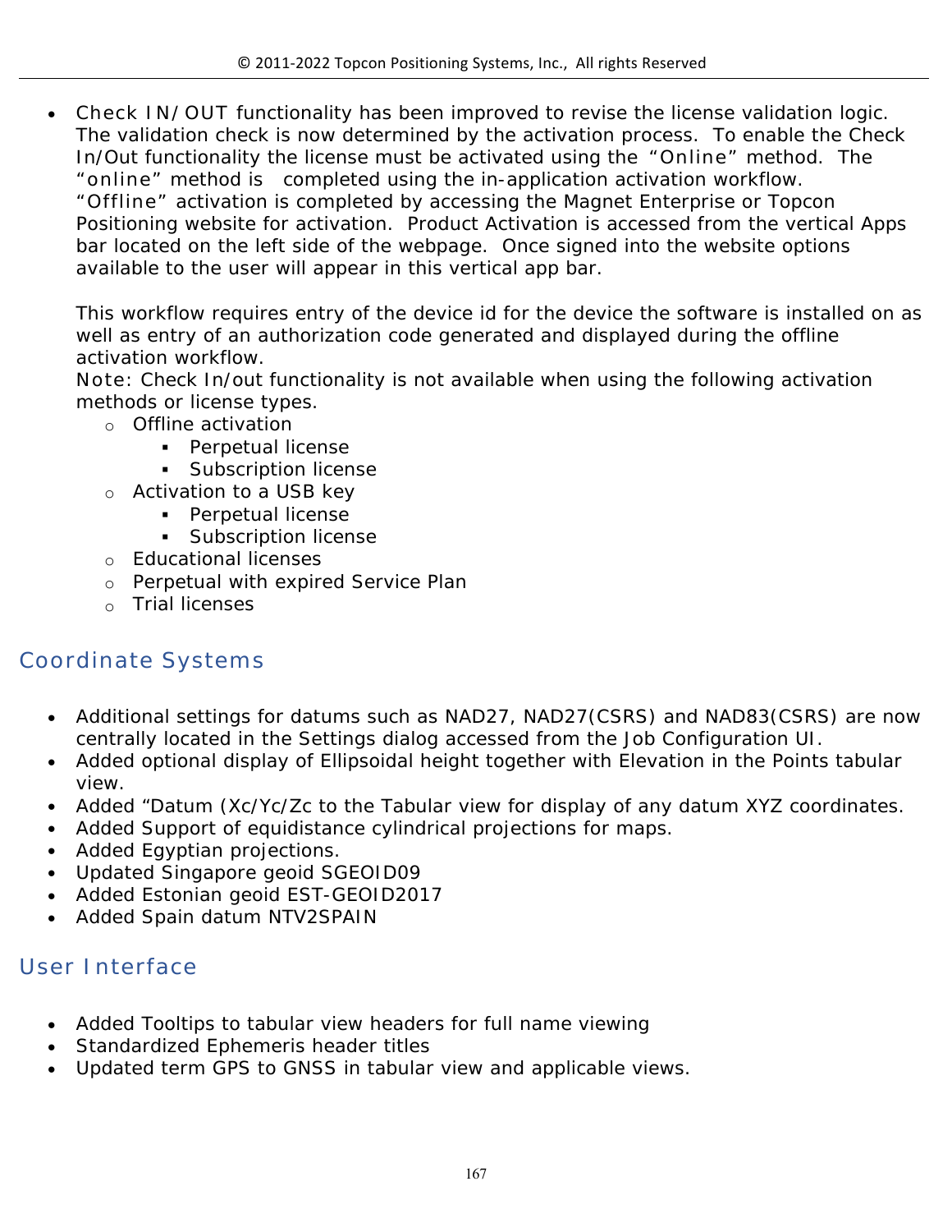- Check IN/OUT functionality has been improved to revise the license validation logic. The validation check is now determined by the activation process. To enable the Check In/Out functionality the license must be activated using the "Online" method. The "online" method is completed using the in-application activation workflow. "Offline" activation is completed by accessing the Magnet Enterprise or Topcon Positioning website for activation. Product Activation is accessed from the vertical Apps bar located on the left side of the webpage. Once signed into the website options available to the user will appear in this vertical app bar.

  This workflow requires entry of the device id for the device the software is installed on as well as entry of an authorization code generated and displayed during the offline activation workflow.
  Note: Check In/out functionality is not available when using the following activation methods or license types.
    - Offline activation
        - Perpetual license
        - Subscription license
    - Activation to a USB key
        - Perpetual license
        - Subscription license
    - Educational licenses
    - Perpetual with expired Service Plan
    - Trial licenses

## Coordinate Systems

- Additional settings for datums such as NAD27, NAD27(CSRS) and NAD83(CSRS) are now centrally located in the Settings dialog accessed from the Job Configuration UI.
- Added optional display of Ellipsoidal height together with Elevation in the Points tabular view.
- Added "Datum (Xc/Yc/Zc to the Tabular view for display of any datum XYZ coordinates.
- Added Support of equidistance cylindrical projections for maps.
- Added Egyptian projections.
- Updated Singapore geoid SGEOID09
- Added Estonian geoid EST-GEOID2017
- Added Spain datum NTV2SPAIN

## User Interface

- Added Tooltips to tabular view headers for full name viewing
- Standardized Ephemeris header titles
- Updated term GPS to GNSS in tabular view and applicable views.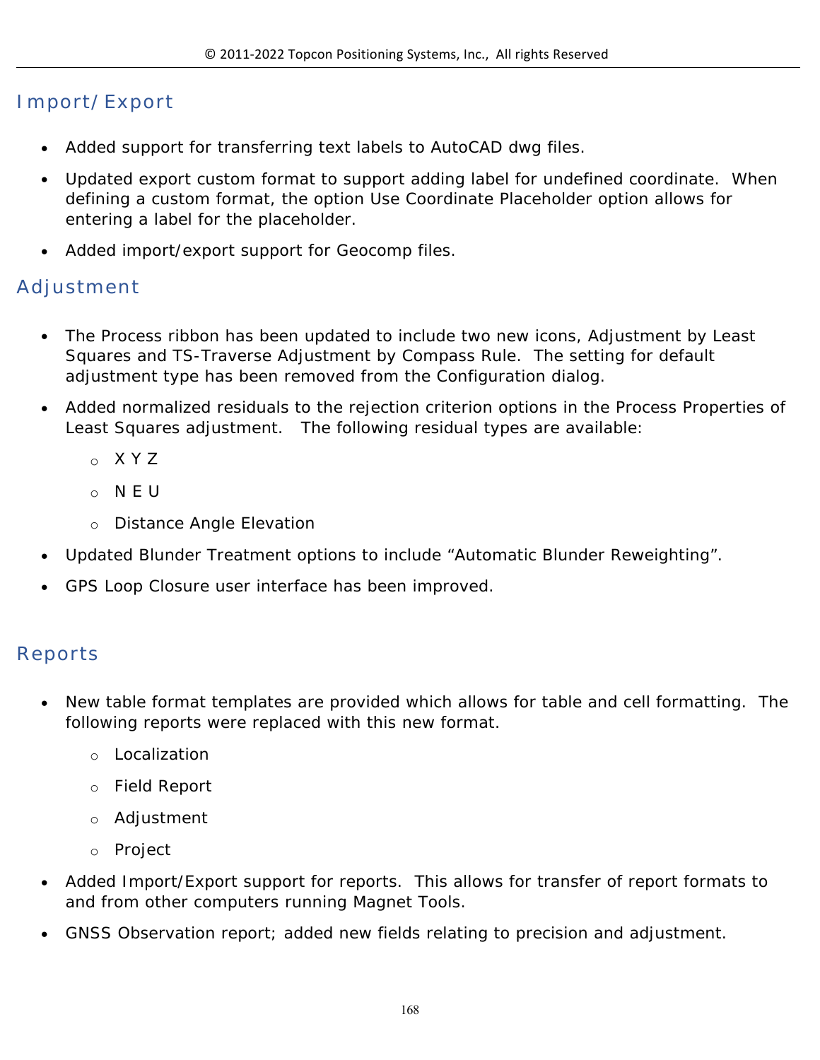## Import/Export

- Added support for transferring text labels to AutoCAD dwg files.
- Updated export custom format to support adding label for undefined coordinate. When defining a custom format, the option Use Coordinate Placeholder option allows for entering a label for the placeholder.
- Added import/export support for Geocomp files.

## Adjustment

- The Process ribbon has been updated to include two new icons, Adjustment by Least Squares and TS-Traverse Adjustment by Compass Rule. The setting for default adjustment type has been removed from the Configuration dialog.
- Added normalized residuals to the rejection criterion options in the Process Properties of Least Squares adjustment. The following residual types are available:
  - X Y Z
  - N E U
  - Distance Angle Elevation
- Updated Blunder Treatment options to include “Automatic Blunder Reweighting”.
- GPS Loop Closure user interface has been improved.

## Reports

- New table format templates are provided which allows for table and cell formatting. The following reports were replaced with this new format.
  - Localization
  - Field Report
  - Adjustment
  - Project
- Added Import/Export support for reports. This allows for transfer of report formats to and from other computers running Magnet Tools.
- GNSS Observation report; added new fields relating to precision and adjustment.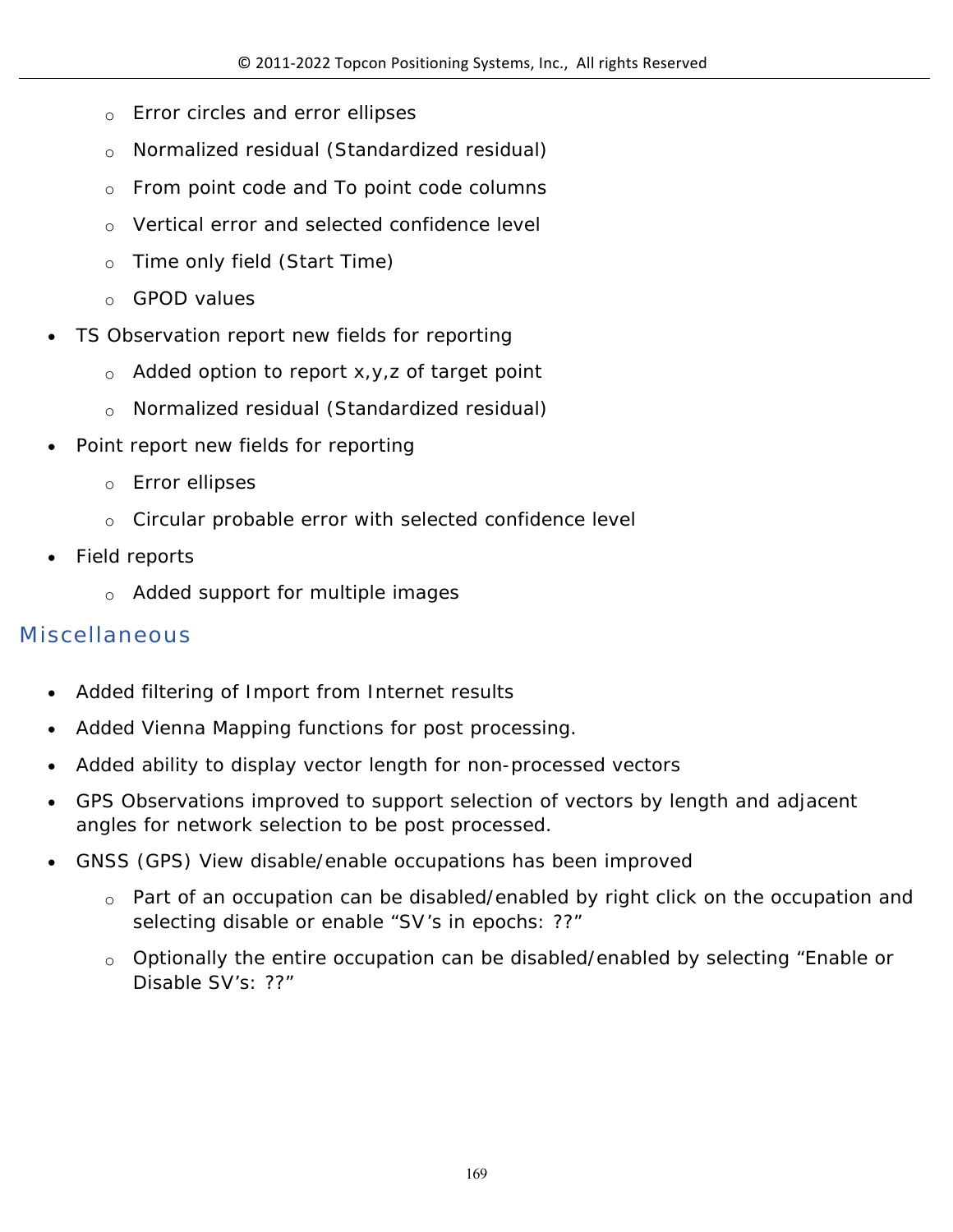- Error circles and error ellipses
- Normalized residual (Standardized residual)
- From point code and To point code columns
- Vertical error and selected confidence level
- Time only field (Start Time)
- GPOD values

- TS Observation report new fields for reporting
  - Added option to report x,y,z of target point
  - Normalized residual (Standardized residual)
- Point report new fields for reporting
  - Error ellipses
  - Circular probable error with selected confidence level
- Field reports
  - Added support for multiple images

## Miscellaneous

- Added filtering of Import from Internet results
- Added Vienna Mapping functions for post processing.
- Added ability to display vector length for non-processed vectors
- GPS Observations improved to support selection of vectors by length and adjacent angles for network selection to be post processed.
- GNSS (GPS) View disable/enable occupations has been improved
  - Part of an occupation can be disabled/enabled by right click on the occupation and selecting disable or enable “SV’s in epochs: ??”
  - Optionally the entire occupation can be disabled/enabled by selecting “Enable or Disable SV’s: ??”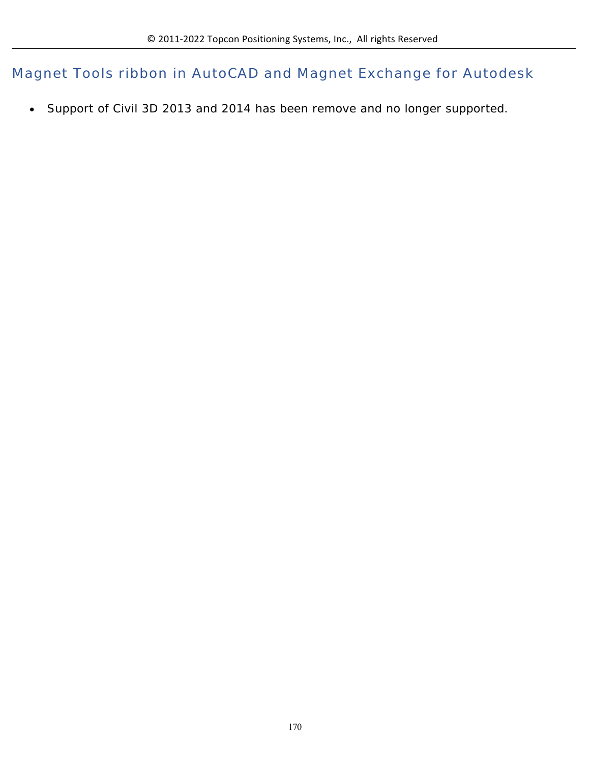## Magnet Tools ribbon in AutoCAD and Magnet Exchange for Autodesk

- Support of Civil 3D 2013 and 2014 has been remove and no longer supported.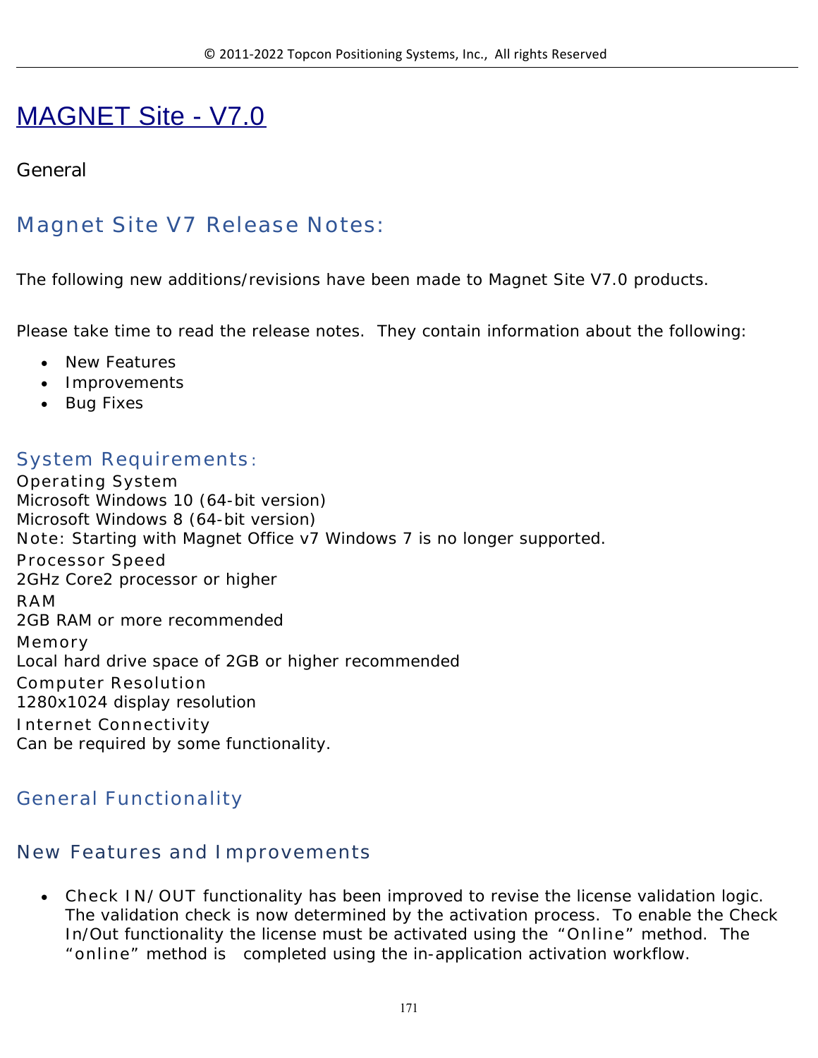# MAGNET Site - V7.0

General

## Magnet Site V7 Release Notes:

The following new additions/revisions have been made to Magnet Site V7.0 products.

Please take time to read the release notes. They contain information about the following:

- New Features
- Improvements
- Bug Fixes

### System Requirements:

Operating System
Microsoft Windows 10 (64-bit version)
Microsoft Windows 8 (64-bit version)
Note: Starting with Magnet Office v7 Windows 7 is no longer supported.
Processor Speed
2GHz Core2 processor or higher
RAM
2GB RAM or more recommended
Memory
Local hard drive space of 2GB or higher recommended
Computer Resolution
1280x1024 display resolution
Internet Connectivity
Can be required by some functionality.

### General Functionality

### New Features and Improvements

- Check IN/OUT functionality has been improved to revise the license validation logic. The validation check is now determined by the activation process. To enable the Check In/Out functionality the license must be activated using the "Online" method. The "online" method is completed using the in-application activation workflow.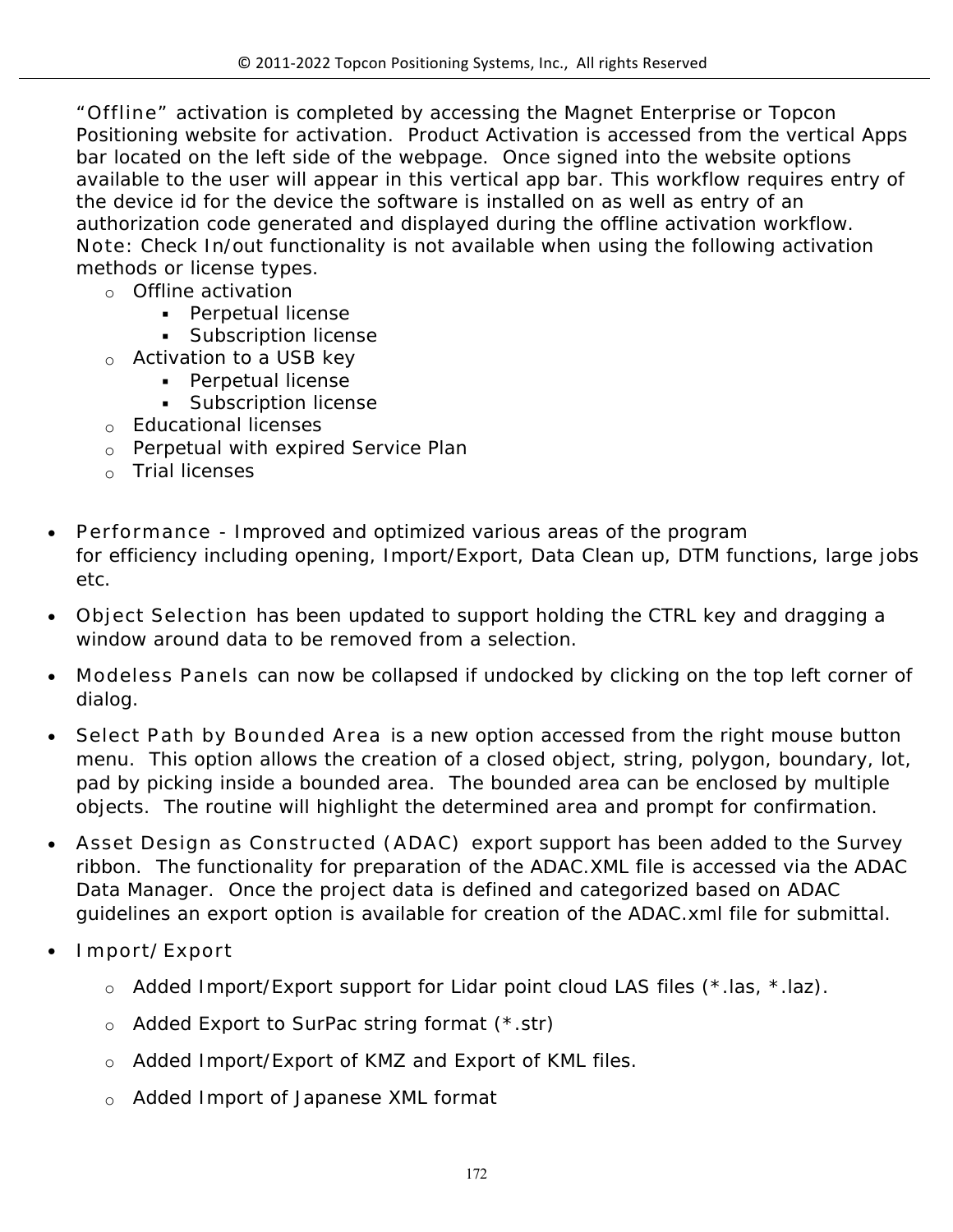"Offline" activation is completed by accessing the Magnet Enterprise or Topcon Positioning website for activation. Product Activation is accessed from the vertical Apps bar located on the left side of the webpage. Once signed into the website options available to the user will appear in this vertical app bar. This workflow requires entry of the device id for the device the software is installed on as well as entry of an authorization code generated and displayed during the offline activation workflow.
Note: Check In/out functionality is not available when using the following activation methods or license types.

- Offline activation
  - Perpetual license
  - Subscription license
- Activation to a USB key
  - Perpetual license
  - Subscription license
- Educational licenses
- Perpetual with expired Service Plan
- Trial licenses

- Performance - Improved and optimized various areas of the program for efficiency including opening, Import/Export, Data Clean up, DTM functions, large jobs etc.
- Object Selection has been updated to support holding the CTRL key and dragging a window around data to be removed from a selection.
- Modeless Panels can now be collapsed if undocked by clicking on the top left corner of dialog.
- Select Path by Bounded Area is a new option accessed from the right mouse button menu. This option allows the creation of a closed object, string, polygon, boundary, lot, pad by picking inside a bounded area. The bounded area can be enclosed by multiple objects. The routine will highlight the determined area and prompt for confirmation.
- Asset Design as Constructed (ADAC) export support has been added to the Survey ribbon. The functionality for preparation of the ADAC.XML file is accessed via the ADAC Data Manager. Once the project data is defined and categorized based on ADAC guidelines an export option is available for creation of the ADAC.xml file for submittal.
- Import/Export
  - Added Import/Export support for Lidar point cloud LAS files (*.las, *.laz).
  - Added Export to SurPac string format (*.str)
  - Added Import/Export of KMZ and Export of KML files.
  - Added Import of Japanese XML format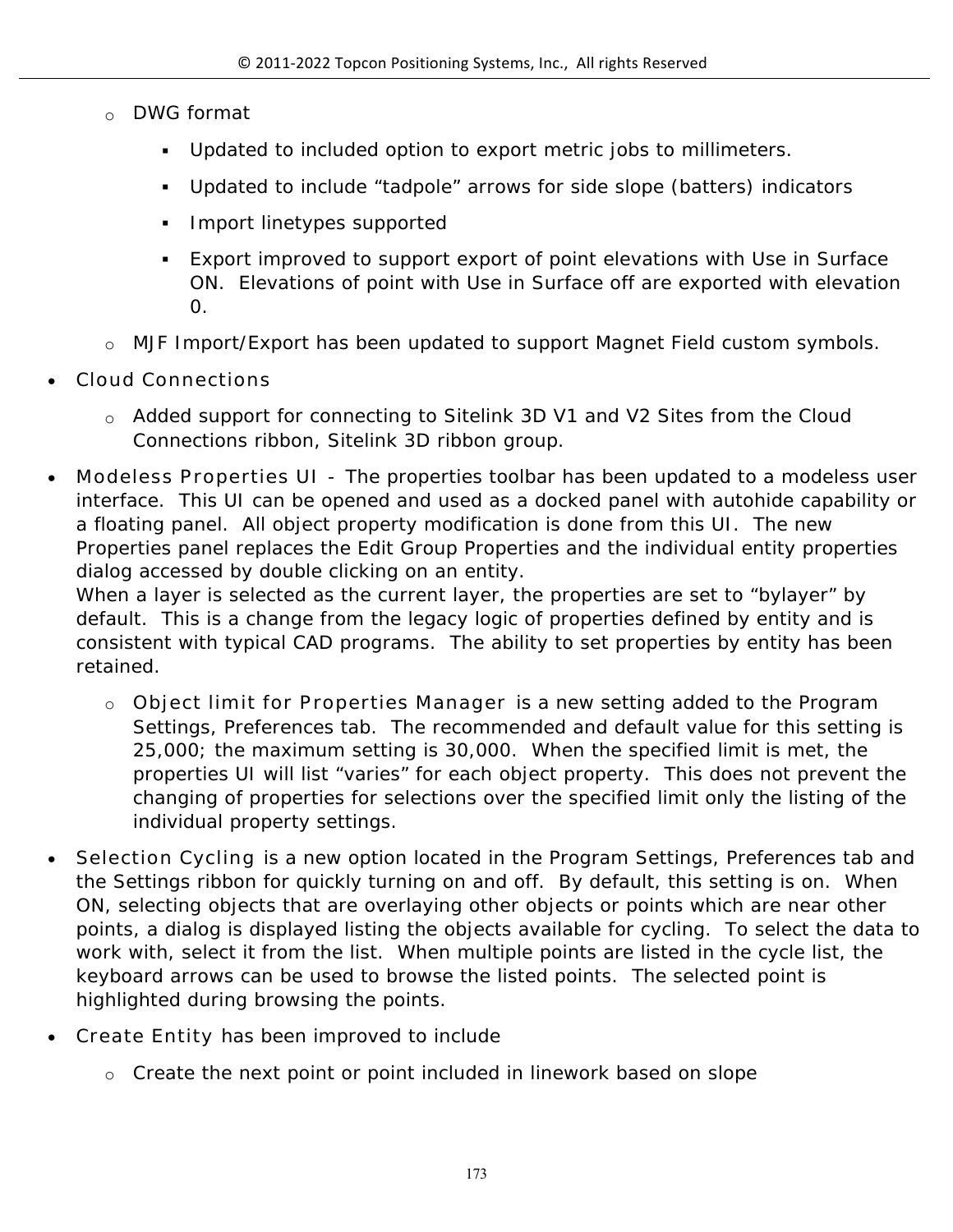- DWG format
    - Updated to included option to export metric jobs to millimeters.
    - Updated to include “tadpole” arrows for side slope (batters) indicators
    - Import linetypes supported
    - Export improved to support export of point elevations with Use in Surface ON.  Elevations of point with Use in Surface off are exported with elevation 0.
- MJF Import/Export has been updated to support Magnet Field custom symbols.

- Cloud Connections
    - Added support for connecting to Sitelink 3D V1 and V2 Sites from the Cloud Connections ribbon, Sitelink 3D ribbon group.
- Modeless Properties UI - The properties toolbar has been updated to a modeless user interface.  This UI can be opened and used as a docked panel with autohide capability or a floating panel.  All object property modification is done from this UI.  The new Properties panel replaces the Edit Group Properties and the individual entity properties dialog accessed by double clicking on an entity.
  When a layer is selected as the current layer, the properties are set to “bylayer” by default.  This is a change from the legacy logic of properties defined by entity and is consistent with typical CAD programs.  The ability to set properties by entity has been retained.
    - Object limit for Properties Manager is a new setting added to the Program Settings, Preferences tab.  The recommended and default value for this setting is 25,000; the maximum setting is 30,000.  When the specified limit is met, the properties UI will list “varies” for each object property.  This does not prevent the changing of properties for selections over the specified limit only the listing of the individual property settings.
- Selection Cycling is a new option located in the Program Settings, Preferences tab and the Settings ribbon for quickly turning on and off.  By default, this setting is on.  When ON, selecting objects that are overlaying other objects or points which are near other points, a dialog is displayed listing the objects available for cycling.  To select the data to work with, select it from the list.  When multiple points are listed in the cycle list, the keyboard arrows can be used to browse the listed points.  The selected point is highlighted during browsing the points.
- Create Entity has been improved to include
    - Create the next point or point included in linework based on slope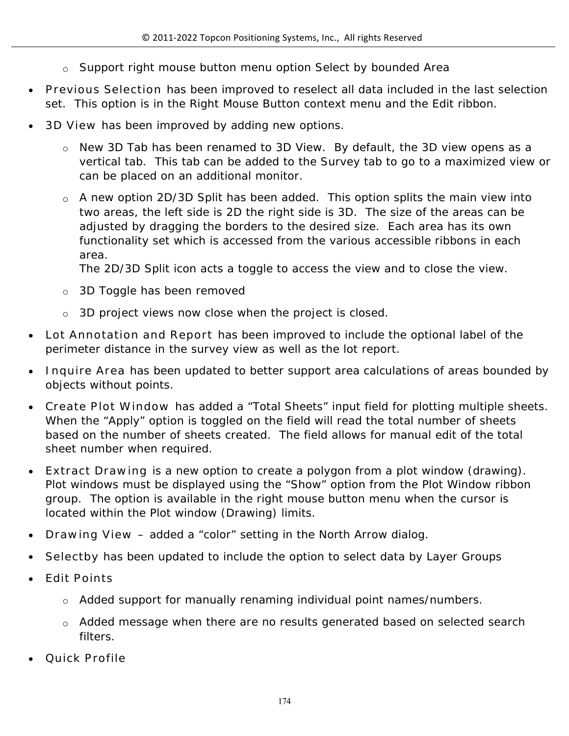- Support right mouse button menu option Select by bounded Area

- Previous Selection has been improved to reselect all data included in the last selection set. This option is in the Right Mouse Button context menu and the Edit ribbon.
- 3D View has been improved by adding new options.
  - New 3D Tab has been renamed to 3D View. By default, the 3D view opens as a vertical tab. This tab can be added to the Survey tab to go to a maximized view or can be placed on an additional monitor.
  - A new option 2D/3D Split has been added. This option splits the main view into two areas, the left side is 2D the right side is 3D. The size of the areas can be adjusted by dragging the borders to the desired size. Each area has its own functionality set which is accessed from the various accessible ribbons in each area.
    The 2D/3D Split icon acts a toggle to access the view and to close the view.
  - 3D Toggle has been removed
  - 3D project views now close when the project is closed.
- Lot Annotation and Report has been improved to include the optional label of the perimeter distance in the survey view as well as the lot report.
- Inquire Area has been updated to better support area calculations of areas bounded by objects without points.
- Create Plot Window has added a "Total Sheets" input field for plotting multiple sheets. When the "Apply" option is toggled on the field will read the total number of sheets based on the number of sheets created. The field allows for manual edit of the total sheet number when required.
- Extract Drawing is a new option to create a polygon from a plot window (drawing). Plot windows must be displayed using the "Show" option from the Plot Window ribbon group. The option is available in the right mouse button menu when the cursor is located within the Plot window (Drawing) limits.
- Drawing View – added a "color" setting in the North Arrow dialog.
- Selectby has been updated to include the option to select data by Layer Groups
- Edit Points
  - Added support for manually renaming individual point names/numbers.
  - Added message when there are no results generated based on selected search filters.
- Quick Profile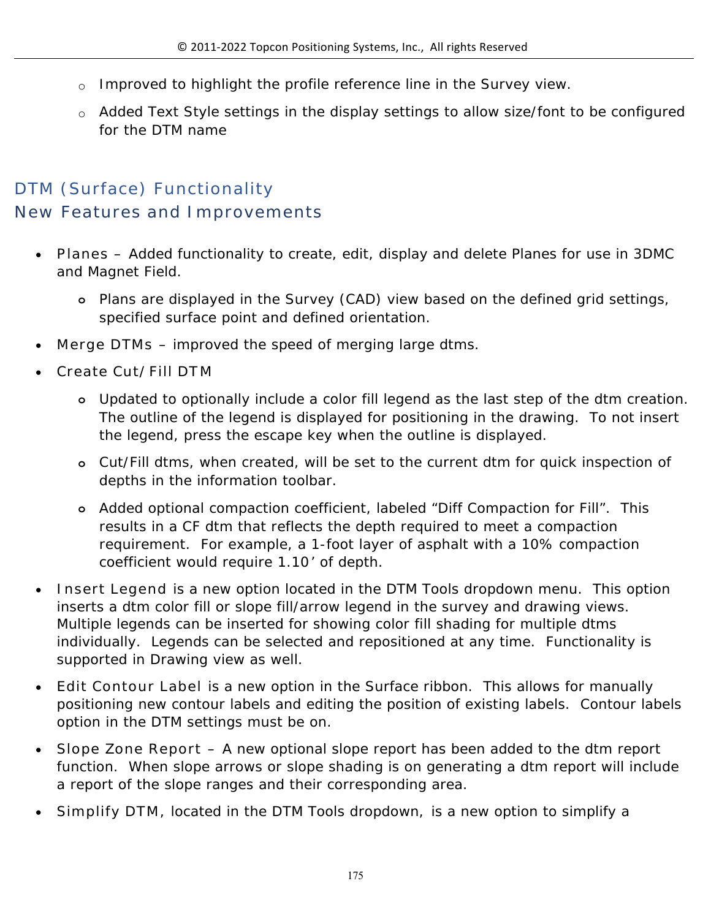- Improved to highlight the profile reference line in the Survey view.
  - Added Text Style settings in the display settings to allow size/font to be configured for the DTM name

## DTM (Surface) Functionality

## New Features and Improvements

- Planes – Added functionality to create, edit, display and delete Planes for use in 3DMC and Magnet Field.
  - Plans are displayed in the Survey (CAD) view based on the defined grid settings, specified surface point and defined orientation.
- Merge DTMs – improved the speed of merging large dtms.
- Create Cut/Fill DTM
  - Updated to optionally include a color fill legend as the last step of the dtm creation. The outline of the legend is displayed for positioning in the drawing. To not insert the legend, press the escape key when the outline is displayed.
  - Cut/Fill dtms, when created, will be set to the current dtm for quick inspection of depths in the information toolbar.
  - Added optional compaction coefficient, labeled "Diff Compaction for Fill". This results in a CF dtm that reflects the depth required to meet a compaction requirement. For example, a 1-foot layer of asphalt with a 10% compaction coefficient would require 1.10' of depth.
- Insert Legend is a new option located in the DTM Tools dropdown menu. This option inserts a dtm color fill or slope fill/arrow legend in the survey and drawing views. Multiple legends can be inserted for showing color fill shading for multiple dtms individually. Legends can be selected and repositioned at any time. Functionality is supported in Drawing view as well.
- Edit Contour Label is a new option in the Surface ribbon. This allows for manually positioning new contour labels and editing the position of existing labels. Contour labels option in the DTM settings must be on.
- Slope Zone Report – A new optional slope report has been added to the dtm report function. When slope arrows or slope shading is on generating a dtm report will include a report of the slope ranges and their corresponding area.
- Simplify DTM, located in the DTM Tools dropdown, is a new option to simplify a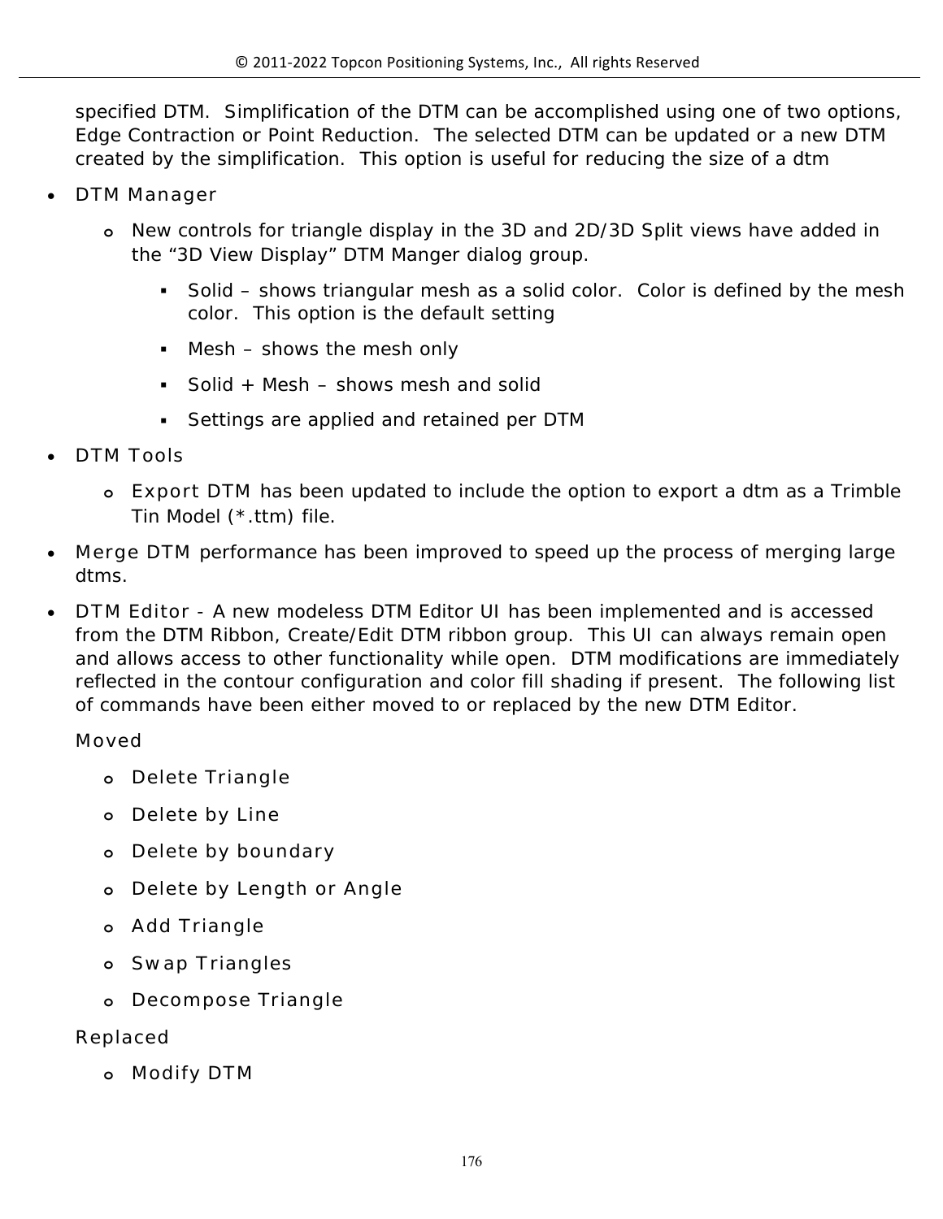specified DTM. Simplification of the DTM can be accomplished using one of two options, Edge Contraction or Point Reduction. The selected DTM can be updated or a new DTM created by the simplification. This option is useful for reducing the size of a dtm

- DTM Manager
  - New controls for triangle display in the 3D and 2D/3D Split views have added in the "3D View Display" DTM Manger dialog group.
    - Solid – shows triangular mesh as a solid color. Color is defined by the mesh color. This option is the default setting
    - Mesh – shows the mesh only
    - Solid + Mesh – shows mesh and solid
    - Settings are applied and retained per DTM
- DTM Tools
  - Export DTM has been updated to include the option to export a dtm as a Trimble Tin Model (*.ttm) file.
- Merge DTM performance has been improved to speed up the process of merging large dtms.
- DTM Editor - A new modeless DTM Editor UI has been implemented and is accessed from the DTM Ribbon, Create/Edit DTM ribbon group. This UI can always remain open and allows access to other functionality while open. DTM modifications are immediately reflected in the contour configuration and color fill shading if present. The following list of commands have been either moved to or replaced by the new DTM Editor.

  Moved

  - Delete Triangle
  - Delete by Line
  - Delete by boundary
  - Delete by Length or Angle
  - Add Triangle
  - Swap Triangles
  - Decompose Triangle

  Replaced

  - Modify DTM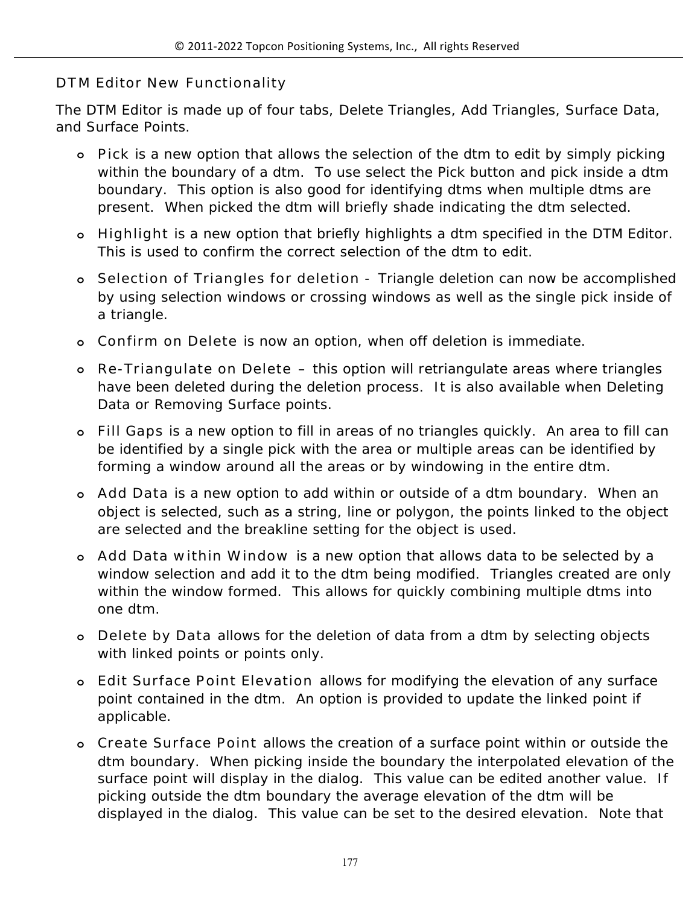## DTM Editor New Functionality

The DTM Editor is made up of four tabs, Delete Triangles, Add Triangles, Surface Data, and Surface Points.

- Pick is a new option that allows the selection of the dtm to edit by simply picking within the boundary of a dtm. To use select the Pick button and pick inside a dtm boundary. This option is also good for identifying dtms when multiple dtms are present. When picked the dtm will briefly shade indicating the dtm selected.
- Highlight is a new option that briefly highlights a dtm specified in the DTM Editor. This is used to confirm the correct selection of the dtm to edit.
- Selection of Triangles for deletion - Triangle deletion can now be accomplished by using selection windows or crossing windows as well as the single pick inside of a triangle.
- Confirm on Delete is now an option, when off deletion is immediate.
- Re-Triangulate on Delete – this option will retriangulate areas where triangles have been deleted during the deletion process. It is also available when Deleting Data or Removing Surface points.
- Fill Gaps is a new option to fill in areas of no triangles quickly. An area to fill can be identified by a single pick with the area or multiple areas can be identified by forming a window around all the areas or by windowing in the entire dtm.
- Add Data is a new option to add within or outside of a dtm boundary. When an object is selected, such as a string, line or polygon, the points linked to the object are selected and the breakline setting for the object is used.
- Add Data within Window is a new option that allows data to be selected by a window selection and add it to the dtm being modified. Triangles created are only within the window formed. This allows for quickly combining multiple dtms into one dtm.
- Delete by Data allows for the deletion of data from a dtm by selecting objects with linked points or points only.
- Edit Surface Point Elevation allows for modifying the elevation of any surface point contained in the dtm. An option is provided to update the linked point if applicable.
- Create Surface Point allows the creation of a surface point within or outside the dtm boundary. When picking inside the boundary the interpolated elevation of the surface point will display in the dialog. This value can be edited another value. If picking outside the dtm boundary the average elevation of the dtm will be displayed in the dialog. This value can be set to the desired elevation. Note that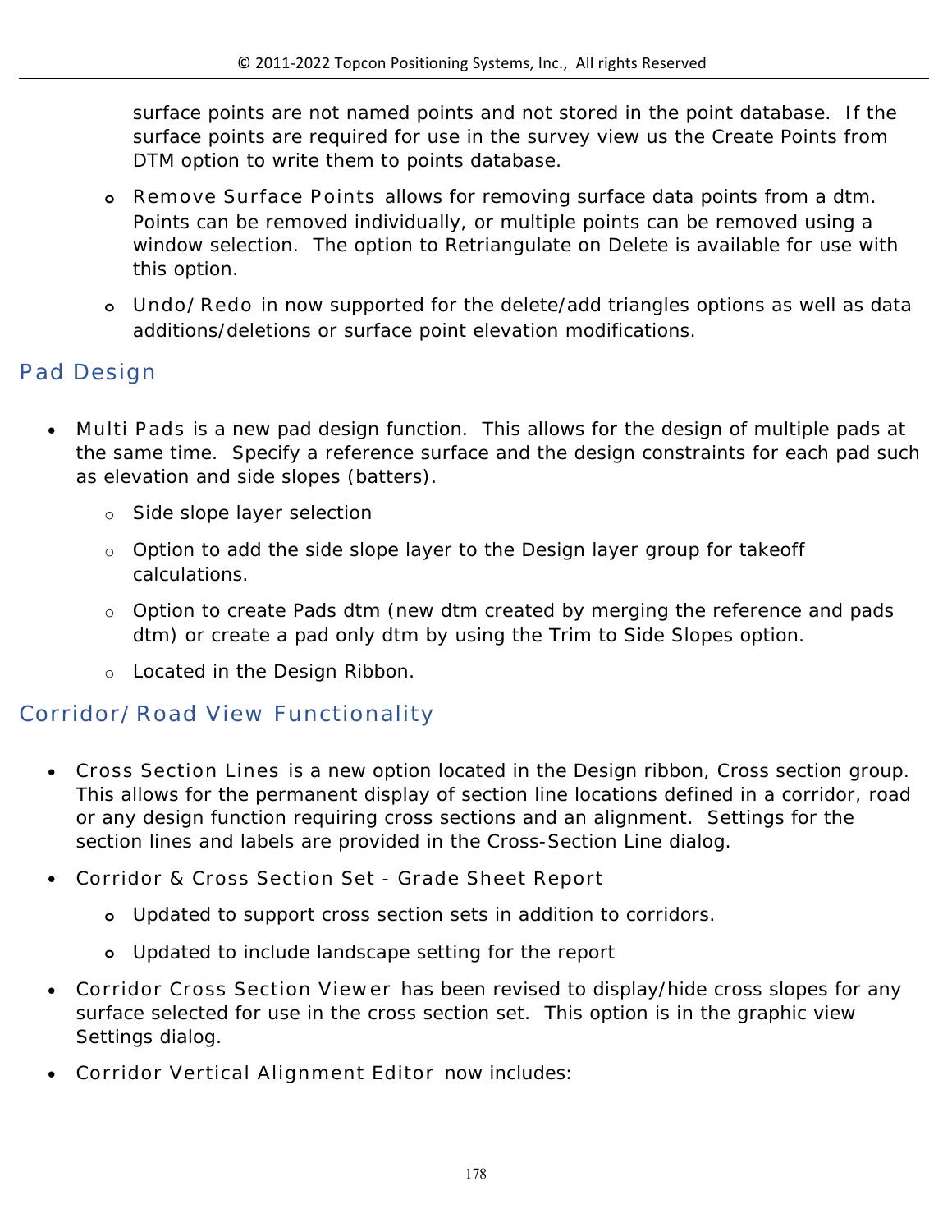surface points are not named points and not stored in the point database. If the surface points are required for use in the survey view us the Create Points from DTM option to write them to points database.

- Remove Surface Points allows for removing surface data points from a dtm. Points can be removed individually, or multiple points can be removed using a window selection. The option to Retriangulate on Delete is available for use with this option.
- Undo/Redo in now supported for the delete/add triangles options as well as data additions/deletions or surface point elevation modifications.

## Pad Design

- Multi Pads is a new pad design function. This allows for the design of multiple pads at the same time. Specify a reference surface and the design constraints for each pad such as elevation and side slopes (batters).
  - Side slope layer selection
  - Option to add the side slope layer to the Design layer group for takeoff calculations.
  - Option to create Pads dtm (new dtm created by merging the reference and pads dtm) or create a pad only dtm by using the Trim to Side Slopes option.
  - Located in the Design Ribbon.

## Corridor/Road View Functionality

- Cross Section Lines is a new option located in the Design ribbon, Cross section group. This allows for the permanent display of section line locations defined in a corridor, road or any design function requiring cross sections and an alignment. Settings for the section lines and labels are provided in the Cross-Section Line dialog.
- Corridor & Cross Section Set - Grade Sheet Report
  - Updated to support cross section sets in addition to corridors.
  - Updated to include landscape setting for the report
- Corridor Cross Section Viewer has been revised to display/hide cross slopes for any surface selected for use in the cross section set. This option is in the graphic view Settings dialog.
- Corridor Vertical Alignment Editor now includes: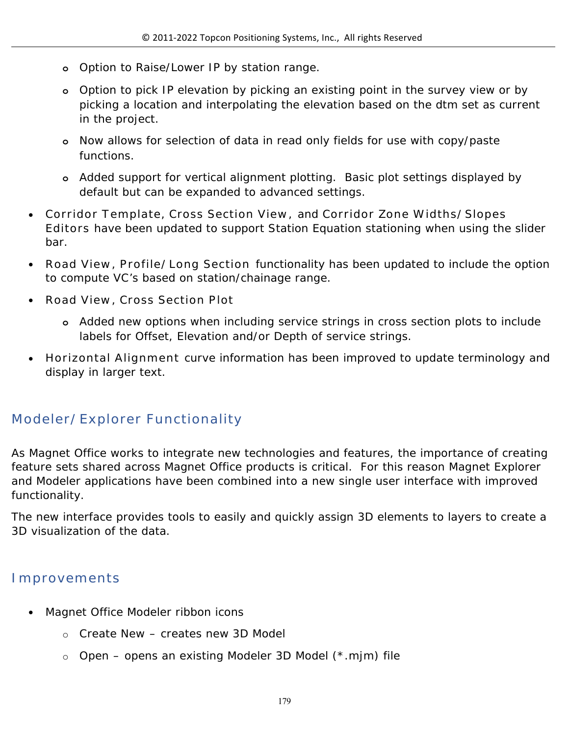- Option to Raise/Lower IP by station range.
  - Option to pick IP elevation by picking an existing point in the survey view or by picking a location and interpolating the elevation based on the dtm set as current in the project.
  - Now allows for selection of data in read only fields for use with copy/paste functions.
  - Added support for vertical alignment plotting. Basic plot settings displayed by default but can be expanded to advanced settings.
- Corridor Template, Cross Section View, and Corridor Zone Widths/Slopes Editors have been updated to support Station Equation stationing when using the slider bar.
- Road View, Profile/Long Section functionality has been updated to include the option to compute VC's based on station/chainage range.
- Road View, Cross Section Plot
  - Added new options when including service strings in cross section plots to include labels for Offset, Elevation and/or Depth of service strings.
- Horizontal Alignment curve information has been improved to update terminology and display in larger text.

## Modeler/Explorer Functionality

As Magnet Office works to integrate new technologies and features, the importance of creating feature sets shared across Magnet Office products is critical. For this reason Magnet Explorer and Modeler applications have been combined into a new single user interface with improved functionality.

The new interface provides tools to easily and quickly assign 3D elements to layers to create a 3D visualization of the data.

## Improvements

- Magnet Office Modeler ribbon icons
  - Create New – creates new 3D Model
  - Open – opens an existing Modeler 3D Model (*.mjm) file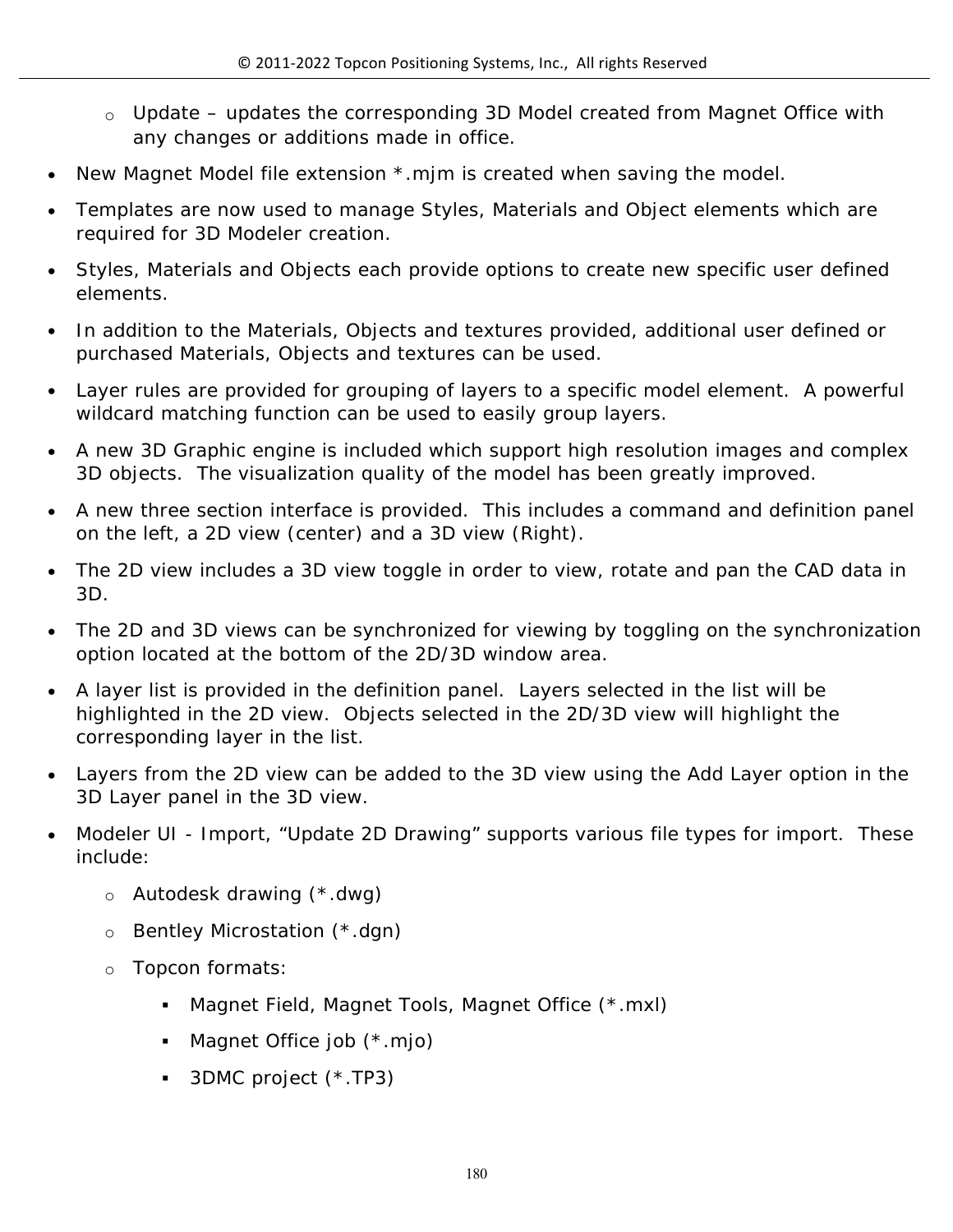- Update – updates the corresponding 3D Model created from Magnet Office with any changes or additions made in office.

- New Magnet Model file extension *.mjm is created when saving the model.
- Templates are now used to manage Styles, Materials and Object elements which are required for 3D Modeler creation.
- Styles, Materials and Objects each provide options to create new specific user defined elements.
- In addition to the Materials, Objects and textures provided, additional user defined or purchased Materials, Objects and textures can be used.
- Layer rules are provided for grouping of layers to a specific model element. A powerful wildcard matching function can be used to easily group layers.
- A new 3D Graphic engine is included which support high resolution images and complex 3D objects. The visualization quality of the model has been greatly improved.
- A new three section interface is provided. This includes a command and definition panel on the left, a 2D view (center) and a 3D view (Right).
- The 2D view includes a 3D view toggle in order to view, rotate and pan the CAD data in 3D.
- The 2D and 3D views can be synchronized for viewing by toggling on the synchronization option located at the bottom of the 2D/3D window area.
- A layer list is provided in the definition panel. Layers selected in the list will be highlighted in the 2D view. Objects selected in the 2D/3D view will highlight the corresponding layer in the list.
- Layers from the 2D view can be added to the 3D view using the Add Layer option in the 3D Layer panel in the 3D view.
- Modeler UI - Import, “Update 2D Drawing” supports various file types for import. These include:
  - Autodesk drawing (*.dwg)
  - Bentley Microstation (*.dgn)
  - Topcon formats:
    - Magnet Field, Magnet Tools, Magnet Office (*.mxl)
    - Magnet Office job (*.mjo)
    - 3DMC project (*.TP3)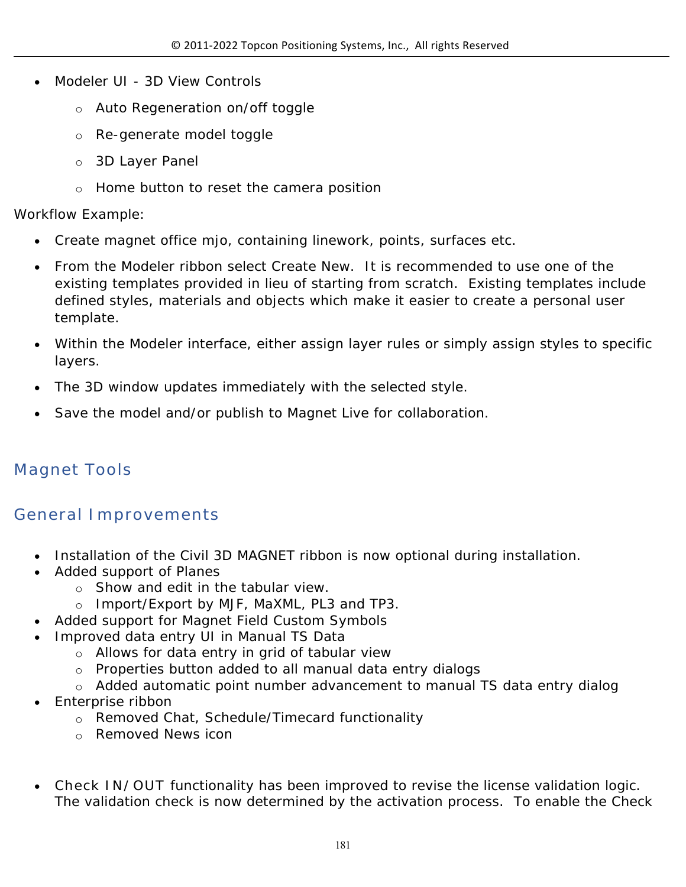- Modeler UI - 3D View Controls
  - Auto Regeneration on/off toggle
  - Re-generate model toggle
  - 3D Layer Panel
  - Home button to reset the camera position

Workflow Example:

- Create magnet office mjo, containing linework, points, surfaces etc.
- From the Modeler ribbon select Create New. It is recommended to use one of the existing templates provided in lieu of starting from scratch. Existing templates include defined styles, materials and objects which make it easier to create a personal user template.
- Within the Modeler interface, either assign layer rules or simply assign styles to specific layers.
- The 3D window updates immediately with the selected style.
- Save the model and/or publish to Magnet Live for collaboration.

## Magnet Tools

## General Improvements

- Installation of the Civil 3D MAGNET ribbon is now optional during installation.
- Added support of Planes
  - Show and edit in the tabular view.
  - Import/Export by MJF, MaXML, PL3 and TP3.
- Added support for Magnet Field Custom Symbols
- Improved data entry UI in Manual TS Data
  - Allows for data entry in grid of tabular view
  - Properties button added to all manual data entry dialogs
  - Added automatic point number advancement to manual TS data entry dialog
- Enterprise ribbon
  - Removed Chat, Schedule/Timecard functionality
  - Removed News icon

- Check IN/OUT functionality has been improved to revise the license validation logic. The validation check is now determined by the activation process. To enable the Check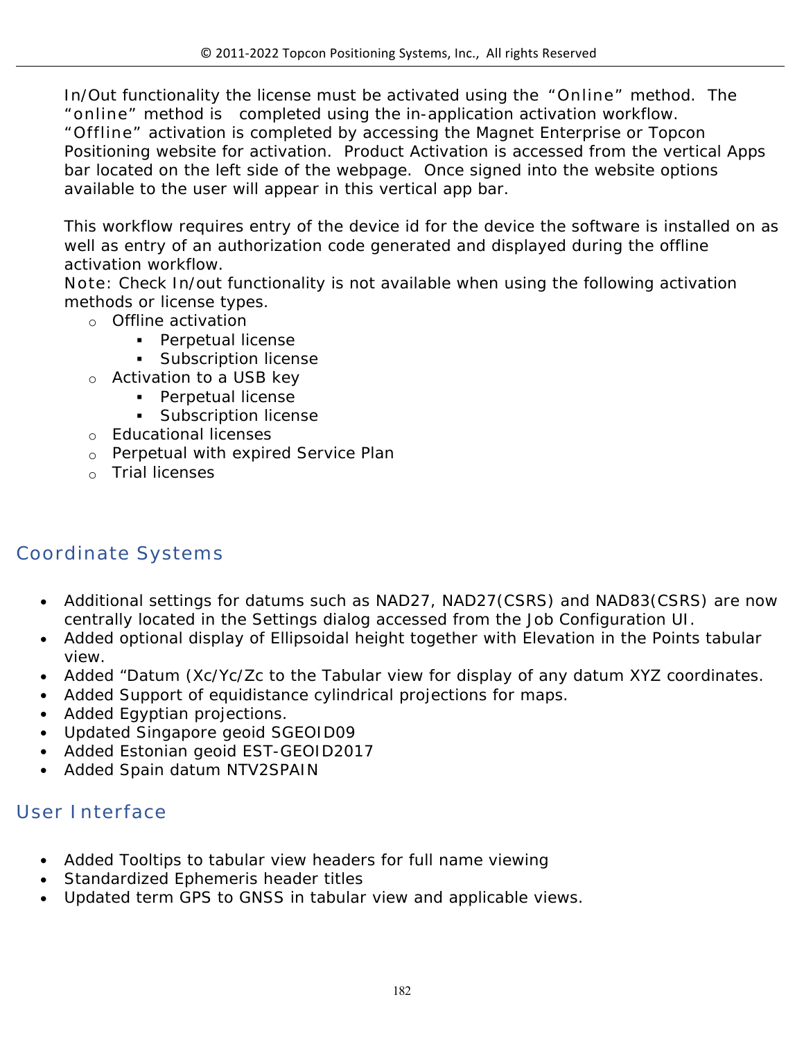In/Out functionality the license must be activated using the “Online” method. The “online” method is completed using the in-application activation workflow. “Offline” activation is completed by accessing the Magnet Enterprise or Topcon Positioning website for activation. Product Activation is accessed from the vertical Apps bar located on the left side of the webpage. Once signed into the website options available to the user will appear in this vertical app bar.

This workflow requires entry of the device id for the device the software is installed on as well as entry of an authorization code generated and displayed during the offline activation workflow.
Note: Check In/out functionality is not available when using the following activation methods or license types.

- Offline activation
  - Perpetual license
  - Subscription license
- Activation to a USB key
  - Perpetual license
  - Subscription license
- Educational licenses
- Perpetual with expired Service Plan
- Trial licenses

## Coordinate Systems

- Additional settings for datums such as NAD27, NAD27(CSRS) and NAD83(CSRS) are now centrally located in the Settings dialog accessed from the Job Configuration UI.
- Added optional display of Ellipsoidal height together with Elevation in the Points tabular view.
- Added “Datum (Xc/Yc/Zc to the Tabular view for display of any datum XYZ coordinates.
- Added Support of equidistance cylindrical projections for maps.
- Added Egyptian projections.
- Updated Singapore geoid SGEOID09
- Added Estonian geoid EST-GEOID2017
- Added Spain datum NTV2SPAIN

## User Interface

- Added Tooltips to tabular view headers for full name viewing
- Standardized Ephemeris header titles
- Updated term GPS to GNSS in tabular view and applicable views.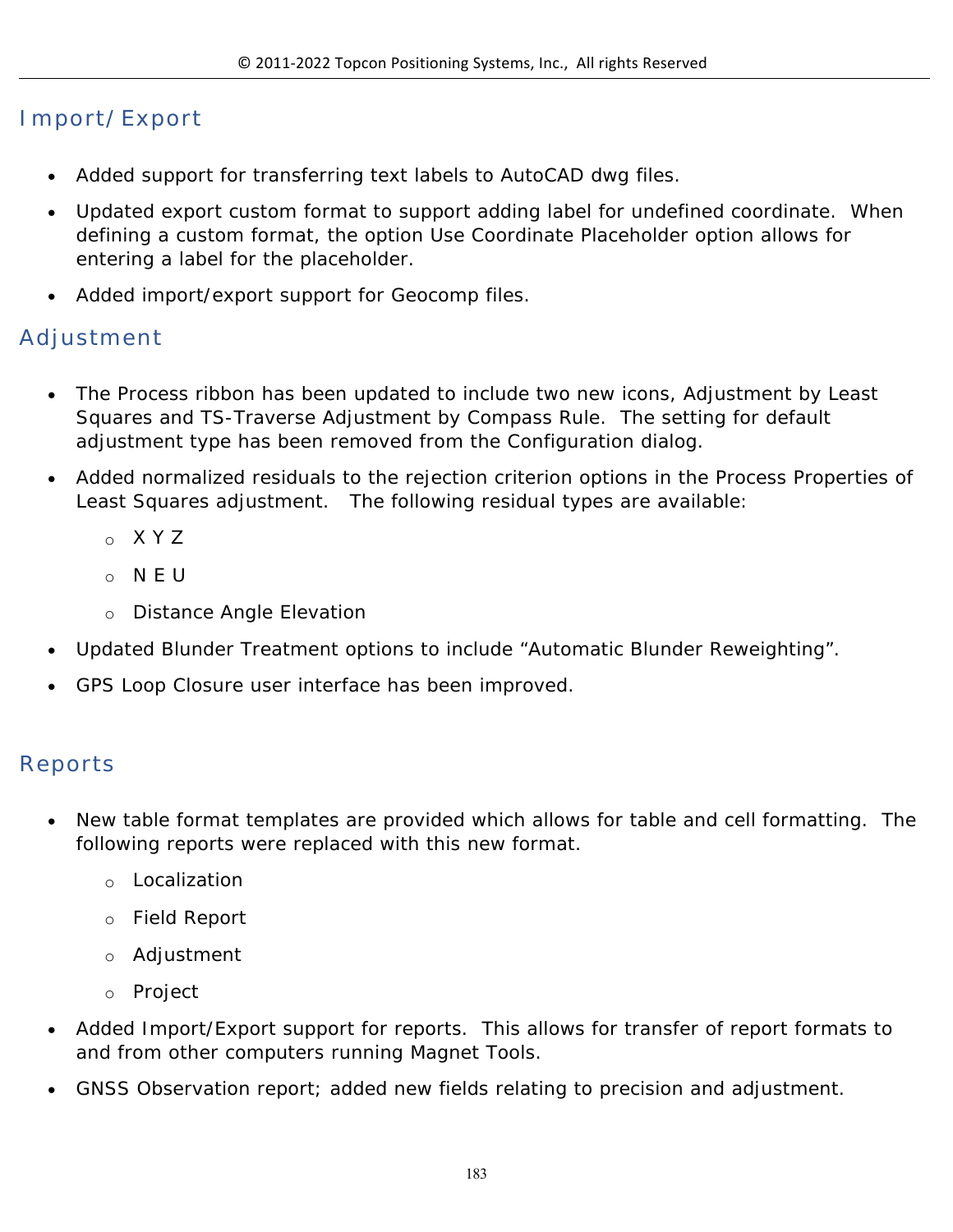## Import/Export

- Added support for transferring text labels to AutoCAD dwg files.
- Updated export custom format to support adding label for undefined coordinate.  When defining a custom format, the option Use Coordinate Placeholder option allows for entering a label for the placeholder.
- Added import/export support for Geocomp files.

## Adjustment

- The Process ribbon has been updated to include two new icons, Adjustment by Least Squares and TS-Traverse Adjustment by Compass Rule.  The setting for default adjustment type has been removed from the Configuration dialog.
- Added normalized residuals to the rejection criterion options in the Process Properties of Least Squares adjustment.   The following residual types are available:
    - X Y Z
    - N E U
    - Distance Angle Elevation
- Updated Blunder Treatment options to include “Automatic Blunder Reweighting”.
- GPS Loop Closure user interface has been improved.

## Reports

- New table format templates are provided which allows for table and cell formatting.  The following reports were replaced with this new format.
    - Localization
    - Field Report
    - Adjustment
    - Project
- Added Import/Export support for reports.  This allows for transfer of report formats to and from other computers running Magnet Tools.
- GNSS Observation report; added new fields relating to precision and adjustment.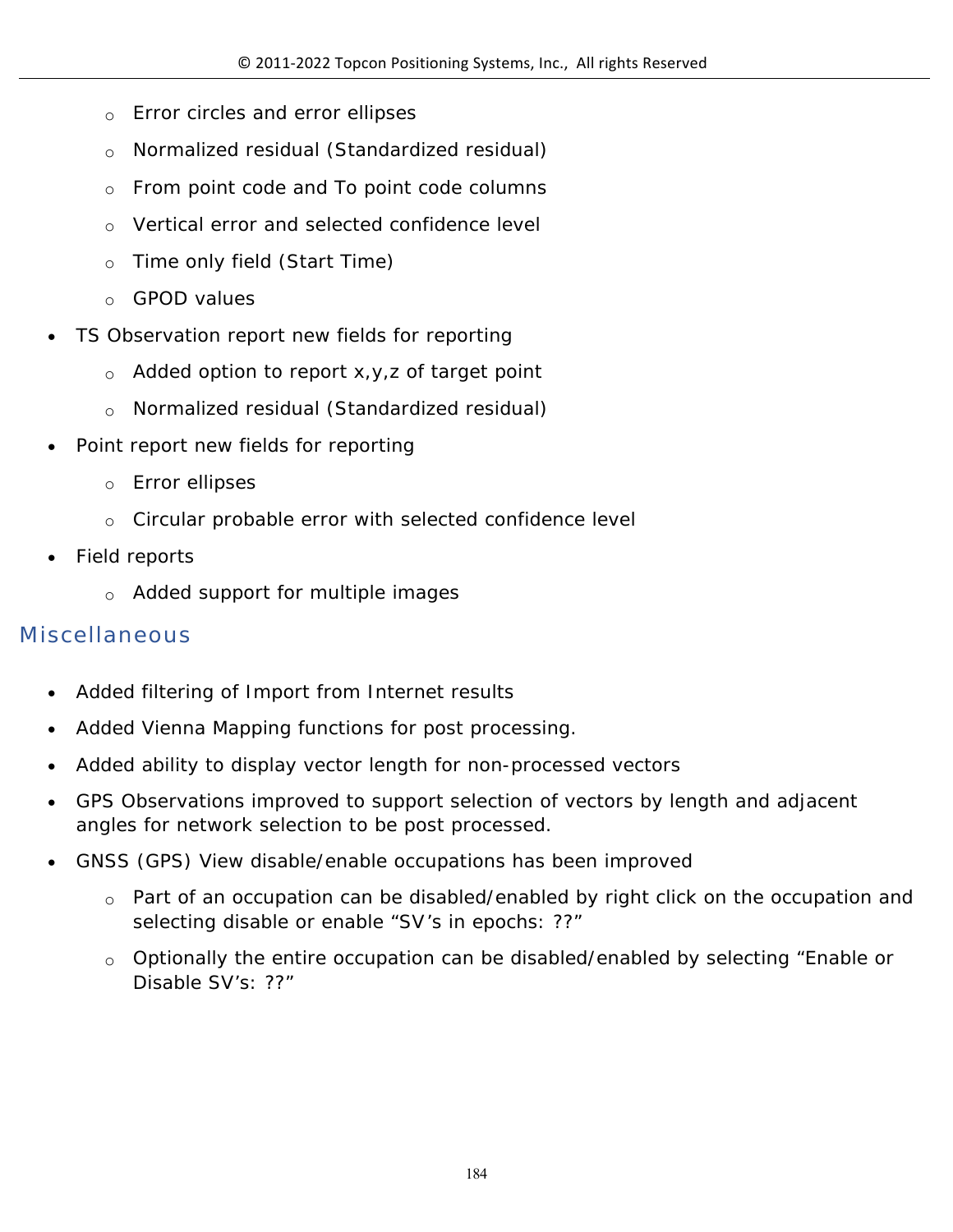- Error circles and error ellipses
    - Normalized residual (Standardized residual)
    - From point code and To point code columns
    - Vertical error and selected confidence level
    - Time only field (Start Time)
    - GPOD values
- TS Observation report new fields for reporting
    - Added option to report x,y,z of target point
    - Normalized residual (Standardized residual)
- Point report new fields for reporting
    - Error ellipses
    - Circular probable error with selected confidence level
- Field reports
    - Added support for multiple images

## Miscellaneous

- Added filtering of Import from Internet results
- Added Vienna Mapping functions for post processing.
- Added ability to display vector length for non-processed vectors
- GPS Observations improved to support selection of vectors by length and adjacent angles for network selection to be post processed.
- GNSS (GPS) View disable/enable occupations has been improved
    - Part of an occupation can be disabled/enabled by right click on the occupation and selecting disable or enable "SV's in epochs: ??"
    - Optionally the entire occupation can be disabled/enabled by selecting "Enable or Disable SV's: ??"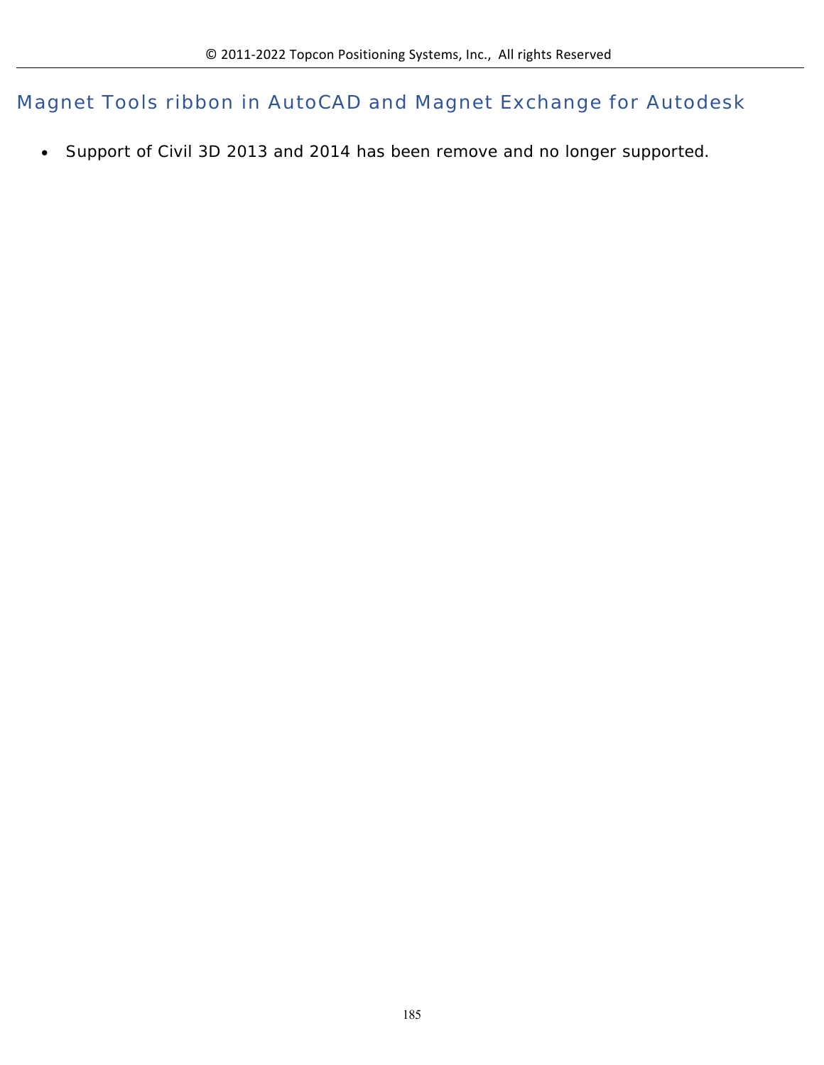## Magnet Tools ribbon in AutoCAD and Magnet Exchange for Autodesk

- Support of Civil 3D 2013 and 2014 has been remove and no longer supported.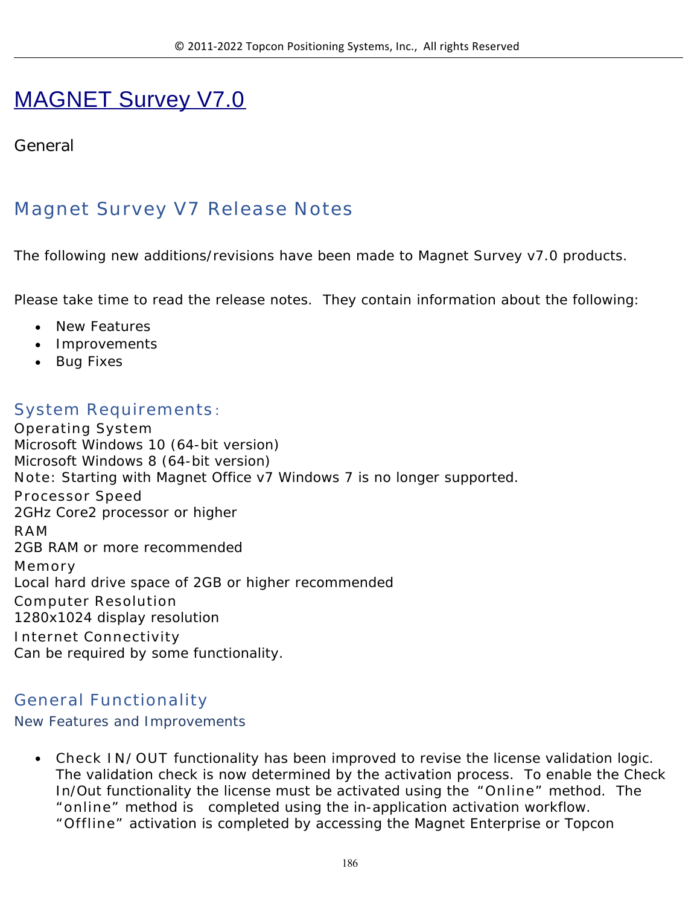# MAGNET Survey V7.0

General

## Magnet Survey V7 Release Notes

The following new additions/revisions have been made to Magnet Survey v7.0 products.

Please take time to read the release notes. They contain information about the following:

- New Features
- Improvements
- Bug Fixes

### System Requirements:

Operating System
Microsoft Windows 10 (64-bit version)
Microsoft Windows 8 (64-bit version)
Note: Starting with Magnet Office v7 Windows 7 is no longer supported.
Processor Speed
2GHz Core2 processor or higher
RAM
2GB RAM or more recommended
Memory
Local hard drive space of 2GB or higher recommended
Computer Resolution
1280x1024 display resolution
Internet Connectivity
Can be required by some functionality.

## General Functionality

### New Features and Improvements

- Check IN/OUT functionality has been improved to revise the license validation logic. The validation check is now determined by the activation process. To enable the Check In/Out functionality the license must be activated using the "Online" method. The "online" method is completed using the in-application activation workflow. "Offline" activation is completed by accessing the Magnet Enterprise or Topcon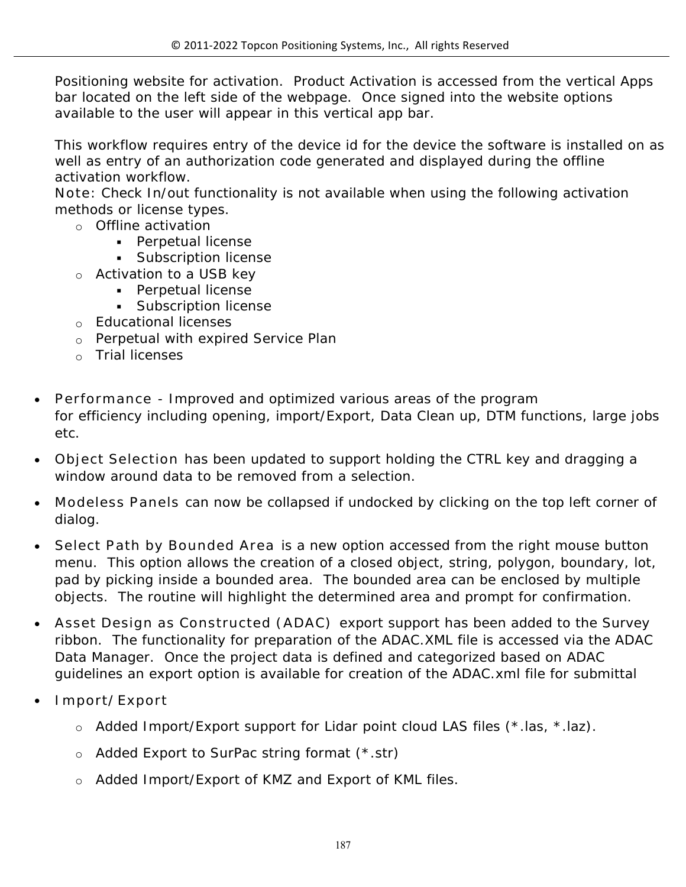Positioning website for activation. Product Activation is accessed from the vertical Apps bar located on the left side of the webpage. Once signed into the website options available to the user will appear in this vertical app bar.

This workflow requires entry of the device id for the device the software is installed on as well as entry of an authorization code generated and displayed during the offline activation workflow.
Note: Check In/out functionality is not available when using the following activation methods or license types.

- Offline activation
  - Perpetual license
  - Subscription license
- Activation to a USB key
  - Perpetual license
  - Subscription license
- Educational licenses
- Perpetual with expired Service Plan
- Trial licenses

- Performance - Improved and optimized various areas of the program for efficiency including opening, import/Export, Data Clean up, DTM functions, large jobs etc.
- Object Selection has been updated to support holding the CTRL key and dragging a window around data to be removed from a selection.
- Modeless Panels can now be collapsed if undocked by clicking on the top left corner of dialog.
- Select Path by Bounded Area is a new option accessed from the right mouse button menu. This option allows the creation of a closed object, string, polygon, boundary, lot, pad by picking inside a bounded area. The bounded area can be enclosed by multiple objects. The routine will highlight the determined area and prompt for confirmation.
- Asset Design as Constructed (ADAC) export support has been added to the Survey ribbon. The functionality for preparation of the ADAC.XML file is accessed via the ADAC Data Manager. Once the project data is defined and categorized based on ADAC guidelines an export option is available for creation of the ADAC.xml file for submittal
- Import/Export
  - Added Import/Export support for Lidar point cloud LAS files (*.las, *.laz).
  - Added Export to SurPac string format (*.str)
  - Added Import/Export of KMZ and Export of KML files.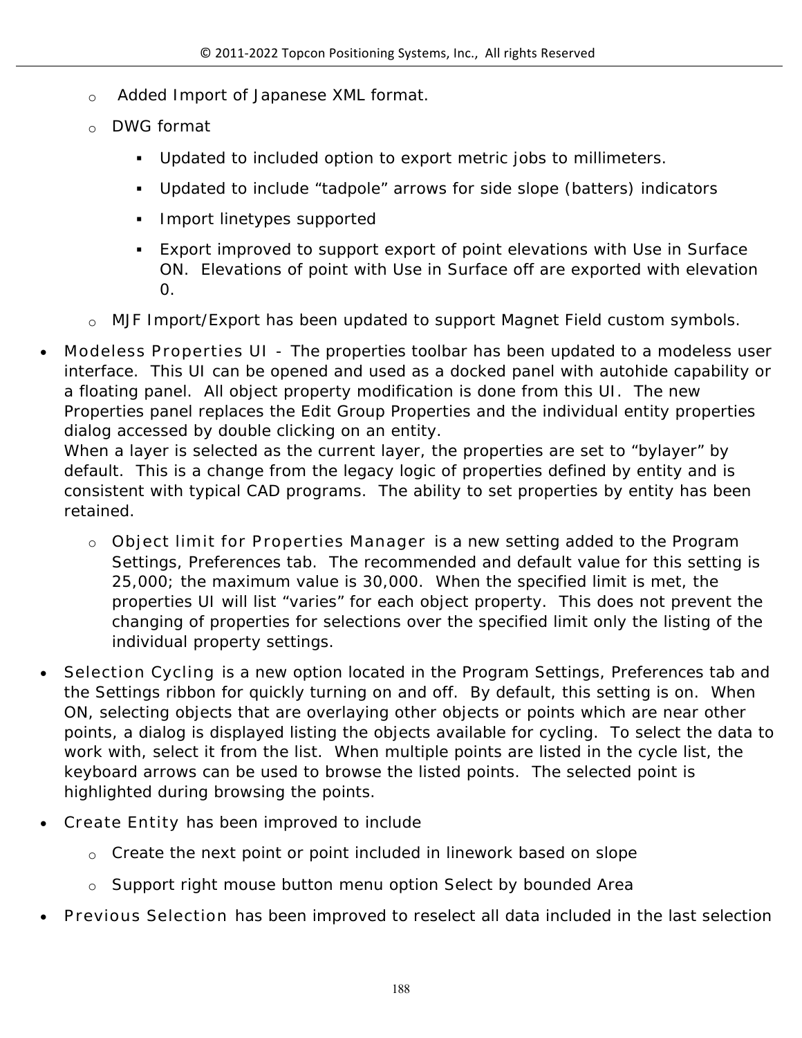- Added Import of Japanese XML format.
  - DWG format
    - Updated to included option to export metric jobs to millimeters.
    - Updated to include “tadpole” arrows for side slope (batters) indicators
    - Import linetypes supported
    - Export improved to support export of point elevations with Use in Surface ON. Elevations of point with Use in Surface off are exported with elevation 0.
  - MJF Import/Export has been updated to support Magnet Field custom symbols.

- Modeless Properties UI - The properties toolbar has been updated to a modeless user interface. This UI can be opened and used as a docked panel with autohide capability or a floating panel. All object property modification is done from this UI. The new Properties panel replaces the Edit Group Properties and the individual entity properties dialog accessed by double clicking on an entity.
  When a layer is selected as the current layer, the properties are set to “bylayer” by default. This is a change from the legacy logic of properties defined by entity and is consistent with typical CAD programs. The ability to set properties by entity has been retained.
  - Object limit for Properties Manager is a new setting added to the Program Settings, Preferences tab. The recommended and default value for this setting is 25,000; the maximum value is 30,000. When the specified limit is met, the properties UI will list “varies” for each object property. This does not prevent the changing of properties for selections over the specified limit only the listing of the individual property settings.
- Selection Cycling is a new option located in the Program Settings, Preferences tab and the Settings ribbon for quickly turning on and off. By default, this setting is on. When ON, selecting objects that are overlaying other objects or points which are near other points, a dialog is displayed listing the objects available for cycling. To select the data to work with, select it from the list. When multiple points are listed in the cycle list, the keyboard arrows can be used to browse the listed points. The selected point is highlighted during browsing the points.
- Create Entity has been improved to include
  - Create the next point or point included in linework based on slope
  - Support right mouse button menu option Select by bounded Area
- Previous Selection has been improved to reselect all data included in the last selection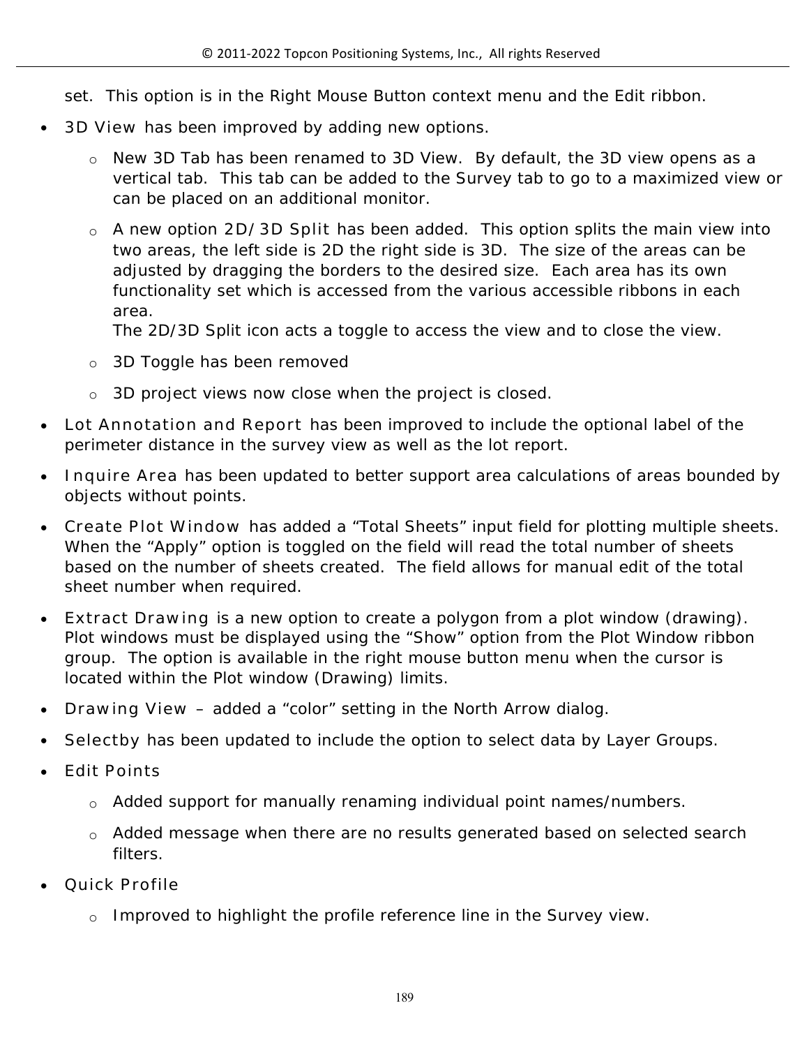set. This option is in the Right Mouse Button context menu and the Edit ribbon.

- 3D View has been improved by adding new options.
  - New 3D Tab has been renamed to 3D View. By default, the 3D view opens as a vertical tab. This tab can be added to the Survey tab to go to a maximized view or can be placed on an additional monitor.
  - A new option 2D/3D Split has been added. This option splits the main view into two areas, the left side is 2D the right side is 3D. The size of the areas can be adjusted by dragging the borders to the desired size. Each area has its own functionality set which is accessed from the various accessible ribbons in each area.
    The 2D/3D Split icon acts a toggle to access the view and to close the view.
  - 3D Toggle has been removed
  - 3D project views now close when the project is closed.
- Lot Annotation and Report has been improved to include the optional label of the perimeter distance in the survey view as well as the lot report.
- Inquire Area has been updated to better support area calculations of areas bounded by objects without points.
- Create Plot Window has added a "Total Sheets" input field for plotting multiple sheets. When the "Apply" option is toggled on the field will read the total number of sheets based on the number of sheets created. The field allows for manual edit of the total sheet number when required.
- Extract Drawing is a new option to create a polygon from a plot window (drawing). Plot windows must be displayed using the "Show" option from the Plot Window ribbon group. The option is available in the right mouse button menu when the cursor is located within the Plot window (Drawing) limits.
- Drawing View – added a "color" setting in the North Arrow dialog.
- Selectby has been updated to include the option to select data by Layer Groups.
- Edit Points
  - Added support for manually renaming individual point names/numbers.
  - Added message when there are no results generated based on selected search filters.
- Quick Profile
  - Improved to highlight the profile reference line in the Survey view.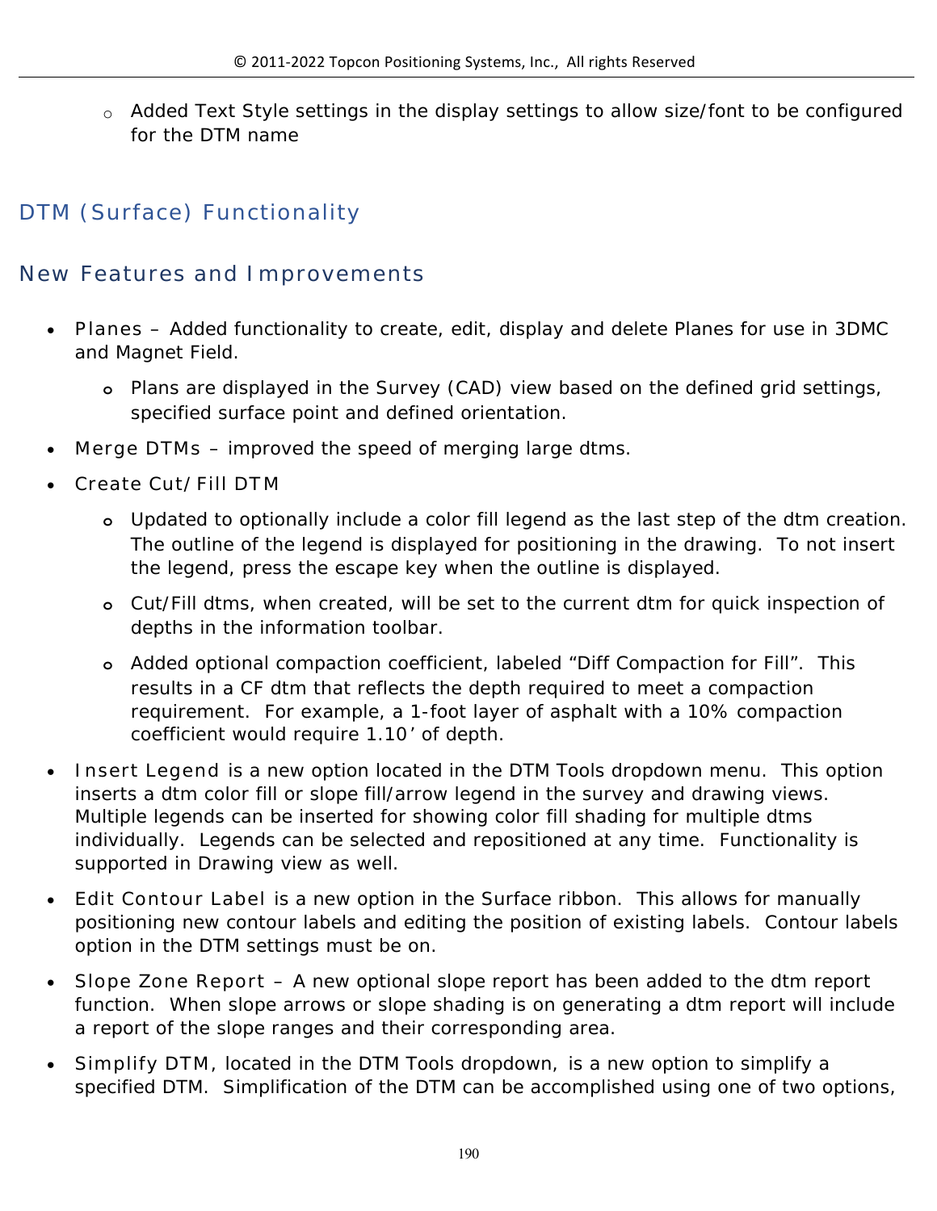- Added Text Style settings in the display settings to allow size/font to be configured for the DTM name

## DTM (Surface) Functionality

## New Features and Improvements

- Planes – Added functionality to create, edit, display and delete Planes for use in 3DMC and Magnet Field.
    - Plans are displayed in the Survey (CAD) view based on the defined grid settings, specified surface point and defined orientation.
- Merge DTMs – improved the speed of merging large dtms.
- Create Cut/Fill DTM
    - Updated to optionally include a color fill legend as the last step of the dtm creation. The outline of the legend is displayed for positioning in the drawing. To not insert the legend, press the escape key when the outline is displayed.
    - Cut/Fill dtms, when created, will be set to the current dtm for quick inspection of depths in the information toolbar.
    - Added optional compaction coefficient, labeled "Diff Compaction for Fill". This results in a CF dtm that reflects the depth required to meet a compaction requirement. For example, a 1-foot layer of asphalt with a 10% compaction coefficient would require 1.10' of depth.
- Insert Legend is a new option located in the DTM Tools dropdown menu. This option inserts a dtm color fill or slope fill/arrow legend in the survey and drawing views. Multiple legends can be inserted for showing color fill shading for multiple dtms individually. Legends can be selected and repositioned at any time. Functionality is supported in Drawing view as well.
- Edit Contour Label is a new option in the Surface ribbon. This allows for manually positioning new contour labels and editing the position of existing labels. Contour labels option in the DTM settings must be on.
- Slope Zone Report – A new optional slope report has been added to the dtm report function. When slope arrows or slope shading is on generating a dtm report will include a report of the slope ranges and their corresponding area.
- Simplify DTM, located in the DTM Tools dropdown, is a new option to simplify a specified DTM. Simplification of the DTM can be accomplished using one of two options,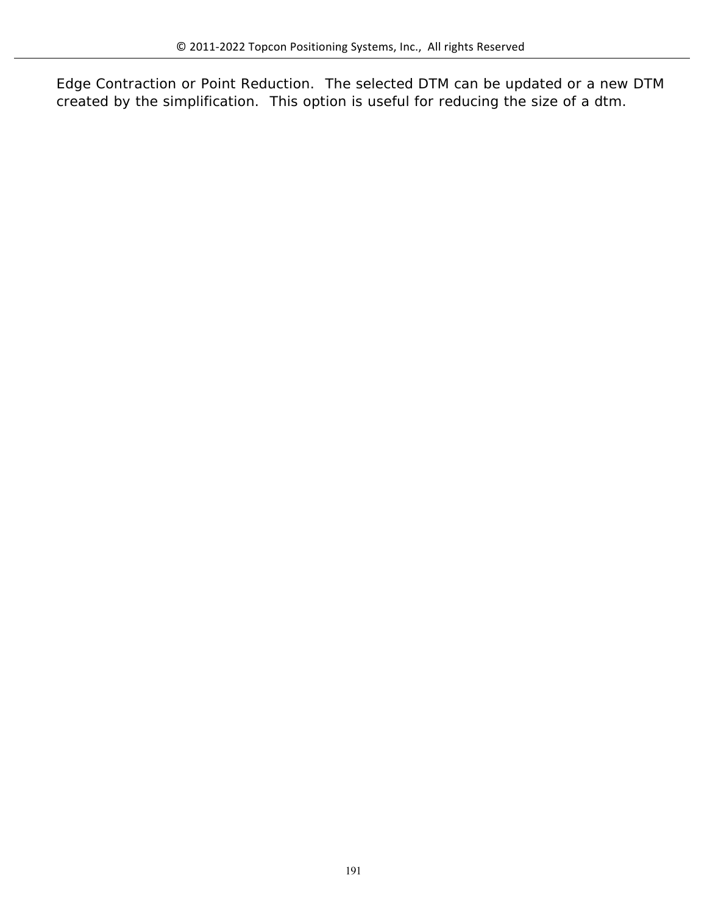Edge Contraction or Point Reduction.  The selected DTM can be updated or a new DTM created by the simplification.  This option is useful for reducing the size of a dtm.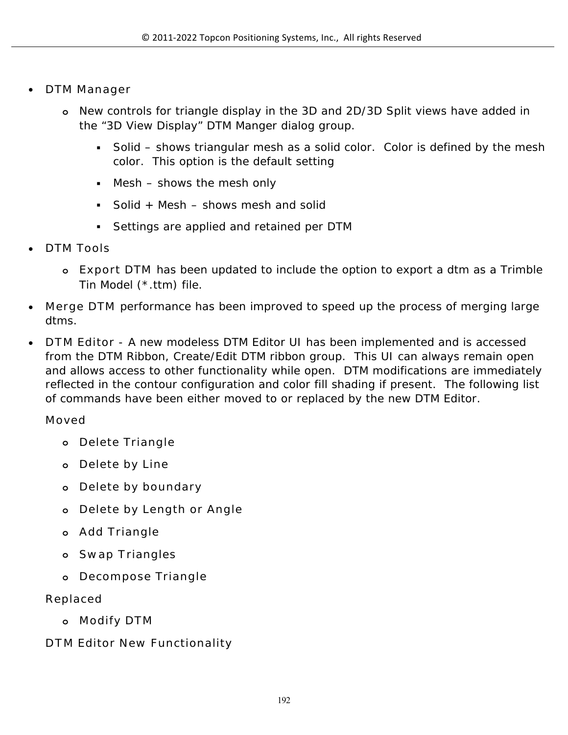- DTM Manager
  - New controls for triangle display in the 3D and 2D/3D Split views have added in the “3D View Display” DTM Manger dialog group.
    - Solid – shows triangular mesh as a solid color. Color is defined by the mesh color. This option is the default setting
    - Mesh – shows the mesh only
    - Solid + Mesh – shows mesh and solid
    - Settings are applied and retained per DTM
- DTM Tools
  - Export DTM has been updated to include the option to export a dtm as a Trimble Tin Model (*.ttm) file.
- Merge DTM performance has been improved to speed up the process of merging large dtms.
- DTM Editor - A new modeless DTM Editor UI has been implemented and is accessed from the DTM Ribbon, Create/Edit DTM ribbon group. This UI can always remain open and allows access to other functionality while open. DTM modifications are immediately reflected in the contour configuration and color fill shading if present. The following list of commands have been either moved to or replaced by the new DTM Editor.

  Moved

  - Delete Triangle
  - Delete by Line
  - Delete by boundary
  - Delete by Length or Angle
  - Add Triangle
  - Swap Triangles
  - Decompose Triangle

  Replaced

  - Modify DTM

  DTM Editor New Functionality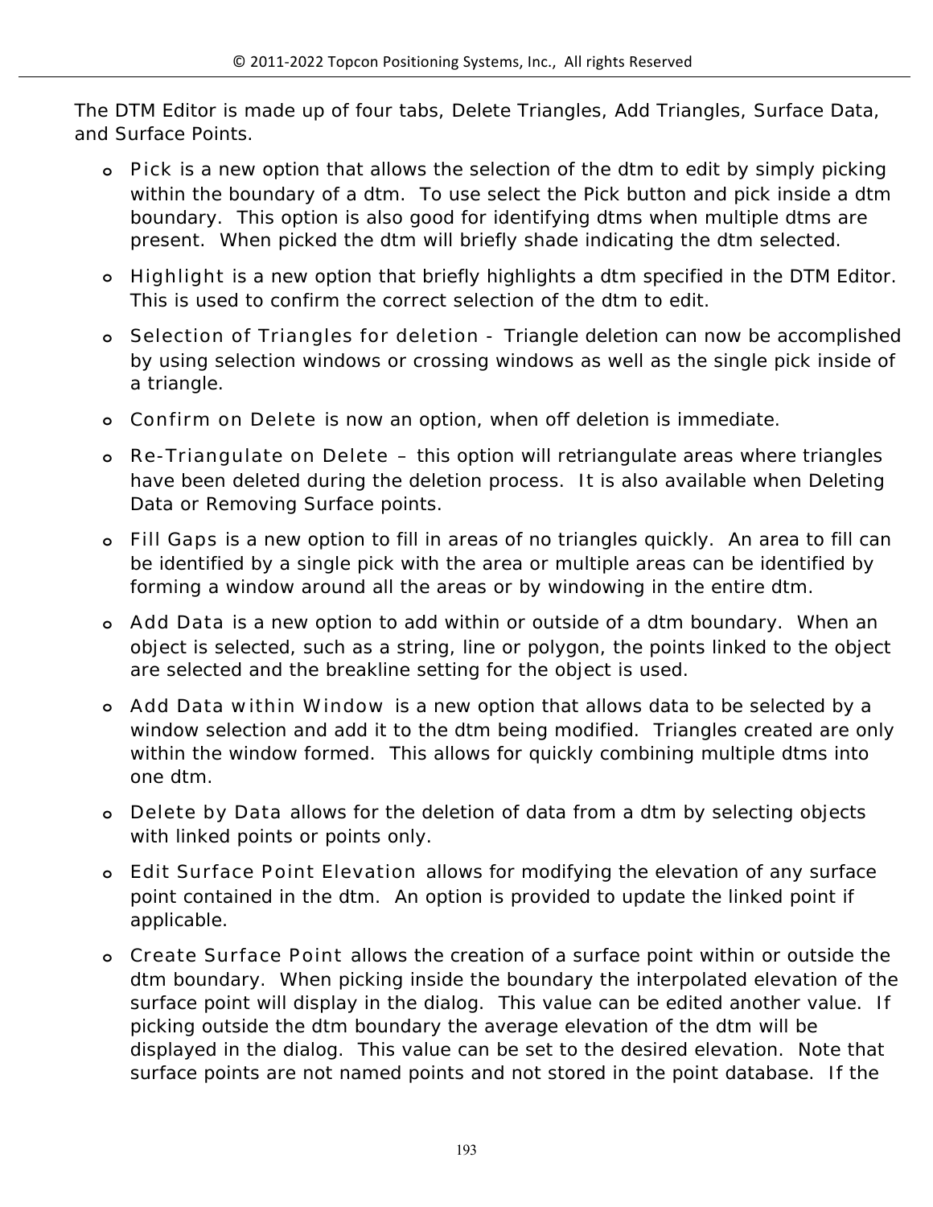The DTM Editor is made up of four tabs, Delete Triangles, Add Triangles, Surface Data, and Surface Points.

- Pick is a new option that allows the selection of the dtm to edit by simply picking within the boundary of a dtm. To use select the Pick button and pick inside a dtm boundary. This option is also good for identifying dtms when multiple dtms are present. When picked the dtm will briefly shade indicating the dtm selected.
- Highlight is a new option that briefly highlights a dtm specified in the DTM Editor. This is used to confirm the correct selection of the dtm to edit.
- Selection of Triangles for deletion - Triangle deletion can now be accomplished by using selection windows or crossing windows as well as the single pick inside of a triangle.
- Confirm on Delete is now an option, when off deletion is immediate.
- Re-Triangulate on Delete – this option will retriangulate areas where triangles have been deleted during the deletion process. It is also available when Deleting Data or Removing Surface points.
- Fill Gaps is a new option to fill in areas of no triangles quickly. An area to fill can be identified by a single pick with the area or multiple areas can be identified by forming a window around all the areas or by windowing in the entire dtm.
- Add Data is a new option to add within or outside of a dtm boundary. When an object is selected, such as a string, line or polygon, the points linked to the object are selected and the breakline setting for the object is used.
- Add Data within Window is a new option that allows data to be selected by a window selection and add it to the dtm being modified. Triangles created are only within the window formed. This allows for quickly combining multiple dtms into one dtm.
- Delete by Data allows for the deletion of data from a dtm by selecting objects with linked points or points only.
- Edit Surface Point Elevation allows for modifying the elevation of any surface point contained in the dtm. An option is provided to update the linked point if applicable.
- Create Surface Point allows the creation of a surface point within or outside the dtm boundary. When picking inside the boundary the interpolated elevation of the surface point will display in the dialog. This value can be edited another value. If picking outside the dtm boundary the average elevation of the dtm will be displayed in the dialog. This value can be set to the desired elevation. Note that surface points are not named points and not stored in the point database. If the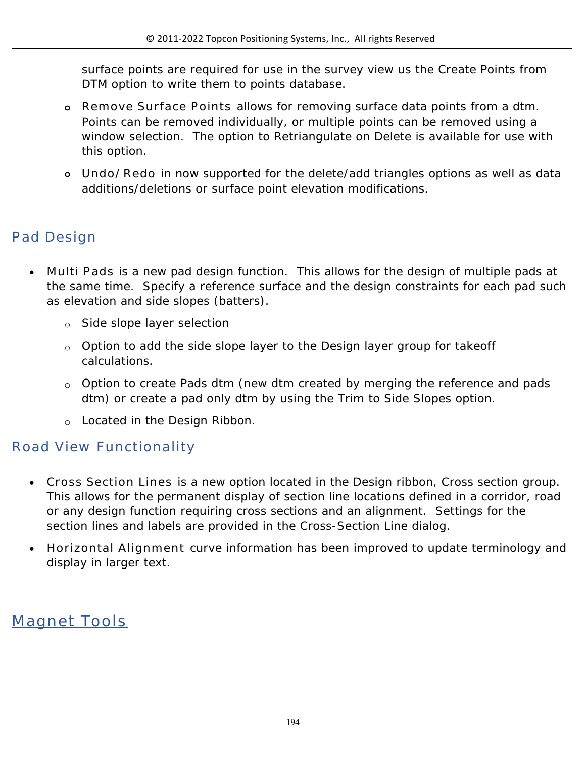surface points are required for use in the survey view us the Create Points from DTM option to write them to points database.

- Remove Surface Points allows for removing surface data points from a dtm. Points can be removed individually, or multiple points can be removed using a window selection. The option to Retriangulate on Delete is available for use with this option.
- Undo/Redo in now supported for the delete/add triangles options as well as data additions/deletions or surface point elevation modifications.

## Pad Design

- Multi Pads is a new pad design function. This allows for the design of multiple pads at the same time. Specify a reference surface and the design constraints for each pad such as elevation and side slopes (batters).
  - Side slope layer selection
  - Option to add the side slope layer to the Design layer group for takeoff calculations.
  - Option to create Pads dtm (new dtm created by merging the reference and pads dtm) or create a pad only dtm by using the Trim to Side Slopes option.
  - Located in the Design Ribbon.

## Road View Functionality

- Cross Section Lines is a new option located in the Design ribbon, Cross section group. This allows for the permanent display of section line locations defined in a corridor, road or any design function requiring cross sections and an alignment. Settings for the section lines and labels are provided in the Cross-Section Line dialog.
- Horizontal Alignment curve information has been improved to update terminology and display in larger text.

# Magnet Tools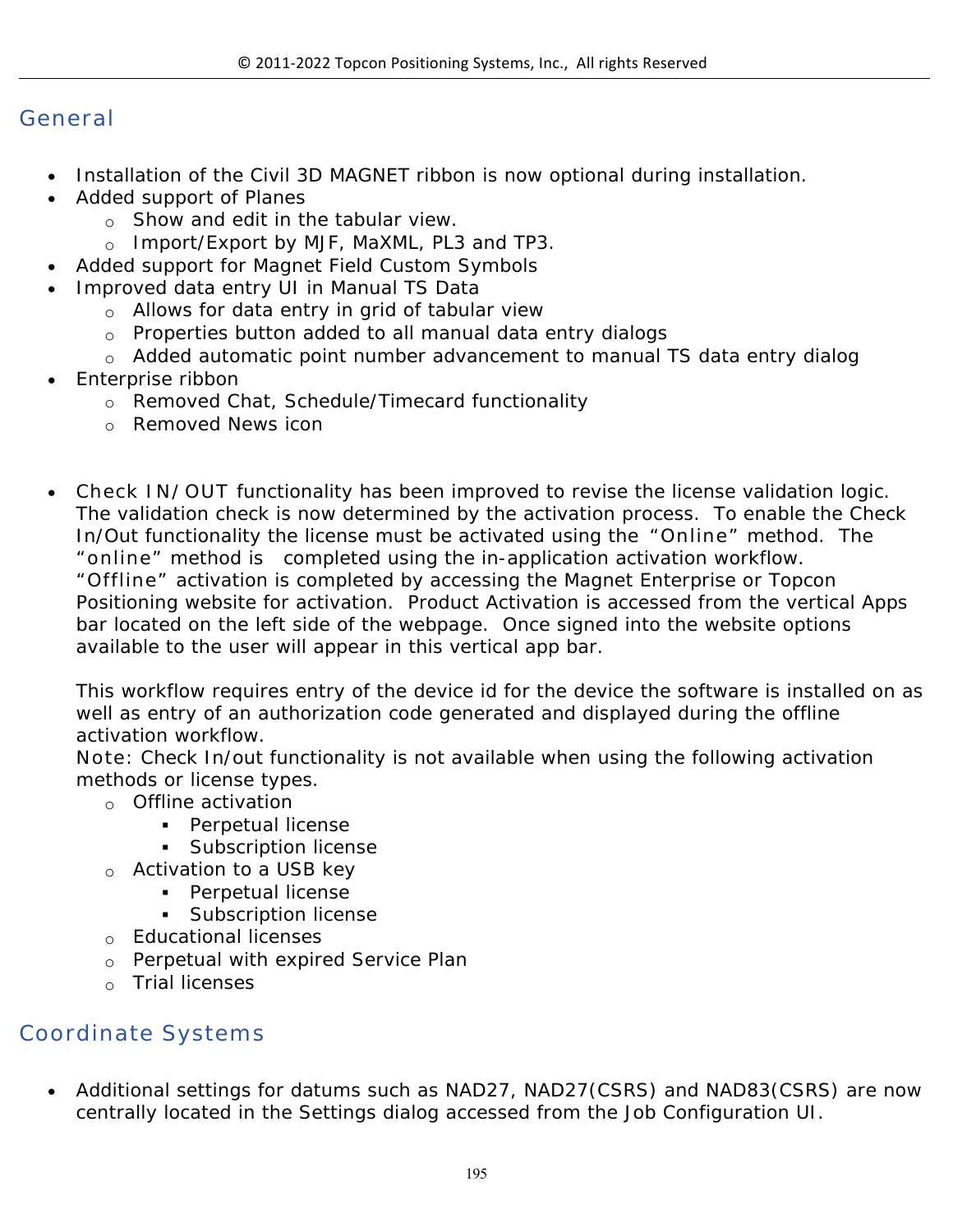## General

- Installation of the Civil 3D MAGNET ribbon is now optional during installation.
- Added support of Planes
  - Show and edit in the tabular view.
  - Import/Export by MJF, MaXML, PL3 and TP3.
- Added support for Magnet Field Custom Symbols
- Improved data entry UI in Manual TS Data
  - Allows for data entry in grid of tabular view
  - Properties button added to all manual data entry dialogs
  - Added automatic point number advancement to manual TS data entry dialog
- Enterprise ribbon
  - Removed Chat, Schedule/Timecard functionality
  - Removed News icon

- Check IN/OUT functionality has been improved to revise the license validation logic. The validation check is now determined by the activation process. To enable the Check In/Out functionality the license must be activated using the "Online" method. The "online" method is completed using the in-application activation workflow. "Offline" activation is completed by accessing the Magnet Enterprise or Topcon Positioning website for activation. Product Activation is accessed from the vertical Apps bar located on the left side of the webpage. Once signed into the website options available to the user will appear in this vertical app bar.

  This workflow requires entry of the device id for the device the software is installed on as well as entry of an authorization code generated and displayed during the offline activation workflow.
  Note: Check In/out functionality is not available when using the following activation methods or license types.
  - Offline activation
    - Perpetual license
    - Subscription license
  - Activation to a USB key
    - Perpetual license
    - Subscription license
  - Educational licenses
  - Perpetual with expired Service Plan
  - Trial licenses

## Coordinate Systems

- Additional settings for datums such as NAD27, NAD27(CSRS) and NAD83(CSRS) are now centrally located in the Settings dialog accessed from the Job Configuration UI.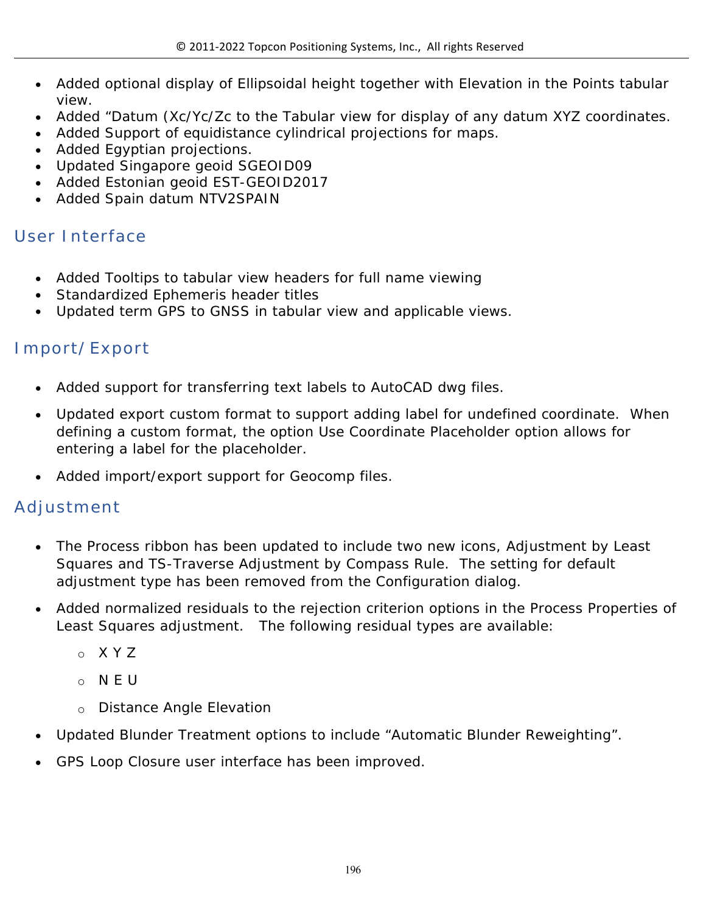- Added optional display of Ellipsoidal height together with Elevation in the Points tabular view.
- Added "Datum (Xc/Yc/Zc to the Tabular view for display of any datum XYZ coordinates.
- Added Support of equidistance cylindrical projections for maps.
- Added Egyptian projections.
- Updated Singapore geoid SGEOID09
- Added Estonian geoid EST-GEOID2017
- Added Spain datum NTV2SPAIN

## User Interface

- Added Tooltips to tabular view headers for full name viewing
- Standardized Ephemeris header titles
- Updated term GPS to GNSS in tabular view and applicable views.

## Import/Export

- Added support for transferring text labels to AutoCAD dwg files.
- Updated export custom format to support adding label for undefined coordinate. When defining a custom format, the option Use Coordinate Placeholder option allows for entering a label for the placeholder.
- Added import/export support for Geocomp files.

## Adjustment

- The Process ribbon has been updated to include two new icons, Adjustment by Least Squares and TS-Traverse Adjustment by Compass Rule. The setting for default adjustment type has been removed from the Configuration dialog.
- Added normalized residuals to the rejection criterion options in the Process Properties of Least Squares adjustment. The following residual types are available:
  - X Y Z
  - N E U
  - Distance Angle Elevation
- Updated Blunder Treatment options to include "Automatic Blunder Reweighting".
- GPS Loop Closure user interface has been improved.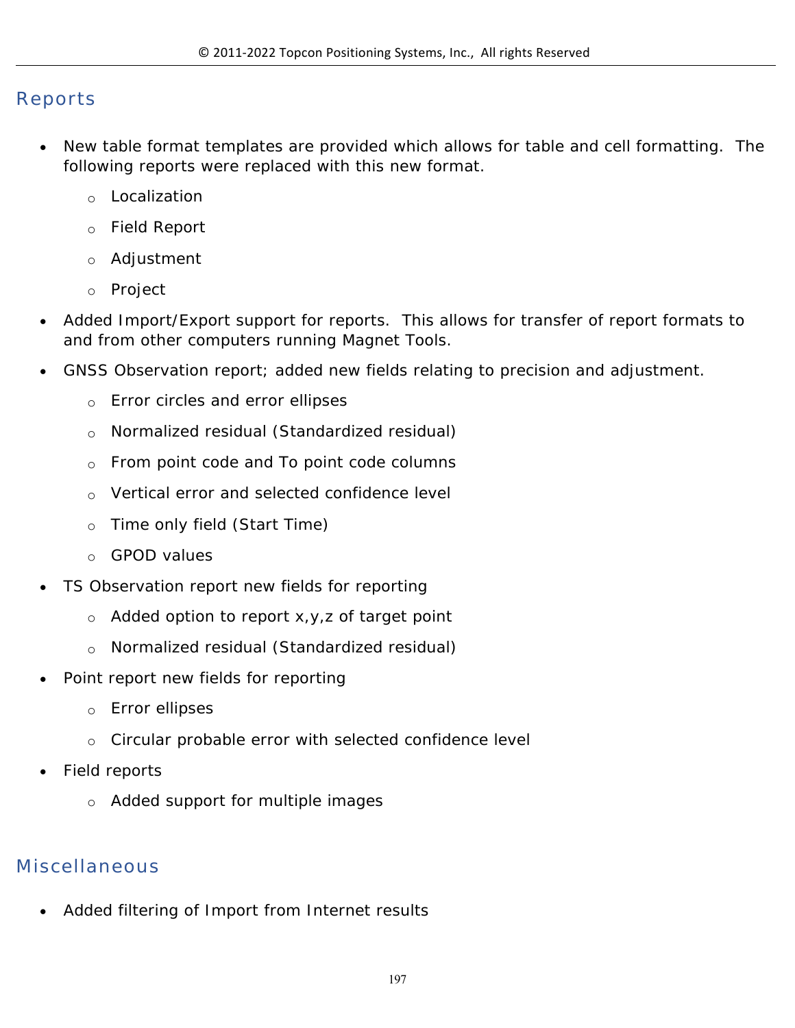## Reports

- New table format templates are provided which allows for table and cell formatting. The following reports were replaced with this new format.
  - Localization
  - Field Report
  - Adjustment
  - Project
- Added Import/Export support for reports. This allows for transfer of report formats to and from other computers running Magnet Tools.
- GNSS Observation report; added new fields relating to precision and adjustment.
  - Error circles and error ellipses
  - Normalized residual (Standardized residual)
  - From point code and To point code columns
  - Vertical error and selected confidence level
  - Time only field (Start Time)
  - GPOD values
- TS Observation report new fields for reporting
  - Added option to report x,y,z of target point
  - Normalized residual (Standardized residual)
- Point report new fields for reporting
  - Error ellipses
  - Circular probable error with selected confidence level
- Field reports
  - Added support for multiple images

## Miscellaneous

- Added filtering of Import from Internet results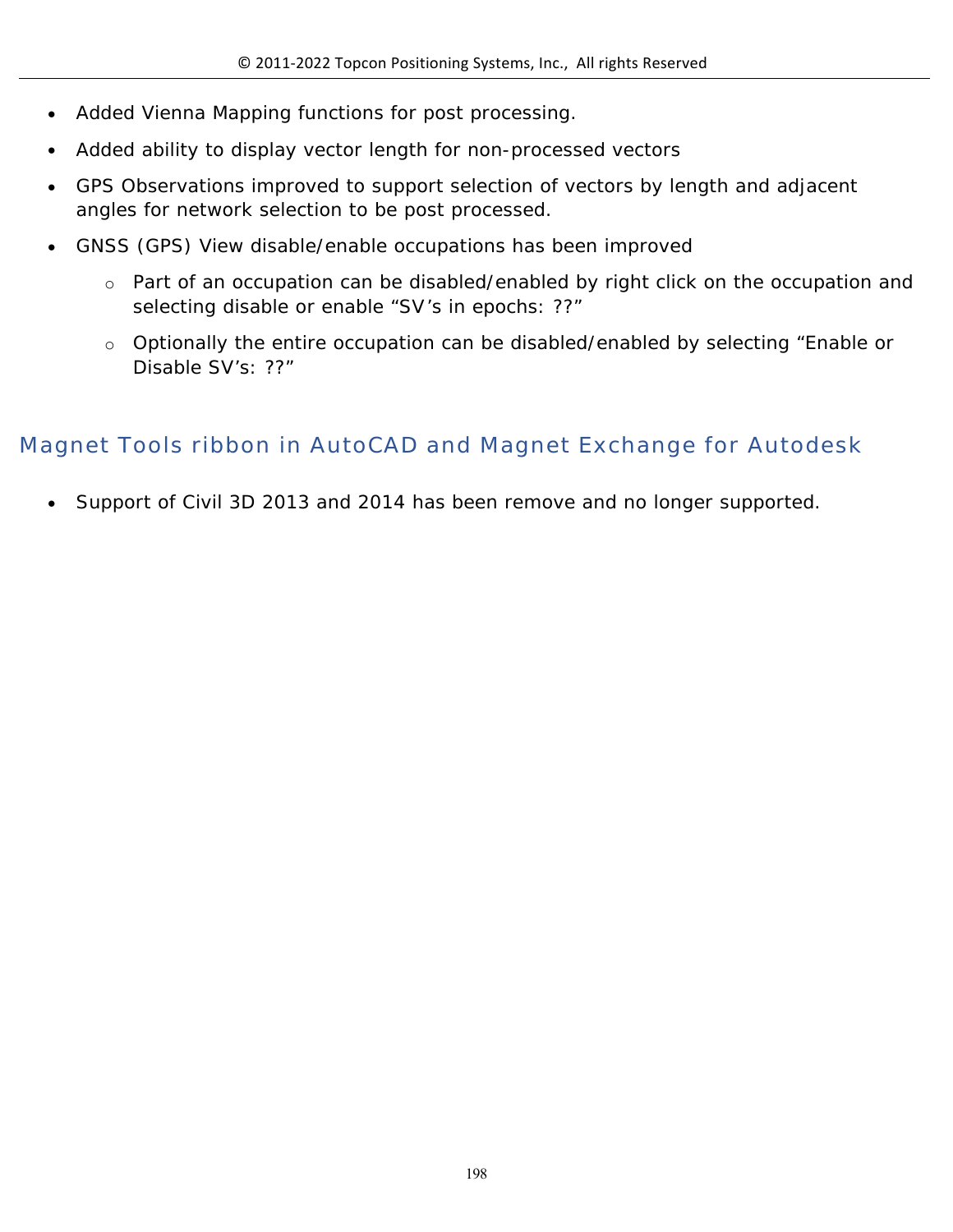- Added Vienna Mapping functions for post processing.
- Added ability to display vector length for non-processed vectors
- GPS Observations improved to support selection of vectors by length and adjacent angles for network selection to be post processed.
- GNSS (GPS) View disable/enable occupations has been improved
    - Part of an occupation can be disabled/enabled by right click on the occupation and selecting disable or enable “SV’s in epochs: ??”
    - Optionally the entire occupation can be disabled/enabled by selecting “Enable or Disable SV’s: ??”

## Magnet Tools ribbon in AutoCAD and Magnet Exchange for Autodesk

- Support of Civil 3D 2013 and 2014 has been remove and no longer supported.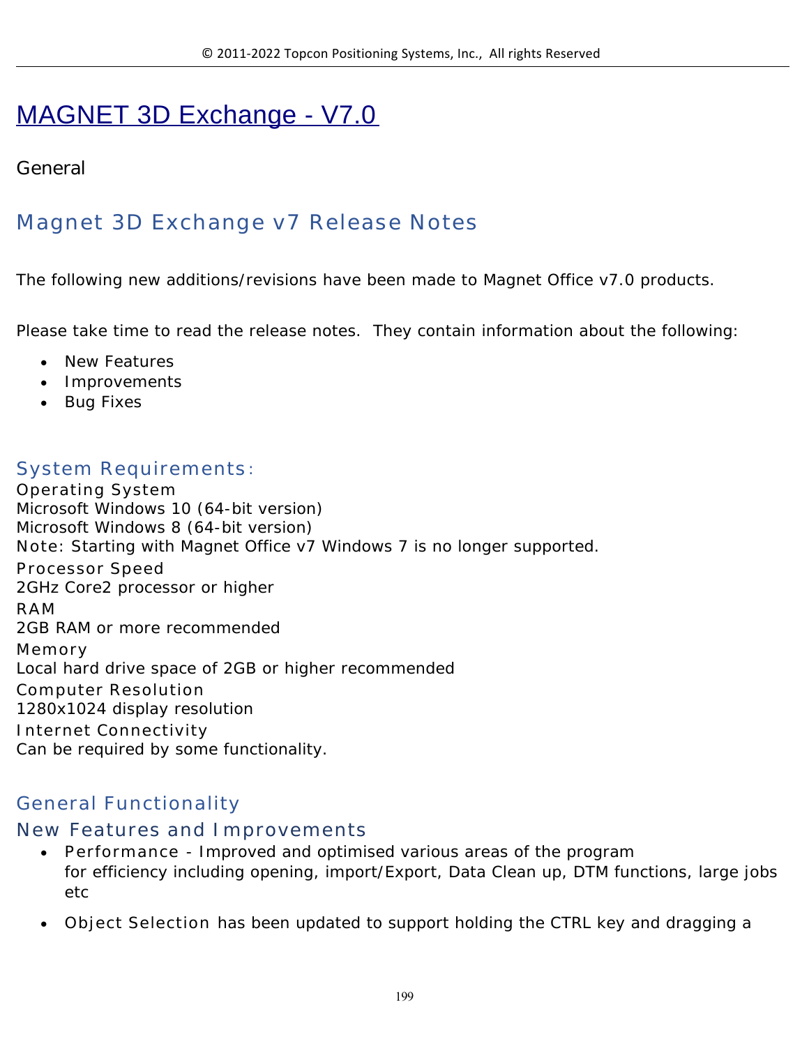# MAGNET 3D Exchange - V7.0

General

## Magnet 3D Exchange v7 Release Notes

The following new additions/revisions have been made to Magnet Office v7.0 products.

Please take time to read the release notes. They contain information about the following:

- New Features
- Improvements
- Bug Fixes

## System Requirements:

Operating System
Microsoft Windows 10 (64-bit version)
Microsoft Windows 8 (64-bit version)
Note: Starting with Magnet Office v7 Windows 7 is no longer supported.
Processor Speed
2GHz Core2 processor or higher
RAM
2GB RAM or more recommended
Memory
Local hard drive space of 2GB or higher recommended
Computer Resolution
1280x1024 display resolution
Internet Connectivity
Can be required by some functionality.

## General Functionality

### New Features and Improvements

- Performance - Improved and optimised various areas of the program for efficiency including opening, import/Export, Data Clean up, DTM functions, large jobs etc
- Object Selection has been updated to support holding the CTRL key and dragging a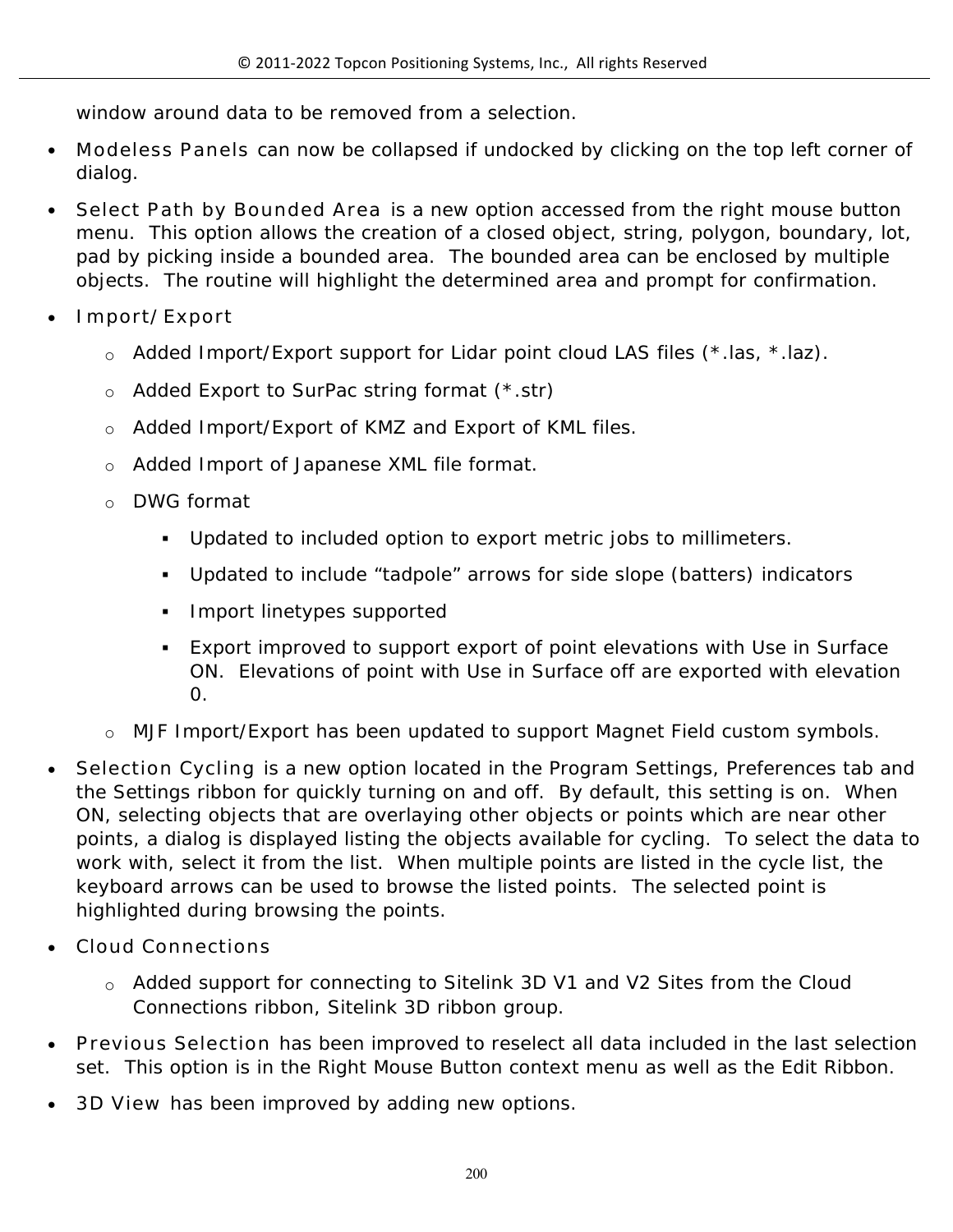window around data to be removed from a selection.

- Modeless Panels can now be collapsed if undocked by clicking on the top left corner of dialog.
- Select Path by Bounded Area is a new option accessed from the right mouse button menu. This option allows the creation of a closed object, string, polygon, boundary, lot, pad by picking inside a bounded area. The bounded area can be enclosed by multiple objects. The routine will highlight the determined area and prompt for confirmation.
- Import/Export
  - Added Import/Export support for Lidar point cloud LAS files (*.las, *.laz).
  - Added Export to SurPac string format (*.str)
  - Added Import/Export of KMZ and Export of KML files.
  - Added Import of Japanese XML file format.
  - DWG format
    - Updated to included option to export metric jobs to millimeters.
    - Updated to include “tadpole” arrows for side slope (batters) indicators
    - Import linetypes supported
    - Export improved to support export of point elevations with Use in Surface ON. Elevations of point with Use in Surface off are exported with elevation 0.
  - MJF Import/Export has been updated to support Magnet Field custom symbols.
- Selection Cycling is a new option located in the Program Settings, Preferences tab and the Settings ribbon for quickly turning on and off. By default, this setting is on. When ON, selecting objects that are overlaying other objects or points which are near other points, a dialog is displayed listing the objects available for cycling. To select the data to work with, select it from the list. When multiple points are listed in the cycle list, the keyboard arrows can be used to browse the listed points. The selected point is highlighted during browsing the points.
- Cloud Connections
  - Added support for connecting to Sitelink 3D V1 and V2 Sites from the Cloud Connections ribbon, Sitelink 3D ribbon group.
- Previous Selection has been improved to reselect all data included in the last selection set. This option is in the Right Mouse Button context menu as well as the Edit Ribbon.
- 3D View has been improved by adding new options.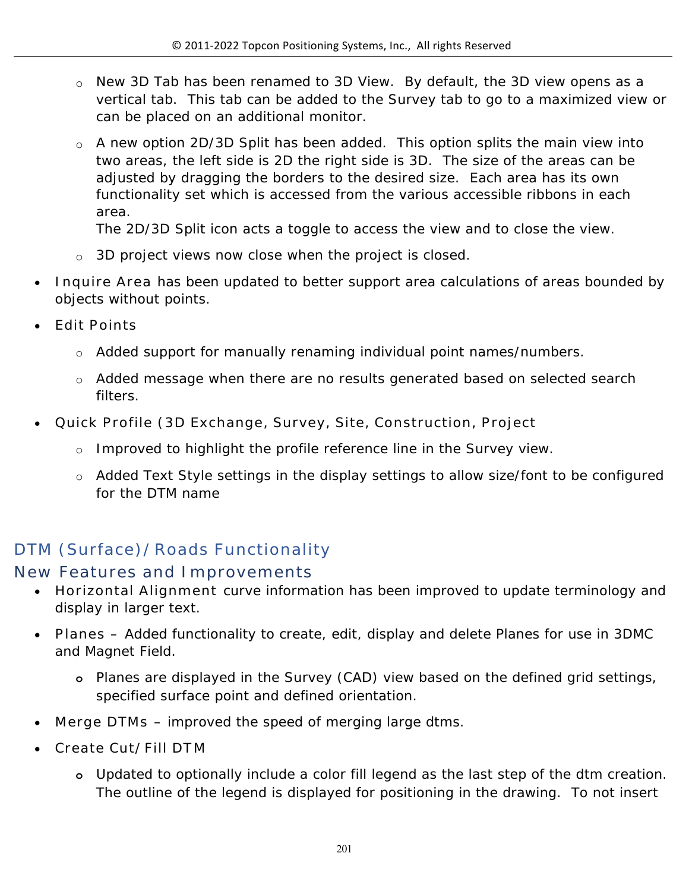- New 3D Tab has been renamed to 3D View. By default, the 3D view opens as a vertical tab. This tab can be added to the Survey tab to go to a maximized view or can be placed on an additional monitor.
  - A new option 2D/3D Split has been added. This option splits the main view into two areas, the left side is 2D the right side is 3D. The size of the areas can be adjusted by dragging the borders to the desired size. Each area has its own functionality set which is accessed from the various accessible ribbons in each area.
    The 2D/3D Split icon acts a toggle to access the view and to close the view.
  - 3D project views now close when the project is closed.
- Inquire Area has been updated to better support area calculations of areas bounded by objects without points.
- Edit Points
  - Added support for manually renaming individual point names/numbers.
  - Added message when there are no results generated based on selected search filters.
- Quick Profile (3D Exchange, Survey, Site, Construction, Project
  - Improved to highlight the profile reference line in the Survey view.
  - Added Text Style settings in the display settings to allow size/font to be configured for the DTM name

## DTM (Surface)/Roads Functionality

## New Features and Improvements

- Horizontal Alignment curve information has been improved to update terminology and display in larger text.
- Planes – Added functionality to create, edit, display and delete Planes for use in 3DMC and Magnet Field.
  - Planes are displayed in the Survey (CAD) view based on the defined grid settings, specified surface point and defined orientation.
- Merge DTMs – improved the speed of merging large dtms.
- Create Cut/Fill DTM
  - Updated to optionally include a color fill legend as the last step of the dtm creation. The outline of the legend is displayed for positioning in the drawing. To not insert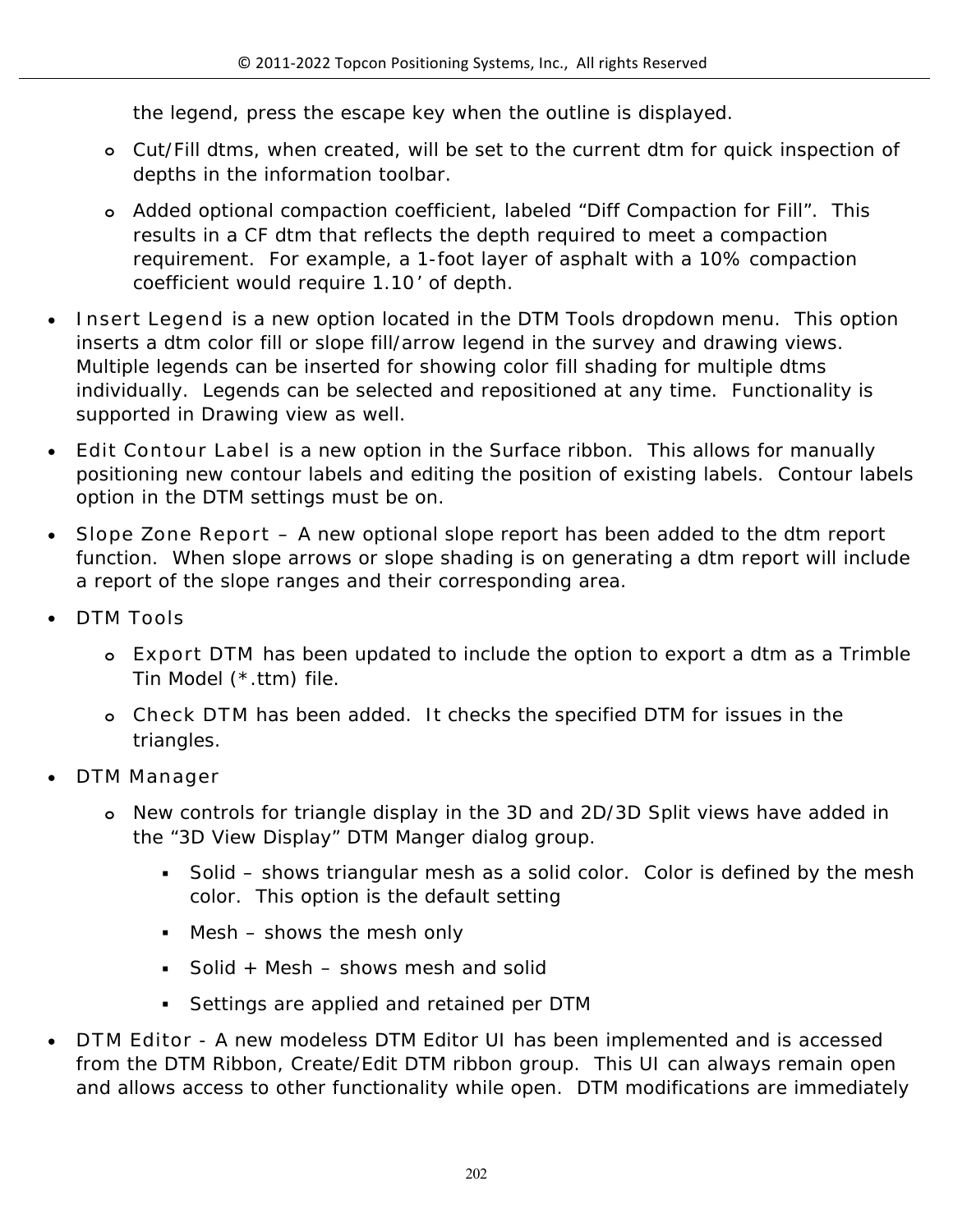the legend, press the escape key when the outline is displayed.

    - Cut/Fill dtms, when created, will be set to the current dtm for quick inspection of depths in the information toolbar.
    - Added optional compaction coefficient, labeled “Diff Compaction for Fill”. This results in a CF dtm that reflects the depth required to meet a compaction requirement. For example, a 1-foot layer of asphalt with a 10% compaction coefficient would require 1.10’ of depth.

- Insert Legend is a new option located in the DTM Tools dropdown menu. This option inserts a dtm color fill or slope fill/arrow legend in the survey and drawing views. Multiple legends can be inserted for showing color fill shading for multiple dtms individually. Legends can be selected and repositioned at any time. Functionality is supported in Drawing view as well.
- Edit Contour Label is a new option in the Surface ribbon. This allows for manually positioning new contour labels and editing the position of existing labels. Contour labels option in the DTM settings must be on.
- Slope Zone Report – A new optional slope report has been added to the dtm report function. When slope arrows or slope shading is on generating a dtm report will include a report of the slope ranges and their corresponding area.
- DTM Tools
    - Export DTM has been updated to include the option to export a dtm as a Trimble Tin Model (*.ttm) file.
    - Check DTM has been added. It checks the specified DTM for issues in the triangles.
- DTM Manager
    - New controls for triangle display in the 3D and 2D/3D Split views have added in the “3D View Display” DTM Manger dialog group.
        - Solid – shows triangular mesh as a solid color. Color is defined by the mesh color. This option is the default setting
        - Mesh – shows the mesh only
        - Solid + Mesh – shows mesh and solid
        - Settings are applied and retained per DTM
- DTM Editor - A new modeless DTM Editor UI has been implemented and is accessed from the DTM Ribbon, Create/Edit DTM ribbon group. This UI can always remain open and allows access to other functionality while open. DTM modifications are immediately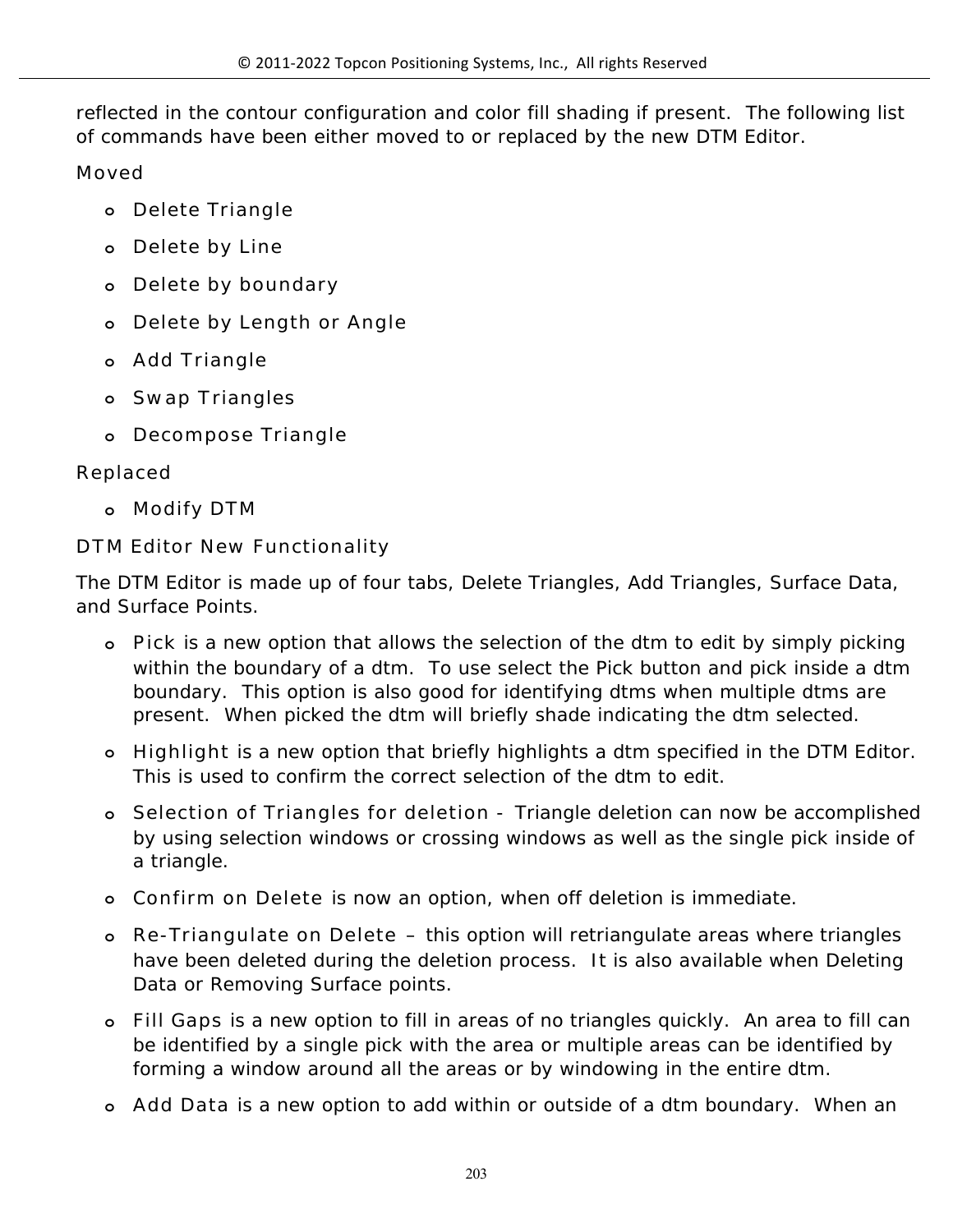reflected in the contour configuration and color fill shading if present. The following list of commands have been either moved to or replaced by the new DTM Editor.

Moved

- Delete Triangle
- Delete by Line
- Delete by boundary
- Delete by Length or Angle
- Add Triangle
- Swap Triangles
- Decompose Triangle

Replaced

- Modify DTM

DTM Editor New Functionality

The DTM Editor is made up of four tabs, Delete Triangles, Add Triangles, Surface Data, and Surface Points.

- Pick is a new option that allows the selection of the dtm to edit by simply picking within the boundary of a dtm. To use select the Pick button and pick inside a dtm boundary. This option is also good for identifying dtms when multiple dtms are present. When picked the dtm will briefly shade indicating the dtm selected.
- Highlight is a new option that briefly highlights a dtm specified in the DTM Editor. This is used to confirm the correct selection of the dtm to edit.
- Selection of Triangles for deletion - Triangle deletion can now be accomplished by using selection windows or crossing windows as well as the single pick inside of a triangle.
- Confirm on Delete is now an option, when off deletion is immediate.
- Re-Triangulate on Delete – this option will retriangulate areas where triangles have been deleted during the deletion process. It is also available when Deleting Data or Removing Surface points.
- Fill Gaps is a new option to fill in areas of no triangles quickly. An area to fill can be identified by a single pick with the area or multiple areas can be identified by forming a window around all the areas or by windowing in the entire dtm.
- Add Data is a new option to add within or outside of a dtm boundary. When an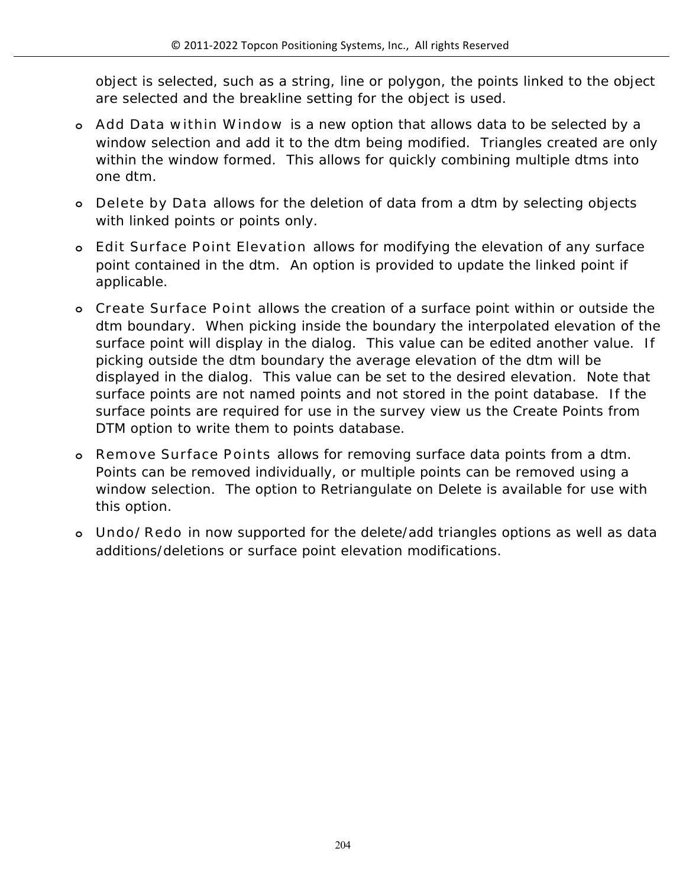object is selected, such as a string, line or polygon, the points linked to the object are selected and the breakline setting for the object is used.

- Add Data within Window is a new option that allows data to be selected by a window selection and add it to the dtm being modified. Triangles created are only within the window formed. This allows for quickly combining multiple dtms into one dtm.
- Delete by Data allows for the deletion of data from a dtm by selecting objects with linked points or points only.
- Edit Surface Point Elevation allows for modifying the elevation of any surface point contained in the dtm. An option is provided to update the linked point if applicable.
- Create Surface Point allows the creation of a surface point within or outside the dtm boundary. When picking inside the boundary the interpolated elevation of the surface point will display in the dialog. This value can be edited another value. If picking outside the dtm boundary the average elevation of the dtm will be displayed in the dialog. This value can be set to the desired elevation. Note that surface points are not named points and not stored in the point database. If the surface points are required for use in the survey view us the Create Points from DTM option to write them to points database.
- Remove Surface Points allows for removing surface data points from a dtm. Points can be removed individually, or multiple points can be removed using a window selection. The option to Retriangulate on Delete is available for use with this option.
- Undo/Redo in now supported for the delete/add triangles options as well as data additions/deletions or surface point elevation modifications.